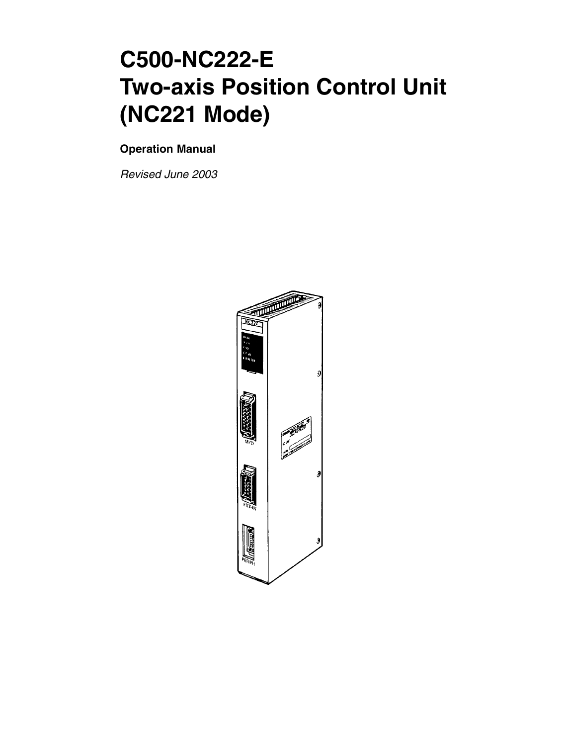# C500-NC222-E
# Two-axis Position Control Unit
# (NC221 Mode)

**Operation Manual**

*Revised June 2003*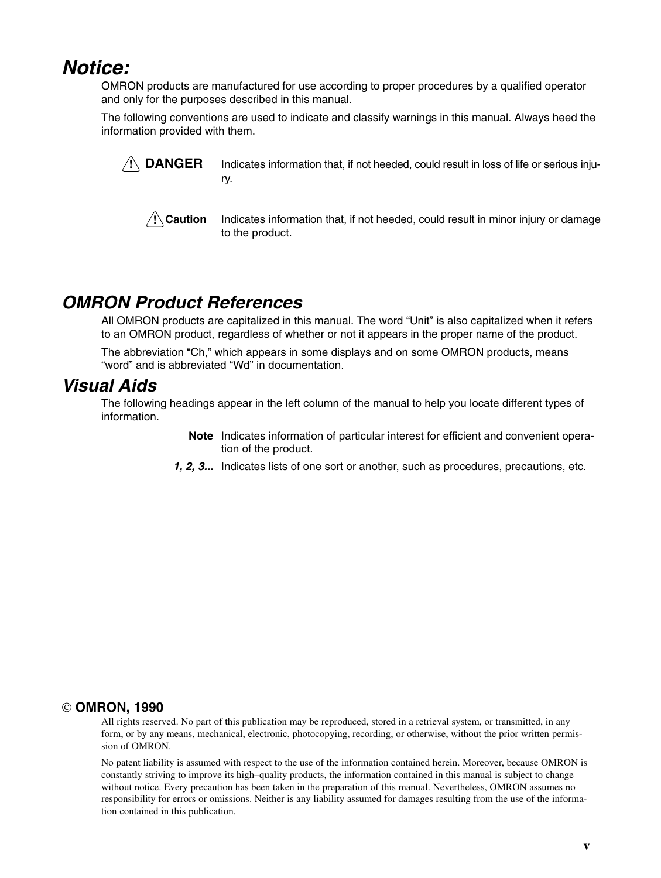## Notice:

OMRON products are manufactured for use according to proper procedures by a qualified operator and only for the purposes described in this manual.

The following conventions are used to indicate and classify warnings in this manual. Always heed the information provided with them.

**⚠ DANGER** Indicates information that, if not heeded, could result in loss of life or serious injury.

**⚠ Caution** Indicates information that, if not heeded, could result in minor injury or damage to the product.

## OMRON Product References

All OMRON products are capitalized in this manual. The word "Unit" is also capitalized when it refers to an OMRON product, regardless of whether or not it appears in the proper name of the product.

The abbreviation "Ch," which appears in some displays and on some OMRON products, means "word" and is abbreviated "Wd" in documentation.

## Visual Aids

The following headings appear in the left column of the manual to help you locate different types of information.

**Note** Indicates information of particular interest for efficient and convenient operation of the product.

***1, 2, 3...*** Indicates lists of one sort or another, such as procedures, precautions, etc.

**© OMRON, 1990**

All rights reserved. No part of this publication may be reproduced, stored in a retrieval system, or transmitted, in any form, or by any means, mechanical, electronic, photocopying, recording, or otherwise, without the prior written permission of OMRON.

No patent liability is assumed with respect to the use of the information contained herein. Moreover, because OMRON is constantly striving to improve its high–quality products, the information contained in this manual is subject to change without notice. Every precaution has been taken in the preparation of this manual. Nevertheless, OMRON assumes no responsibility for errors or omissions. Neither is any liability assumed for damages resulting from the use of the information contained in this publication.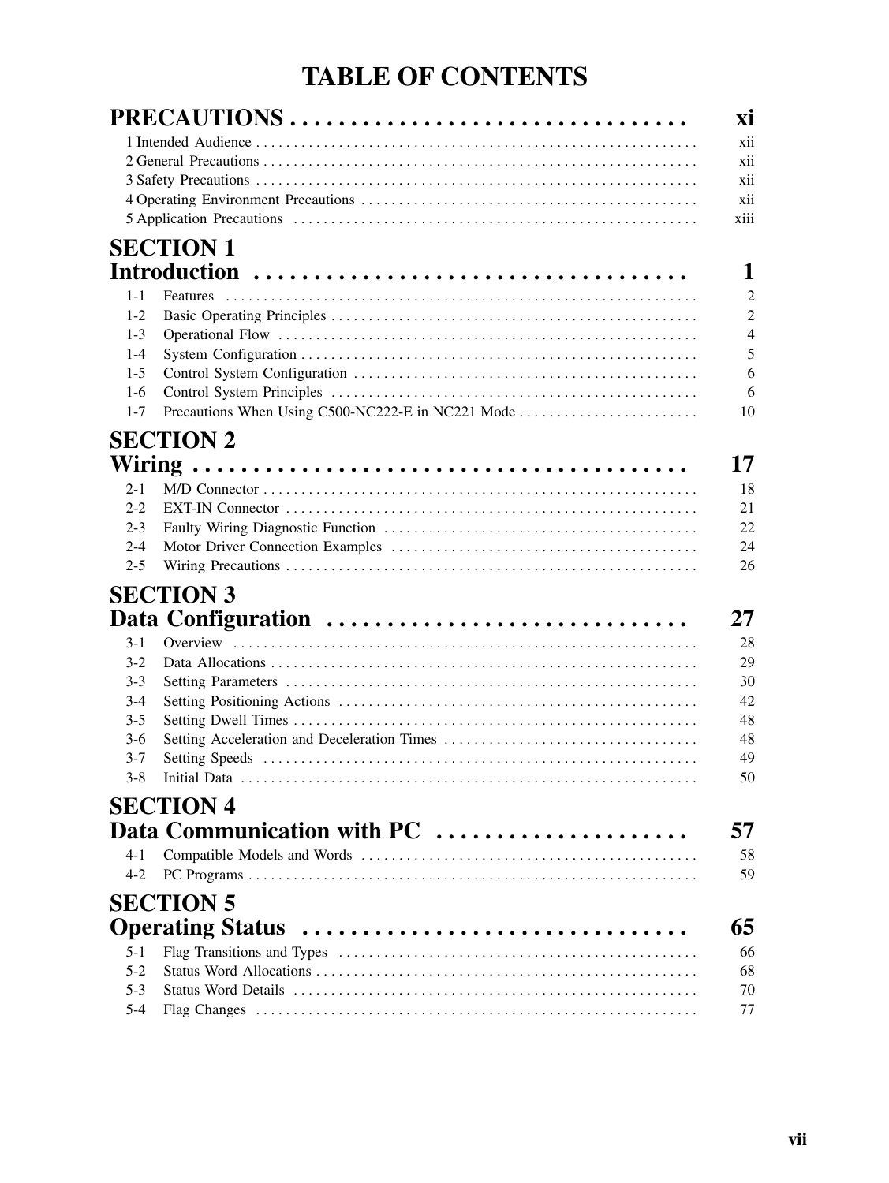# TABLE OF CONTENTS

## PRECAUTIONS . . . . . . . . . . . . . . . . . . . . . . . . . . . . . . . . xi

1 Intended Audience . . . . . . . . . . . . . . . . . . . . . . . . . . . . . . . . . . . . . . . . . . . . . . . . . . . . . . . . . . . xii
2 General Precautions . . . . . . . . . . . . . . . . . . . . . . . . . . . . . . . . . . . . . . . . . . . . . . . . . . . . . . . . . . xii
3 Safety Precautions . . . . . . . . . . . . . . . . . . . . . . . . . . . . . . . . . . . . . . . . . . . . . . . . . . . . . . . . . . . xii
4 Operating Environment Precautions . . . . . . . . . . . . . . . . . . . . . . . . . . . . . . . . . . . . . . . . . . . . . . xii
5 Application Precautions . . . . . . . . . . . . . . . . . . . . . . . . . . . . . . . . . . . . . . . . . . . . . . . . . . . . . . xiii

## SECTION 1
## Introduction . . . . . . . . . . . . . . . . . . . . . . . . . . . . . . . . . . 1

1-1 Features . . . . . . . . . . . . . . . . . . . . . . . . . . . . . . . . . . . . . . . . . . . . . . . . . . . . . . . . . . . . . . 2
1-2 Basic Operating Principles . . . . . . . . . . . . . . . . . . . . . . . . . . . . . . . . . . . . . . . . . . . . . . . . . 2
1-3 Operational Flow . . . . . . . . . . . . . . . . . . . . . . . . . . . . . . . . . . . . . . . . . . . . . . . . . . . . . . . . 4
1-4 System Configuration . . . . . . . . . . . . . . . . . . . . . . . . . . . . . . . . . . . . . . . . . . . . . . . . . . . . . 5
1-5 Control System Configuration . . . . . . . . . . . . . . . . . . . . . . . . . . . . . . . . . . . . . . . . . . . . . . . 6
1-6 Control System Principles . . . . . . . . . . . . . . . . . . . . . . . . . . . . . . . . . . . . . . . . . . . . . . . . . 6
1-7 Precautions When Using C500-NC222-E in NC221 Mode . . . . . . . . . . . . . . . . . . . . . . . . 10

## SECTION 2
## Wiring . . . . . . . . . . . . . . . . . . . . . . . . . . . . . . . . . . . . . . . 17

2-1 M/D Connector . . . . . . . . . . . . . . . . . . . . . . . . . . . . . . . . . . . . . . . . . . . . . . . . . . . . . . . . . 18
2-2 EXT-IN Connector . . . . . . . . . . . . . . . . . . . . . . . . . . . . . . . . . . . . . . . . . . . . . . . . . . . . . . . 21
2-3 Faulty Wiring Diagnostic Function . . . . . . . . . . . . . . . . . . . . . . . . . . . . . . . . . . . . . . . . . . 22
2-4 Motor Driver Connection Examples . . . . . . . . . . . . . . . . . . . . . . . . . . . . . . . . . . . . . . . . . 24
2-5 Wiring Precautions . . . . . . . . . . . . . . . . . . . . . . . . . . . . . . . . . . . . . . . . . . . . . . . . . . . . . . 26

## SECTION 3
## Data Configuration . . . . . . . . . . . . . . . . . . . . . . . . . . . . . 27

3-1 Overview . . . . . . . . . . . . . . . . . . . . . . . . . . . . . . . . . . . . . . . . . . . . . . . . . . . . . . . . . . . . . 28
3-2 Data Allocations . . . . . . . . . . . . . . . . . . . . . . . . . . . . . . . . . . . . . . . . . . . . . . . . . . . . . . . . 29
3-3 Setting Parameters . . . . . . . . . . . . . . . . . . . . . . . . . . . . . . . . . . . . . . . . . . . . . . . . . . . . . . 30
3-4 Setting Positioning Actions . . . . . . . . . . . . . . . . . . . . . . . . . . . . . . . . . . . . . . . . . . . . . . . . 42
3-5 Setting Dwell Times . . . . . . . . . . . . . . . . . . . . . . . . . . . . . . . . . . . . . . . . . . . . . . . . . . . . . 48
3-6 Setting Acceleration and Deceleration Times . . . . . . . . . . . . . . . . . . . . . . . . . . . . . . . . . . 48
3-7 Setting Speeds . . . . . . . . . . . . . . . . . . . . . . . . . . . . . . . . . . . . . . . . . . . . . . . . . . . . . . . . . 49
3-8 Initial Data . . . . . . . . . . . . . . . . . . . . . . . . . . . . . . . . . . . . . . . . . . . . . . . . . . . . . . . . . . . . 50

## SECTION 4
## Data Communication with PC . . . . . . . . . . . . . . . . . . . . . 57

4-1 Compatible Models and Words . . . . . . . . . . . . . . . . . . . . . . . . . . . . . . . . . . . . . . . . . . . . 58
4-2 PC Programs . . . . . . . . . . . . . . . . . . . . . . . . . . . . . . . . . . . . . . . . . . . . . . . . . . . . . . . . . . 59

## SECTION 5
## Operating Status . . . . . . . . . . . . . . . . . . . . . . . . . . . . . . . 65

5-1 Flag Transitions and Types . . . . . . . . . . . . . . . . . . . . . . . . . . . . . . . . . . . . . . . . . . . . . . . 66
5-2 Status Word Allocations . . . . . . . . . . . . . . . . . . . . . . . . . . . . . . . . . . . . . . . . . . . . . . . . . . 68
5-3 Status Word Details . . . . . . . . . . . . . . . . . . . . . . . . . . . . . . . . . . . . . . . . . . . . . . . . . . . . . 70
5-4 Flag Changes . . . . . . . . . . . . . . . . . . . . . . . . . . . . . . . . . . . . . . . . . . . . . . . . . . . . . . . . . . 77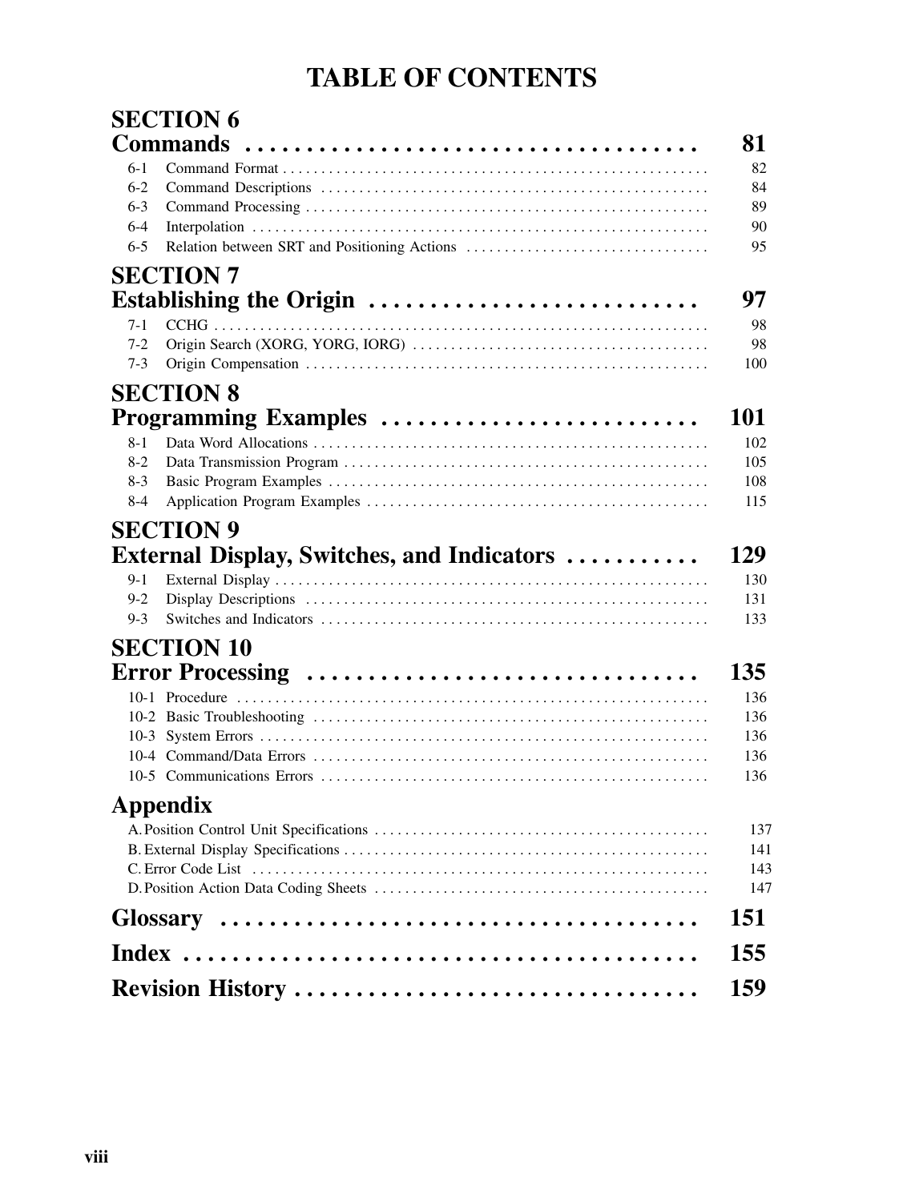# TABLE OF CONTENTS

## SECTION 6
## Commands ..................................... 81

- 6-1 Command Format ..................................... 82
- 6-2 Command Descriptions ..................................... 84
- 6-3 Command Processing ..................................... 89
- 6-4 Interpolation ..................................... 90
- 6-5 Relation between SRT and Positioning Actions ..................................... 95

## SECTION 7
## Establishing the Origin ..................................... 97

- 7-1 CCHG ..................................... 98
- 7-2 Origin Search (XORG, YORG, IORG) ..................................... 98
- 7-3 Origin Compensation ..................................... 100

## SECTION 8
## Programming Examples ..................................... 101

- 8-1 Data Word Allocations ..................................... 102
- 8-2 Data Transmission Program ..................................... 105
- 8-3 Basic Program Examples ..................................... 108
- 8-4 Application Program Examples ..................................... 115

## SECTION 9
## External Display, Switches, and Indicators ..................................... 129

- 9-1 External Display ..................................... 130
- 9-2 Display Descriptions ..................................... 131
- 9-3 Switches and Indicators ..................................... 133

## SECTION 10
## Error Processing ..................................... 135

- 10-1 Procedure ..................................... 136
- 10-2 Basic Troubleshooting ..................................... 136
- 10-3 System Errors ..................................... 136
- 10-4 Command/Data Errors ..................................... 136
- 10-5 Communications Errors ..................................... 136

## Appendix

- A. Position Control Unit Specifications ..................................... 137
- B. External Display Specifications ..................................... 141
- C. Error Code List ..................................... 143
- D. Position Action Data Coding Sheets ..................................... 147

## Glossary ..................................... 151

## Index ..................................... 155

## Revision History ..................................... 159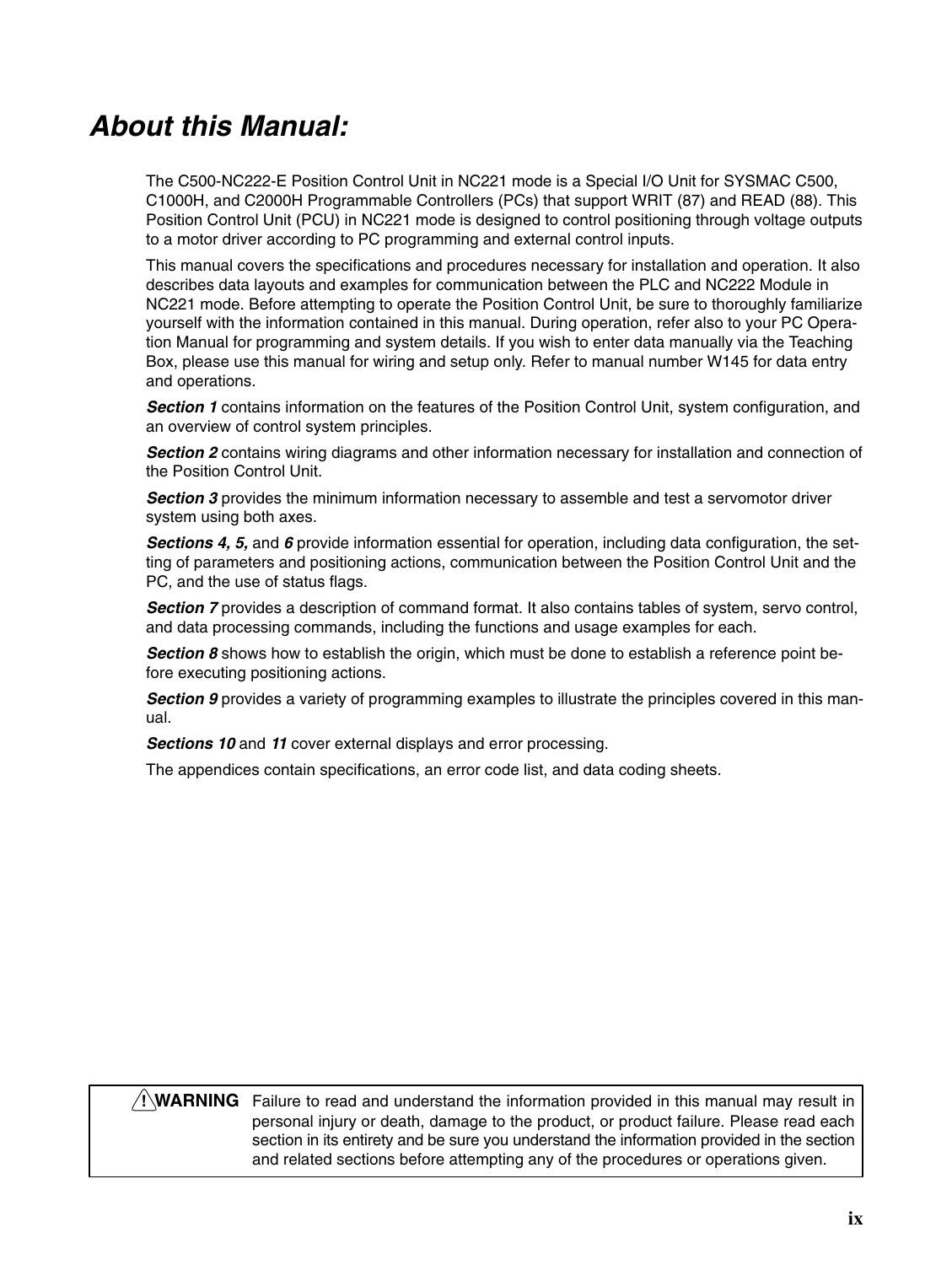# About this Manual:

The C500-NC222-E Position Control Unit in NC221 mode is a Special I/O Unit for SYSMAC C500, C1000H, and C2000H Programmable Controllers (PCs) that support WRIT (87) and READ (88). This Position Control Unit (PCU) in NC221 mode is designed to control positioning through voltage outputs to a motor driver according to PC programming and external control inputs.

This manual covers the specifications and procedures necessary for installation and operation. It also describes data layouts and examples for communication between the PLC and NC222 Module in NC221 mode. Before attempting to operate the Position Control Unit, be sure to thoroughly familiarize yourself with the information contained in this manual. During operation, refer also to your PC Operation Manual for programming and system details. If you wish to enter data manually via the Teaching Box, please use this manual for wiring and setup only. Refer to manual number W145 for data entry and operations.

***Section 1*** contains information on the features of the Position Control Unit, system configuration, and an overview of control system principles.

***Section 2*** contains wiring diagrams and other information necessary for installation and connection of the Position Control Unit.

***Section 3*** provides the minimum information necessary to assemble and test a servomotor driver system using both axes.

***Sections 4, 5,*** and ***6*** provide information essential for operation, including data configuration, the setting of parameters and positioning actions, communication between the Position Control Unit and the PC, and the use of status flags.

***Section 7*** provides a description of command format. It also contains tables of system, servo control, and data processing commands, including the functions and usage examples for each.

***Section 8*** shows how to establish the origin, which must be done to establish a reference point before executing positioning actions.

***Section 9*** provides a variety of programming examples to illustrate the principles covered in this manual.

***Sections 10*** and ***11*** cover external displays and error processing.

The appendices contain specifications, an error code list, and data coding sheets.

> **WARNING** Failure to read and understand the information provided in this manual may result in personal injury or death, damage to the product, or product failure. Please read each section in its entirety and be sure you understand the information provided in the section and related sections before attempting any of the procedures or operations given.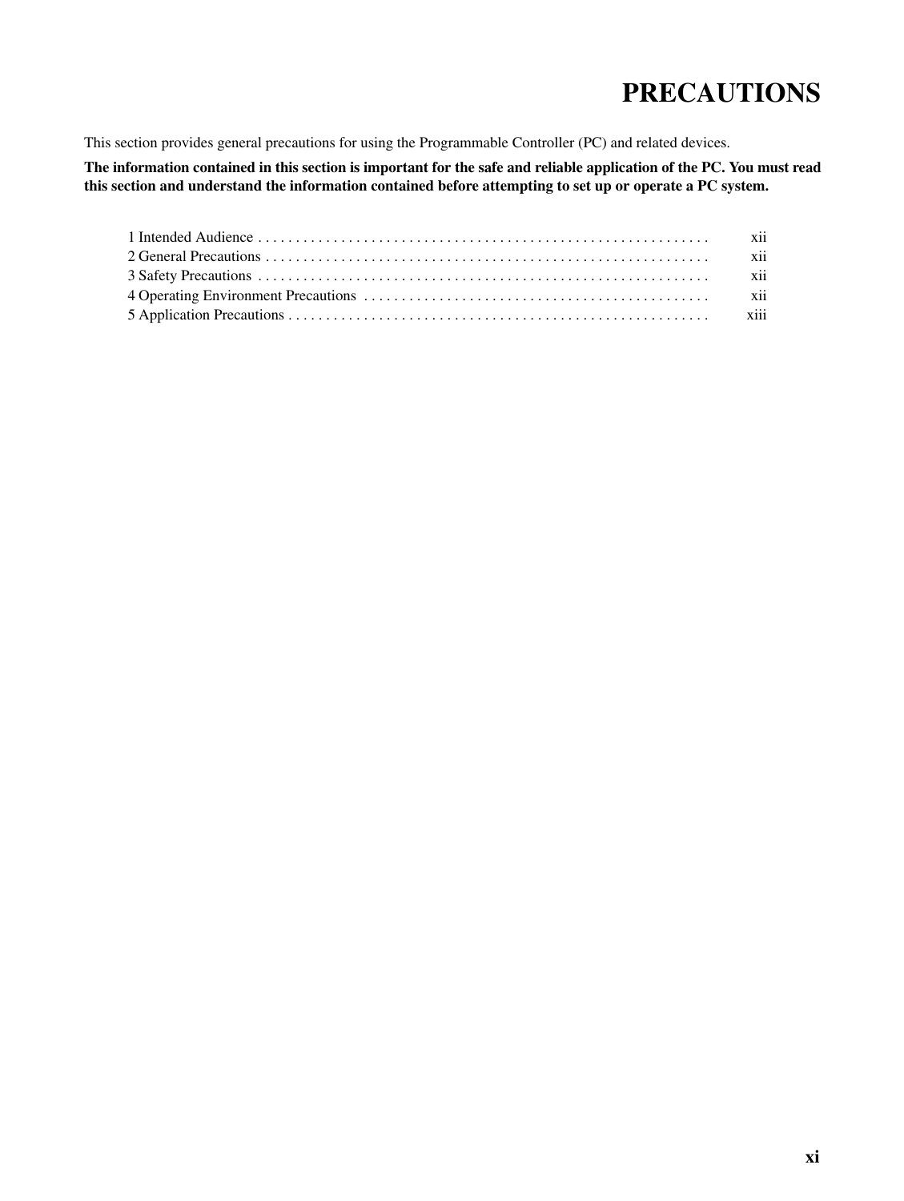# PRECAUTIONS

This section provides general precautions for using the Programmable Controller (PC) and related devices.

**The information contained in this section is important for the safe and reliable application of the PC. You must read this section and understand the information contained before attempting to set up or operate a PC system.**

| | |
|---|---|
| 1 Intended Audience | xii |
| 2 General Precautions | xii |
| 3 Safety Precautions | xii |
| 4 Operating Environment Precautions | xii |
| 5 Application Precautions | xiii |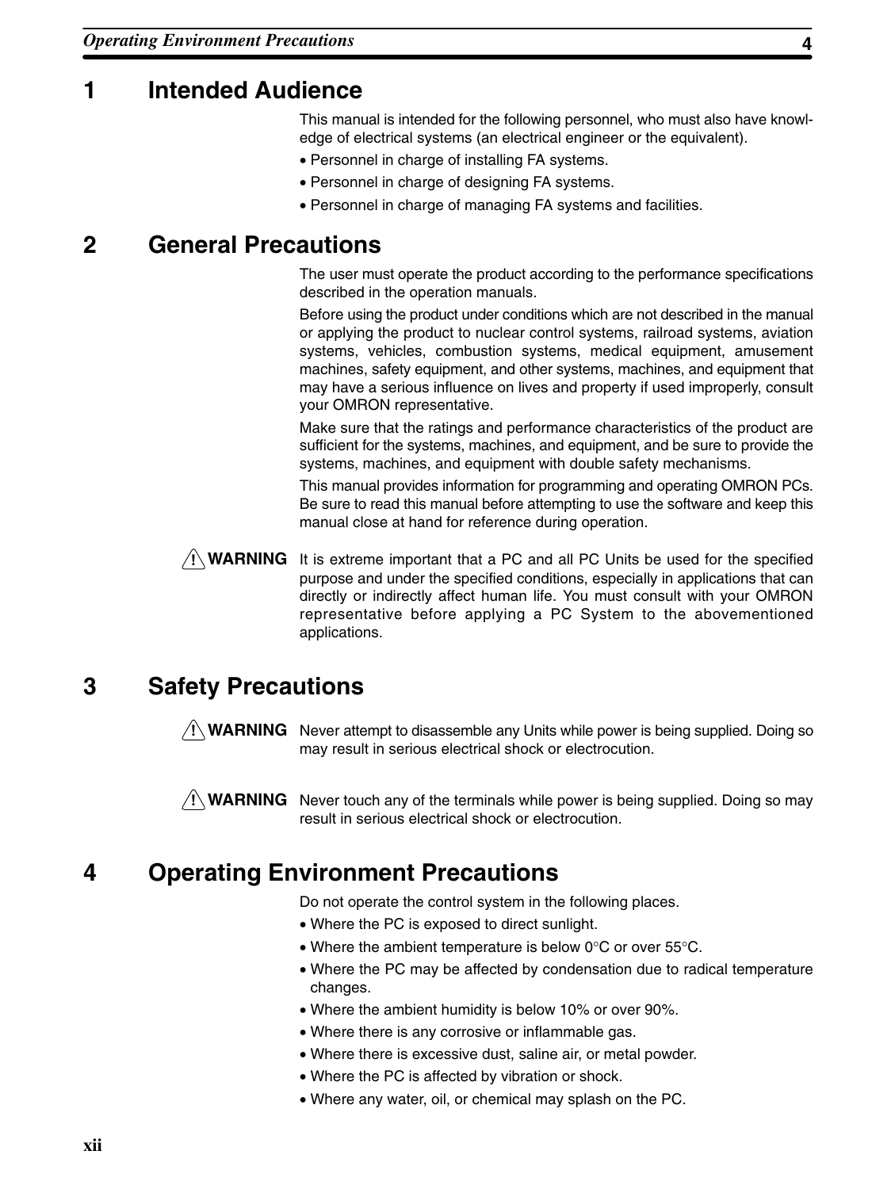## 1 Intended Audience

This manual is intended for the following personnel, who must also have knowledge of electrical systems (an electrical engineer or the equivalent).

- Personnel in charge of installing FA systems.
- Personnel in charge of designing FA systems.
- Personnel in charge of managing FA systems and facilities.

## 2 General Precautions

The user must operate the product according to the performance specifications described in the operation manuals.

Before using the product under conditions which are not described in the manual or applying the product to nuclear control systems, railroad systems, aviation systems, vehicles, combustion systems, medical equipment, amusement machines, safety equipment, and other systems, machines, and equipment that may have a serious influence on lives and property if used improperly, consult your OMRON representative.

Make sure that the ratings and performance characteristics of the product are sufficient for the systems, machines, and equipment, and be sure to provide the systems, machines, and equipment with double safety mechanisms.

This manual provides information for programming and operating OMRON PCs. Be sure to read this manual before attempting to use the software and keep this manual close at hand for reference during operation.

**⚠ WARNING** It is extreme important that a PC and all PC Units be used for the specified purpose and under the specified conditions, especially in applications that can directly or indirectly affect human life. You must consult with your OMRON representative before applying a PC System to the abovementioned applications.

## 3 Safety Precautions

**⚠ WARNING** Never attempt to disassemble any Units while power is being supplied. Doing so may result in serious electrical shock or electrocution.

**⚠ WARNING** Never touch any of the terminals while power is being supplied. Doing so may result in serious electrical shock or electrocution.

## 4 Operating Environment Precautions

Do not operate the control system in the following places.

- Where the PC is exposed to direct sunlight.
- Where the ambient temperature is below 0°C or over 55°C.
- Where the PC may be affected by condensation due to radical temperature changes.
- Where the ambient humidity is below 10% or over 90%.
- Where there is any corrosive or inflammable gas.
- Where there is excessive dust, saline air, or metal powder.
- Where the PC is affected by vibration or shock.
- Where any water, oil, or chemical may splash on the PC.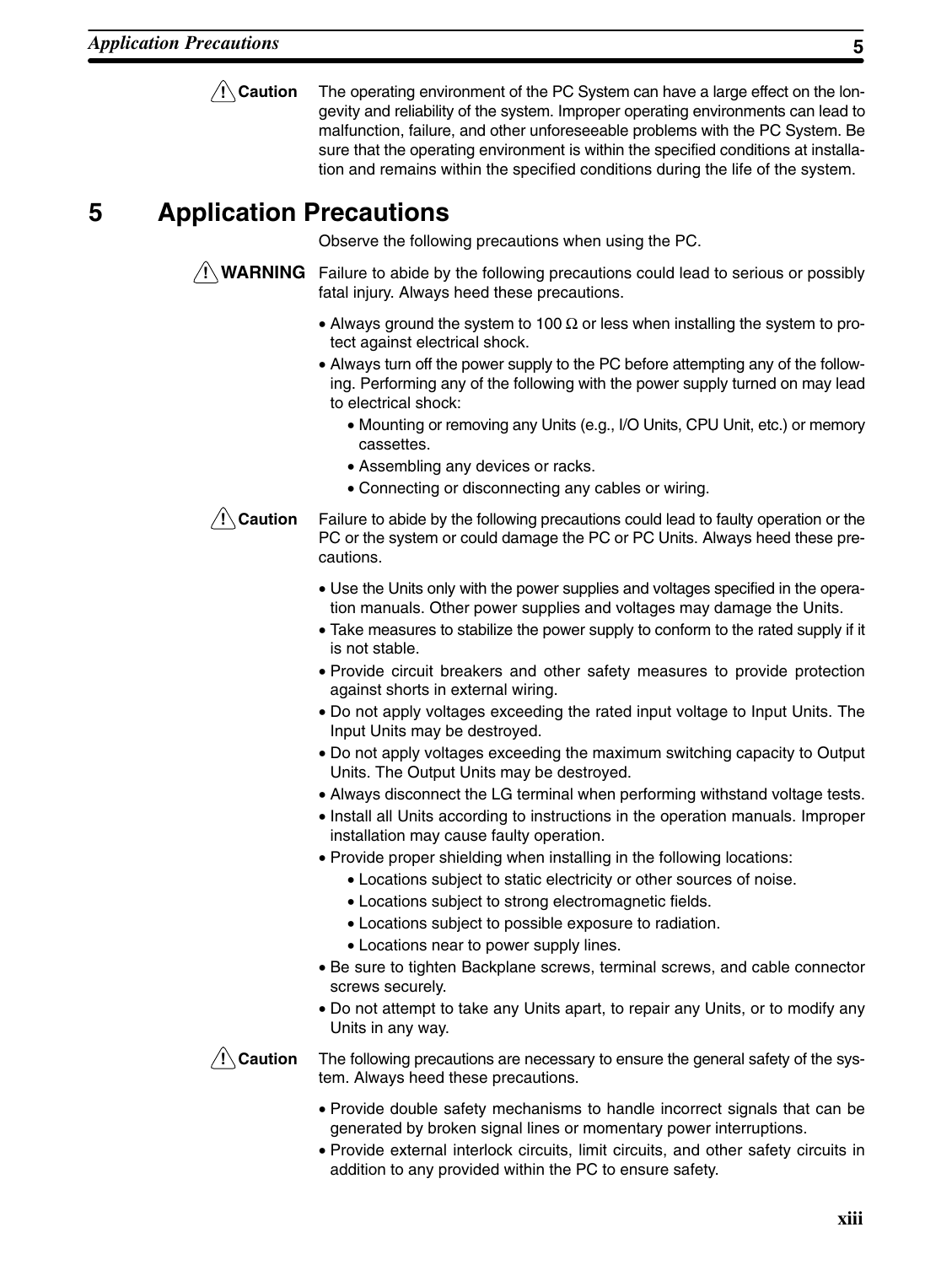**⚠ Caution** The operating environment of the PC System can have a large effect on the longevity and reliability of the system. Improper operating environments can lead to malfunction, failure, and other unforeseeable problems with the PC System. Be sure that the operating environment is within the specified conditions at installation and remains within the specified conditions during the life of the system.

# 5 Application Precautions

Observe the following precautions when using the PC.

**⚠ WARNING** Failure to abide by the following precautions could lead to serious or possibly fatal injury. Always heed these precautions.

- Always ground the system to 100 Ω or less when installing the system to protect against electrical shock.
- Always turn off the power supply to the PC before attempting any of the following. Performing any of the following with the power supply turned on may lead to electrical shock:
  - Mounting or removing any Units (e.g., I/O Units, CPU Unit, etc.) or memory cassettes.
  - Assembling any devices or racks.
  - Connecting or disconnecting any cables or wiring.

**⚠ Caution** Failure to abide by the following precautions could lead to faulty operation or the PC or the system or could damage the PC or PC Units. Always heed these precautions.

- Use the Units only with the power supplies and voltages specified in the operation manuals. Other power supplies and voltages may damage the Units.
- Take measures to stabilize the power supply to conform to the rated supply if it is not stable.
- Provide circuit breakers and other safety measures to provide protection against shorts in external wiring.
- Do not apply voltages exceeding the rated input voltage to Input Units. The Input Units may be destroyed.
- Do not apply voltages exceeding the maximum switching capacity to Output Units. The Output Units may be destroyed.
- Always disconnect the LG terminal when performing withstand voltage tests.
- Install all Units according to instructions in the operation manuals. Improper installation may cause faulty operation.
- Provide proper shielding when installing in the following locations:
  - Locations subject to static electricity or other sources of noise.
  - Locations subject to strong electromagnetic fields.
  - Locations subject to possible exposure to radiation.
  - Locations near to power supply lines.
- Be sure to tighten Backplane screws, terminal screws, and cable connector screws securely.
- Do not attempt to take any Units apart, to repair any Units, or to modify any Units in any way.

**⚠ Caution** The following precautions are necessary to ensure the general safety of the system. Always heed these precautions.

- Provide double safety mechanisms to handle incorrect signals that can be generated by broken signal lines or momentary power interruptions.
- Provide external interlock circuits, limit circuits, and other safety circuits in addition to any provided within the PC to ensure safety.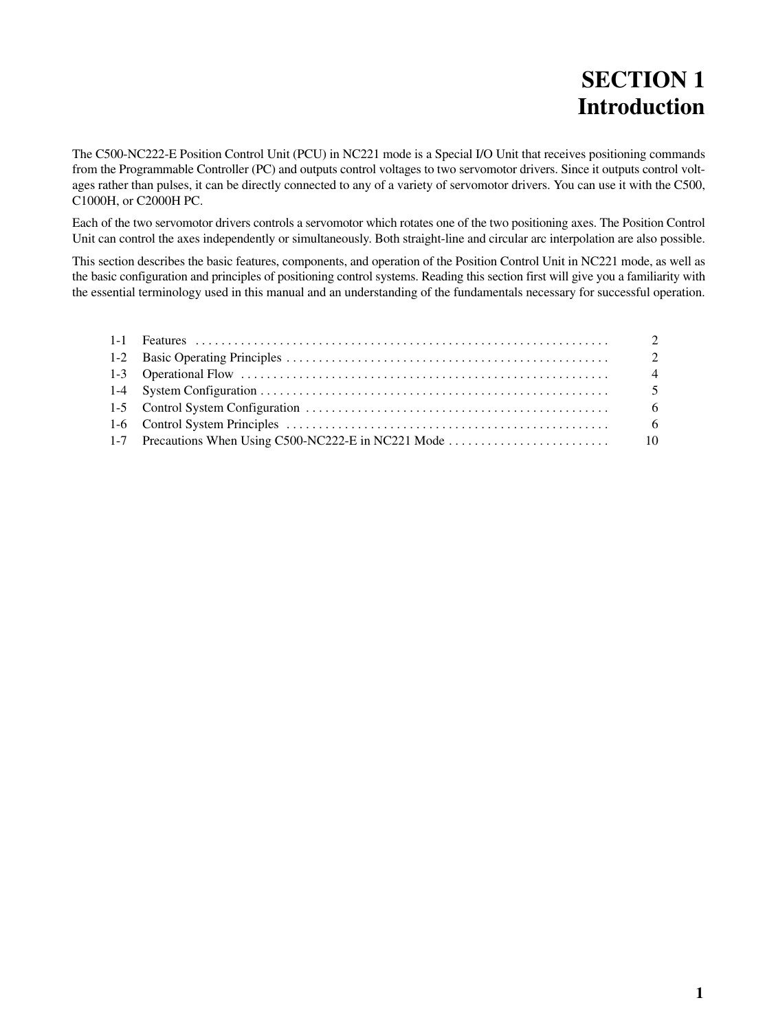# SECTION 1
# Introduction

The C500-NC222-E Position Control Unit (PCU) in NC221 mode is a Special I/O Unit that receives positioning commands from the Programmable Controller (PC) and outputs control voltages to two servomotor drivers. Since it outputs control voltages rather than pulses, it can be directly connected to any of a variety of servomotor drivers. You can use it with the C500, C1000H, or C2000H PC.

Each of the two servomotor drivers controls a servomotor which rotates one of the two positioning axes. The Position Control Unit can control the axes independently or simultaneously. Both straight-line and circular arc interpolation are also possible.

This section describes the basic features, components, and operation of the Position Control Unit in NC221 mode, as well as the basic configuration and principles of positioning control systems. Reading this section first will give you a familiarity with the essential terminology used in this manual and an understanding of the fundamentals necessary for successful operation.

| | | |
|---|---|---|
| 1-1 | Features | 2 |
| 1-2 | Basic Operating Principles | 2 |
| 1-3 | Operational Flow | 4 |
| 1-4 | System Configuration | 5 |
| 1-5 | Control System Configuration | 6 |
| 1-6 | Control System Principles | 6 |
| 1-7 | Precautions When Using C500-NC222-E in NC221 Mode | 10 |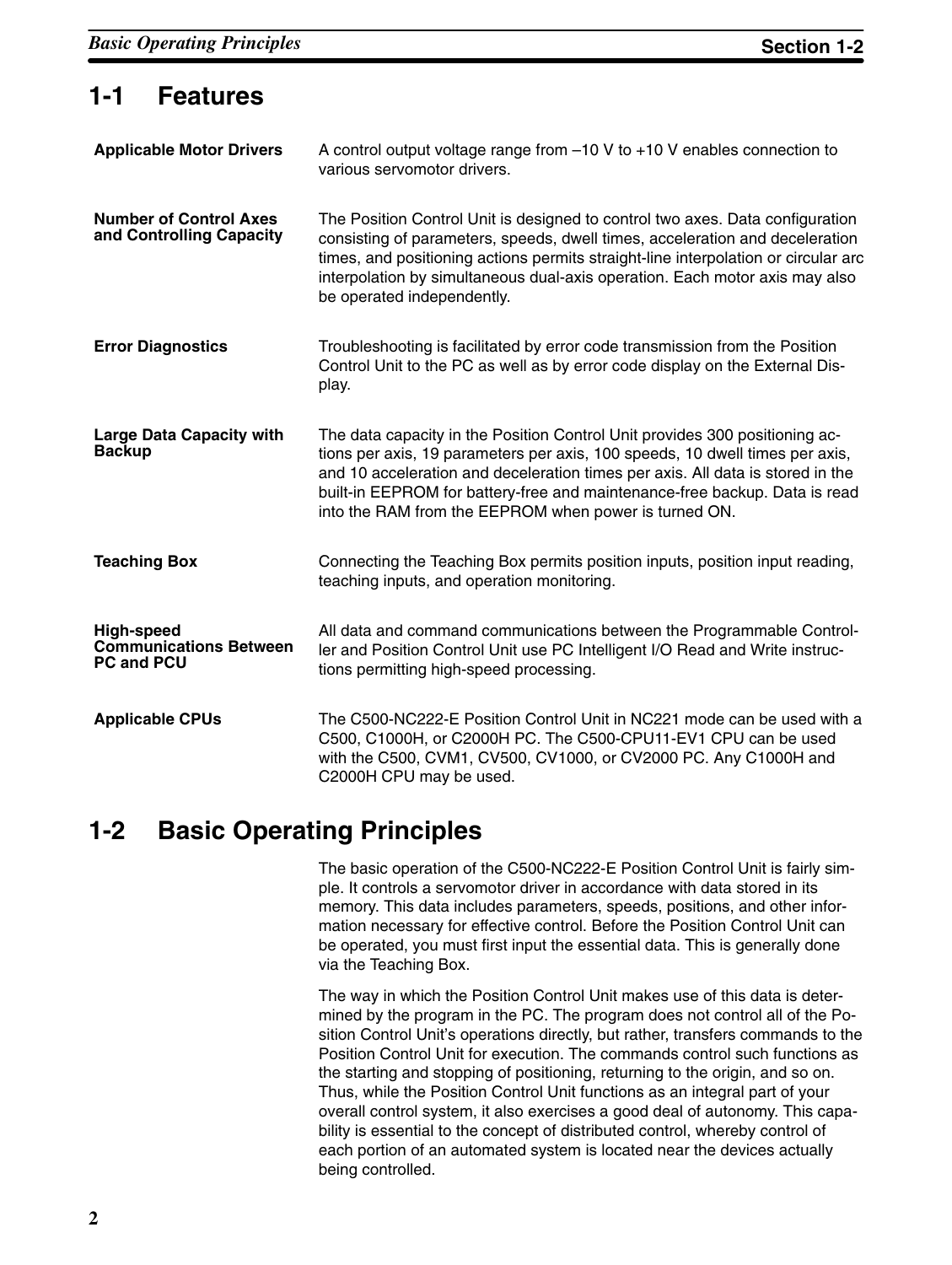## 1-1 Features

**Applicable Motor Drivers**

A control output voltage range from –10 V to +10 V enables connection to various servomotor drivers.

**Number of Control Axes and Controlling Capacity**

The Position Control Unit is designed to control two axes. Data configuration consisting of parameters, speeds, dwell times, acceleration and deceleration times, and positioning actions permits straight-line interpolation or circular arc interpolation by simultaneous dual-axis operation. Each motor axis may also be operated independently.

**Error Diagnostics**

Troubleshooting is facilitated by error code transmission from the Position Control Unit to the PC as well as by error code display on the External Display.

**Large Data Capacity with Backup**

The data capacity in the Position Control Unit provides 300 positioning actions per axis, 19 parameters per axis, 100 speeds, 10 dwell times per axis, and 10 acceleration and deceleration times per axis. All data is stored in the built-in EEPROM for battery-free and maintenance-free backup. Data is read into the RAM from the EEPROM when power is turned ON.

**Teaching Box**

Connecting the Teaching Box permits position inputs, position input reading, teaching inputs, and operation monitoring.

**High-speed Communications Between PC and PCU**

All data and command communications between the Programmable Controller and Position Control Unit use PC Intelligent I/O Read and Write instructions permitting high-speed processing.

**Applicable CPUs**

The C500-NC222-E Position Control Unit in NC221 mode can be used with a C500, C1000H, or C2000H PC. The C500-CPU11-EV1 CPU can be used with the C500, CVM1, CV500, CV1000, or CV2000 PC. Any C1000H and C2000H CPU may be used.

## 1-2 Basic Operating Principles

The basic operation of the C500-NC222-E Position Control Unit is fairly simple. It controls a servomotor driver in accordance with data stored in its memory. This data includes parameters, speeds, positions, and other information necessary for effective control. Before the Position Control Unit can be operated, you must first input the essential data. This is generally done via the Teaching Box.

The way in which the Position Control Unit makes use of this data is determined by the program in the PC. The program does not control all of the Position Control Unit's operations directly, but rather, transfers commands to the Position Control Unit for execution. The commands control such functions as the starting and stopping of positioning, returning to the origin, and so on. Thus, while the Position Control Unit functions as an integral part of your overall control system, it also exercises a good deal of autonomy. This capability is essential to the concept of distributed control, whereby control of each portion of an automated system is located near the devices actually being controlled.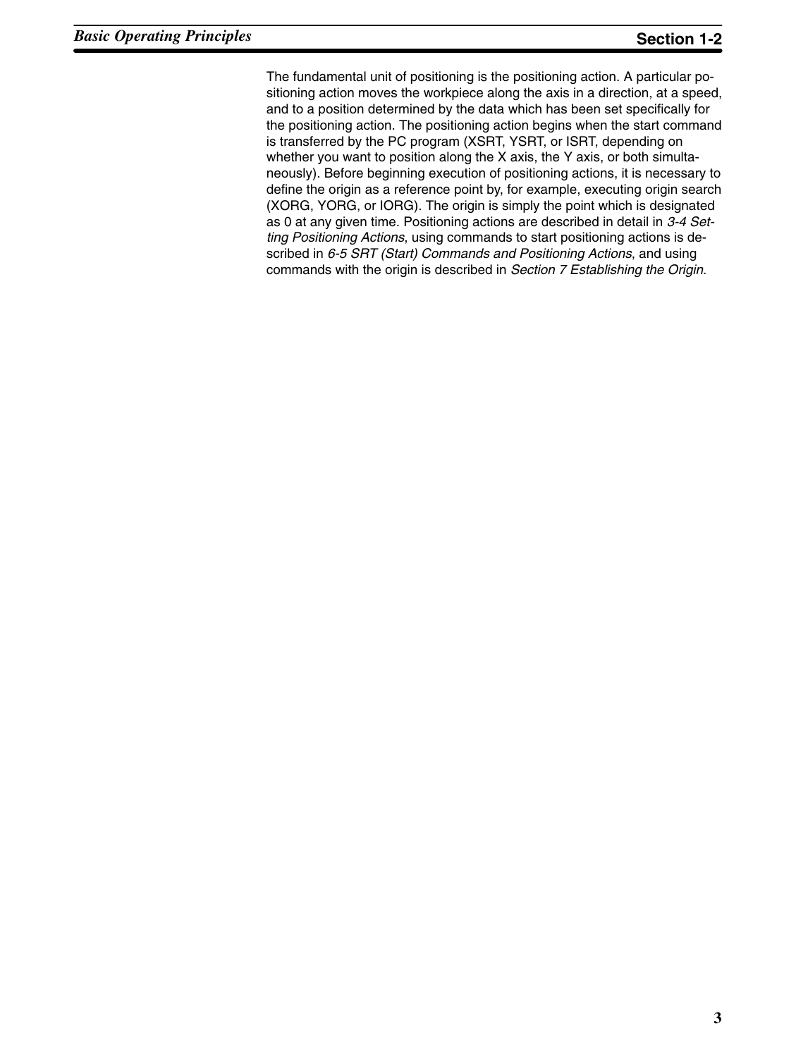The fundamental unit of positioning is the positioning action. A particular positioning action moves the workpiece along the axis in a direction, at a speed, and to a position determined by the data which has been set specifically for the positioning action. The positioning action begins when the start command is transferred by the PC program (XSRT, YSRT, or ISRT, depending on whether you want to position along the X axis, the Y axis, or both simultaneously). Before beginning execution of positioning actions, it is necessary to define the origin as a reference point by, for example, executing origin search (XORG, YORG, or IORG). The origin is simply the point which is designated as 0 at any given time. Positioning actions are described in detail in *3-4 Setting Positioning Actions*, using commands to start positioning actions is described in *6-5 SRT (Start) Commands and Positioning Actions*, and using commands with the origin is described in *Section 7 Establishing the Origin*.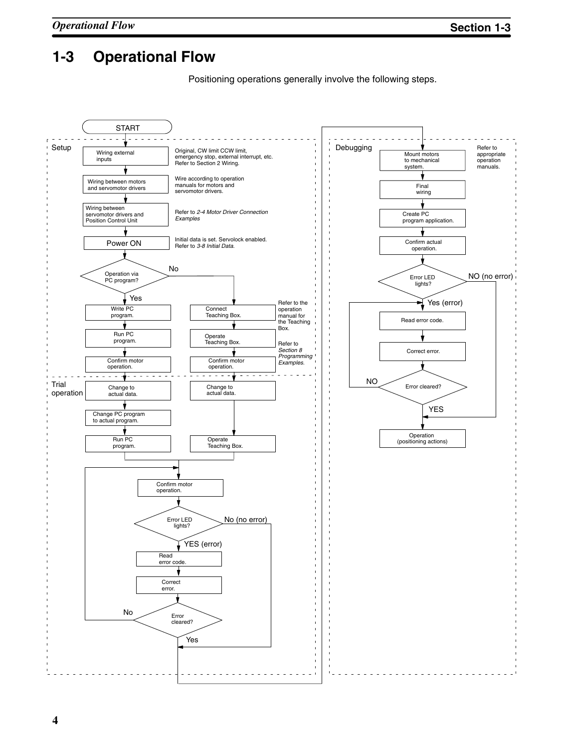# 1-3 Operational Flow

Positioning operations generally involve the following steps.

**Setup**

1. START
2. Wiring external inputs — Original, CW limit CCW limit, emergency stop, external interrupt, etc. Refer to Section 2 Wiring.
3. Wiring between motors and servomotor drivers — Wire according to operation manuals for motors and servomotor drivers.
4. Wiring between servomotor drivers and Position Control Unit — Refer to *2-4 Motor Driver Connection Examples*
5. Power ON — Initial data is set. Servolock enabled. Refer to *3-8 Initial Data*.
6. Operation via PC program?
   - Yes: Write PC program. → Run PC program. → Confirm motor operation.
   - No: Connect Teaching Box. → Operate Teaching Box. → Confirm motor operation.
     - Refer to the operation manual for the Teaching Box.
     - Refer to *Section 8 Programming Examples.*

**Trial operation**

- (PC program) Change to actual data. → Change PC program to actual program. → Run PC program.
- (Teaching Box) Change to actual data. → Operate Teaching Box.
- Confirm motor operation.
- Error LED lights?
  - No (no error): proceed to Debugging.
  - YES (error): Read error code. → Correct error. → Error cleared?
    - No: return to Confirm motor operation.
    - Yes: proceed to Debugging.

**Debugging**

1. Mount motors to mechanical system. — Refer to appropriate operation manuals.
2. Final wiring
3. Create PC program application.
4. Confirm actual operation.
5. Error LED lights?
   - NO (no error): proceed to Operation.
   - Yes (error): Read error code. → Correct error. → Error cleared?
     - NO: return to Read error code.
     - YES: proceed to Operation.
6. Operation (positioning actions)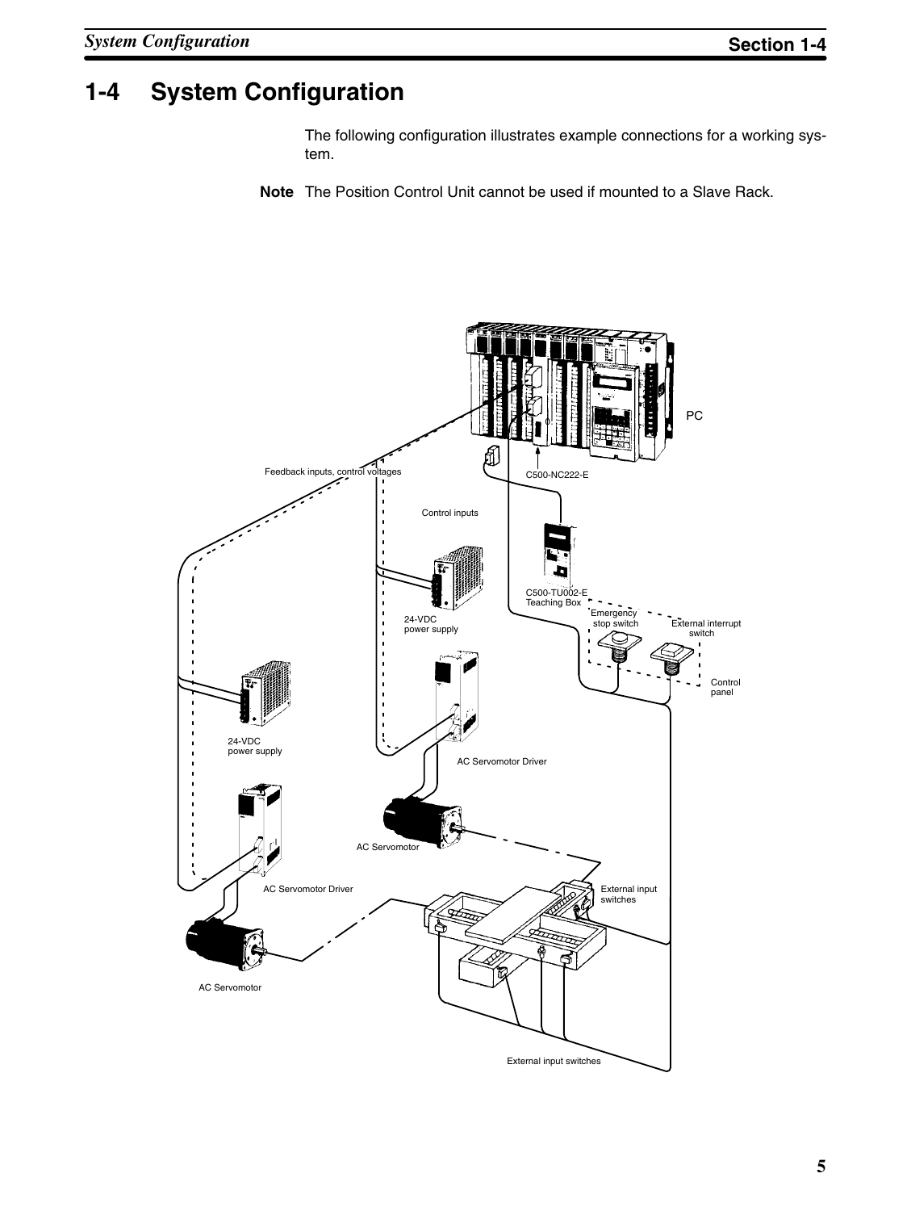## 1-4 System Configuration

The following configuration illustrates example connections for a working system.

**Note** The Position Control Unit cannot be used if mounted to a Slave Rack.

PC

Feedback inputs, control voltages

C500-NC222-E

Control inputs

C500-TU002-E Teaching Box

24-VDC power supply

Emergency stop switch

External interrupt switch

Control panel

24-VDC power supply

AC Servomotor Driver

AC Servomotor

AC Servomotor Driver

External input switches

AC Servomotor

External input switches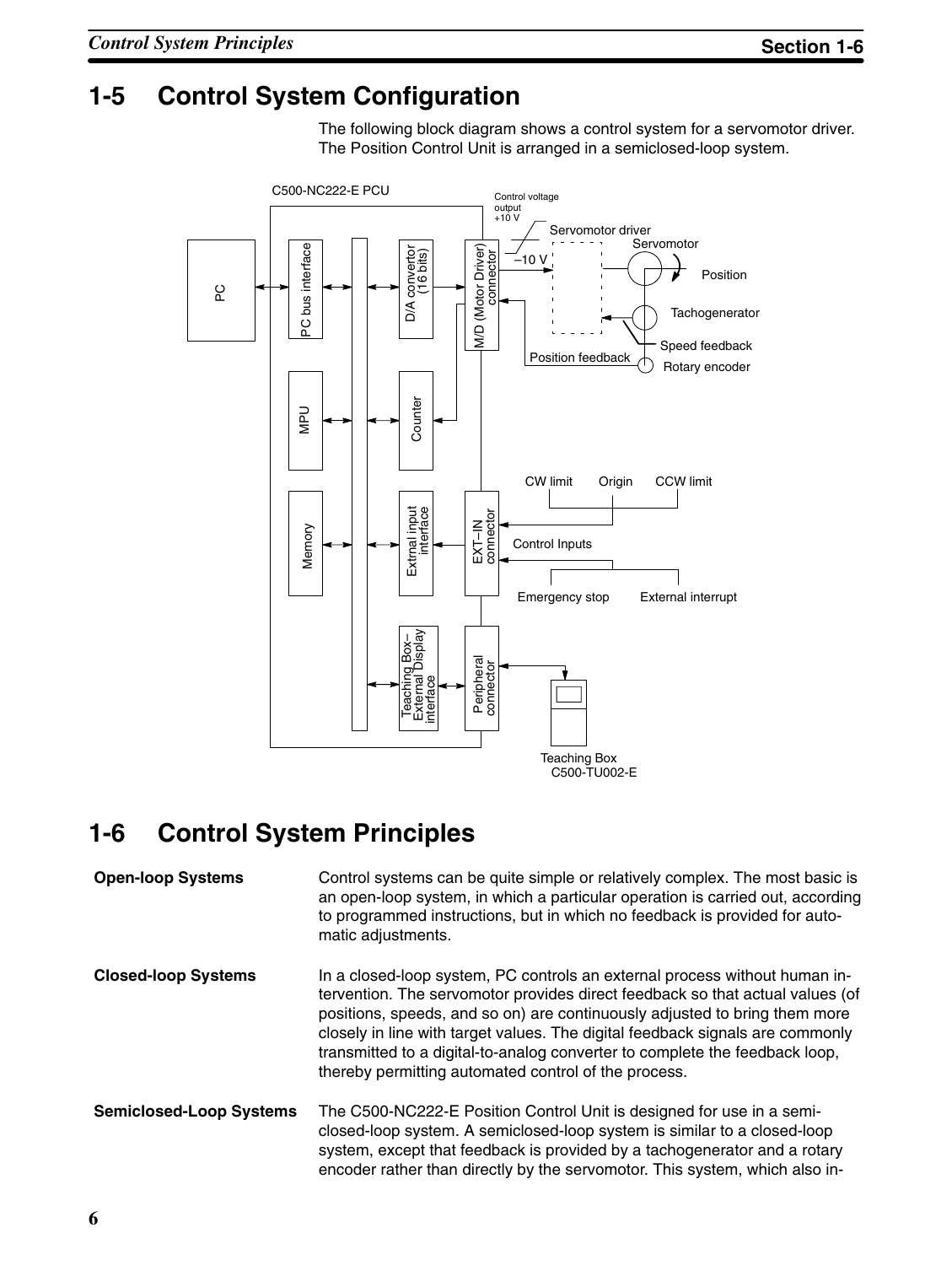# 1-5 Control System Configuration

The following block diagram shows a control system for a servomotor driver. The Position Control Unit is arranged in a semiclosed-loop system.

C500-NC222-E PCU

PC | PC bus interface | MPU | Memory | D/A convertor (16 bits) | Counter | Extrnal input interface | Teaching Box–External Display interface | M/D (Motor Driver) connector | EXT–IN connector | Peripheral connector

Control voltage output +10 V | –10 V | Servomotor driver | Servomotor | Position | Tachogenerator | Speed feedback | Position feedback | Rotary encoder

CW limit | Origin | CCW limit | Control Inputs | Emergency stop | External interrupt

Teaching Box C500-TU002-E

# 1-6 Control System Principles

**Open-loop Systems**

Control systems can be quite simple or relatively complex. The most basic is an open-loop system, in which a particular operation is carried out, according to programmed instructions, but in which no feedback is provided for automatic adjustments.

**Closed-loop Systems**

In a closed-loop system, PC controls an external process without human intervention. The servomotor provides direct feedback so that actual values (of positions, speeds, and so on) are continuously adjusted to bring them more closely in line with target values. The digital feedback signals are commonly transmitted to a digital-to-analog converter to complete the feedback loop, thereby permitting automated control of the process.

**Semiclosed-Loop Systems**

The C500-NC222-E Position Control Unit is designed for use in a semiclosed-loop system. A semiclosed-loop system is similar to a closed-loop system, except that feedback is provided by a tachogenerator and a rotary encoder rather than directly by the servomotor. This system, which also in-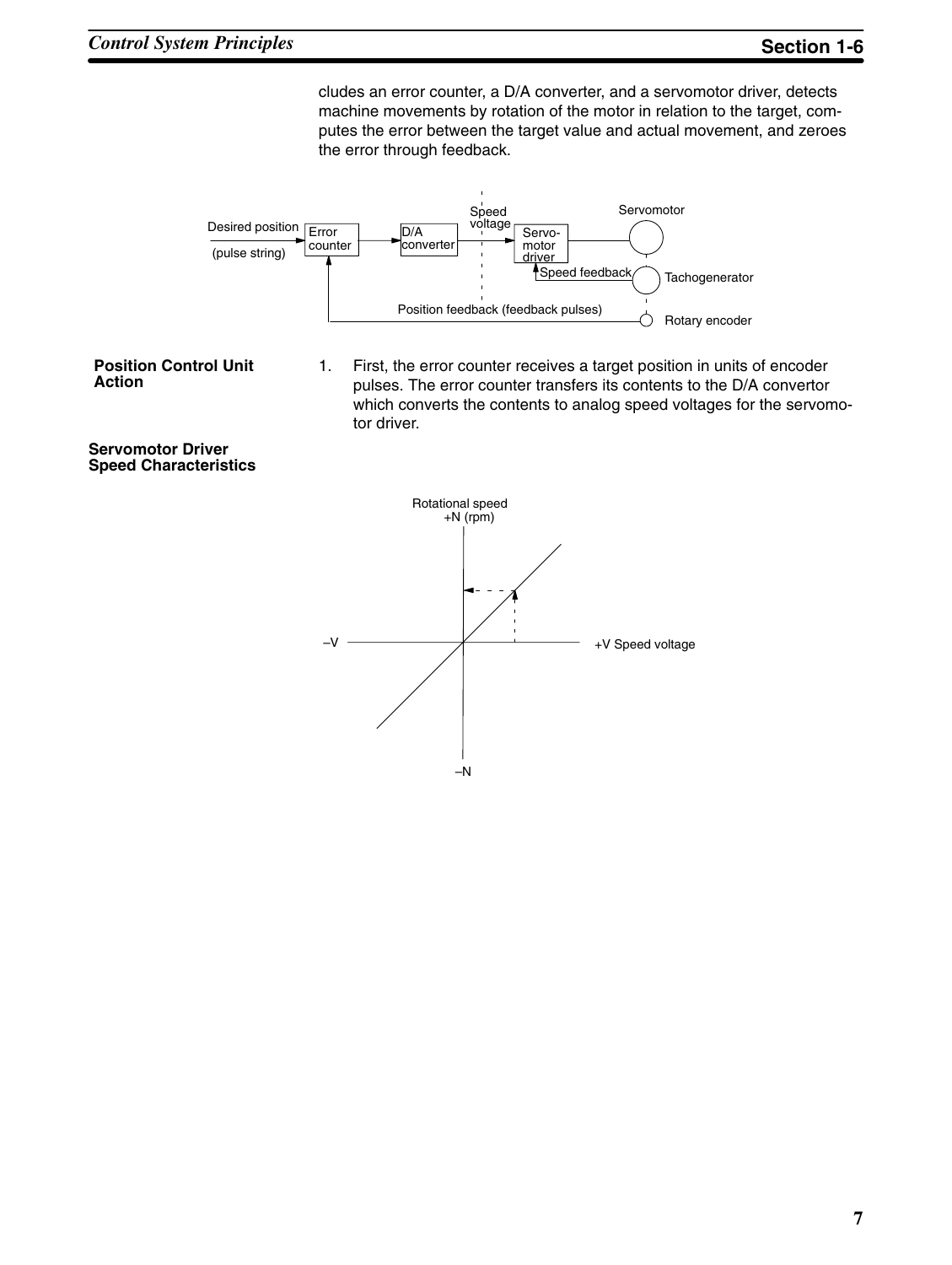cludes an error counter, a D/A converter, and a servomotor driver, detects machine movements by rotation of the motor in relation to the target, computes the error between the target value and actual movement, and zeroes the error through feedback.

Desired position (pulse string) → Error counter → D/A converter → Speed voltage → Servomotor driver → Servomotor

Speed feedback (Tachogenerator)

Position feedback (feedback pulses) (Rotary encoder)

**Position Control Unit Action**

1. First, the error counter receives a target position in units of encoder pulses. The error counter transfers its contents to the D/A convertor which converts the contents to analog speed voltages for the servomotor driver.

**Servomotor Driver Speed Characteristics**

Rotational speed +N (rpm)

–V

+V Speed voltage

–N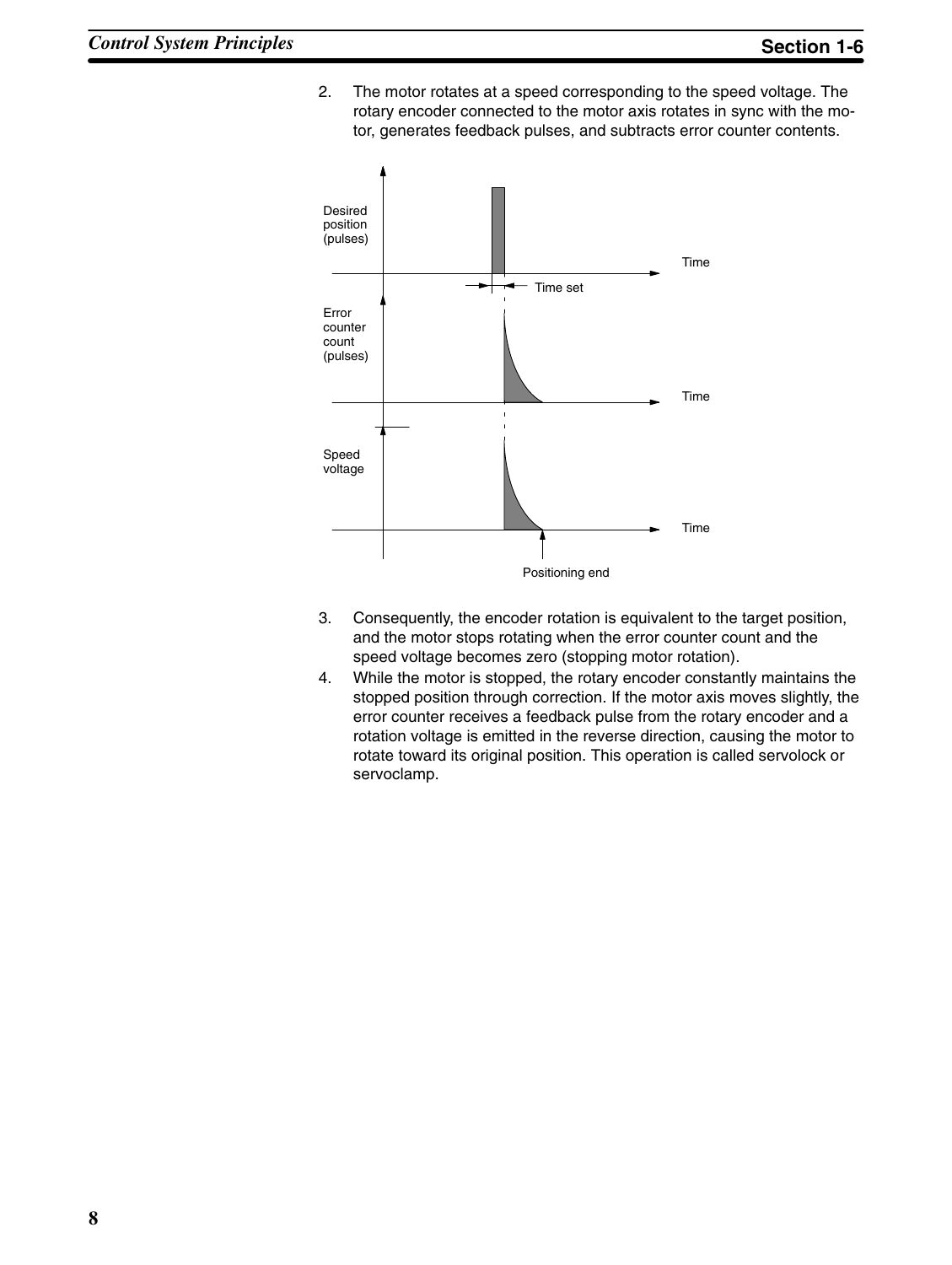2. The motor rotates at a speed corresponding to the speed voltage. The rotary encoder connected to the motor axis rotates in sync with the motor, generates feedback pulses, and subtracts error counter contents.

Desired position (pulses)

Time

Time set

Error counter count (pulses)

Time

Speed voltage

Time

Positioning end

3. Consequently, the encoder rotation is equivalent to the target position, and the motor stops rotating when the error counter count and the speed voltage becomes zero (stopping motor rotation).
4. While the motor is stopped, the rotary encoder constantly maintains the stopped position through correction. If the motor axis moves slightly, the error counter receives a feedback pulse from the rotary encoder and a rotation voltage is emitted in the reverse direction, causing the motor to rotate toward its original position. This operation is called servolock or servoclamp.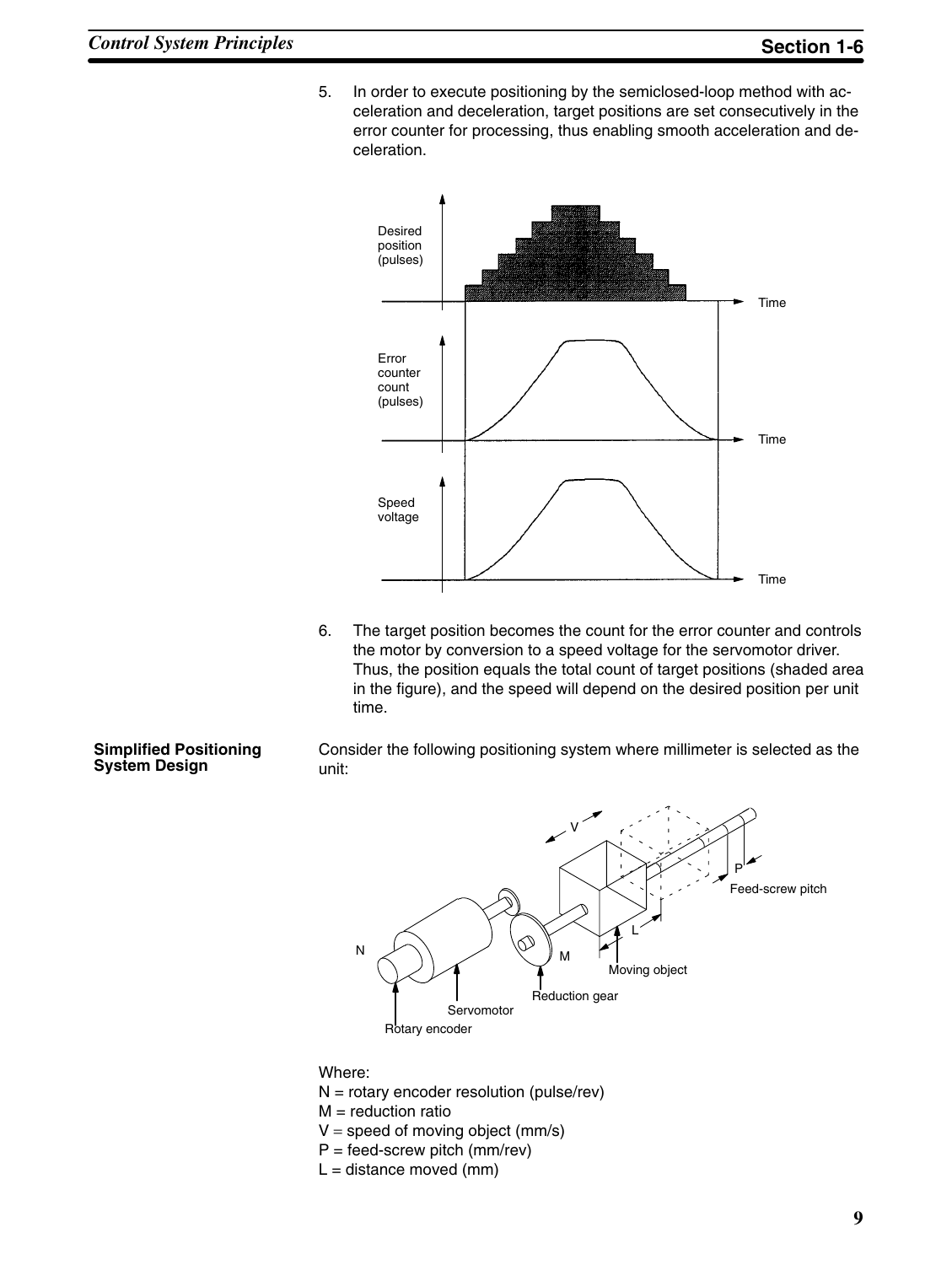5. In order to execute positioning by the semiclosed-loop method with acceleration and deceleration, target positions are set consecutively in the error counter for processing, thus enabling smooth acceleration and deceleration.

6. The target position becomes the count for the error counter and controls the motor by conversion to a speed voltage for the servomotor driver. Thus, the position equals the total count of target positions (shaded area in the figure), and the speed will depend on the desired position per unit time.

**Simplified Positioning System Design**

Consider the following positioning system where millimeter is selected as the unit:

Where:
N = rotary encoder resolution (pulse/rev)
M = reduction ratio
V = speed of moving object (mm/s)
P = feed-screw pitch (mm/rev)
L = distance moved (mm)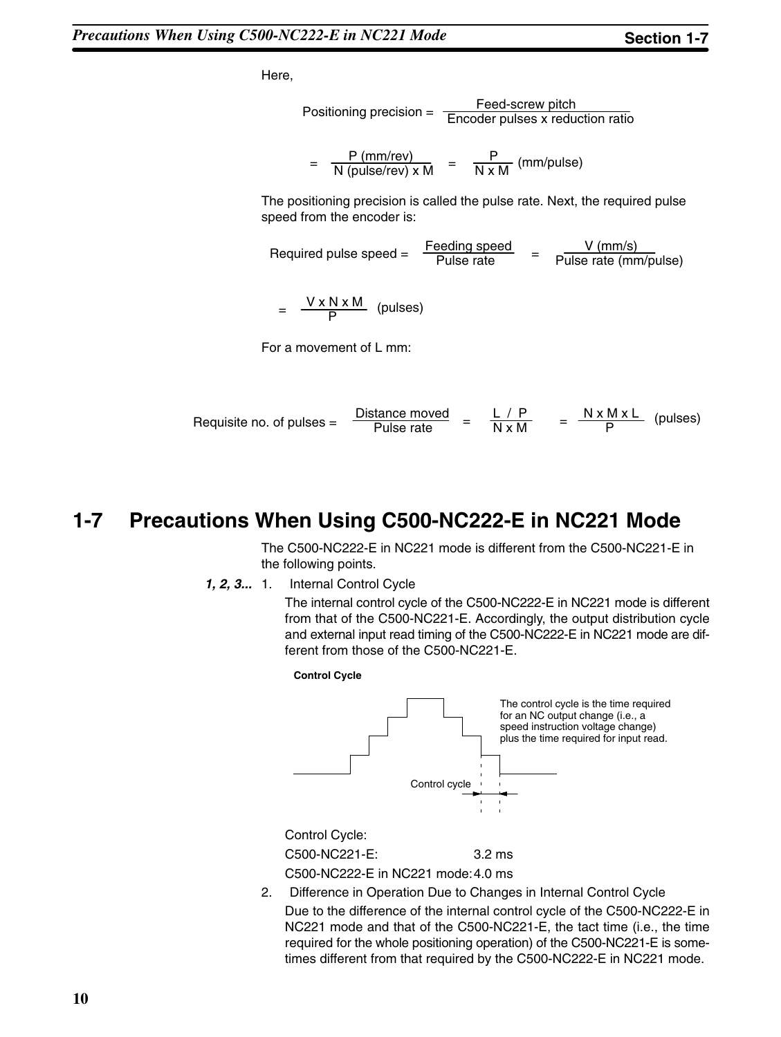Here,

$$\text{Positioning precision} = \frac{\text{Feed-screw pitch}}{\text{Encoder pulses x reduction ratio}}$$

$$= \frac{P\ (\text{mm/rev})}{N\ (\text{pulse/rev}) \times M} = \frac{P}{N \times M}\ (\text{mm/pulse})$$

The positioning precision is called the pulse rate. Next, the required pulse speed from the encoder is:

$$\text{Required pulse speed} = \frac{\text{Feeding speed}}{\text{Pulse rate}} = \frac{V\ (\text{mm/s})}{\text{Pulse rate (mm/pulse)}}$$

$$= \frac{V \times N \times M}{P}\ (\text{pulses})$$

For a movement of L mm:

$$\text{Requisite no. of pulses} = \frac{\text{Distance moved}}{\text{Pulse rate}} = \frac{L\ /\ P}{N \times M} = \frac{N \times M \times L}{P}\ (\text{pulses})$$

## 1-7 Precautions When Using C500-NC222-E in NC221 Mode

The C500-NC222-E in NC221 mode is different from the C500-NC221-E in the following points.

***1, 2, 3...***

1. Internal Control Cycle

   The internal control cycle of the C500-NC222-E in NC221 mode is different from that of the C500-NC221-E. Accordingly, the output distribution cycle and external input read timing of the C500-NC222-E in NC221 mode are different from those of the C500-NC221-E.

   **Control Cycle**

   The control cycle is the time required for an NC output change (i.e., a speed instruction voltage change) plus the time required for input read.

   Control cycle

   Control Cycle:

   C500-NC221-E: 3.2 ms

   C500-NC222-E in NC221 mode: 4.0 ms

2. Difference in Operation Due to Changes in Internal Control Cycle

   Due to the difference of the internal control cycle of the C500-NC222-E in NC221 mode and that of the C500-NC221-E, the tact time (i.e., the time required for the whole positioning operation) of the C500-NC221-E is sometimes different from that required by the C500-NC222-E in NC221 mode.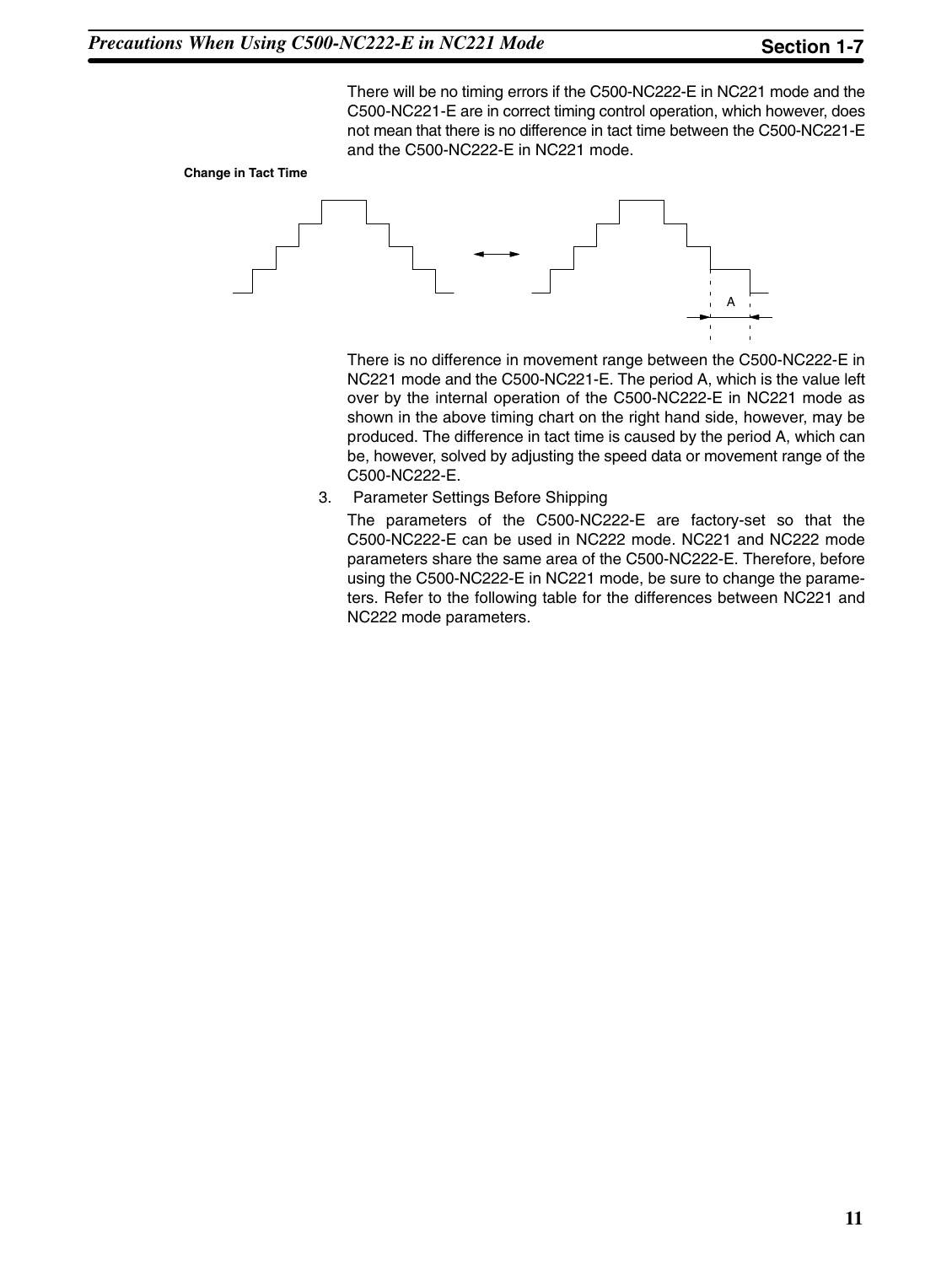There will be no timing errors if the C500-NC222-E in NC221 mode and the C500-NC221-E are in correct timing control operation, which however, does not mean that there is no difference in tact time between the C500-NC221-E and the C500-NC222-E in NC221 mode.

**Change in Tact Time**

A

There is no difference in movement range between the C500-NC222-E in NC221 mode and the C500-NC221-E. The period A, which is the value left over by the internal operation of the C500-NC222-E in NC221 mode as shown in the above timing chart on the right hand side, however, may be produced. The difference in tact time is caused by the period A, which can be, however, solved by adjusting the speed data or movement range of the C500-NC222-E.

3. Parameter Settings Before Shipping

   The parameters of the C500-NC222-E are factory-set so that the C500-NC222-E can be used in NC222 mode. NC221 and NC222 mode parameters share the same area of the C500-NC222-E. Therefore, before using the C500-NC222-E in NC221 mode, be sure to change the parameters. Refer to the following table for the differences between NC221 and NC222 mode parameters.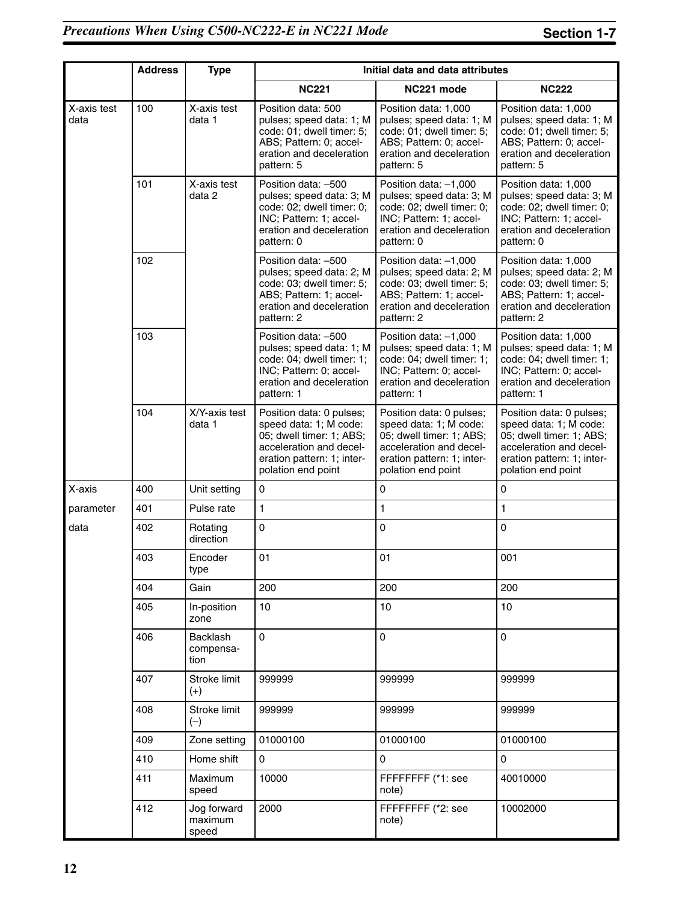| | Address | Type | Initial data and data attributes | | |
|---|---|---|---|---|---|
| | | | NC221 | NC221 mode | NC222 |
| X-axis test data | 100 | X-axis test data 1 | Position data: 500 pulses; speed data: 1; M code: 01; dwell timer: 5; ABS; Pattern: 0; acceleration and deceleration pattern: 5 | Position data: 1,000 pulses; speed data: 1; M code: 01; dwell timer: 5; ABS; Pattern: 0; acceleration and deceleration pattern: 5 | Position data: 1,000 pulses; speed data: 1; M code: 01; dwell timer: 5; ABS; Pattern: 0; acceleration and deceleration pattern: 5 |
| | 101 | X-axis test data 2 | Position data: –500 pulses; speed data: 3; M code: 02; dwell timer: 0; INC; Pattern: 1; acceleration and deceleration pattern: 0 | Position data: –1,000 pulses; speed data: 3; M code: 02; dwell timer: 0; INC; Pattern: 1; acceleration and deceleration pattern: 0 | Position data: 1,000 pulses; speed data: 3; M code: 02; dwell timer: 0; INC; Pattern: 1; acceleration and deceleration pattern: 0 |
| | 102 | | Position data: –500 pulses; speed data: 2; M code: 03; dwell timer: 5; ABS; Pattern: 1; acceleration and deceleration pattern: 2 | Position data: –1,000 pulses; speed data: 2; M code: 03; dwell timer: 5; ABS; Pattern: 1; acceleration and deceleration pattern: 2 | Position data: 1,000 pulses; speed data: 2; M code: 03; dwell timer: 5; ABS; Pattern: 1; acceleration and deceleration pattern: 2 |
| | 103 | | Position data: –500 pulses; speed data: 1; M code: 04; dwell timer: 1; INC; Pattern: 0; acceleration and deceleration pattern: 1 | Position data: –1,000 pulses; speed data: 1; M code: 04; dwell timer: 1; INC; Pattern: 0; acceleration and deceleration pattern: 1 | Position data: 1,000 pulses; speed data: 1; M code: 04; dwell timer: 1; INC; Pattern: 0; acceleration and deceleration pattern: 1 |
| | 104 | X/Y-axis test data 1 | Position data: 0 pulses; speed data: 1; M code: 05; dwell timer: 1; ABS; acceleration and deceleration pattern: 1; interpolation end point | Position data: 0 pulses; speed data: 1; M code: 05; dwell timer: 1; ABS; acceleration and deceleration pattern: 1; interpolation end point | Position data: 0 pulses; speed data: 1; M code: 05; dwell timer: 1; ABS; acceleration and deceleration pattern: 1; interpolation end point |
| X-axis parameter data | 400 | Unit setting | 0 | 0 | 0 |
| | 401 | Pulse rate | 1 | 1 | 1 |
| | 402 | Rotating direction | 0 | 0 | 0 |
| | 403 | Encoder type | 01 | 01 | 001 |
| | 404 | Gain | 200 | 200 | 200 |
| | 405 | In-position zone | 10 | 10 | 10 |
| | 406 | Backlash compensation | 0 | 0 | 0 |
| | 407 | Stroke limit (+) | 999999 | 999999 | 999999 |
| | 408 | Stroke limit (–) | 999999 | 999999 | 999999 |
| | 409 | Zone setting | 01000100 | 01000100 | 01000100 |
| | 410 | Home shift | 0 | 0 | 0 |
| | 411 | Maximum speed | 10000 | FFFFFFFF (*1: see note) | 40010000 |
| | 412 | Jog forward maximum speed | 2000 | FFFFFFFF (*2: see note) | 10002000 |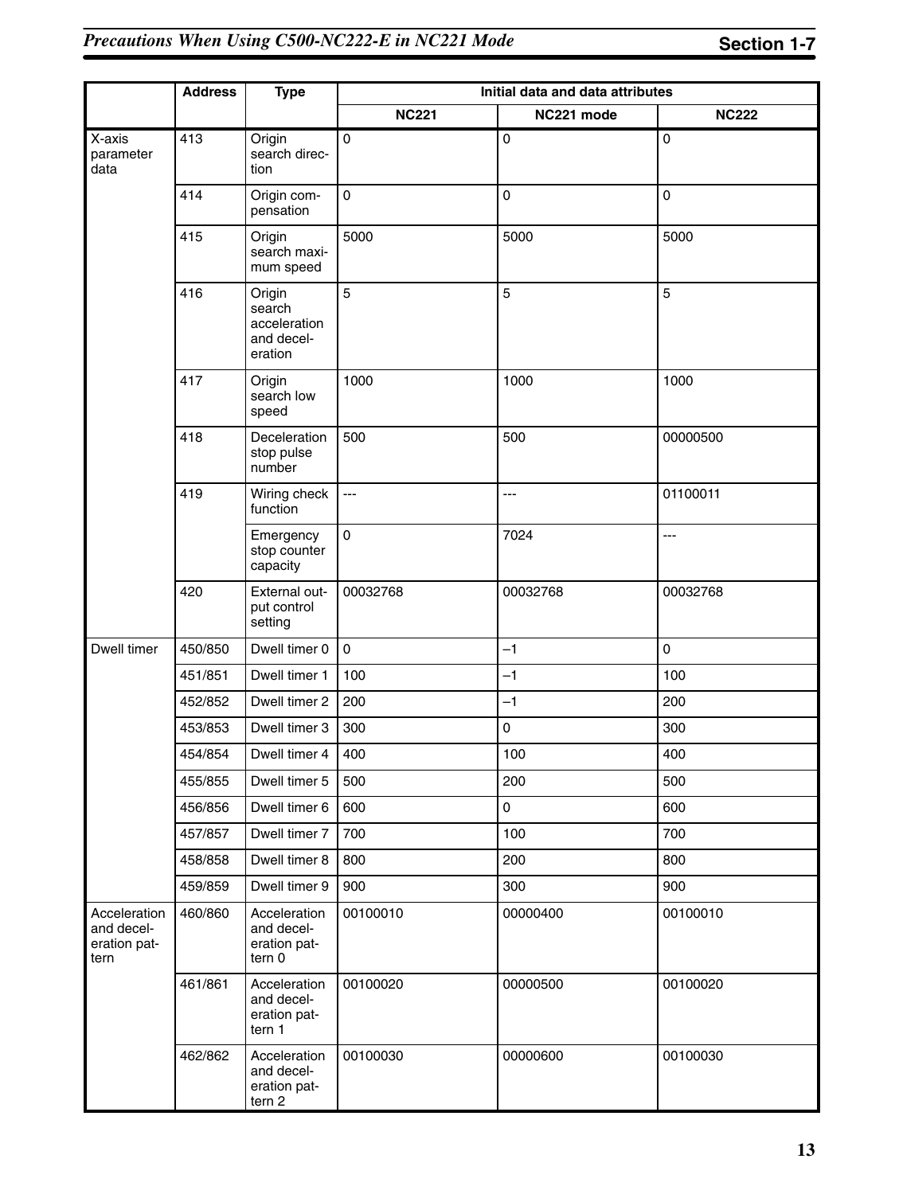|  | Address | Type | Initial data and data attributes | | |
|---|---|---|---|---|---|
|  |  |  | NC221 | NC221 mode | NC222 |
| X-axis parameter data | 413 | Origin search direction | 0 | 0 | 0 |
|  | 414 | Origin compensation | 0 | 0 | 0 |
|  | 415 | Origin search maximum speed | 5000 | 5000 | 5000 |
|  | 416 | Origin search acceleration and deceleration | 5 | 5 | 5 |
|  | 417 | Origin search low speed | 1000 | 1000 | 1000 |
|  | 418 | Deceleration stop pulse number | 500 | 500 | 00000500 |
|  | 419 | Wiring check function | --- | --- | 01100011 |
|  |  | Emergency stop counter capacity | 0 | 7024 | --- |
|  | 420 | External output control setting | 00032768 | 00032768 | 00032768 |
| Dwell timer | 450/850 | Dwell timer 0 | 0 | –1 | 0 |
|  | 451/851 | Dwell timer 1 | 100 | –1 | 100 |
|  | 452/852 | Dwell timer 2 | 200 | –1 | 200 |
|  | 453/853 | Dwell timer 3 | 300 | 0 | 300 |
|  | 454/854 | Dwell timer 4 | 400 | 100 | 400 |
|  | 455/855 | Dwell timer 5 | 500 | 200 | 500 |
|  | 456/856 | Dwell timer 6 | 600 | 0 | 600 |
|  | 457/857 | Dwell timer 7 | 700 | 100 | 700 |
|  | 458/858 | Dwell timer 8 | 800 | 200 | 800 |
|  | 459/859 | Dwell timer 9 | 900 | 300 | 900 |
| Acceleration and deceleration pattern | 460/860 | Acceleration and deceleration pattern 0 | 00100010 | 00000400 | 00100010 |
|  | 461/861 | Acceleration and deceleration pattern 1 | 00100020 | 00000500 | 00100020 |
|  | 462/862 | Acceleration and deceleration pattern 2 | 00100030 | 00000600 | 00100030 |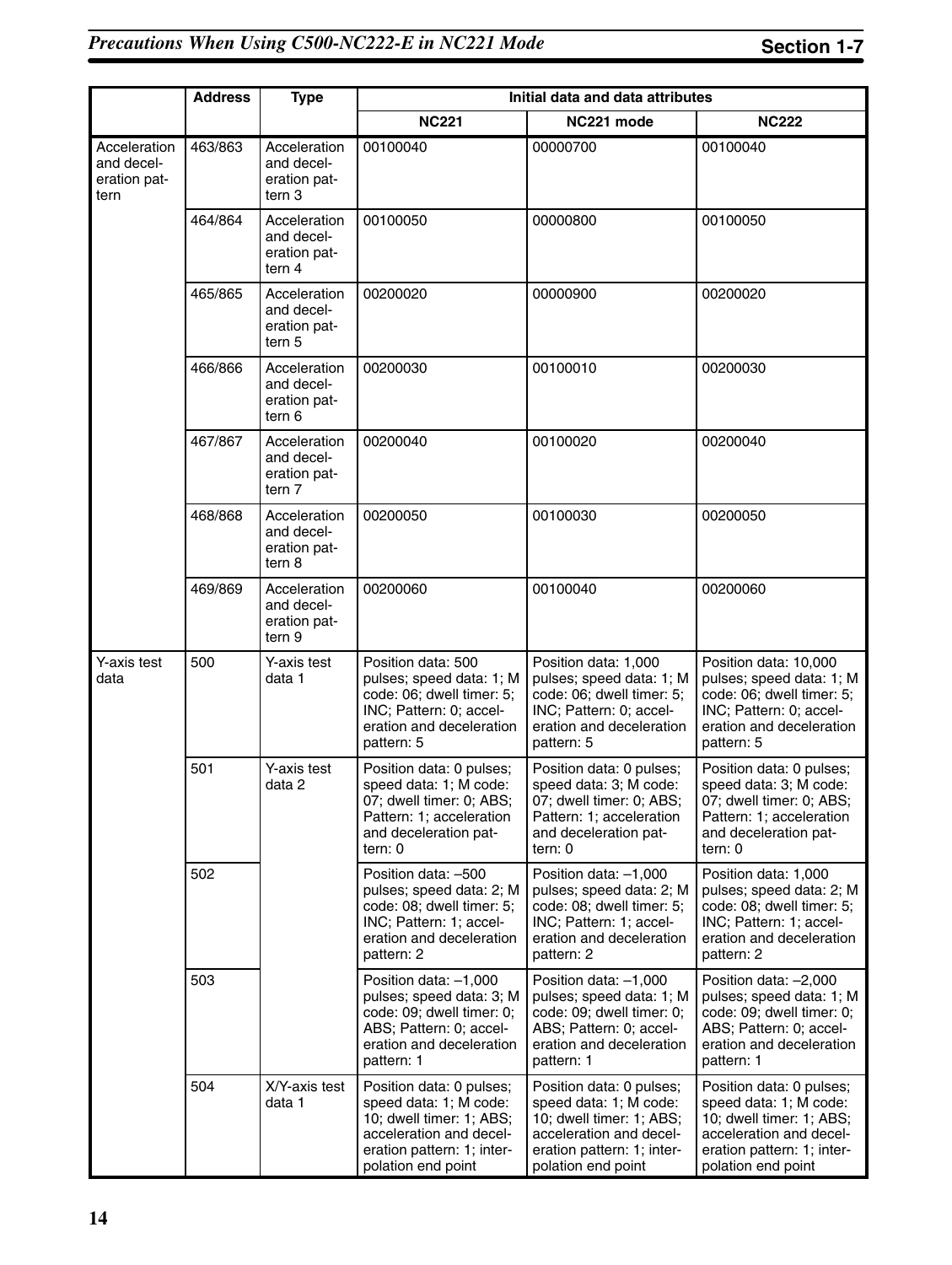| | Address | Type | Initial data and data attributes | | |
|---|---|---|---|---|---|
| | | | NC221 | NC221 mode | NC222 |
| Acceleration and deceleration pattern | 463/863 | Acceleration and deceleration pattern 3 | 00100040 | 00000700 | 00100040 |
| | 464/864 | Acceleration and deceleration pattern 4 | 00100050 | 00000800 | 00100050 |
| | 465/865 | Acceleration and deceleration pattern 5 | 00200020 | 00000900 | 00200020 |
| | 466/866 | Acceleration and deceleration pattern 6 | 00200030 | 00100010 | 00200030 |
| | 467/867 | Acceleration and deceleration pattern 7 | 00200040 | 00100020 | 00200040 |
| | 468/868 | Acceleration and deceleration pattern 8 | 00200050 | 00100030 | 00200050 |
| | 469/869 | Acceleration and deceleration pattern 9 | 00200060 | 00100040 | 00200060 |
| Y-axis test data | 500 | Y-axis test data 1 | Position data: 500 pulses; speed data: 1; M code: 06; dwell timer: 5; INC; Pattern: 0; acceleration and deceleration pattern: 5 | Position data: 1,000 pulses; speed data: 1; M code: 06; dwell timer: 5; INC; Pattern: 0; acceleration and deceleration pattern: 5 | Position data: 10,000 pulses; speed data: 1; M code: 06; dwell timer: 5; INC; Pattern: 0; acceleration and deceleration pattern: 5 |
| | 501 | Y-axis test data 2 | Position data: 0 pulses; speed data: 1; M code: 07; dwell timer: 0; ABS; Pattern: 1; acceleration and deceleration pattern: 0 | Position data: 0 pulses; speed data: 3; M code: 07; dwell timer: 0; ABS; Pattern: 1; acceleration and deceleration pattern: 0 | Position data: 0 pulses; speed data: 3; M code: 07; dwell timer: 0; ABS; Pattern: 1; acceleration and deceleration pattern: 0 |
| | 502 | | Position data: –500 pulses; speed data: 2; M code: 08; dwell timer: 5; INC; Pattern: 1; acceleration and deceleration pattern: 2 | Position data: –1,000 pulses; speed data: 2; M code: 08; dwell timer: 5; INC; Pattern: 1; acceleration and deceleration pattern: 2 | Position data: 1,000 pulses; speed data: 2; M code: 08; dwell timer: 5; INC; Pattern: 1; acceleration and deceleration pattern: 2 |
| | 503 | | Position data: –1,000 pulses; speed data: 3; M code: 09; dwell timer: 0; ABS; Pattern: 0; acceleration and deceleration pattern: 1 | Position data: –1,000 pulses; speed data: 1; M code: 09; dwell timer: 0; ABS; Pattern: 0; acceleration and deceleration pattern: 1 | Position data: –2,000 pulses; speed data: 1; M code: 09; dwell timer: 0; ABS; Pattern: 0; acceleration and deceleration pattern: 1 |
| | 504 | X/Y-axis test data 1 | Position data: 0 pulses; speed data: 1; M code: 10; dwell timer: 1; ABS; acceleration and deceleration pattern: 1; interpolation end point | Position data: 0 pulses; speed data: 1; M code: 10; dwell timer: 1; ABS; acceleration and deceleration pattern: 1; interpolation end point | Position data: 0 pulses; speed data: 1; M code: 10; dwell timer: 1; ABS; acceleration and deceleration pattern: 1; interpolation end point |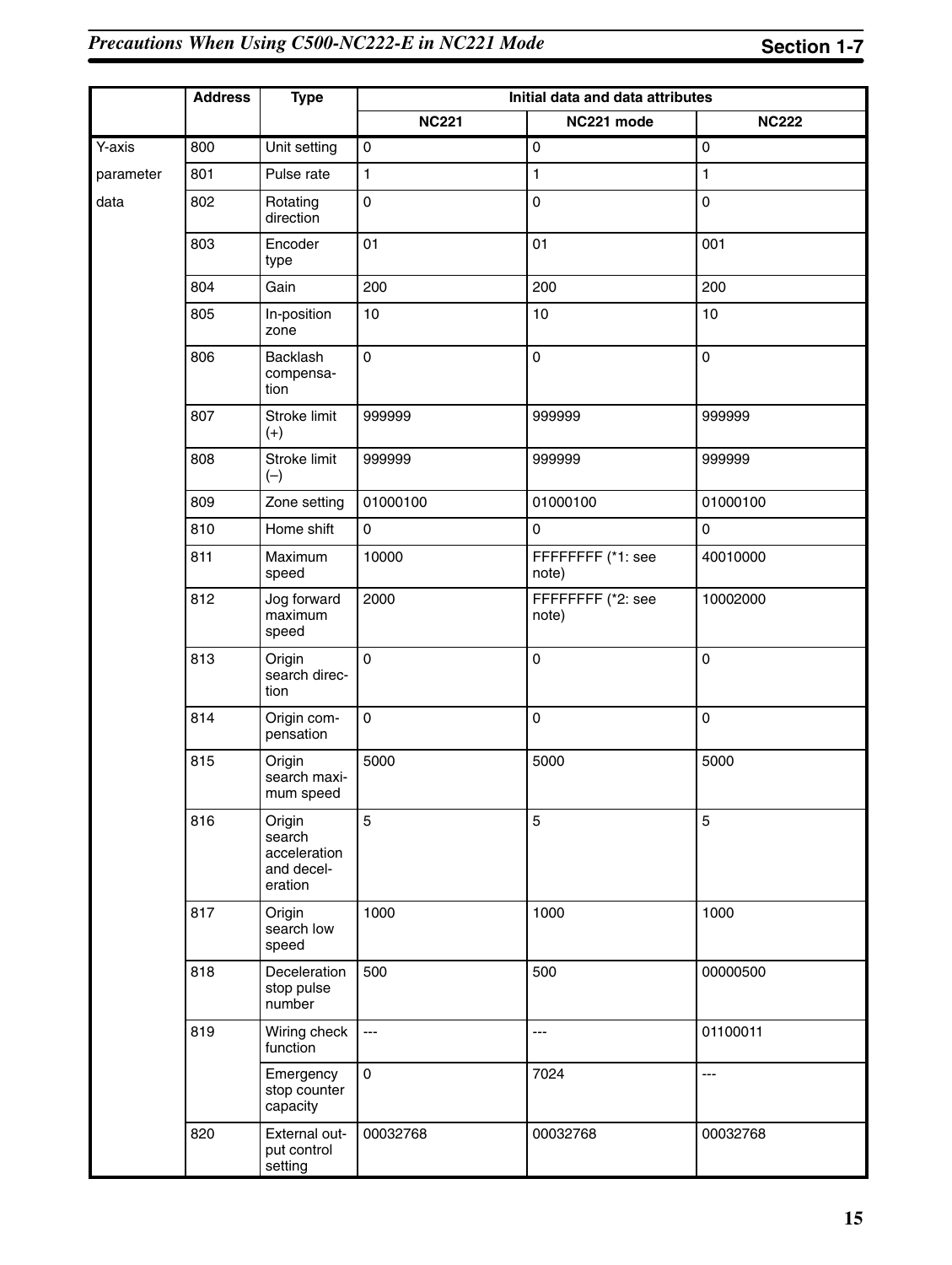| | Address | Type | Initial data and data attributes | | |
|---|---|---|---|---|---|
| | | | NC221 | NC221 mode | NC222 |
| Y-axis parameter data | 800 | Unit setting | 0 | 0 | 0 |
| | 801 | Pulse rate | 1 | 1 | 1 |
| | 802 | Rotating direction | 0 | 0 | 0 |
| | 803 | Encoder type | 01 | 01 | 001 |
| | 804 | Gain | 200 | 200 | 200 |
| | 805 | In-position zone | 10 | 10 | 10 |
| | 806 | Backlash compensation | 0 | 0 | 0 |
| | 807 | Stroke limit (+) | 999999 | 999999 | 999999 |
| | 808 | Stroke limit (–) | 999999 | 999999 | 999999 |
| | 809 | Zone setting | 01000100 | 01000100 | 01000100 |
| | 810 | Home shift | 0 | 0 | 0 |
| | 811 | Maximum speed | 10000 | FFFFFFFF (*1: see note) | 40010000 |
| | 812 | Jog forward maximum speed | 2000 | FFFFFFFF (*2: see note) | 10002000 |
| | 813 | Origin search direction | 0 | 0 | 0 |
| | 814 | Origin compensation | 0 | 0 | 0 |
| | 815 | Origin search maximum speed | 5000 | 5000 | 5000 |
| | 816 | Origin search acceleration and deceleration | 5 | 5 | 5 |
| | 817 | Origin search low speed | 1000 | 1000 | 1000 |
| | 818 | Deceleration stop pulse number | 500 | 500 | 00000500 |
| | 819 | Wiring check function | --- | --- | 01100011 |
| | | Emergency stop counter capacity | 0 | 7024 | --- |
| | 820 | External output control setting | 00032768 | 00032768 | 00032768 |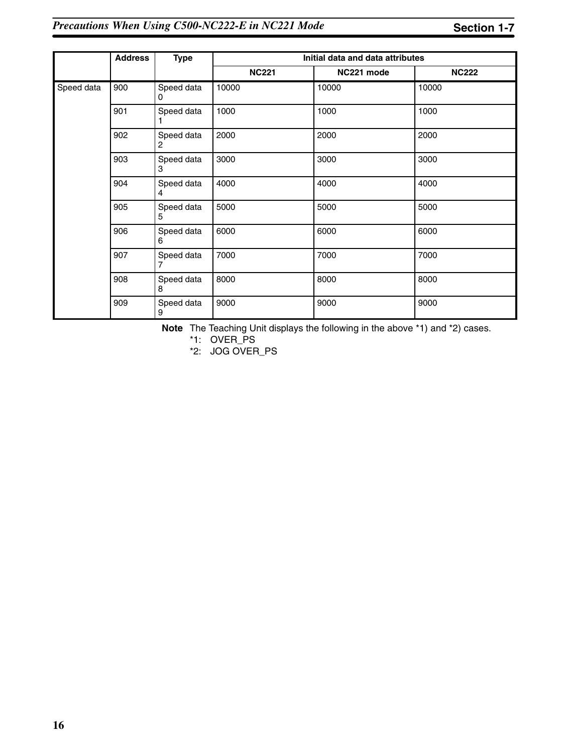| | Address | Type | Initial data and data attributes | | |
|---|---|---|---|---|---|
| | | | NC221 | NC221 mode | NC222 |
| Speed data | 900 | Speed data 0 | 10000 | 10000 | 10000 |
| | 901 | Speed data 1 | 1000 | 1000 | 1000 |
| | 902 | Speed data 2 | 2000 | 2000 | 2000 |
| | 903 | Speed data 3 | 3000 | 3000 | 3000 |
| | 904 | Speed data 4 | 4000 | 4000 | 4000 |
| | 905 | Speed data 5 | 5000 | 5000 | 5000 |
| | 906 | Speed data 6 | 6000 | 6000 | 6000 |
| | 907 | Speed data 7 | 7000 | 7000 | 7000 |
| | 908 | Speed data 8 | 8000 | 8000 | 8000 |
| | 909 | Speed data 9 | 9000 | 9000 | 9000 |

**Note** The Teaching Unit displays the following in the above *1) and *2) cases.

*1: OVER_PS

*2: JOG OVER_PS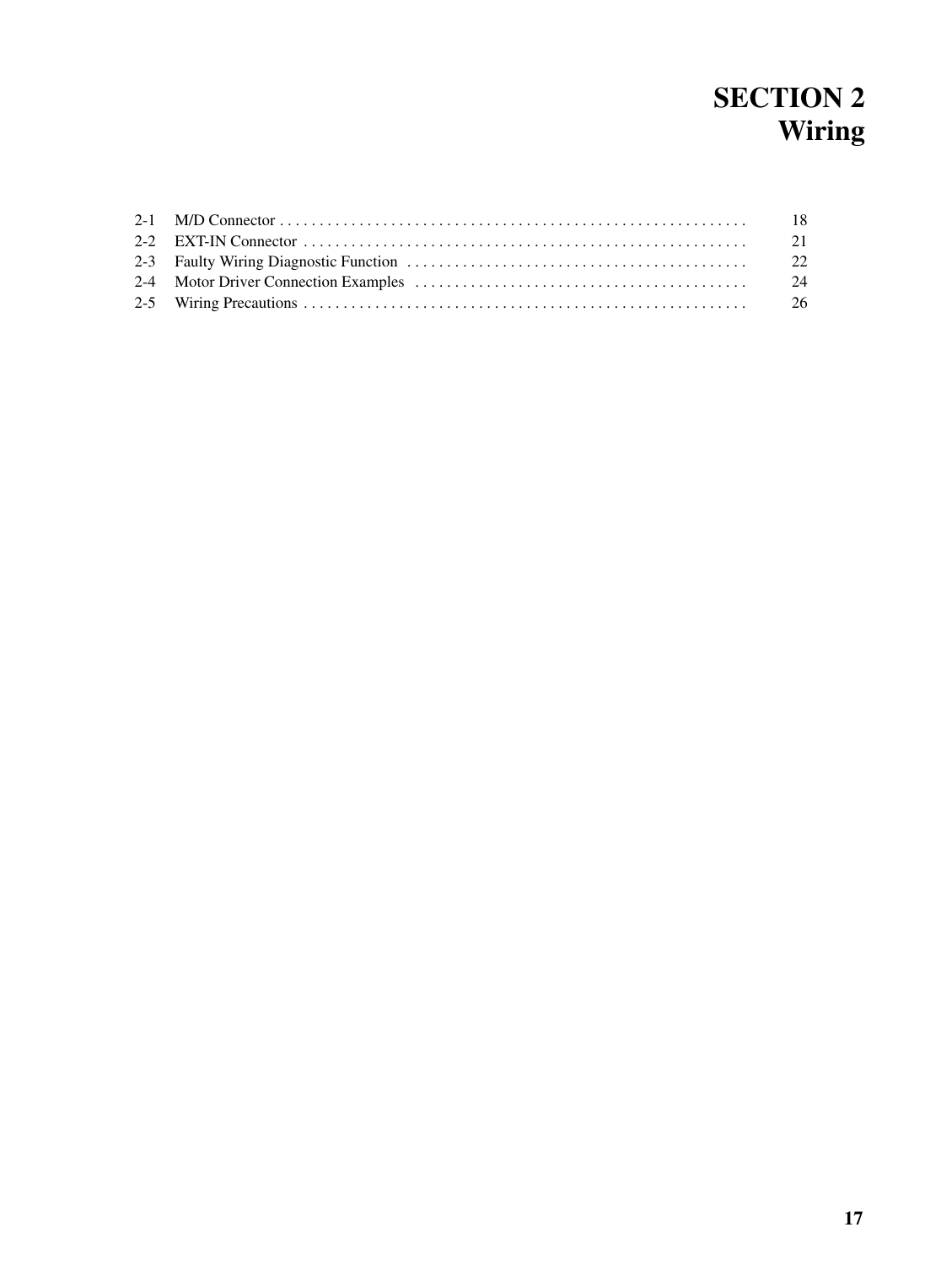# SECTION 2
# Wiring

| | | |
|---|---|---|
| 2-1 | M/D Connector | 18 |
| 2-2 | EXT-IN Connector | 21 |
| 2-3 | Faulty Wiring Diagnostic Function | 22 |
| 2-4 | Motor Driver Connection Examples | 24 |
| 2-5 | Wiring Precautions | 26 |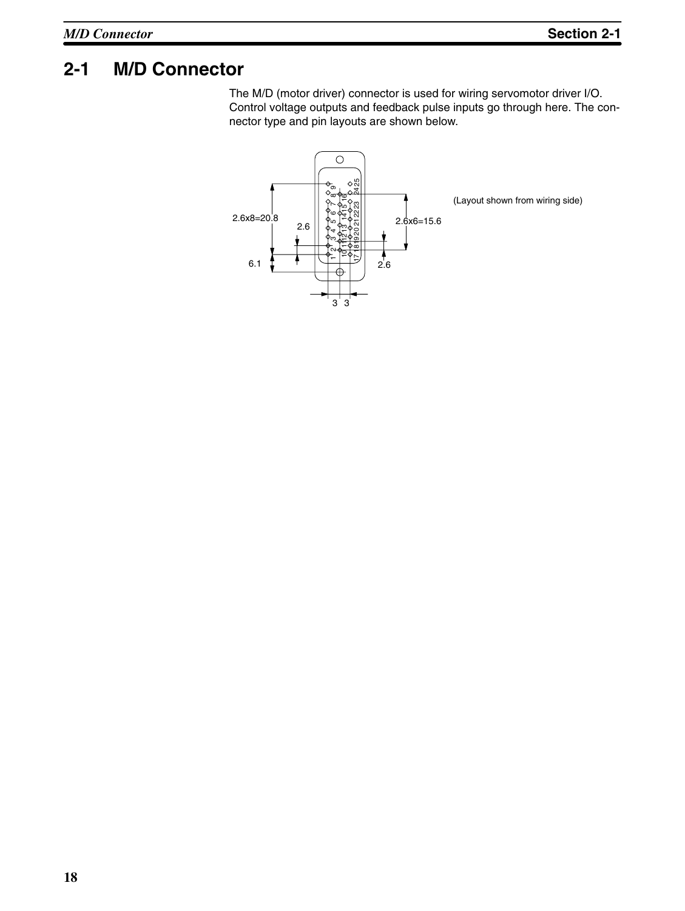## 2-1 M/D Connector

The M/D (motor driver) connector is used for wiring servomotor driver I/O. Control voltage outputs and feedback pulse inputs go through here. The connector type and pin layouts are shown below.

(Layout shown from wiring side)

2.6x8=20.8

2.6

6.1

2.6x6=15.6

2.6

3 3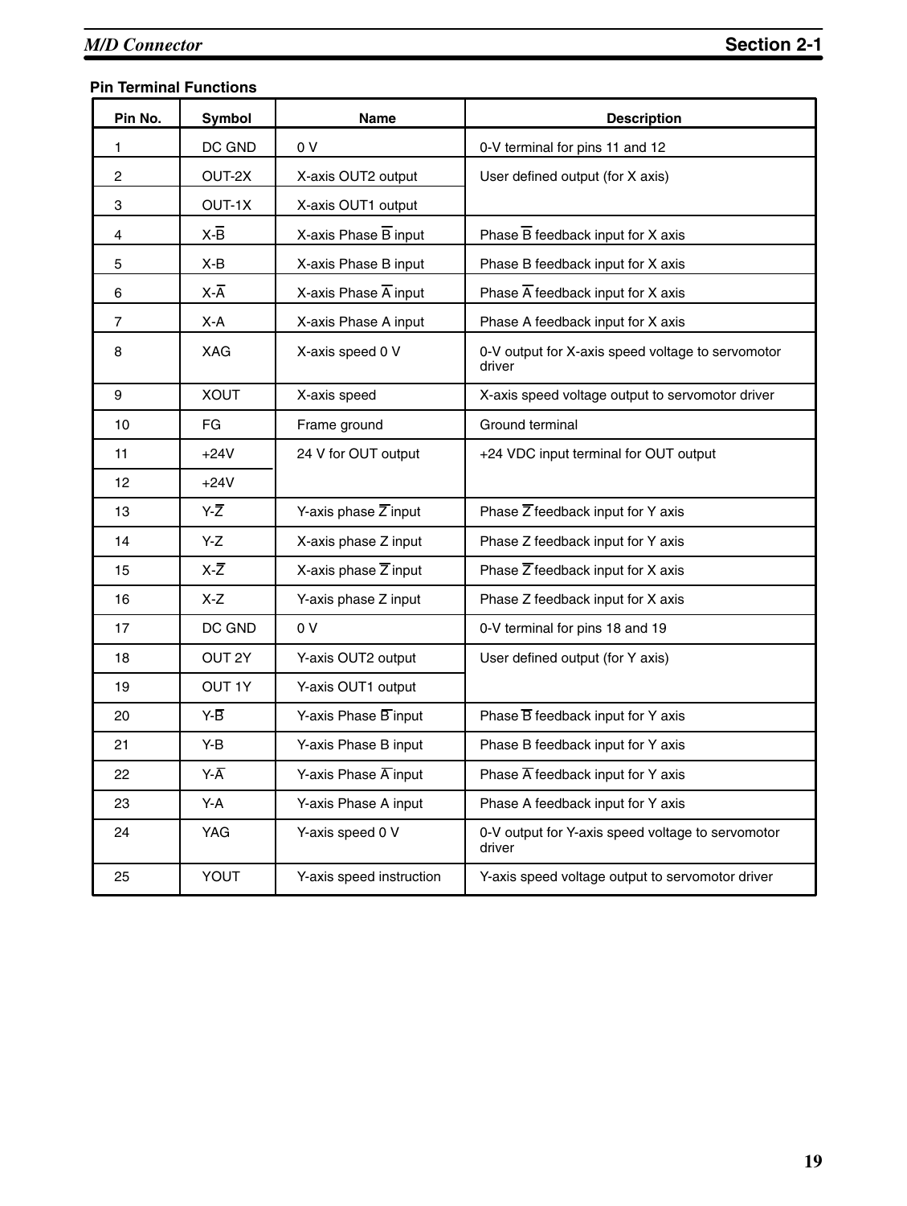**Pin Terminal Functions**

| Pin No. | Symbol | Name | Description |
|---|---|---|---|
| 1 | DC GND | 0 V | 0-V terminal for pins 11 and 12 |
| 2 | OUT-2X | X-axis OUT2 output | User defined output (for X axis) |
| 3 | OUT-1X | X-axis OUT1 output | |
| 4 | X-$\overline{B}$ | X-axis Phase $\overline{B}$ input | Phase $\overline{B}$ feedback input for X axis |
| 5 | X-B | X-axis Phase B input | Phase B feedback input for X axis |
| 6 | X-$\overline{A}$ | X-axis Phase $\overline{A}$ input | Phase $\overline{A}$ feedback input for X axis |
| 7 | X-A | X-axis Phase A input | Phase A feedback input for X axis |
| 8 | XAG | X-axis speed 0 V | 0-V output for X-axis speed voltage to servomotor driver |
| 9 | XOUT | X-axis speed | X-axis speed voltage output to servomotor driver |
| 10 | FG | Frame ground | Ground terminal |
| 11 | +24V | 24 V for OUT output | +24 VDC input terminal for OUT output |
| 12 | +24V | | |
| 13 | Y-$\overline{Z}$ | Y-axis phase $\overline{Z}$ input | Phase $\overline{Z}$ feedback input for Y axis |
| 14 | Y-Z | X-axis phase Z input | Phase Z feedback input for Y axis |
| 15 | X-$\overline{Z}$ | X-axis phase $\overline{Z}$ input | Phase $\overline{Z}$ feedback input for X axis |
| 16 | X-Z | Y-axis phase Z input | Phase Z feedback input for X axis |
| 17 | DC GND | 0 V | 0-V terminal for pins 18 and 19 |
| 18 | OUT 2Y | Y-axis OUT2 output | User defined output (for Y axis) |
| 19 | OUT 1Y | Y-axis OUT1 output | |
| 20 | Y-$\overline{B}$ | Y-axis Phase $\overline{B}$ input | Phase $\overline{B}$ feedback input for Y axis |
| 21 | Y-B | Y-axis Phase B input | Phase B feedback input for Y axis |
| 22 | Y-$\overline{A}$ | Y-axis Phase $\overline{A}$ input | Phase $\overline{A}$ feedback input for Y axis |
| 23 | Y-A | Y-axis Phase A input | Phase A feedback input for Y axis |
| 24 | YAG | Y-axis speed 0 V | 0-V output for Y-axis speed voltage to servomotor driver |
| 25 | YOUT | Y-axis speed instruction | Y-axis speed voltage output to servomotor driver |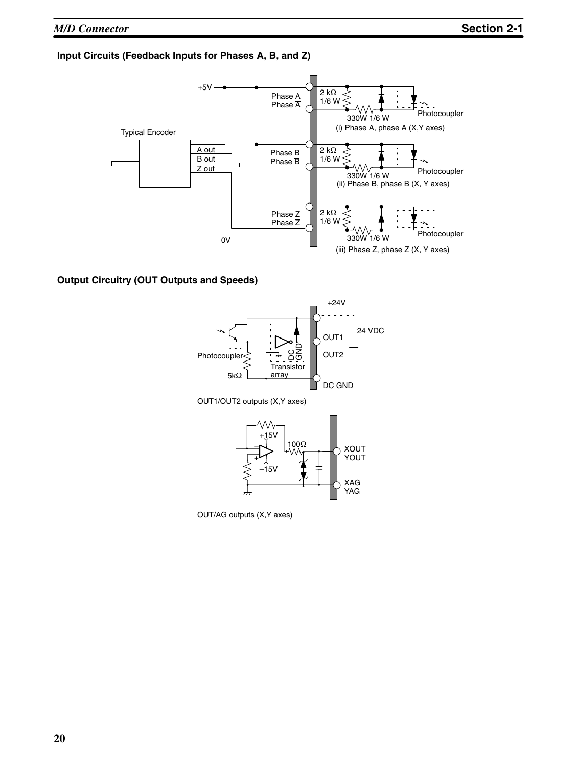### Input Circuits (Feedback Inputs for Phases A, B, and Z)

+5V

Typical Encoder

A out
B out
Z out

0V

Phase A
Phase $\overline{A}$

2 kΩ
1/6 W

330W 1/6 W

Photocoupler

(i) Phase A, phase A (X,Y axes)

Phase B
Phase $\overline{B}$

2 kΩ
1/6 W

330W 1/6 W

Photocoupler

(ii) Phase B, phase B (X, Y axes)

Phase Z
Phase $\overline{Z}$

2 kΩ
1/6 W

330W 1/6 W

Photocoupler

(iii) Phase Z, phase Z (X, Y axes)

### Output Circuitry (OUT Outputs and Speeds)

+24V

24 VDC

OUT1

OUT2

DC GND

Photocoupler

5kΩ

DC GND

Transistor array

OUT1/OUT2 outputs (X,Y axes)

+15V

–15V

100Ω

XOUT
YOUT

XAG
YAG

OUT/AG outputs (X,Y axes)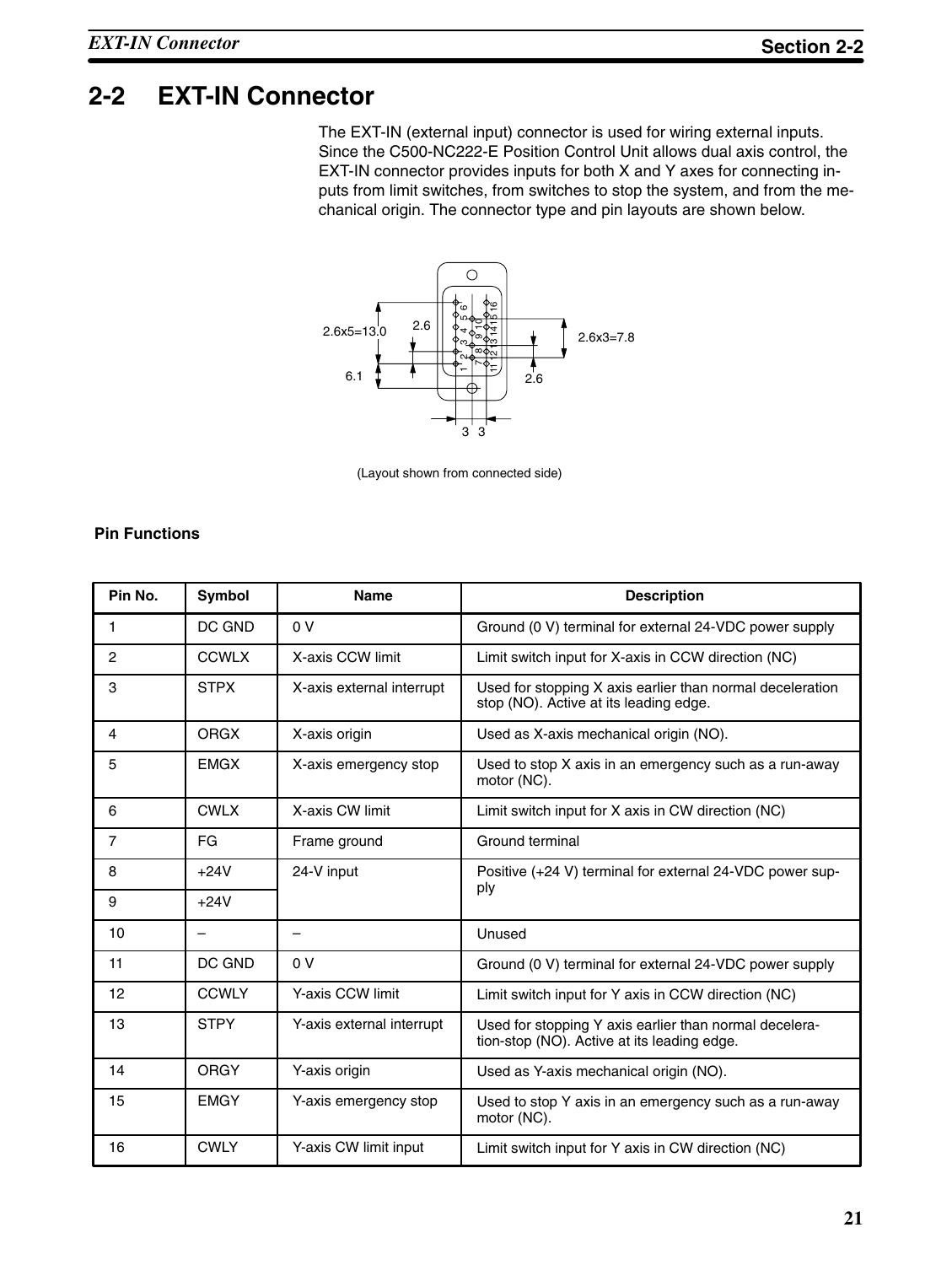## 2-2 EXT-IN Connector

The EXT-IN (external input) connector is used for wiring external inputs. Since the C500-NC222-E Position Control Unit allows dual axis control, the EXT-IN connector provides inputs for both X and Y axes for connecting inputs from limit switches, from switches to stop the system, and from the mechanical origin. The connector type and pin layouts are shown below.

2.6x5=13.0　2.6　2.6x3=7.8　6.1　2.6　3　3

(Layout shown from connected side)

### Pin Functions

| Pin No. | Symbol | Name | Description |
|---|---|---|---|
| 1 | DC GND | 0 V | Ground (0 V) terminal for external 24-VDC power supply |
| 2 | CCWLX | X-axis CCW limit | Limit switch input for X-axis in CCW direction (NC) |
| 3 | STPX | X-axis external interrupt | Used for stopping X axis earlier than normal deceleration stop (NO). Active at its leading edge. |
| 4 | ORGX | X-axis origin | Used as X-axis mechanical origin (NO). |
| 5 | EMGX | X-axis emergency stop | Used to stop X axis in an emergency such as a run-away motor (NC). |
| 6 | CWLX | X-axis CW limit | Limit switch input for X axis in CW direction (NC) |
| 7 | FG | Frame ground | Ground terminal |
| 8 | +24V | 24-V input | Positive (+24 V) terminal for external 24-VDC power supply |
| 9 | +24V | | |
| 10 | – | – | Unused |
| 11 | DC GND | 0 V | Ground (0 V) terminal for external 24-VDC power supply |
| 12 | CCWLY | Y-axis CCW limit | Limit switch input for Y axis in CCW direction (NC) |
| 13 | STPY | Y-axis external interrupt | Used for stopping Y axis earlier than normal deceleration-stop (NO). Active at its leading edge. |
| 14 | ORGY | Y-axis origin | Used as Y-axis mechanical origin (NO). |
| 15 | EMGY | Y-axis emergency stop | Used to stop Y axis in an emergency such as a run-away motor (NC). |
| 16 | CWLY | Y-axis CW limit input | Limit switch input for Y axis in CW direction (NC) |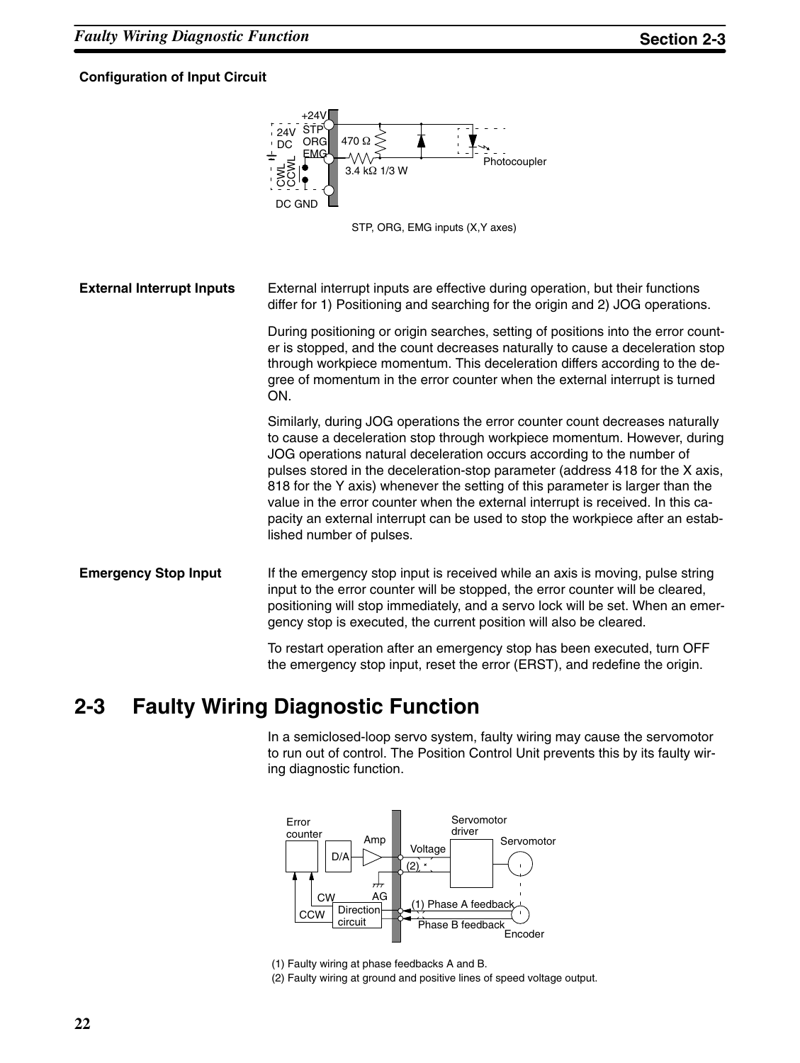**Configuration of Input Circuit**

STP, ORG, EMG inputs (X,Y axes)

**External Interrupt Inputs**

External interrupt inputs are effective during operation, but their functions differ for 1) Positioning and searching for the origin and 2) JOG operations.

During positioning or origin searches, setting of positions into the error counter is stopped, and the count decreases naturally to cause a deceleration stop through workpiece momentum. This deceleration differs according to the degree of momentum in the error counter when the external interrupt is turned ON.

Similarly, during JOG operations the error counter count decreases naturally to cause a deceleration stop through workpiece momentum. However, during JOG operations natural deceleration occurs according to the number of pulses stored in the deceleration-stop parameter (address 418 for the X axis, 818 for the Y axis) whenever the setting of this parameter is larger than the value in the error counter when the external interrupt is received. In this capacity an external interrupt can be used to stop the workpiece after an established number of pulses.

**Emergency Stop Input**

If the emergency stop input is received while an axis is moving, pulse string input to the error counter will be stopped, the error counter will be cleared, positioning will stop immediately, and a servo lock will be set. When an emergency stop is executed, the current position will also be cleared.

To restart operation after an emergency stop has been executed, turn OFF the emergency stop input, reset the error (ERST), and redefine the origin.

## 2-3 Faulty Wiring Diagnostic Function

In a semiclosed-loop servo system, faulty wiring may cause the servomotor to run out of control. The Position Control Unit prevents this by its faulty wiring diagnostic function.

(1) Faulty wiring at phase feedbacks A and B.

(2) Faulty wiring at ground and positive lines of speed voltage output.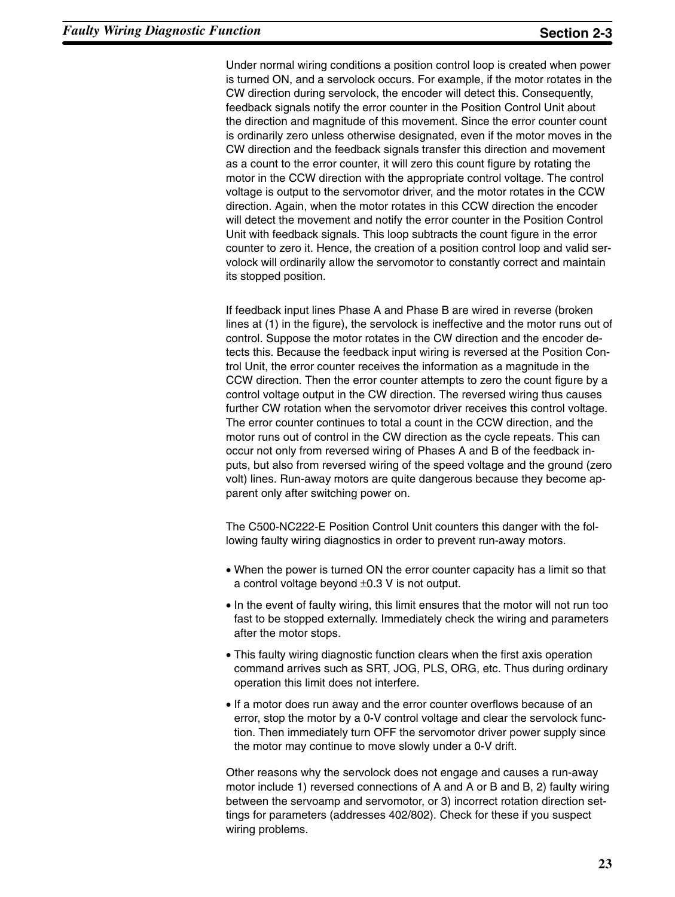Under normal wiring conditions a position control loop is created when power is turned ON, and a servolock occurs. For example, if the motor rotates in the CW direction during servolock, the encoder will detect this. Consequently, feedback signals notify the error counter in the Position Control Unit about the direction and magnitude of this movement. Since the error counter count is ordinarily zero unless otherwise designated, even if the motor moves in the CW direction and the feedback signals transfer this direction and movement as a count to the error counter, it will zero this count figure by rotating the motor in the CCW direction with the appropriate control voltage. The control voltage is output to the servomotor driver, and the motor rotates in the CCW direction. Again, when the motor rotates in this CCW direction the encoder will detect the movement and notify the error counter in the Position Control Unit with feedback signals. This loop subtracts the count figure in the error counter to zero it. Hence, the creation of a position control loop and valid servolock will ordinarily allow the servomotor to constantly correct and maintain its stopped position.

If feedback input lines Phase A and Phase B are wired in reverse (broken lines at (1) in the figure), the servolock is ineffective and the motor runs out of control. Suppose the motor rotates in the CW direction and the encoder detects this. Because the feedback input wiring is reversed at the Position Control Unit, the error counter receives the information as a magnitude in the CCW direction. Then the error counter attempts to zero the count figure by a control voltage output in the CW direction. The reversed wiring thus causes further CW rotation when the servomotor driver receives this control voltage. The error counter continues to total a count in the CCW direction, and the motor runs out of control in the CW direction as the cycle repeats. This can occur not only from reversed wiring of Phases A and B of the feedback inputs, but also from reversed wiring of the speed voltage and the ground (zero volt) lines. Run-away motors are quite dangerous because they become apparent only after switching power on.

The C500-NC222-E Position Control Unit counters this danger with the following faulty wiring diagnostics in order to prevent run-away motors.

- When the power is turned ON the error counter capacity has a limit so that a control voltage beyond ±0.3 V is not output.
- In the event of faulty wiring, this limit ensures that the motor will not run too fast to be stopped externally. Immediately check the wiring and parameters after the motor stops.
- This faulty wiring diagnostic function clears when the first axis operation command arrives such as SRT, JOG, PLS, ORG, etc. Thus during ordinary operation this limit does not interfere.
- If a motor does run away and the error counter overflows because of an error, stop the motor by a 0-V control voltage and clear the servolock function. Then immediately turn OFF the servomotor driver power supply since the motor may continue to move slowly under a 0-V drift.

Other reasons why the servolock does not engage and causes a run-away motor include 1) reversed connections of A and A or B and B, 2) faulty wiring between the servoamp and servomotor, or 3) incorrect rotation direction settings for parameters (addresses 402/802). Check for these if you suspect wiring problems.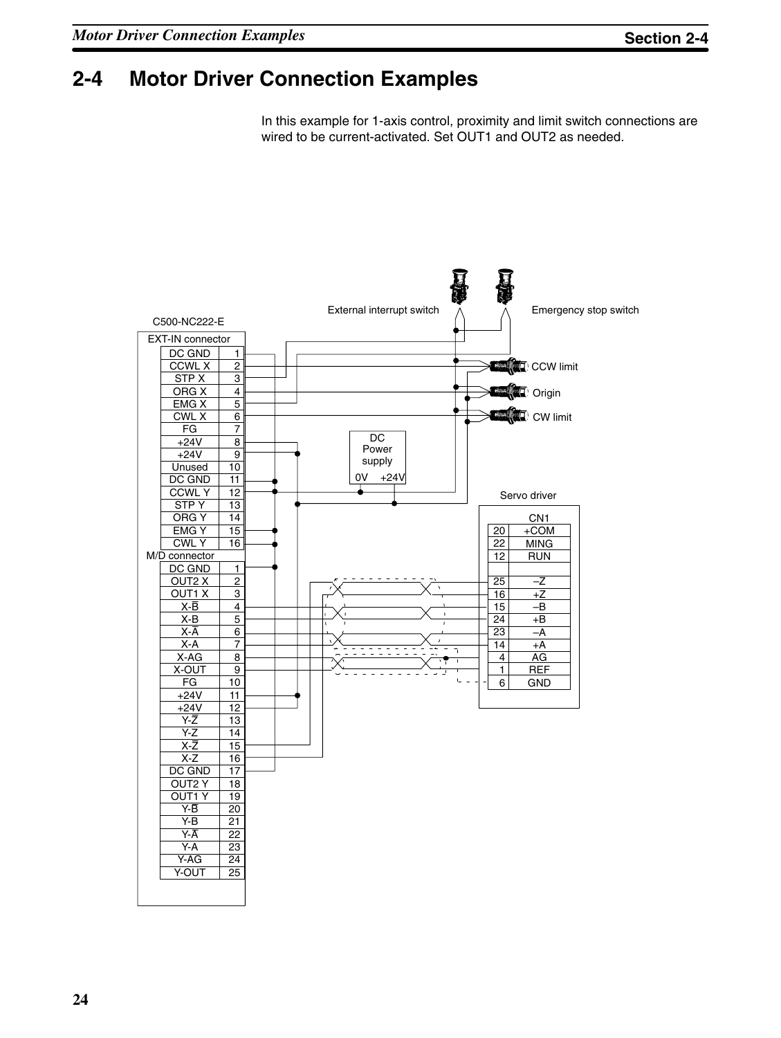# 2-4 Motor Driver Connection Examples

In this example for 1-axis control, proximity and limit switch connections are wired to be current-activated. Set OUT1 and OUT2 as needed.

External interrupt switch

Emergency stop switch

C500-NC222-E

EXT-IN connector

| Signal | Pin |
|---|---|
| DC GND | 1 |
| CCWL X | 2 |
| STP X | 3 |
| ORG X | 4 |
| EMG X | 5 |
| CWL X | 6 |
| FG | 7 |
| +24V | 8 |
| +24V | 9 |
| Unused | 10 |
| DC GND | 11 |
| CCWL Y | 12 |
| STP Y | 13 |
| ORG Y | 14 |
| EMG Y | 15 |
| CWL Y | 16 |

M/D connector

| Signal | Pin |
|---|---|
| DC GND | 1 |
| OUT2 X | 2 |
| OUT1 X | 3 |
| X-$\overline{B}$ | 4 |
| X-B | 5 |
| X-$\overline{A}$ | 6 |
| X-A | 7 |
| X-AG | 8 |
| X-OUT | 9 |
| FG | 10 |
| +24V | 11 |
| +24V | 12 |
| Y-$\overline{Z}$ | 13 |
| Y-Z | 14 |
| X-$\overline{Z}$ | 15 |
| X-Z | 16 |
| DC GND | 17 |
| OUT2 Y | 18 |
| OUT1 Y | 19 |
| Y-$\overline{B}$ | 20 |
| Y-B | 21 |
| Y-$\overline{A}$ | 22 |
| Y-A | 23 |
| Y-AG | 24 |
| Y-OUT | 25 |

CCW limit

Origin

CW limit

DC Power supply

0V +24V

Servo driver

CN1

| Pin | Signal |
|---|---|
| 20 | +COM |
| 22 | MING |
| 12 | RUN |
| | |
| 25 | –Z |
| 16 | +Z |
| 15 | –B |
| 24 | +B |
| 23 | –A |
| 14 | +A |
| 4 | AG |
| 1 | REF |
| 6 | GND |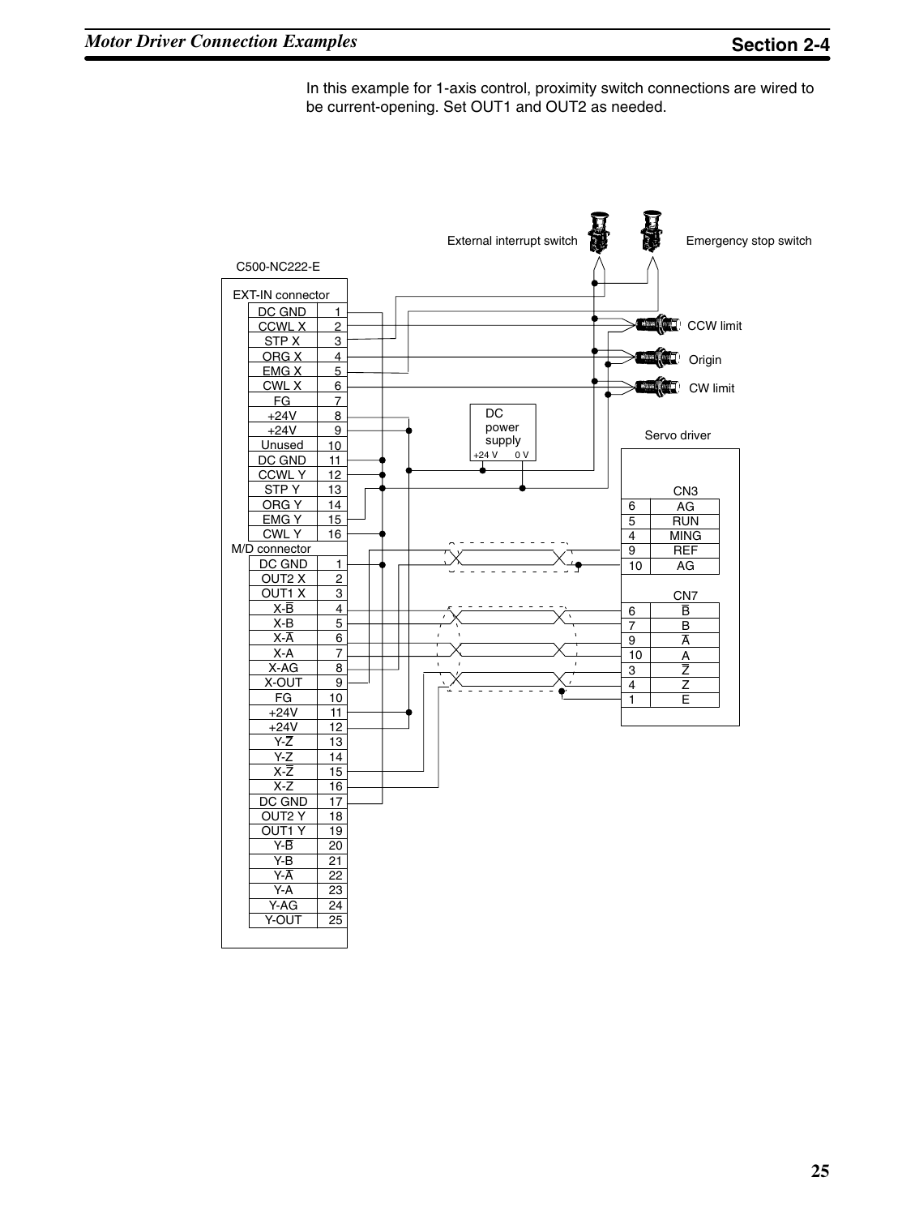In this example for 1-axis control, proximity switch connections are wired to be current-opening. Set OUT1 and OUT2 as needed.

External interrupt switch

Emergency stop switch

C500-NC222-E

EXT-IN connector

| Signal | Pin |
|---|---|
| DC GND | 1 |
| CCWL X | 2 |
| STP X | 3 |
| ORG X | 4 |
| EMG X | 5 |
| CWL X | 6 |
| FG | 7 |
| +24V | 8 |
| +24V | 9 |
| Unused | 10 |
| DC GND | 11 |
| CCWL Y | 12 |
| STP Y | 13 |
| ORG Y | 14 |
| EMG Y | 15 |
| CWL Y | 16 |

M/D connector

| Signal | Pin |
|---|---|
| DC GND | 1 |
| OUT2 X | 2 |
| OUT1 X | 3 |
| X-$\overline{B}$ | 4 |
| X-B | 5 |
| X-$\overline{A}$ | 6 |
| X-A | 7 |
| X-AG | 8 |
| X-OUT | 9 |
| FG | 10 |
| +24V | 11 |
| +24V | 12 |
| Y-$\overline{Z}$ | 13 |
| Y-Z | 14 |
| X-$\overline{Z}$ | 15 |
| X-Z | 16 |
| DC GND | 17 |
| OUT2 Y | 18 |
| OUT1 Y | 19 |
| Y-$\overline{B}$ | 20 |
| Y-B | 21 |
| Y-$\overline{A}$ | 22 |
| Y-A | 23 |
| Y-AG | 24 |
| Y-OUT | 25 |

CCW limit

Origin

CW limit

DC power supply (+24 V, 0 V)

Servo driver

CN3

| Pin | Signal |
|---|---|
| 6 | AG |
| 5 | RUN |
| 4 | MING |
| 9 | REF |
| 10 | AG |

CN7

| Pin | Signal |
|---|---|
| 6 | $\overline{B}$ |
| 7 | B |
| 9 | $\overline{A}$ |
| 10 | A |
| 3 | $\overline{Z}$ |
| 4 | Z |
| 1 | E |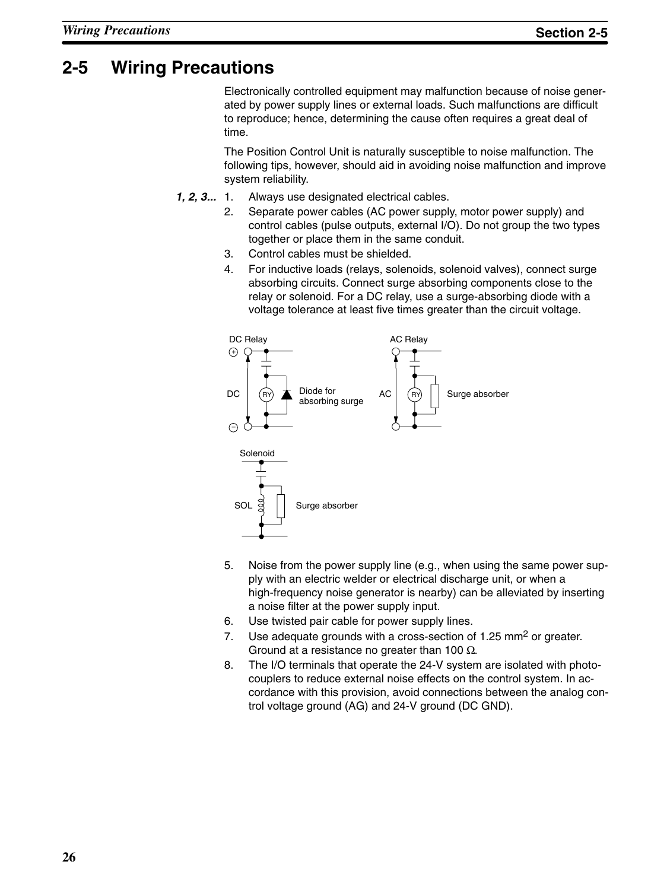# 2-5 Wiring Precautions

Electronically controlled equipment may malfunction because of noise generated by power supply lines or external loads. Such malfunctions are difficult to reproduce; hence, determining the cause often requires a great deal of time.

The Position Control Unit is naturally susceptible to noise malfunction. The following tips, however, should aid in avoiding noise malfunction and improve system reliability.

1. Always use designated electrical cables.
2. Separate power cables (AC power supply, motor power supply) and control cables (pulse outputs, external I/O). Do not group the two types together or place them in the same conduit.
3. Control cables must be shielded.
4. For inductive loads (relays, solenoids, solenoid valves), connect surge absorbing circuits. Connect surge absorbing components close to the relay or solenoid. For a DC relay, use a surge-absorbing diode with a voltage tolerance at least five times greater than the circuit voltage.

DC Relay — DC, RY, Diode for absorbing surge

AC Relay — AC, RY, Surge absorber

Solenoid — SOL, Surge absorber

5. Noise from the power supply line (e.g., when using the same power supply with an electric welder or electrical discharge unit, or when a high-frequency noise generator is nearby) can be alleviated by inserting a noise filter at the power supply input.
6. Use twisted pair cable for power supply lines.
7. Use adequate grounds with a cross-section of 1.25 $mm^2$ or greater. Ground at a resistance no greater than 100 $\Omega$.
8. The I/O terminals that operate the 24-V system are isolated with photocouplers to reduce external noise effects on the control system. In accordance with this provision, avoid connections between the analog control voltage ground (AG) and 24-V ground (DC GND).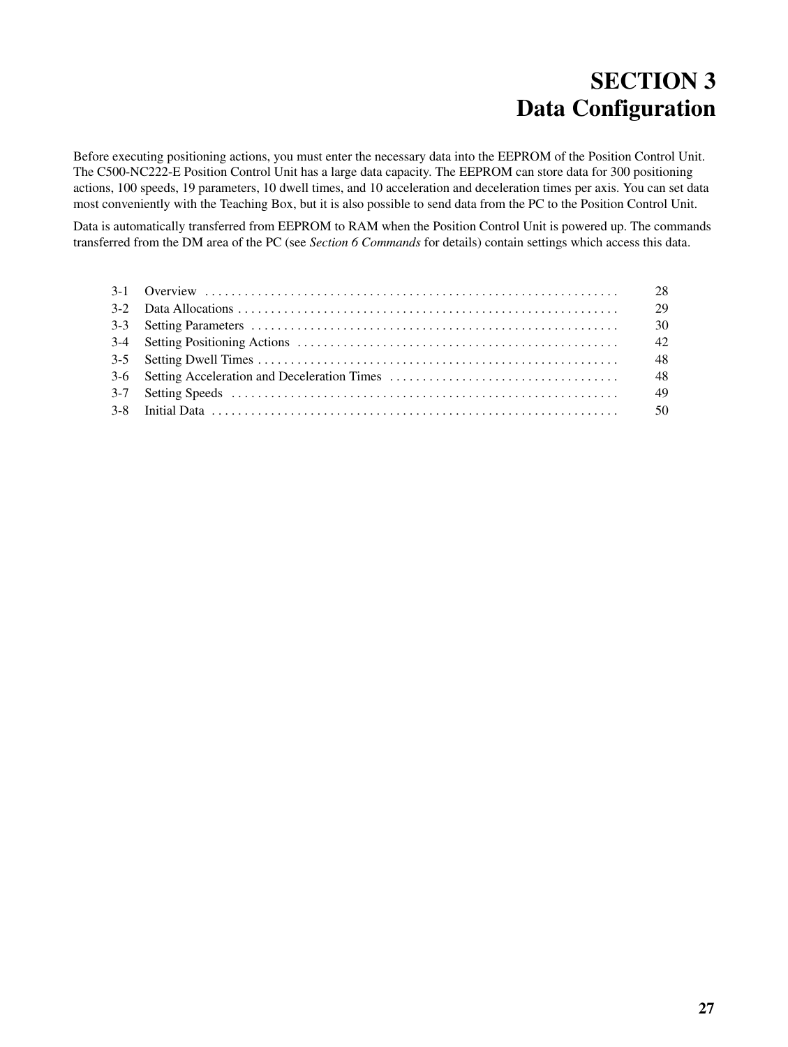# SECTION 3
# Data Configuration

Before executing positioning actions, you must enter the necessary data into the EEPROM of the Position Control Unit. The C500-NC222-E Position Control Unit has a large data capacity. The EEPROM can store data for 300 positioning actions, 100 speeds, 19 parameters, 10 dwell times, and 10 acceleration and deceleration times per axis. You can set data most conveniently with the Teaching Box, but it is also possible to send data from the PC to the Position Control Unit.

Data is automatically transferred from EEPROM to RAM when the Position Control Unit is powered up. The commands transferred from the DM area of the PC (see *Section 6 Commands* for details) contain settings which access this data.

| | | |
|---|---|---|
| 3-1 | Overview | 28 |
| 3-2 | Data Allocations | 29 |
| 3-3 | Setting Parameters | 30 |
| 3-4 | Setting Positioning Actions | 42 |
| 3-5 | Setting Dwell Times | 48 |
| 3-6 | Setting Acceleration and Deceleration Times | 48 |
| 3-7 | Setting Speeds | 49 |
| 3-8 | Initial Data | 50 |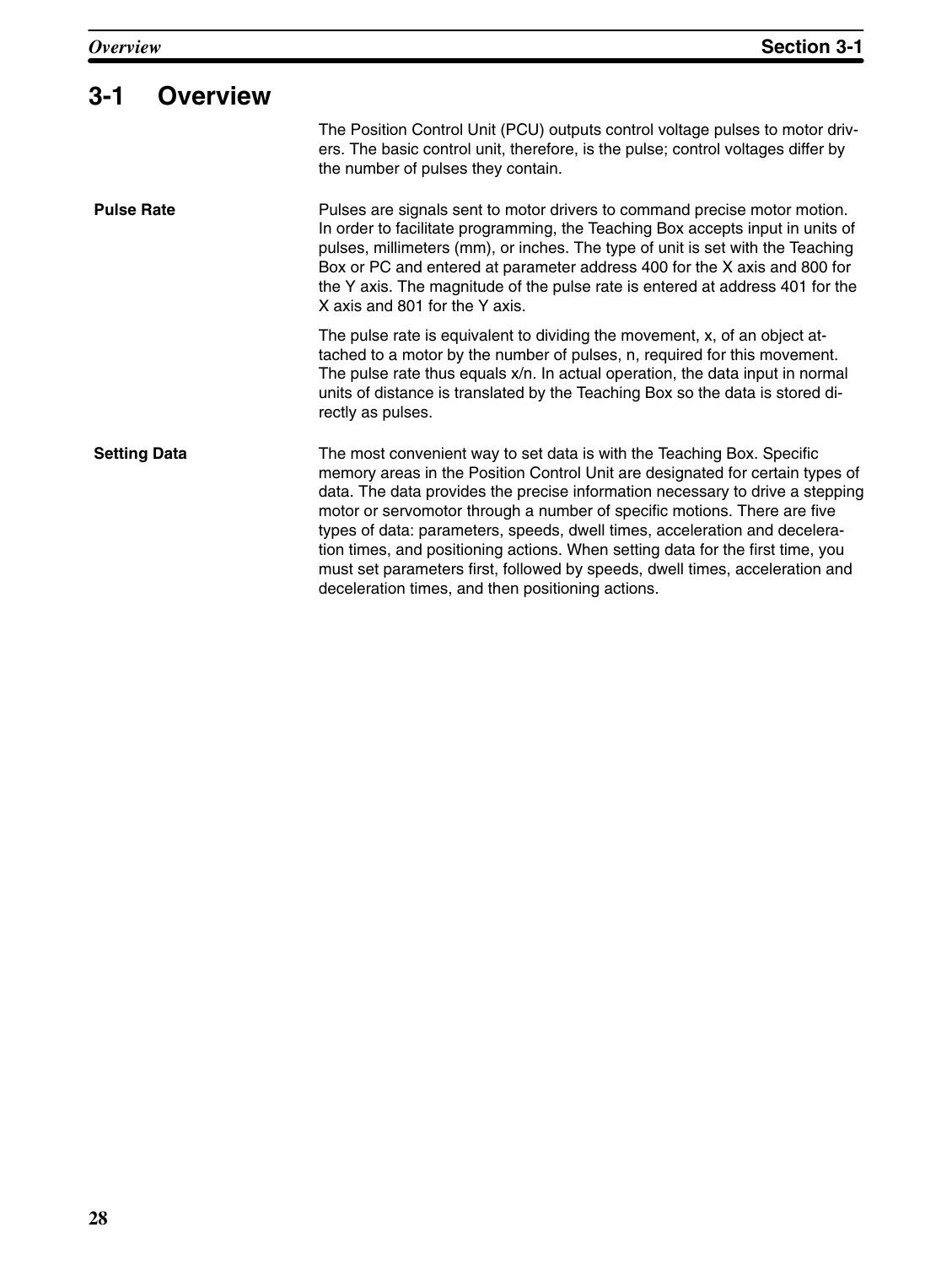## 3-1 Overview

The Position Control Unit (PCU) outputs control voltage pulses to motor drivers. The basic control unit, therefore, is the pulse; control voltages differ by the number of pulses they contain.

**Pulse Rate**

Pulses are signals sent to motor drivers to command precise motor motion. In order to facilitate programming, the Teaching Box accepts input in units of pulses, millimeters (mm), or inches. The type of unit is set with the Teaching Box or PC and entered at parameter address 400 for the X axis and 800 for the Y axis. The magnitude of the pulse rate is entered at address 401 for the X axis and 801 for the Y axis.

The pulse rate is equivalent to dividing the movement, x, of an object attached to a motor by the number of pulses, n, required for this movement. The pulse rate thus equals x/n. In actual operation, the data input in normal units of distance is translated by the Teaching Box so the data is stored directly as pulses.

**Setting Data**

The most convenient way to set data is with the Teaching Box. Specific memory areas in the Position Control Unit are designated for certain types of data. The data provides the precise information necessary to drive a stepping motor or servomotor through a number of specific motions. There are five types of data: parameters, speeds, dwell times, acceleration and deceleration times, and positioning actions. When setting data for the first time, you must set parameters first, followed by speeds, dwell times, acceleration and deceleration times, and then positioning actions.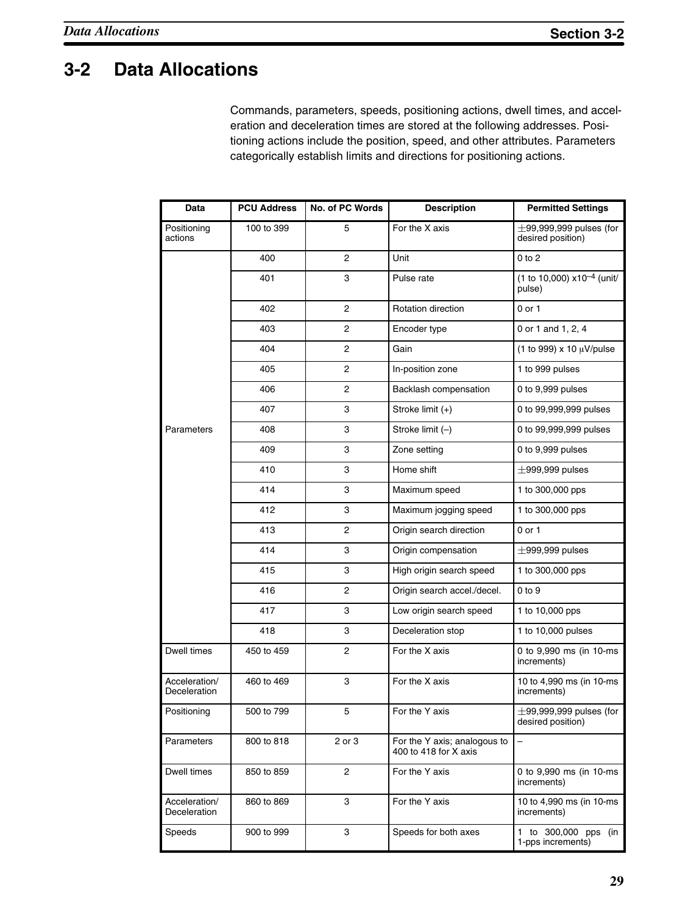# 3-2 Data Allocations

Commands, parameters, speeds, positioning actions, dwell times, and acceleration and deceleration times are stored at the following addresses. Positioning actions include the position, speed, and other attributes. Parameters categorically establish limits and directions for positioning actions.

| Data | PCU Address | No. of PC Words | Description | Permitted Settings |
|---|---|---|---|---|
| Positioning actions | 100 to 399 | 5 | For the X axis | ±99,999,999 pulses (for desired position) |
| Parameters | 400 | 2 | Unit | 0 to 2 |
| | 401 | 3 | Pulse rate | (1 to 10,000) x$10^{-4}$ (unit/pulse) |
| | 402 | 2 | Rotation direction | 0 or 1 |
| | 403 | 2 | Encoder type | 0 or 1 and 1, 2, 4 |
| | 404 | 2 | Gain | (1 to 999) x 10 μV/pulse |
| | 405 | 2 | In-position zone | 1 to 999 pulses |
| | 406 | 2 | Backlash compensation | 0 to 9,999 pulses |
| | 407 | 3 | Stroke limit (+) | 0 to 99,999,999 pulses |
| | 408 | 3 | Stroke limit (–) | 0 to 99,999,999 pulses |
| | 409 | 3 | Zone setting | 0 to 9,999 pulses |
| | 410 | 3 | Home shift | ±999,999 pulses |
| | 414 | 3 | Maximum speed | 1 to 300,000 pps |
| | 412 | 3 | Maximum jogging speed | 1 to 300,000 pps |
| | 413 | 2 | Origin search direction | 0 or 1 |
| | 414 | 3 | Origin compensation | ±999,999 pulses |
| | 415 | 3 | High origin search speed | 1 to 300,000 pps |
| | 416 | 2 | Origin search accel./decel. | 0 to 9 |
| | 417 | 3 | Low origin search speed | 1 to 10,000 pps |
| | 418 | 3 | Deceleration stop | 1 to 10,000 pulses |
| Dwell times | 450 to 459 | 2 | For the X axis | 0 to 9,990 ms (in 10-ms increments) |
| Acceleration/ Deceleration | 460 to 469 | 3 | For the X axis | 10 to 4,990 ms (in 10-ms increments) |
| Positioning | 500 to 799 | 5 | For the Y axis | ±99,999,999 pulses (for desired position) |
| Parameters | 800 to 818 | 2 or 3 | For the Y axis; analogous to 400 to 418 for X axis | – |
| Dwell times | 850 to 859 | 2 | For the Y axis | 0 to 9,990 ms (in 10-ms increments) |
| Acceleration/ Deceleration | 860 to 869 | 3 | For the Y axis | 10 to 4,990 ms (in 10-ms increments) |
| Speeds | 900 to 999 | 3 | Speeds for both axes | 1 to 300,000 pps (in 1-pps increments) |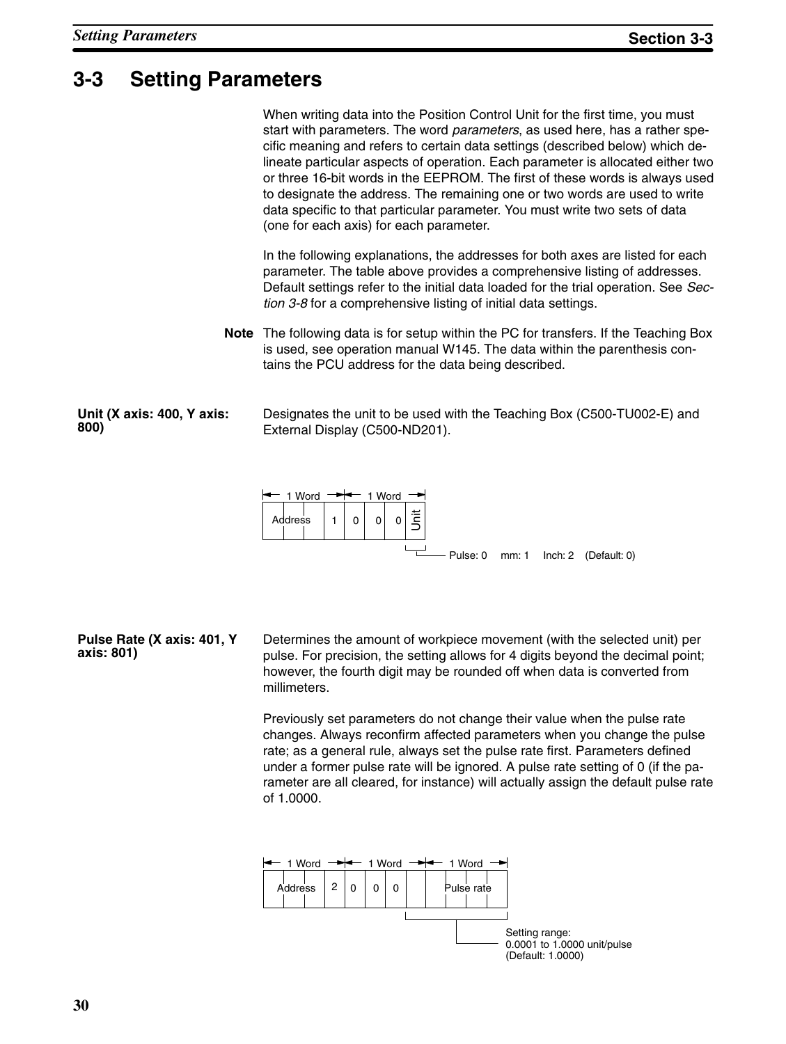## 3-3 Setting Parameters

When writing data into the Position Control Unit for the first time, you must start with parameters. The word *parameters*, as used here, has a rather specific meaning and refers to certain data settings (described below) which delineate particular aspects of operation. Each parameter is allocated either two or three 16-bit words in the EEPROM. The first of these words is always used to designate the address. The remaining one or two words are used to write data specific to that particular parameter. You must write two sets of data (one for each axis) for each parameter.

In the following explanations, the addresses for both axes are listed for each parameter. The table above provides a comprehensive listing of addresses. Default settings refer to the initial data loaded for the trial operation. See *Section 3-8* for a comprehensive listing of initial data settings.

**Note** The following data is for setup within the PC for transfers. If the Teaching Box is used, see operation manual W145. The data within the parenthesis contains the PCU address for the data being described.

**Unit (X axis: 400, Y axis: 800)**

Designates the unit to be used with the Teaching Box (C500-TU002-E) and External Display (C500-ND201).

| 1 Word | 1 Word | | | |
|---|---|---|---|---|
| Address | 1 | 0 | 0 | Unit |

Unit: Pulse: 0 mm: 1 Inch: 2 (Default: 0)

**Pulse Rate (X axis: 401, Y axis: 801)**

Determines the amount of workpiece movement (with the selected unit) per pulse. For precision, the setting allows for 4 digits beyond the decimal point; however, the fourth digit may be rounded off when data is converted from millimeters.

Previously set parameters do not change their value when the pulse rate changes. Always reconfirm affected parameters when you change the pulse rate; as a general rule, always set the pulse rate first. Parameters defined under a former pulse rate will be ignored. A pulse rate setting of 0 (if the parameter are all cleared, for instance) will actually assign the default pulse rate of 1.0000.

| 1 Word | 1 Word | | | | 1 Word |
|---|---|---|---|---|---|
| Address | 2 | 0 | 0 | 0 | Pulse rate |

Pulse rate: Setting range: 0.0001 to 1.0000 unit/pulse (Default: 1.0000)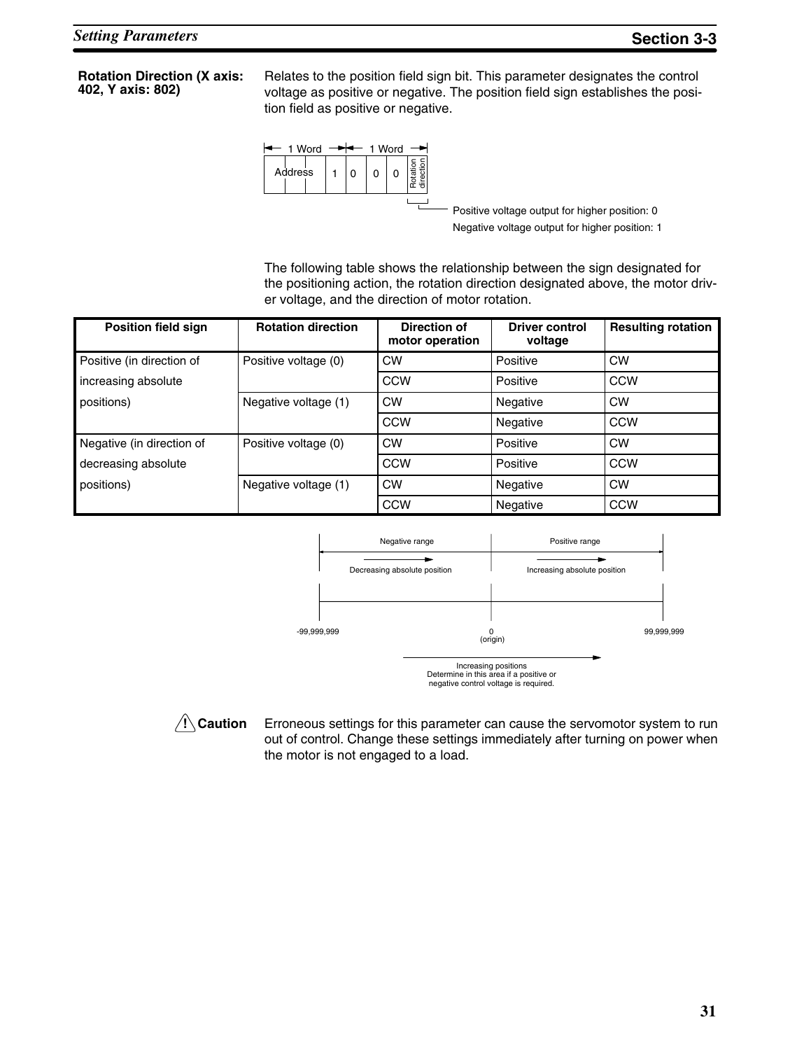**Rotation Direction (X axis: 402, Y axis: 802)**

Relates to the position field sign bit. This parameter designates the control voltage as positive or negative. The position field sign establishes the position field as positive or negative.

| 1 Word | 1 Word | | | | |
|---|---|---|---|---|---|
| Address | 1 | 0 | 0 | 0 | Rotation direction |

Positive voltage output for higher position: 0
Negative voltage output for higher position: 1

The following table shows the relationship between the sign designated for the positioning action, the rotation direction designated above, the motor driver voltage, and the direction of motor rotation.

| Position field sign | Rotation direction | Direction of motor operation | Driver control voltage | Resulting rotation |
|---|---|---|---|---|
| Positive (in direction of increasing absolute positions) | Positive voltage (0) | CW | Positive | CW |
| | | CCW | Positive | CCW |
| | Negative voltage (1) | CW | Negative | CW |
| | | CCW | Negative | CCW |
| Negative (in direction of decreasing absolute positions) | Positive voltage (0) | CW | Positive | CW |
| | | CCW | Positive | CCW |
| | Negative voltage (1) | CW | Negative | CW |
| | | CCW | Negative | CCW |

Negative range — Decreasing absolute position
Positive range — Increasing absolute position

-99,999,999 0 (origin) 99,999,999

Increasing positions
Determine in this area if a positive or negative control voltage is required.

**/!\ Caution** Erroneous settings for this parameter can cause the servomotor system to run out of control. Change these settings immediately after turning on power when the motor is not engaged to a load.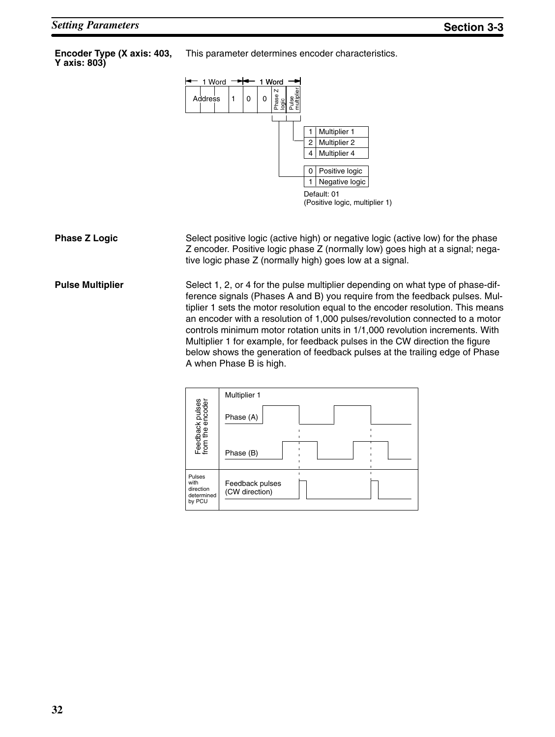**Encoder Type (X axis: 403, Y axis: 803)**

This parameter determines encoder characteristics.

| 1 Word | | | | 1 Word | |
|---|---|---|---|---|---|
| Address | 1 | 0 | 0 | Phase Z logic | Pulse multiplier |

Pulse multiplier:

| | |
|---|---|
| 1 | Multiplier 1 |
| 2 | Multiplier 2 |
| 4 | Multiplier 4 |

Phase Z logic:

| | |
|---|---|
| 0 | Positive logic |
| 1 | Negative logic |

Default: 01
(Positive logic, multiplier 1)

**Phase Z Logic**

Select positive logic (active high) or negative logic (active low) for the phase Z encoder. Positive logic phase Z (normally low) goes high at a signal; negative logic phase Z (normally high) goes low at a signal.

**Pulse Multiplier**

Select 1, 2, or 4 for the pulse multiplier depending on what type of phase-difference signals (Phases A and B) you require from the feedback pulses. Multiplier 1 sets the motor resolution equal to the encoder resolution. This means an encoder with a resolution of 1,000 pulses/revolution connected to a motor controls minimum motor rotation units in 1/1,000 revolution increments. With Multiplier 1 for example, for feedback pulses in the CW direction the figure below shows the generation of feedback pulses at the trailing edge of Phase A when Phase B is high.

Multiplier 1

Feedback pulses from the encoder: Phase (A), Phase (B)

Pulses with direction determined by PCU: Feedback pulses (CW direction)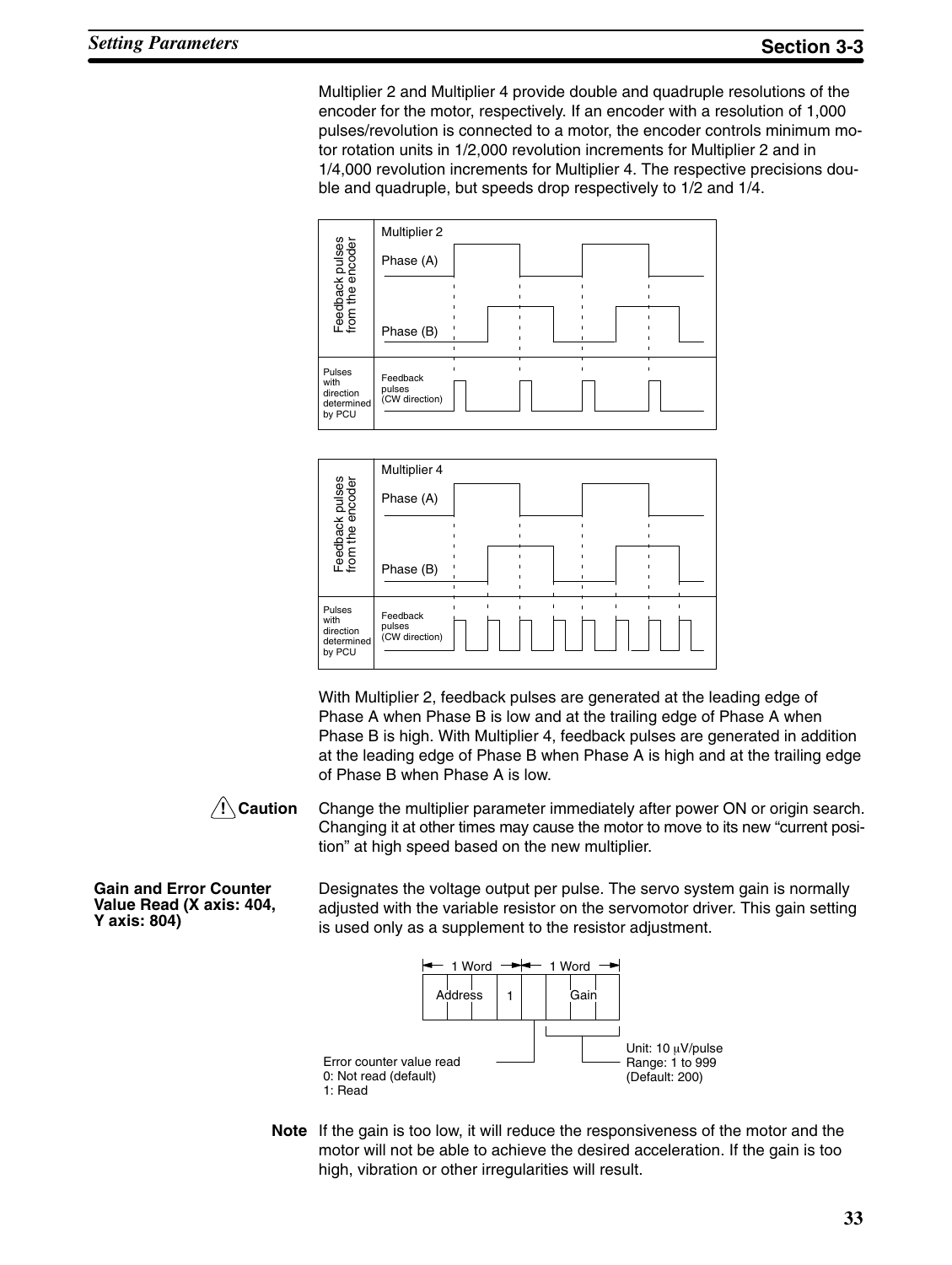Multiplier 2 and Multiplier 4 provide double and quadruple resolutions of the encoder for the motor, respectively. If an encoder with a resolution of 1,000 pulses/revolution is connected to a motor, the encoder controls minimum motor rotation units in 1/2,000 revolution increments for Multiplier 2 and in 1/4,000 revolution increments for Multiplier 4. The respective precisions double and quadruple, but speeds drop respectively to 1/2 and 1/4.

With Multiplier 2, feedback pulses are generated at the leading edge of Phase A when Phase B is low and at the trailing edge of Phase A when Phase B is high. With Multiplier 4, feedback pulses are generated in addition at the leading edge of Phase B when Phase A is high and at the trailing edge of Phase B when Phase A is low.

**⚠ Caution** Change the multiplier parameter immediately after power ON or origin search. Changing it at other times may cause the motor to move to its new "current position" at high speed based on the new multiplier.

**Gain and Error Counter Value Read (X axis: 404, Y axis: 804)**

Designates the voltage output per pulse. The servo system gain is normally adjusted with the variable resistor on the servomotor driver. This gain setting is used only as a supplement to the resistor adjustment.

| 1 Word | 1 Word | | |
|---|---|---|---|
| Address | 1 | | Gain |

Error counter value read
0: Not read (default)
1: Read

Gain:
Unit: 10 μV/pulse
Range: 1 to 999
(Default: 200)

**Note** If the gain is too low, it will reduce the responsiveness of the motor and the motor will not be able to achieve the desired acceleration. If the gain is too high, vibration or other irregularities will result.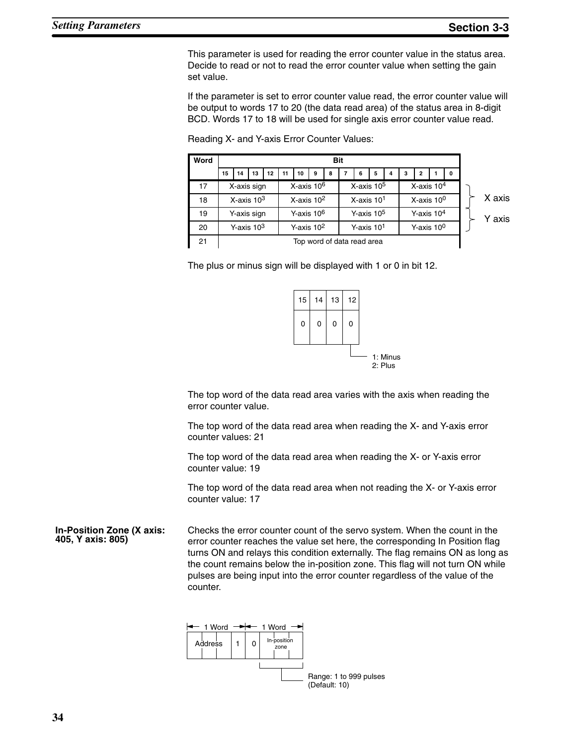This parameter is used for reading the error counter value in the status area. Decide to read or not to read the error counter value when setting the gain set value.

If the parameter is set to error counter value read, the error counter value will be output to words 17 to 20 (the data read area) of the status area in 8-digit BCD. Words 17 to 18 will be used for single axis error counter value read.

Reading X- and Y-axis Error Counter Values:

| Word | Bits 15–12 | Bits 11–8 | Bits 7–4 | Bits 3–0 | |
|---|---|---|---|---|---|
| 17 | X-axis sign | X-axis $10^6$ | X-axis $10^5$ | X-axis $10^4$ | X axis |
| 18 | X-axis $10^3$ | X-axis $10^2$ | X-axis $10^1$ | X-axis $10^0$ | X axis |
| 19 | Y-axis sign | Y-axis $10^6$ | Y-axis $10^5$ | Y-axis $10^4$ | Y axis |
| 20 | Y-axis $10^3$ | Y-axis $10^2$ | Y-axis $10^1$ | Y-axis $10^0$ | Y axis |
| 21 | Top word of data read area | | | | |

The plus or minus sign will be displayed with 1 or 0 in bit 12.

| 15 | 14 | 13 | 12 |
|---|---|---|---|
| 0 | 0 | 0 | 0 |

Bit 12 — 1: Minus, 2: Plus

The top word of the data read area varies with the axis when reading the error counter value.

The top word of the data read area when reading the X- and Y-axis error counter values: 21

The top word of the data read area when reading the X- or Y-axis error counter value: 19

The top word of the data read area when not reading the X- or Y-axis error counter value: 17

**In-Position Zone (X axis: 405, Y axis: 805)**

Checks the error counter count of the servo system. When the count in the error counter reaches the value set here, the corresponding In Position flag turns ON and relays this condition externally. The flag remains ON as long as the count remains below the in-position zone. This flag will not turn ON while pulses are being input into the error counter regardless of the value of the counter.

| 1 Word | 1 Word | | |
|---|---|---|---|
| Address | 1 | 0 | In-position zone |

In-position zone — Range: 1 to 999 pulses (Default: 10)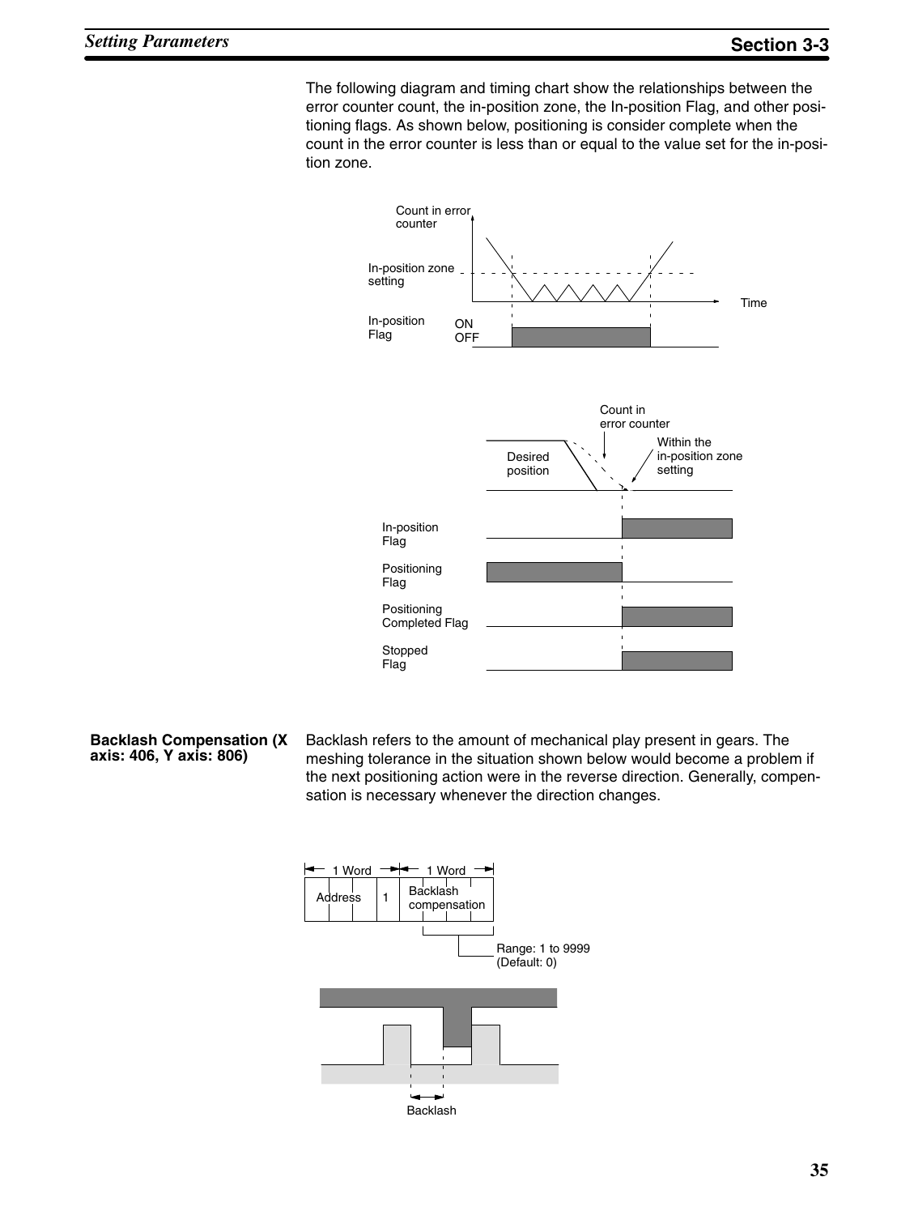The following diagram and timing chart show the relationships between the error counter count, the in-position zone, the In-position Flag, and other positioning flags. As shown below, positioning is consider complete when the count in the error counter is less than or equal to the value set for the in-position zone.

**Backlash Compensation (X axis: 406, Y axis: 806)**

Backlash refers to the amount of mechanical play present in gears. The meshing tolerance in the situation shown below would become a problem if the next positioning action were in the reverse direction. Generally, compensation is necessary whenever the direction changes.

| 1 Word | | 1 Word |
|---|---|---|
| Address | 1 | Backlash compensation |

Range: 1 to 9999 (Default: 0)

Backlash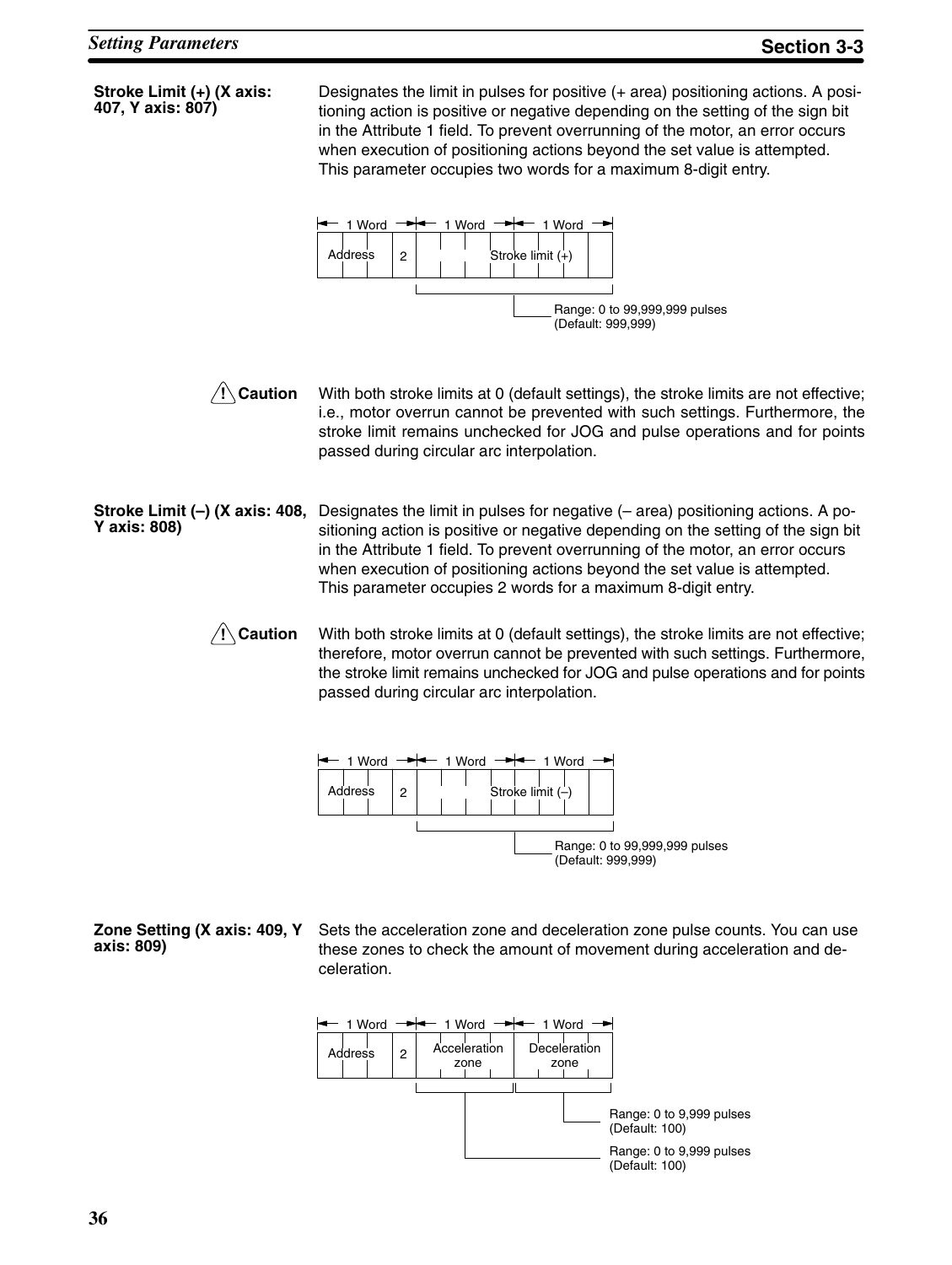#### Stroke Limit (+) (X axis: 407, Y axis: 807)

Designates the limit in pulses for positive (+ area) positioning actions. A positioning action is positive or negative depending on the setting of the sign bit in the Attribute 1 field. To prevent overrunning of the motor, an error occurs when execution of positioning actions beyond the set value is attempted. This parameter occupies two words for a maximum 8-digit entry.

| 1 Word | | 1 Word | 1 Word |
|---|---|---|---|
| Address | 2 | Stroke limit (+) | |

Stroke limit (+): Range: 0 to 99,999,999 pulses (Default: 999,999)

**Caution** With both stroke limits at 0 (default settings), the stroke limits are not effective; i.e., motor overrun cannot be prevented with such settings. Furthermore, the stroke limit remains unchecked for JOG and pulse operations and for points passed during circular arc interpolation.

#### Stroke Limit (–) (X axis: 408, Y axis: 808)

Designates the limit in pulses for negative (– area) positioning actions. A positioning action is positive or negative depending on the setting of the sign bit in the Attribute 1 field. To prevent overrunning of the motor, an error occurs when execution of positioning actions beyond the set value is attempted. This parameter occupies 2 words for a maximum 8-digit entry.

**Caution** With both stroke limits at 0 (default settings), the stroke limits are not effective; therefore, motor overrun cannot be prevented with such settings. Furthermore, the stroke limit remains unchecked for JOG and pulse operations and for points passed during circular arc interpolation.

| 1 Word | | 1 Word | 1 Word |
|---|---|---|---|
| Address | 2 | Stroke limit (–) | |

Stroke limit (–): Range: 0 to 99,999,999 pulses (Default: 999,999)

#### Zone Setting (X axis: 409, Y axis: 809)

Sets the acceleration zone and deceleration zone pulse counts. You can use these zones to check the amount of movement during acceleration and deceleration.

| 1 Word | | 1 Word | 1 Word |
|---|---|---|---|
| Address | 2 | Acceleration zone | Deceleration zone |

Deceleration zone: Range: 0 to 9,999 pulses (Default: 100)

Acceleration zone: Range: 0 to 9,999 pulses (Default: 100)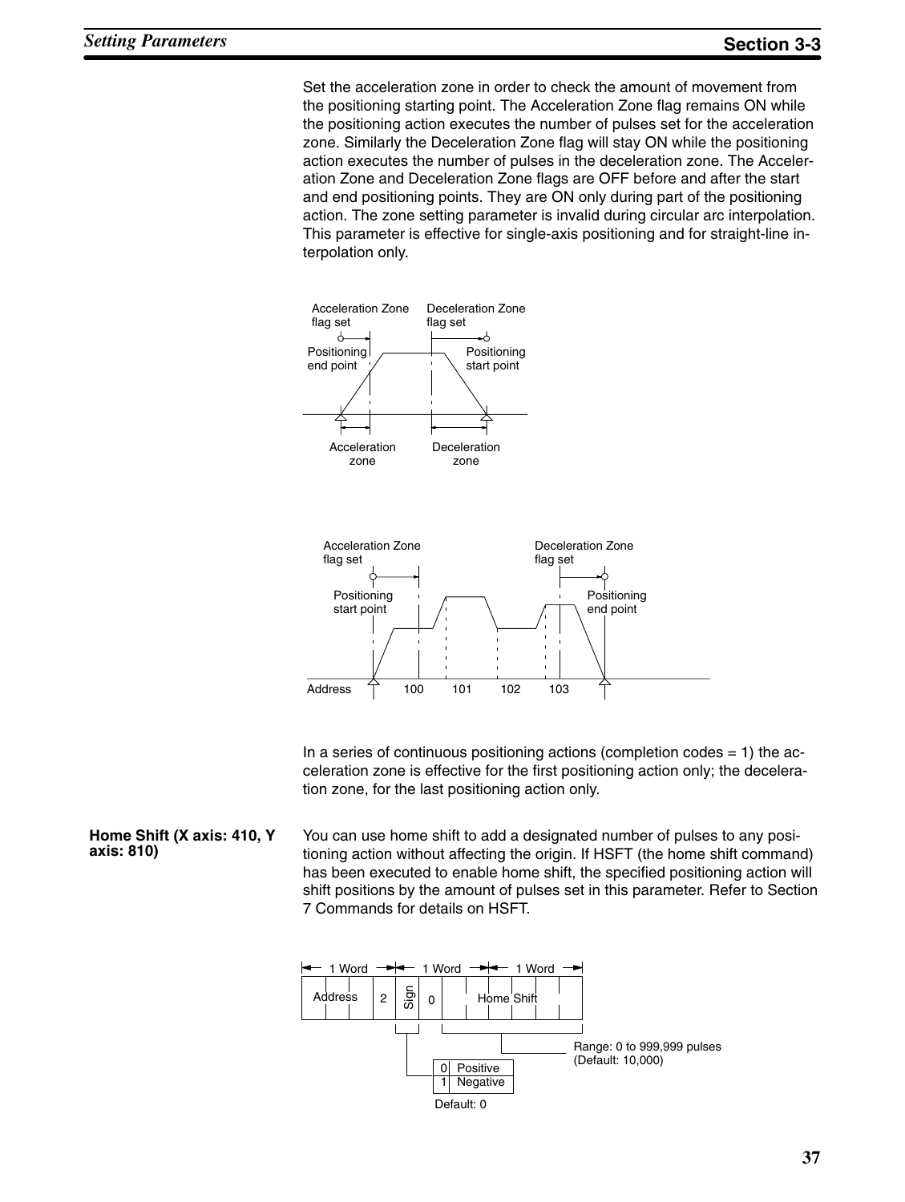Set the acceleration zone in order to check the amount of movement from the positioning starting point. The Acceleration Zone flag remains ON while the positioning action executes the number of pulses set for the acceleration zone. Similarly the Deceleration Zone flag will stay ON while the positioning action executes the number of pulses in the deceleration zone. The Acceleration Zone and Deceleration Zone flags are OFF before and after the start and end positioning points. They are ON only during part of the positioning action. The zone setting parameter is invalid during circular arc interpolation. This parameter is effective for single-axis positioning and for straight-line interpolation only.

Acceleration Zone flag set | Deceleration Zone flag set | Positioning end point | Positioning start point | Acceleration zone | Deceleration zone

Acceleration Zone flag set | Deceleration Zone flag set | Positioning start point | Positioning end point | Address 100 101 102 103

In a series of continuous positioning actions (completion codes = 1) the acceleration zone is effective for the first positioning action only; the deceleration zone, for the last positioning action only.

**Home Shift (X axis: 410, Y axis: 810)**

You can use home shift to add a designated number of pulses to any positioning action without affecting the origin. If HSFT (the home shift command) has been executed to enable home shift, the specified positioning action will shift positions by the amount of pulses set in this parameter. Refer to Section 7 Commands for details on HSFT.

| 1 Word | | 1 Word | | 1 Word |
|---|---|---|---|---|
| Address | 2 | Sign | 0 | Home Shift |

Sign: 0 Positive, 1 Negative (Default: 0)

Home Shift range: 0 to 999,999 pulses (Default: 10,000)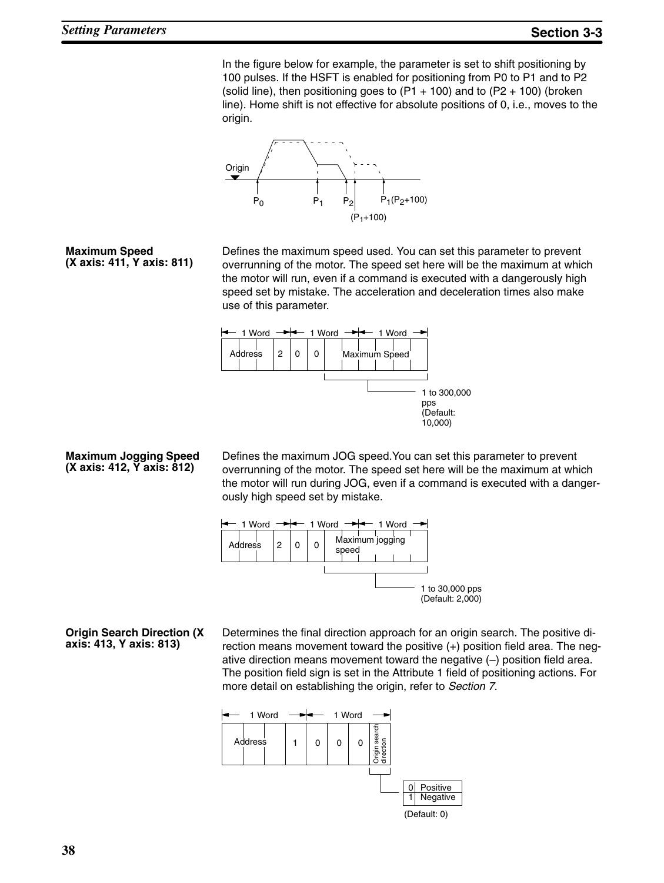In the figure below for example, the parameter is set to shift positioning by 100 pulses. If the HSFT is enabled for positioning from P0 to P1 and to P2 (solid line), then positioning goes to (P1 + 100) and to (P2 + 100) (broken line). Home shift is not effective for absolute positions of 0, i.e., moves to the origin.

Origin

$P_0$ $P_1$ $P_2$ $P_1$($P_2$+100)

($P_1$+100)

### Maximum Speed (X axis: 411, Y axis: 811)

Defines the maximum speed used. You can set this parameter to prevent overrunning of the motor. The speed set here will be the maximum at which the motor will run, even if a command is executed with a dangerously high speed set by mistake. The acceleration and deceleration times also make use of this parameter.

| 1 Word | 1 Word | 1 Word |
|---|---|---|
| Address | 2 0 0 | Maximum Speed |

Maximum Speed: 1 to 300,000 pps (Default: 10,000)

### Maximum Jogging Speed (X axis: 412, Y axis: 812)

Defines the maximum JOG speed.You can set this parameter to prevent overrunning of the motor. The speed set here will be the maximum at which the motor will run during JOG, even if a command is executed with a dangerously high speed set by mistake.

| 1 Word | 1 Word | 1 Word |
|---|---|---|
| Address | 2 0 0 | Maximum jogging speed |

Maximum jogging speed: 1 to 30,000 pps (Default: 2,000)

### Origin Search Direction (X axis: 413, Y axis: 813)

Determines the final direction approach for an origin search. The positive direction means movement toward the positive (+) position field area. The negative direction means movement toward the negative (–) position field area. The position field sign is set in the Attribute 1 field of positioning actions. For more detail on establishing the origin, refer to *Section 7*.

| 1 Word | 1 Word |
|---|---|
| Address | 1 0 0 0 Origin search direction |

| Value | Origin search direction |
|---|---|
| 0 | Positive |
| 1 | Negative |

(Default: 0)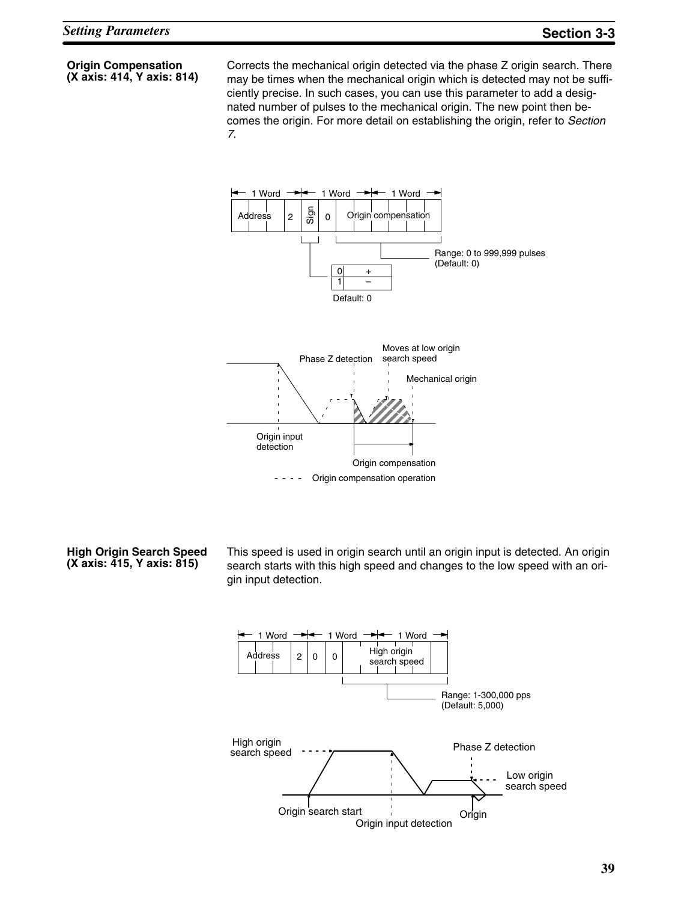### Origin Compensation (X axis: 414, Y axis: 814)

Corrects the mechanical origin detected via the phase Z origin search. There may be times when the mechanical origin which is detected may not be sufficiently precise. In such cases, you can use this parameter to add a designated number of pulses to the mechanical origin. The new point then becomes the origin. For more detail on establishing the origin, refer to *Section 7*.

| 1 Word | | | 1 Word | | | | 1 Word | | | |
|---|---|---|---|---|---|---|---|---|---|---|
| Address | | | 2 | Sign | 0 | Origin compensation | | | | |

Origin compensation — Range: 0 to 999,999 pulses (Default: 0)

Sign:

| Value | Sign |
|---|---|
| 0 | + |
| 1 | – |

Default: 0

Phase Z detection

Moves at low origin search speed

Mechanical origin

Origin input detection

Origin compensation

- - - - Origin compensation operation

### High Origin Search Speed (X axis: 415, Y axis: 815)

This speed is used in origin search until an origin input is detected. An origin search starts with this high speed and changes to the low speed with an origin input detection.

| 1 Word | | | 1 Word | | | | 1 Word | | | |
|---|---|---|---|---|---|---|---|---|---|---|
| Address | | | 2 | 0 | 0 | High origin search speed | | | | |

High origin search speed — Range: 1-300,000 pps (Default: 5,000)

High origin search speed

Phase Z detection

Low origin search speed

Origin search start

Origin input detection

Origin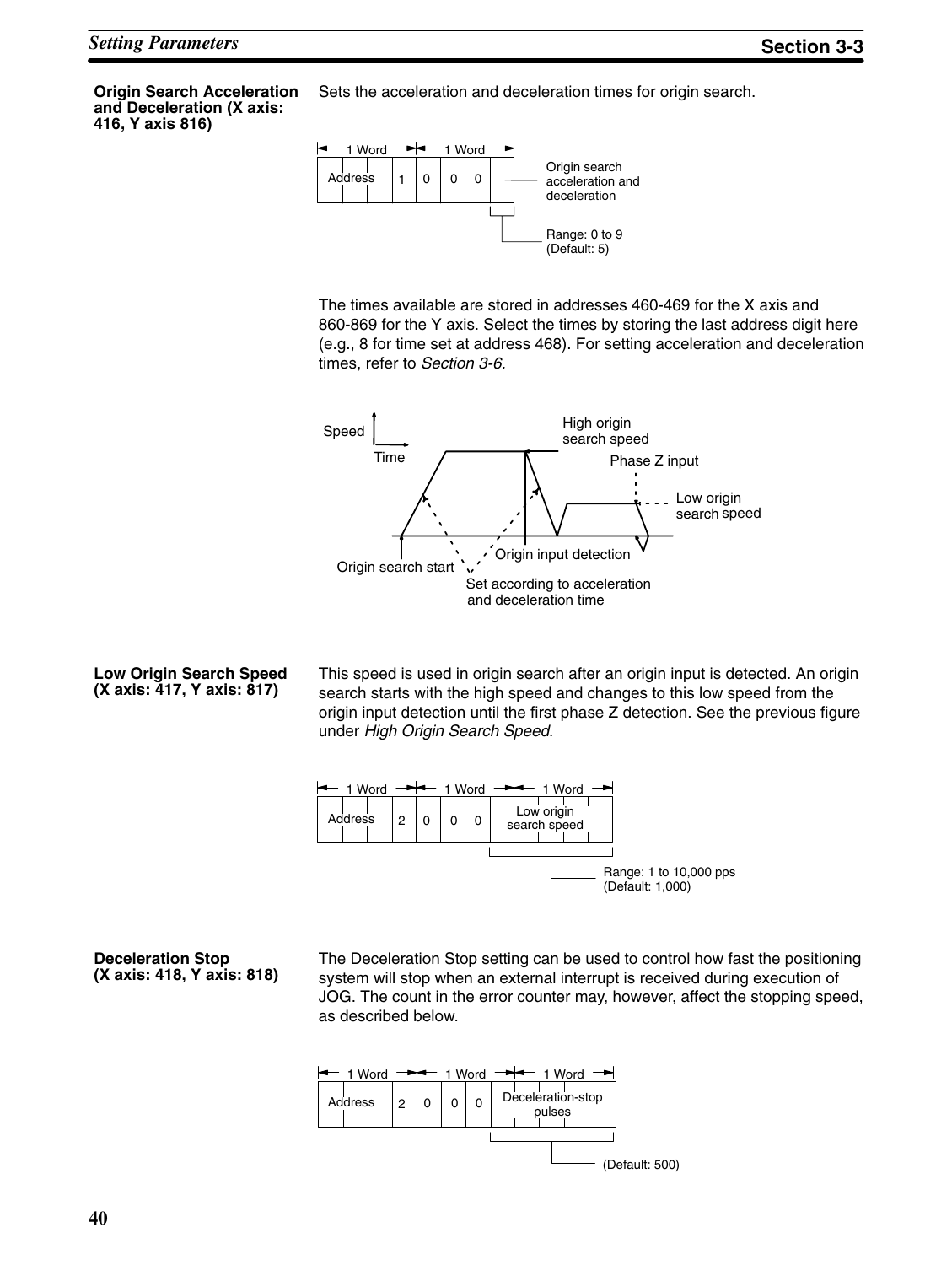#### Origin Search Acceleration and Deceleration (X axis: 416, Y axis 816)

Sets the acceleration and deceleration times for origin search.

| 1 Word | 1 Word | |
|---|---|---|
| Address | 1 0 0 0 | Origin search acceleration and deceleration |

Range: 0 to 9 (Default: 5)

The times available are stored in addresses 460-469 for the X axis and 860-869 for the Y axis. Select the times by storing the last address digit here (e.g., 8 for time set at address 468). For setting acceleration and deceleration times, refer to *Section 3-6.*

Speed / Time — High origin search speed; Phase Z input; Low origin search speed; Origin search start; Origin input detection; Set according to acceleration and deceleration time

#### Low Origin Search Speed (X axis: 417, Y axis: 817)

This speed is used in origin search after an origin input is detected. An origin search starts with the high speed and changes to this low speed from the origin input detection until the first phase Z detection. See the previous figure under *High Origin Search Speed*.

| 1 Word | 1 Word | 1 Word |
|---|---|---|
| Address | 2 0 0 0 | Low origin search speed |

Range: 1 to 10,000 pps (Default: 1,000)

#### Deceleration Stop (X axis: 418, Y axis: 818)

The Deceleration Stop setting can be used to control how fast the positioning system will stop when an external interrupt is received during execution of JOG. The count in the error counter may, however, affect the stopping speed, as described below.

| 1 Word | 1 Word | 1 Word |
|---|---|---|
| Address | 2 0 0 0 | Deceleration-stop pulses |

(Default: 500)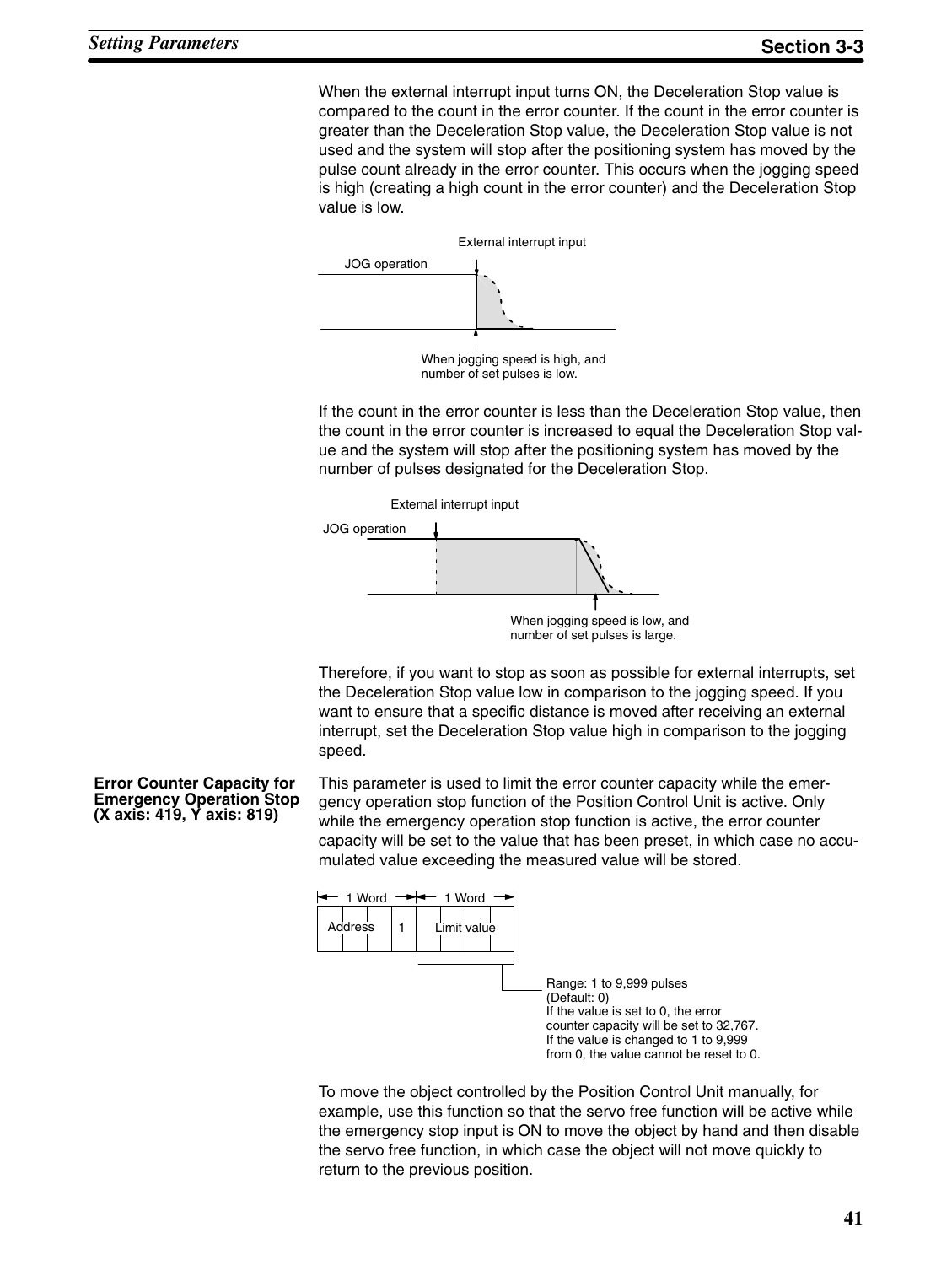When the external interrupt input turns ON, the Deceleration Stop value is compared to the count in the error counter. If the count in the error counter is greater than the Deceleration Stop value, the Deceleration Stop value is not used and the system will stop after the positioning system has moved by the pulse count already in the error counter. This occurs when the jogging speed is high (creating a high count in the error counter) and the Deceleration Stop value is low.

External interrupt input

JOG operation

When jogging speed is high, and number of set pulses is low.

If the count in the error counter is less than the Deceleration Stop value, then the count in the error counter is increased to equal the Deceleration Stop value and the system will stop after the positioning system has moved by the number of pulses designated for the Deceleration Stop.

External interrupt input

JOG operation

When jogging speed is low, and number of set pulses is large.

Therefore, if you want to stop as soon as possible for external interrupts, set the Deceleration Stop value low in comparison to the jogging speed. If you want to ensure that a specific distance is moved after receiving an external interrupt, set the Deceleration Stop value high in comparison to the jogging speed.

**Error Counter Capacity for Emergency Operation Stop (X axis: 419, Y axis: 819)**

This parameter is used to limit the error counter capacity while the emergency operation stop function of the Position Control Unit is active. Only while the emergency operation stop function is active, the error counter capacity will be set to the value that has been preset, in which case no accumulated value exceeding the measured value will be stored.

| 1 Word | | 1 Word |
|---|---|---|
| Address | 1 | Limit value |

Range: 1 to 9,999 pulses (Default: 0)
If the value is set to 0, the error counter capacity will be set to 32,767.
If the value is changed to 1 to 9,999 from 0, the value cannot be reset to 0.

To move the object controlled by the Position Control Unit manually, for example, use this function so that the servo free function will be active while the emergency stop input is ON to move the object by hand and then disable the servo free function, in which case the object will not move quickly to return to the previous position.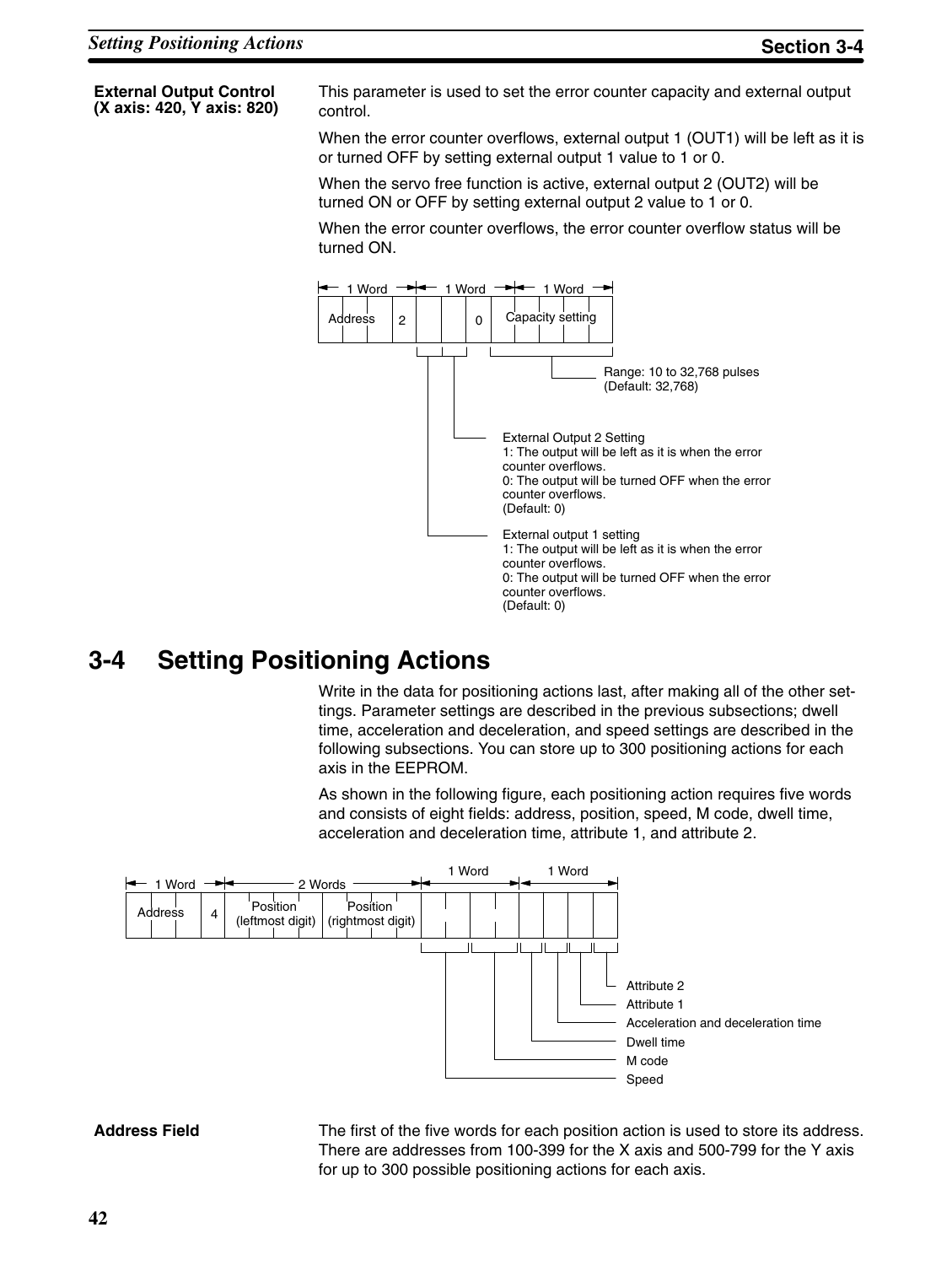**External Output Control (X axis: 420, Y axis: 820)**

This parameter is used to set the error counter capacity and external output control.

When the error counter overflows, external output 1 (OUT1) will be left as it is or turned OFF by setting external output 1 value to 1 or 0.

When the servo free function is active, external output 2 (OUT2) will be turned ON or OFF by setting external output 2 value to 1 or 0.

When the error counter overflows, the error counter overflow status will be turned ON.

| 1 Word | | 1 Word | | | | 1 Word |
|---|---|---|---|---|---|---|
| Address | 2 | | | | 0 | Capacity setting |

- Capacity setting — Range: 10 to 32,768 pulses (Default: 32,768)
- External Output 2 Setting
  - 1: The output will be left as it is when the error counter overflows.
  - 0: The output will be turned OFF when the error counter overflows.
  - (Default: 0)
- External output 1 setting
  - 1: The output will be left as it is when the error counter overflows.
  - 0: The output will be turned OFF when the error counter overflows.
  - (Default: 0)

## 3-4 Setting Positioning Actions

Write in the data for positioning actions last, after making all of the other settings. Parameter settings are described in the previous subsections; dwell time, acceleration and deceleration, and speed settings are described in the following subsections. You can store up to 300 positioning actions for each axis in the EEPROM.

As shown in the following figure, each positioning action requires five words and consists of eight fields: address, position, speed, M code, dwell time, acceleration and deceleration time, attribute 1, and attribute 2.

| 1 Word | | 2 Words | | 1 Word | | 1 Word | | | |
|---|---|---|---|---|---|---|---|---|---|
| Address | 4 | Position (leftmost digit) | Position (rightmost digit) | Speed | M code | Dwell time | Acceleration and deceleration time | Attribute 1 | Attribute 2 |

**Address Field**

The first of the five words for each position action is used to store its address. There are addresses from 100-399 for the X axis and 500-799 for the Y axis for up to 300 possible positioning actions for each axis.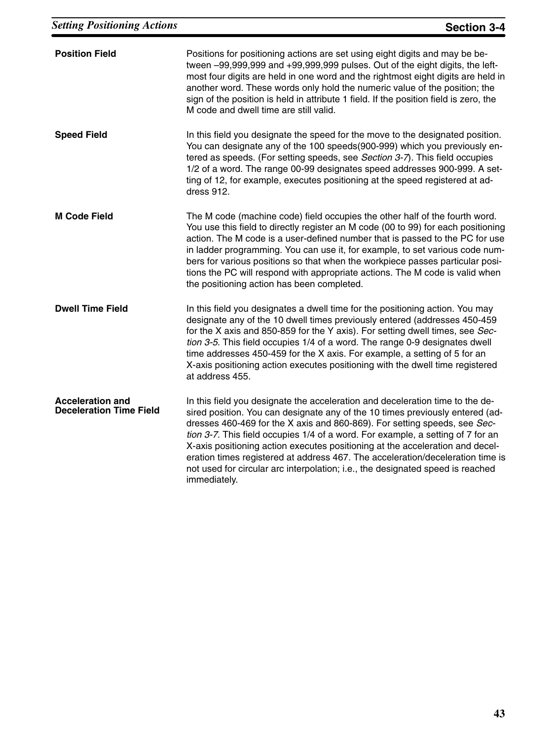#### Position Field

Positions for positioning actions are set using eight digits and may be between –99,999,999 and +99,999,999 pulses. Out of the eight digits, the leftmost four digits are held in one word and the rightmost eight digits are held in another word. These words only hold the numeric value of the position; the sign of the position is held in attribute 1 field. If the position field is zero, the M code and dwell time are still valid.

#### Speed Field

In this field you designate the speed for the move to the designated position. You can designate any of the 100 speeds(900-999) which you previously entered as speeds. (For setting speeds, see *Section 3-7*). This field occupies 1/2 of a word. The range 00-99 designates speed addresses 900-999. A setting of 12, for example, executes positioning at the speed registered at address 912.

#### M Code Field

The M code (machine code) field occupies the other half of the fourth word. You use this field to directly register an M code (00 to 99) for each positioning action. The M code is a user-defined number that is passed to the PC for use in ladder programming. You can use it, for example, to set various code numbers for various positions so that when the workpiece passes particular positions the PC will respond with appropriate actions. The M code is valid when the positioning action has been completed.

#### Dwell Time Field

In this field you designates a dwell time for the positioning action. You may designate any of the 10 dwell times previously entered (addresses 450-459 for the X axis and 850-859 for the Y axis). For setting dwell times, see *Section 3-5*. This field occupies 1/4 of a word. The range 0-9 designates dwell time addresses 450-459 for the X axis. For example, a setting of 5 for an X-axis positioning action executes positioning with the dwell time registered at address 455.

#### Acceleration and Deceleration Time Field

In this field you designate the acceleration and deceleration time to the desired position. You can designate any of the 10 times previously entered (addresses 460-469 for the X axis and 860-869). For setting speeds, see *Section 3-7*. This field occupies 1/4 of a word. For example, a setting of 7 for an X-axis positioning action executes positioning at the acceleration and deceleration times registered at address 467. The acceleration/deceleration time is not used for circular arc interpolation; i.e., the designated speed is reached immediately.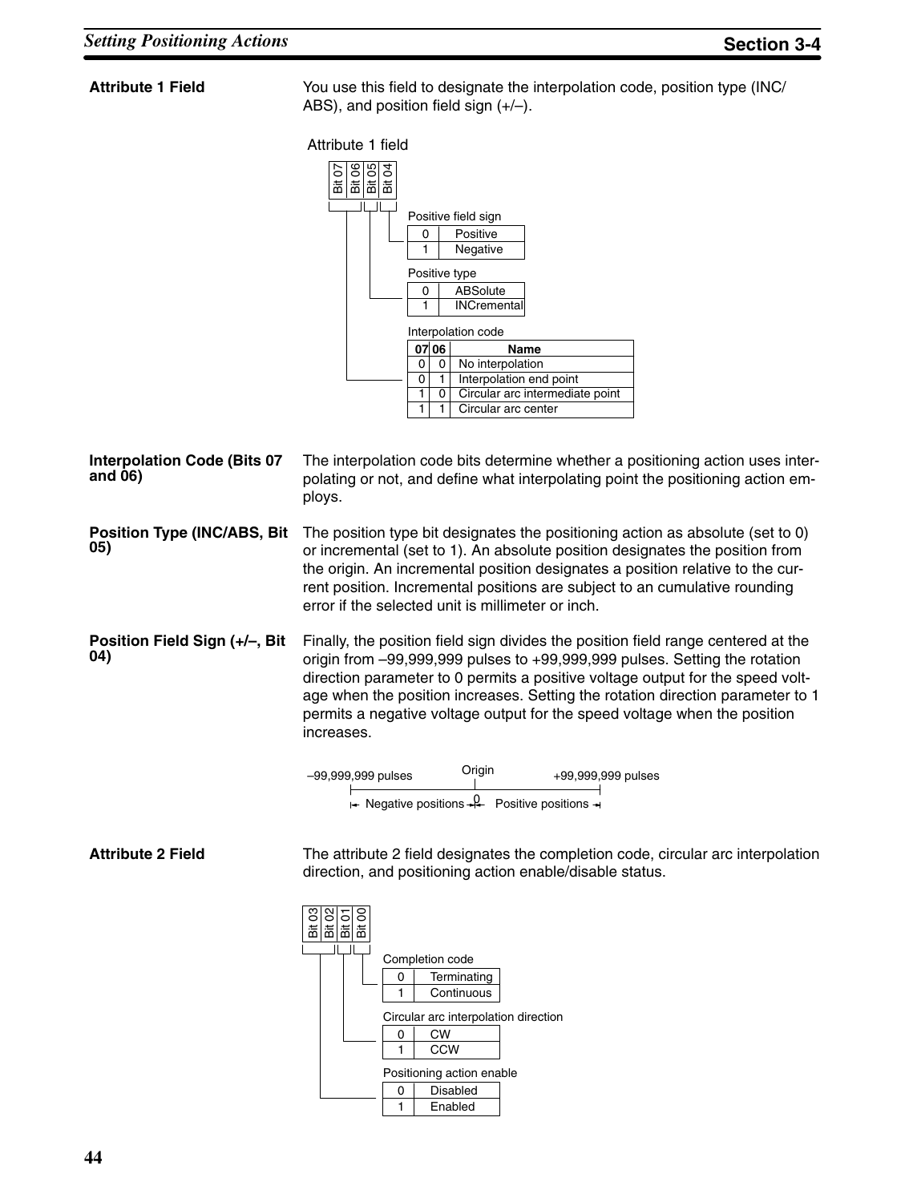### Attribute 1 Field

You use this field to designate the interpolation code, position type (INC/ABS), and position field sign (+/–).

Attribute 1 field

Bit 07 | Bit 06 | Bit 05 | Bit 04

Positive field sign

| | |
|---|---|
| 0 | Positive |
| 1 | Negative |

Positive type

| | |
|---|---|
| 0 | ABSolute |
| 1 | INCremental |

Interpolation code

| 07 | 06 | Name |
|---|---|---|
| 0 | 0 | No interpolation |
| 0 | 1 | Interpolation end point |
| 1 | 0 | Circular arc intermediate point |
| 1 | 1 | Circular arc center |

**Interpolation Code (Bits 07 and 06)**

The interpolation code bits determine whether a positioning action uses interpolating or not, and define what interpolating point the positioning action employs.

**Position Type (INC/ABS, Bit 05)**

The position type bit designates the positioning action as absolute (set to 0) or incremental (set to 1). An absolute position designates the position from the origin. An incremental position designates a position relative to the current position. Incremental positions are subject to an cumulative rounding error if the selected unit is millimeter or inch.

**Position Field Sign (+/–, Bit 04)**

Finally, the position field sign divides the position field range centered at the origin from –99,999,999 pulses to +99,999,999 pulses. Setting the rotation direction parameter to 0 permits a positive voltage output for the speed voltage when the position increases. Setting the rotation direction parameter to 1 permits a negative voltage output for the speed voltage when the position increases.

–99,999,999 pulses — Origin 0 — +99,999,999 pulses

Negative positions | Positive positions

### Attribute 2 Field

The attribute 2 field designates the completion code, circular arc interpolation direction, and positioning action enable/disable status.

Bit 03 | Bit 02 | Bit 01 | Bit 00

Completion code

| | |
|---|---|
| 0 | Terminating |
| 1 | Continuous |

Circular arc interpolation direction

| | |
|---|---|
| 0 | CW |
| 1 | CCW |

Positioning action enable

| | |
|---|---|
| 0 | Disabled |
| 1 | Enabled |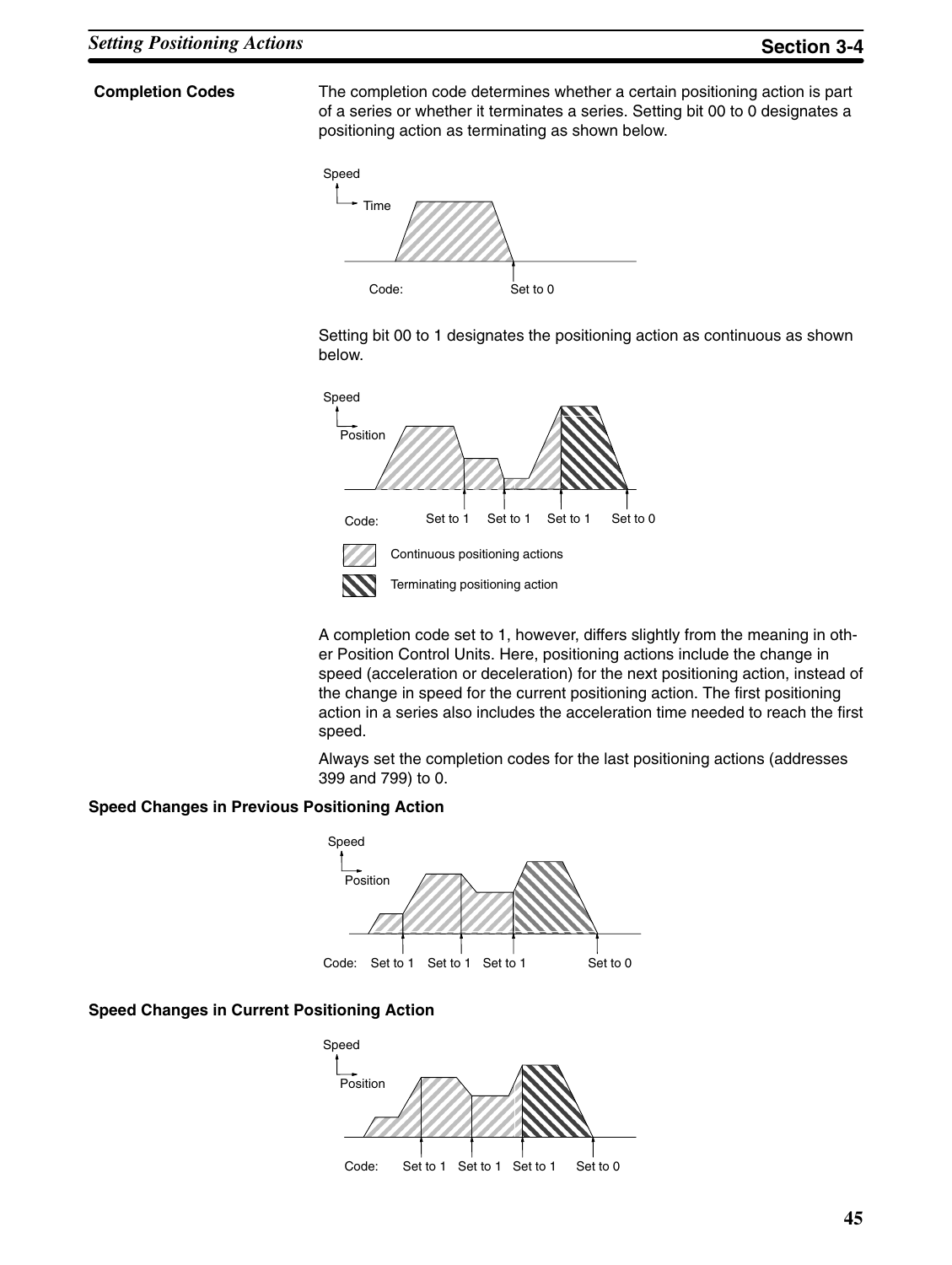### Completion Codes

The completion code determines whether a certain positioning action is part of a series or whether it terminates a series. Setting bit 00 to 0 designates a positioning action as terminating as shown below.

Speed
Time

Code: Set to 0

Setting bit 00 to 1 designates the positioning action as continuous as shown below.

Speed
Position

Code: Set to 1 Set to 1 Set to 1 Set to 0

Continuous positioning actions

Terminating positioning action

A completion code set to 1, however, differs slightly from the meaning in other Position Control Units. Here, positioning actions include the change in speed (acceleration or deceleration) for the next positioning action, instead of the change in speed for the current positioning action. The first positioning action in a series also includes the acceleration time needed to reach the first speed.

Always set the completion codes for the last positioning actions (addresses 399 and 799) to 0.

**Speed Changes in Previous Positioning Action**

Speed
Position

Code: Set to 1 Set to 1 Set to 1 Set to 0

**Speed Changes in Current Positioning Action**

Speed
Position

Code: Set to 1 Set to 1 Set to 1 Set to 0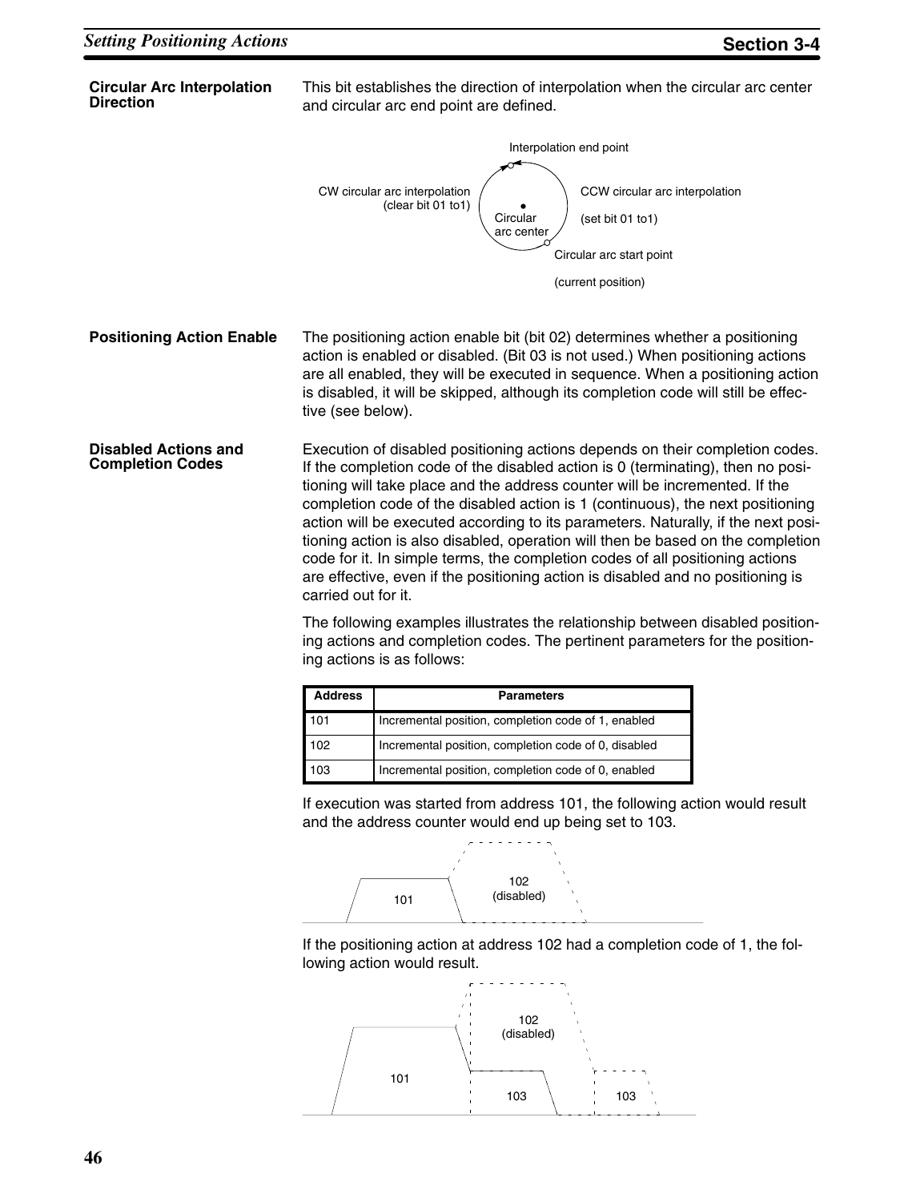### Circular Arc Interpolation Direction

This bit establishes the direction of interpolation when the circular arc center and circular arc end point are defined.

Interpolation end point

CW circular arc interpolation (clear bit 01 to1)

CCW circular arc interpolation (set bit 01 to1)

Circular arc center

Circular arc start point (current position)

### Positioning Action Enable

The positioning action enable bit (bit 02) determines whether a positioning action is enabled or disabled. (Bit 03 is not used.) When positioning actions are all enabled, they will be executed in sequence. When a positioning action is disabled, it will be skipped, although its completion code will still be effective (see below).

### Disabled Actions and Completion Codes

Execution of disabled positioning actions depends on their completion codes. If the completion code of the disabled action is 0 (terminating), then no positioning will take place and the address counter will be incremented. If the completion code of the disabled action is 1 (continuous), the next positioning action will be executed according to its parameters. Naturally, if the next positioning action is also disabled, operation will then be based on the completion code for it. In simple terms, the completion codes of all positioning actions are effective, even if the positioning action is disabled and no positioning is carried out for it.

The following examples illustrates the relationship between disabled positioning actions and completion codes. The pertinent parameters for the positioning actions is as follows:

| Address | Parameters |
|---|---|
| 101 | Incremental position, completion code of 1, enabled |
| 102 | Incremental position, completion code of 0, disabled |
| 103 | Incremental position, completion code of 0, enabled |

If execution was started from address 101, the following action would result and the address counter would end up being set to 103.

101 | 102 (disabled)

If the positioning action at address 102 had a completion code of 1, the following action would result.

101 | 102 (disabled) | 103 | 103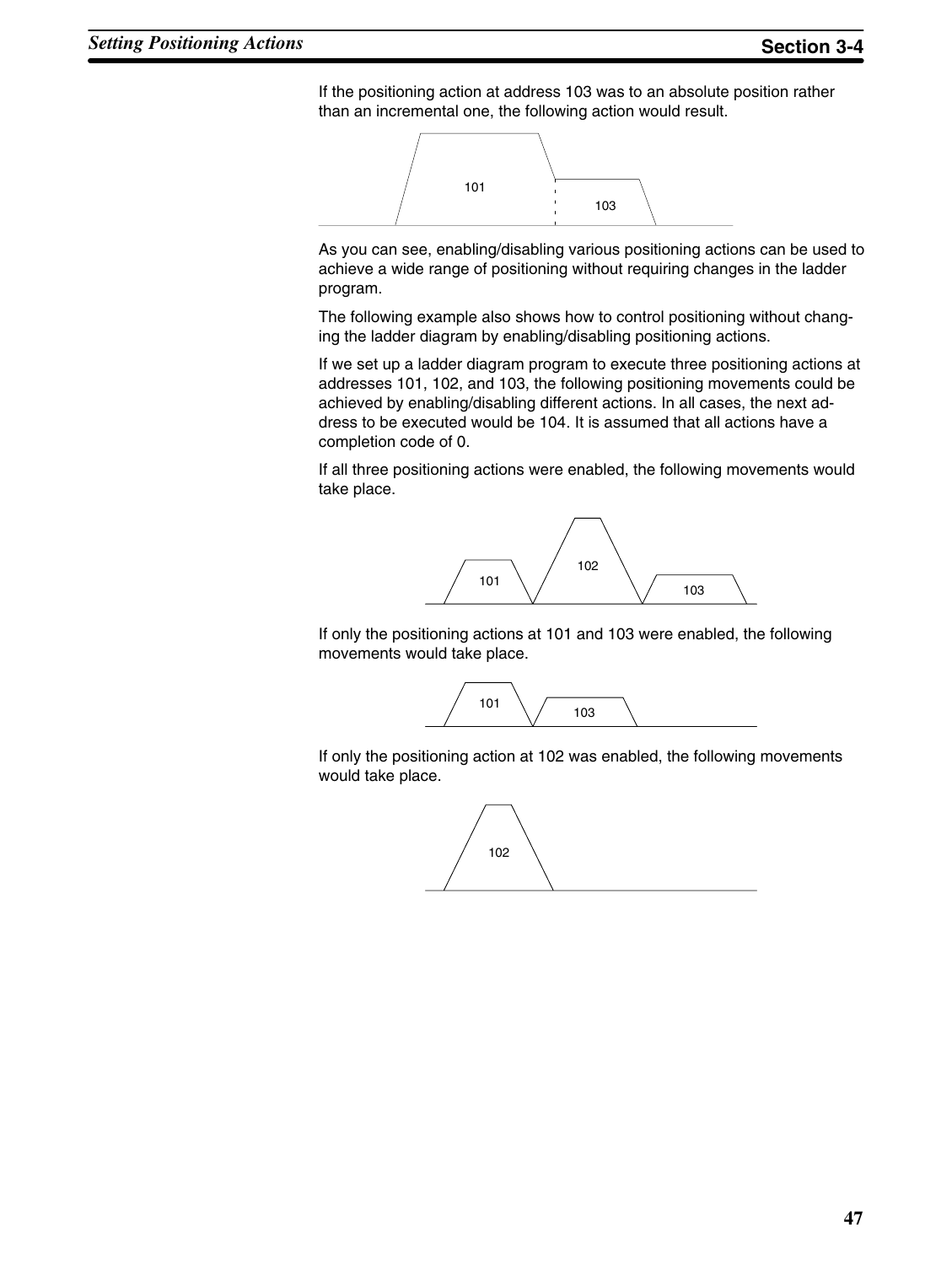If the positioning action at address 103 was to an absolute position rather than an incremental one, the following action would result.

As you can see, enabling/disabling various positioning actions can be used to achieve a wide range of positioning without requiring changes in the ladder program.

The following example also shows how to control positioning without changing the ladder diagram by enabling/disabling positioning actions.

If we set up a ladder diagram program to execute three positioning actions at addresses 101, 102, and 103, the following positioning movements could be achieved by enabling/disabling different actions. In all cases, the next address to be executed would be 104. It is assumed that all actions have a completion code of 0.

If all three positioning actions were enabled, the following movements would take place.

If only the positioning actions at 101 and 103 were enabled, the following movements would take place.

If only the positioning action at 102 was enabled, the following movements would take place.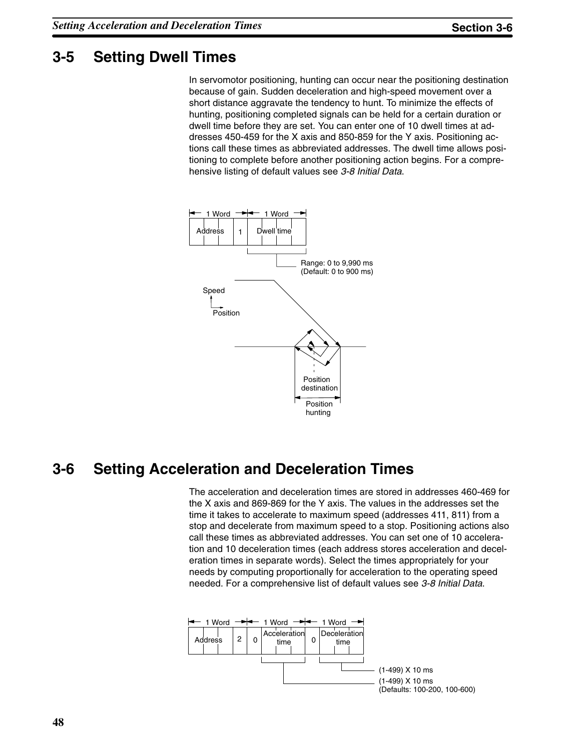## 3-5 Setting Dwell Times

In servomotor positioning, hunting can occur near the positioning destination because of gain. Sudden deceleration and high-speed movement over a short distance aggravate the tendency to hunt. To minimize the effects of hunting, positioning completed signals can be held for a certain duration or dwell time before they are set. You can enter one of 10 dwell times at addresses 450-459 for the X axis and 850-859 for the Y axis. Positioning actions call these times as abbreviated addresses. The dwell time allows positioning to complete before another positioning action begins. For a comprehensive listing of default values see *3-8 Initial Data*.

| 1 Word | | 1 Word |
|---|---|---|
| Address | 1 | Dwell time |

Dwell time range: 0 to 9,990 ms (Default: 0 to 900 ms)

Speed / Position

Position destination

Position hunting

## 3-6 Setting Acceleration and Deceleration Times

The acceleration and deceleration times are stored in addresses 460-469 for the X axis and 869-869 for the Y axis. The values in the addresses set the time it takes to accelerate to maximum speed (addresses 411, 811) from a stop and decelerate from maximum speed to a stop. Positioning actions also call these times as abbreviated addresses. You can set one of 10 acceleration and 10 deceleration times (each address stores acceleration and deceleration times in separate words). Select the times appropriately for your needs by computing proportionally for acceleration to the operating speed needed. For a comprehensive list of default values see *3-8 Initial Data*.

| 1 Word | | 1 Word | | 1 Word | |
|---|---|---|---|---|---|
| Address | 2 | 0 | Acceleration time | 0 | Deceleration time |

Deceleration time: (1-499) X 10 ms

Acceleration time: (1-499) X 10 ms (Defaults: 100-200, 100-600)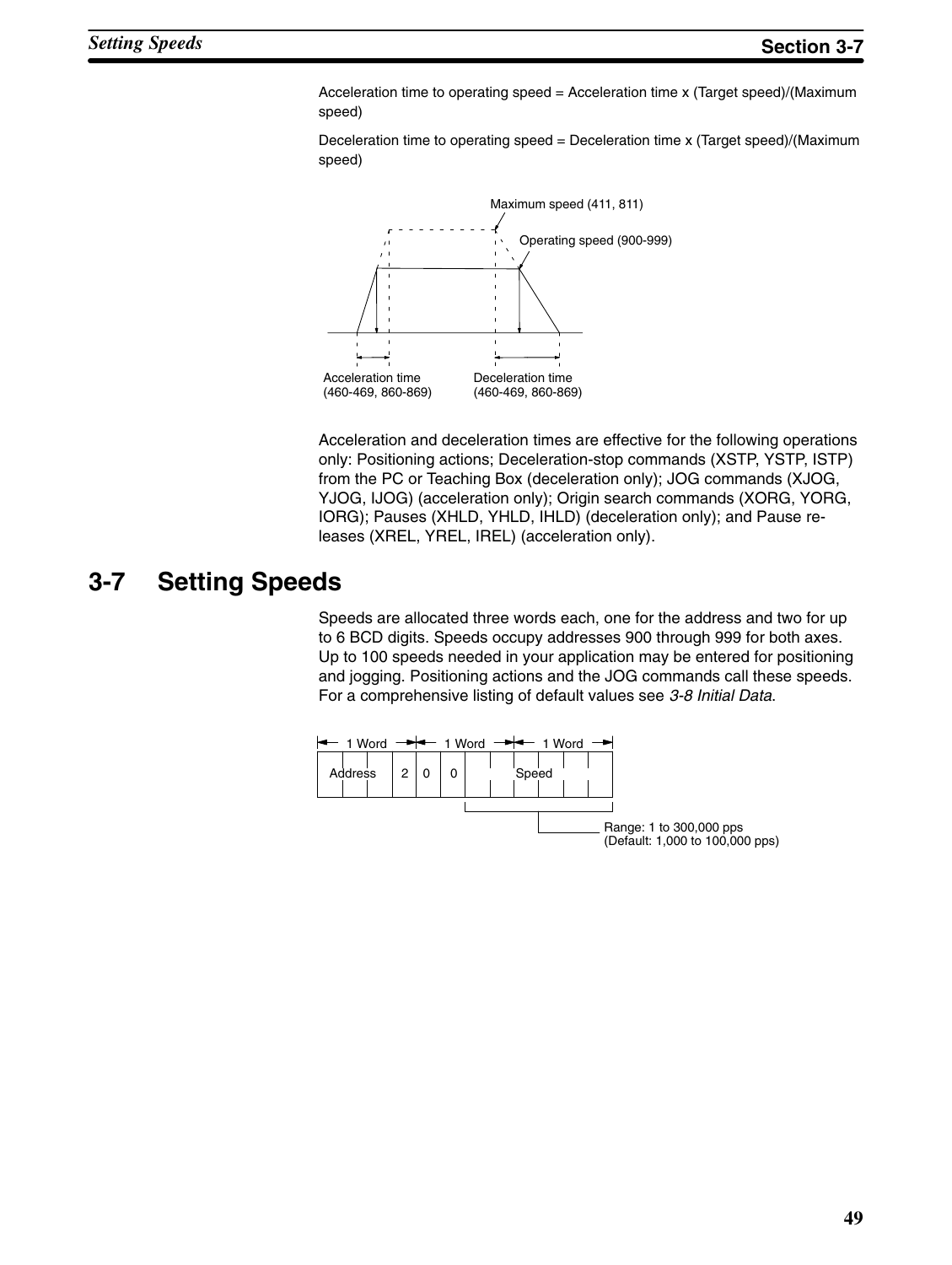Acceleration time to operating speed = Acceleration time x (Target speed)/(Maximum speed)

Deceleration time to operating speed = Deceleration time x (Target speed)/(Maximum speed)

Maximum speed (411, 811)

Operating speed (900-999)

Acceleration time (460-469, 860-869)

Deceleration time (460-469, 860-869)

Acceleration and deceleration times are effective for the following operations only: Positioning actions; Deceleration-stop commands (XSTP, YSTP, ISTP) from the PC or Teaching Box (deceleration only); JOG commands (XJOG, YJOG, IJOG) (acceleration only); Origin search commands (XORG, YORG, IORG); Pauses (XHLD, YHLD, IHLD) (deceleration only); and Pause releases (XREL, YREL, IREL) (acceleration only).

# 3-7 Setting Speeds

Speeds are allocated three words each, one for the address and two for up to 6 BCD digits. Speeds occupy addresses 900 through 999 for both axes. Up to 100 speeds needed in your application may be entered for positioning and jogging. Positioning actions and the JOG commands call these speeds. For a comprehensive listing of default values see *3-8 Initial Data*.

| 1 Word | 1 Word | | | | 1 Word | | | |
|---|---|---|---|---|---|---|---|---|
| Address | 2 | 0 | 0 | | Speed | | | |

Range: 1 to 300,000 pps
(Default: 1,000 to 100,000 pps)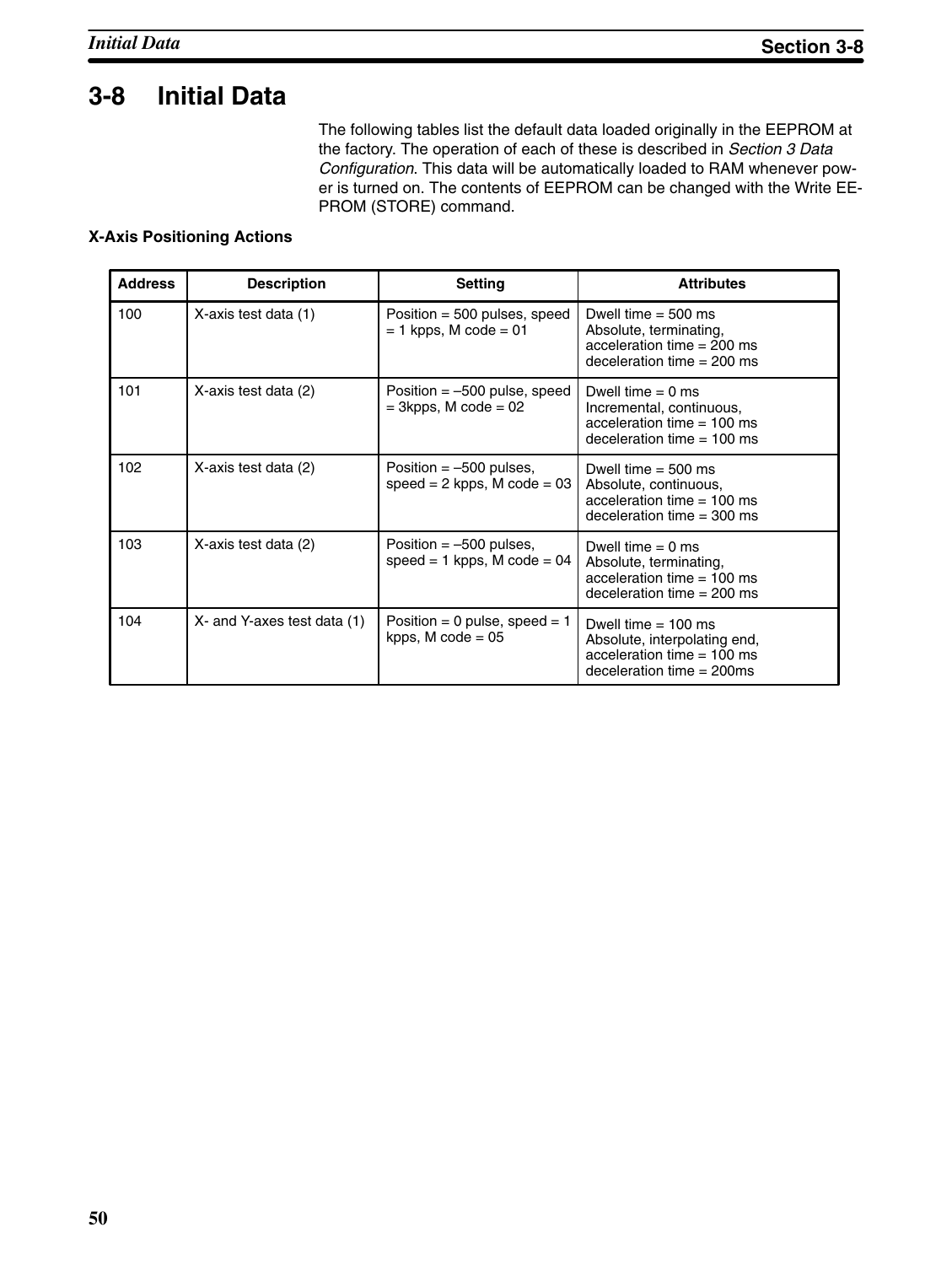# 3-8 Initial Data

The following tables list the default data loaded originally in the EEPROM at the factory. The operation of each of these is described in *Section 3 Data Configuration*. This data will be automatically loaded to RAM whenever power is turned on. The contents of EEPROM can be changed with the Write EEPROM (STORE) command.

**X-Axis Positioning Actions**

| Address | Description | Setting | Attributes |
|---|---|---|---|
| 100 | X-axis test data (1) | Position = 500 pulses, speed = 1 kpps, M code = 01 | Dwell time = 500 ms<br>Absolute, terminating,<br>acceleration time = 200 ms<br>deceleration time = 200 ms |
| 101 | X-axis test data (2) | Position = –500 pulse, speed = 3kpps, M code = 02 | Dwell time = 0 ms<br>Incremental, continuous,<br>acceleration time = 100 ms<br>deceleration time = 100 ms |
| 102 | X-axis test data (2) | Position = –500 pulses, speed = 2 kpps, M code = 03 | Dwell time = 500 ms<br>Absolute, continuous,<br>acceleration time = 100 ms<br>deceleration time = 300 ms |
| 103 | X-axis test data (2) | Position = –500 pulses, speed = 1 kpps, M code = 04 | Dwell time = 0 ms<br>Absolute, terminating,<br>acceleration time = 100 ms<br>deceleration time = 200 ms |
| 104 | X- and Y-axes test data (1) | Position = 0 pulse, speed = 1 kpps, M code = 05 | Dwell time = 100 ms<br>Absolute, interpolating end,<br>acceleration time = 100 ms<br>deceleration time = 200ms |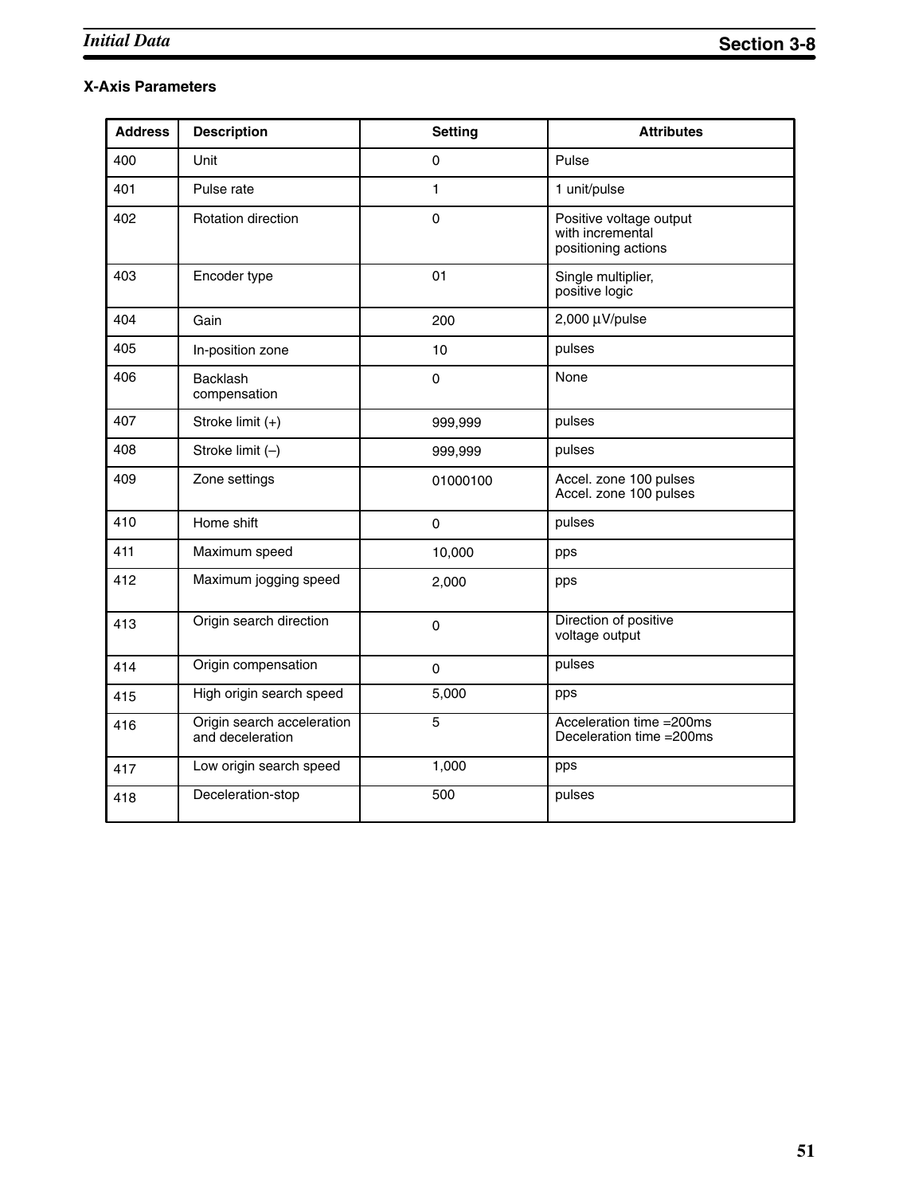**X-Axis Parameters**

| Address | Description | Setting | Attributes |
|---|---|---|---|
| 400 | Unit | 0 | Pulse |
| 401 | Pulse rate | 1 | 1 unit/pulse |
| 402 | Rotation direction | 0 | Positive voltage output with incremental positioning actions |
| 403 | Encoder type | 01 | Single multiplier, positive logic |
| 404 | Gain | 200 | 2,000 µV/pulse |
| 405 | In-position zone | 10 | pulses |
| 406 | Backlash compensation | 0 | None |
| 407 | Stroke limit (+) | 999,999 | pulses |
| 408 | Stroke limit (–) | 999,999 | pulses |
| 409 | Zone settings | 01000100 | Accel. zone 100 pulses<br>Accel. zone 100 pulses |
| 410 | Home shift | 0 | pulses |
| 411 | Maximum speed | 10,000 | pps |
| 412 | Maximum jogging speed | 2,000 | pps |
| 413 | Origin search direction | 0 | Direction of positive voltage output |
| 414 | Origin compensation | 0 | pulses |
| 415 | High origin search speed | 5,000 | pps |
| 416 | Origin search acceleration and deceleration | 5 | Acceleration time =200ms<br>Deceleration time =200ms |
| 417 | Low origin search speed | 1,000 | pps |
| 418 | Deceleration-stop | 500 | pulses |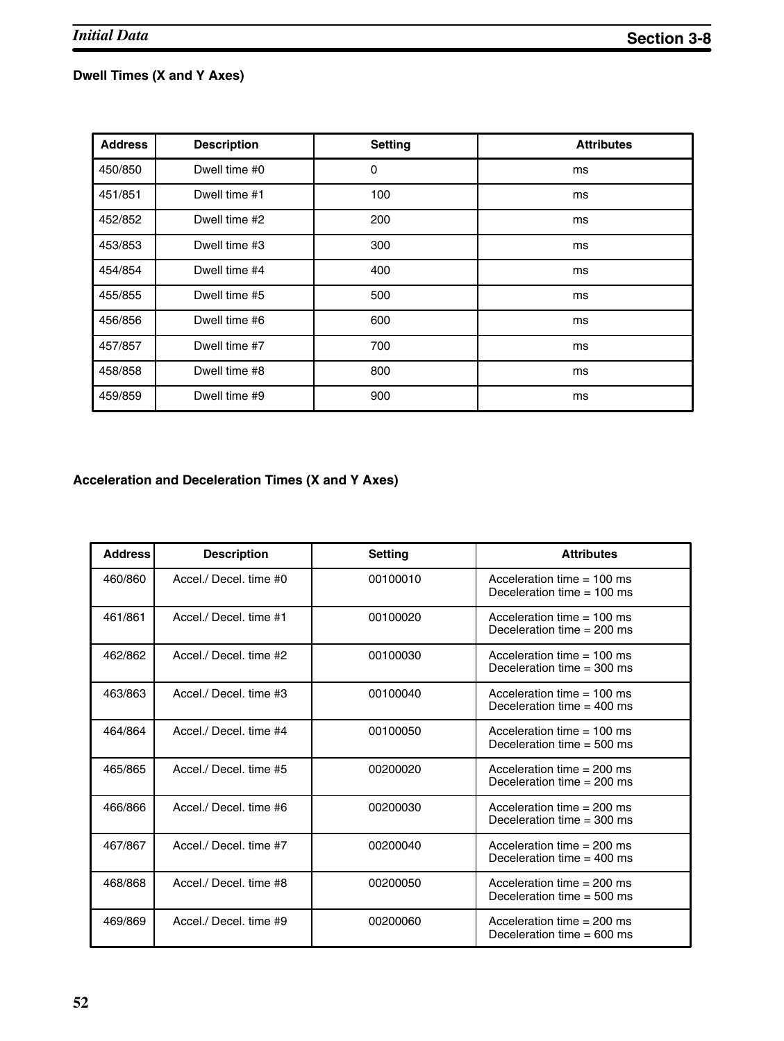### Dwell Times (X and Y Axes)

| Address | Description | Setting | Attributes |
|---|---|---|---|
| 450/850 | Dwell time #0 | 0 | ms |
| 451/851 | Dwell time #1 | 100 | ms |
| 452/852 | Dwell time #2 | 200 | ms |
| 453/853 | Dwell time #3 | 300 | ms |
| 454/854 | Dwell time #4 | 400 | ms |
| 455/855 | Dwell time #5 | 500 | ms |
| 456/856 | Dwell time #6 | 600 | ms |
| 457/857 | Dwell time #7 | 700 | ms |
| 458/858 | Dwell time #8 | 800 | ms |
| 459/859 | Dwell time #9 | 900 | ms |

### Acceleration and Deceleration Times (X and Y Axes)

| Address | Description | Setting | Attributes |
|---|---|---|---|
| 460/860 | Accel./ Decel. time #0 | 00100010 | Acceleration time = 100 ms<br>Deceleration time = 100 ms |
| 461/861 | Accel./ Decel. time #1 | 00100020 | Acceleration time = 100 ms<br>Deceleration time = 200 ms |
| 462/862 | Accel./ Decel. time #2 | 00100030 | Acceleration time = 100 ms<br>Deceleration time = 300 ms |
| 463/863 | Accel./ Decel. time #3 | 00100040 | Acceleration time = 100 ms<br>Deceleration time = 400 ms |
| 464/864 | Accel./ Decel. time #4 | 00100050 | Acceleration time = 100 ms<br>Deceleration time = 500 ms |
| 465/865 | Accel./ Decel. time #5 | 00200020 | Acceleration time = 200 ms<br>Deceleration time = 200 ms |
| 466/866 | Accel./ Decel. time #6 | 00200030 | Acceleration time = 200 ms<br>Deceleration time = 300 ms |
| 467/867 | Accel./ Decel. time #7 | 00200040 | Acceleration time = 200 ms<br>Deceleration time = 400 ms |
| 468/868 | Accel./ Decel. time #8 | 00200050 | Acceleration time = 200 ms<br>Deceleration time = 500 ms |
| 469/869 | Accel./ Decel. time #9 | 00200060 | Acceleration time = 200 ms<br>Deceleration time = 600 ms |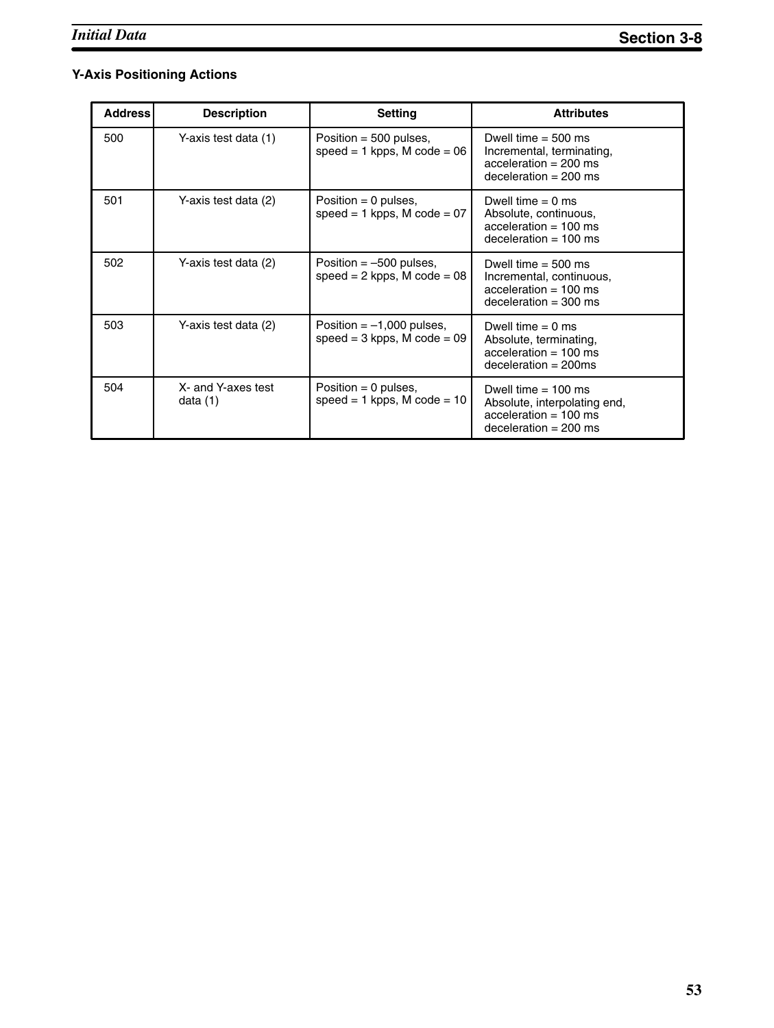### Y-Axis Positioning Actions

| Address | Description | Setting | Attributes |
|---|---|---|---|
| 500 | Y-axis test data (1) | Position = 500 pulses, speed = 1 kpps, M code = 06 | Dwell time = 500 ms Incremental, terminating, acceleration = 200 ms deceleration = 200 ms |
| 501 | Y-axis test data (2) | Position = 0 pulses, speed = 1 kpps, M code = 07 | Dwell time = 0 ms Absolute, continuous, acceleration = 100 ms deceleration = 100 ms |
| 502 | Y-axis test data (2) | Position = –500 pulses, speed = 2 kpps, M code = 08 | Dwell time = 500 ms Incremental, continuous, acceleration = 100 ms deceleration = 300 ms |
| 503 | Y-axis test data (2) | Position = –1,000 pulses, speed = 3 kpps, M code = 09 | Dwell time = 0 ms Absolute, terminating, acceleration = 100 ms deceleration = 200ms |
| 504 | X- and Y-axes test data (1) | Position = 0 pulses, speed = 1 kpps, M code = 10 | Dwell time = 100 ms Absolute, interpolating end, acceleration = 100 ms deceleration = 200 ms |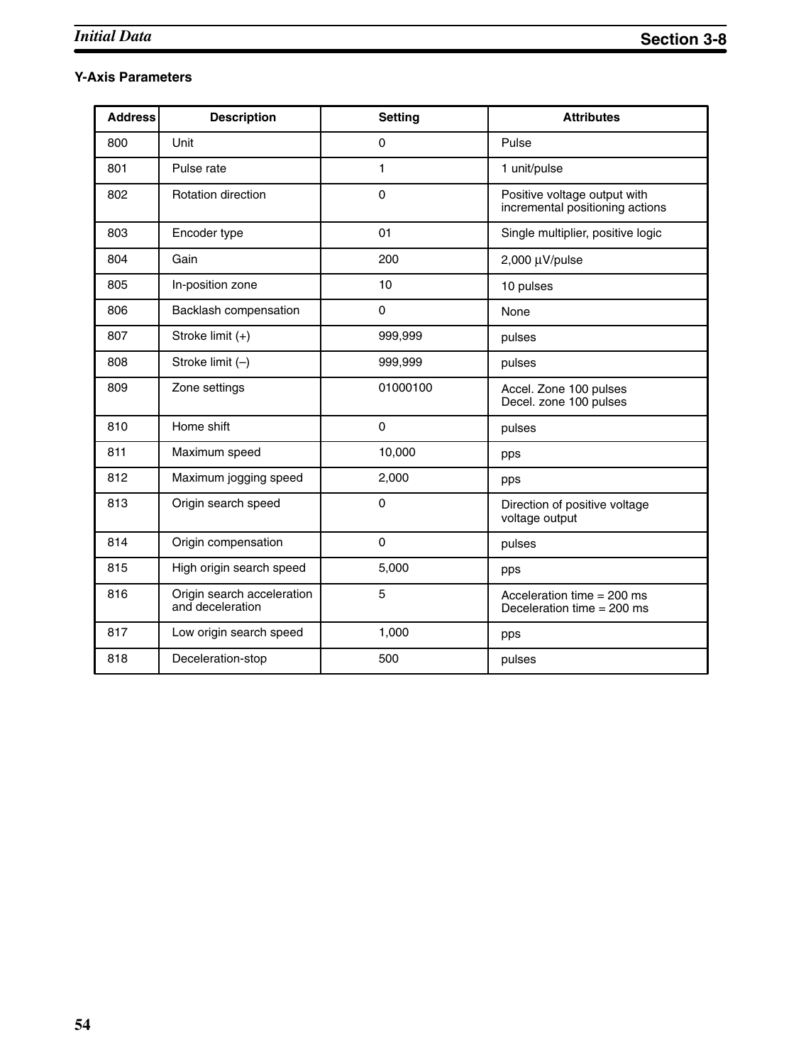### Y-Axis Parameters

| Address | Description | Setting | Attributes |
|---|---|---|---|
| 800 | Unit | 0 | Pulse |
| 801 | Pulse rate | 1 | 1 unit/pulse |
| 802 | Rotation direction | 0 | Positive voltage output with incremental positioning actions |
| 803 | Encoder type | 01 | Single multiplier, positive logic |
| 804 | Gain | 200 | 2,000 µV/pulse |
| 805 | In-position zone | 10 | 10 pulses |
| 806 | Backlash compensation | 0 | None |
| 807 | Stroke limit (+) | 999,999 | pulses |
| 808 | Stroke limit (–) | 999,999 | pulses |
| 809 | Zone settings | 01000100 | Accel. Zone 100 pulses<br>Decel. zone 100 pulses |
| 810 | Home shift | 0 | pulses |
| 811 | Maximum speed | 10,000 | pps |
| 812 | Maximum jogging speed | 2,000 | pps |
| 813 | Origin search speed | 0 | Direction of positive voltage voltage output |
| 814 | Origin compensation | 0 | pulses |
| 815 | High origin search speed | 5,000 | pps |
| 816 | Origin search acceleration and deceleration | 5 | Acceleration time = 200 ms<br>Deceleration time = 200 ms |
| 817 | Low origin search speed | 1,000 | pps |
| 818 | Deceleration-stop | 500 | pulses |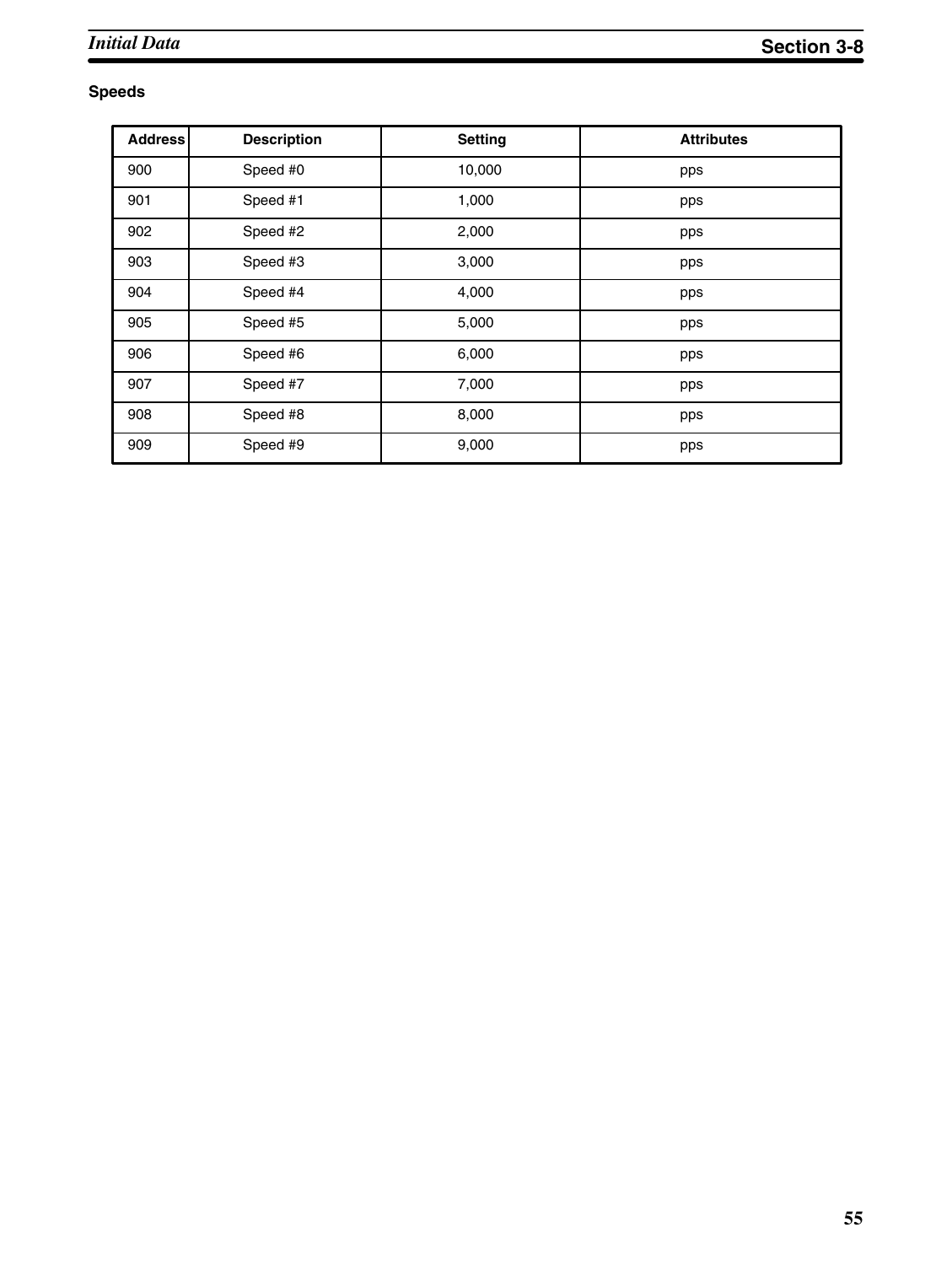### Speeds

| Address | Description | Setting | Attributes |
| --- | --- | --- | --- |
| 900 | Speed #0 | 10,000 | pps |
| 901 | Speed #1 | 1,000 | pps |
| 902 | Speed #2 | 2,000 | pps |
| 903 | Speed #3 | 3,000 | pps |
| 904 | Speed #4 | 4,000 | pps |
| 905 | Speed #5 | 5,000 | pps |
| 906 | Speed #6 | 6,000 | pps |
| 907 | Speed #7 | 7,000 | pps |
| 908 | Speed #8 | 8,000 | pps |
| 909 | Speed #9 | 9,000 | pps |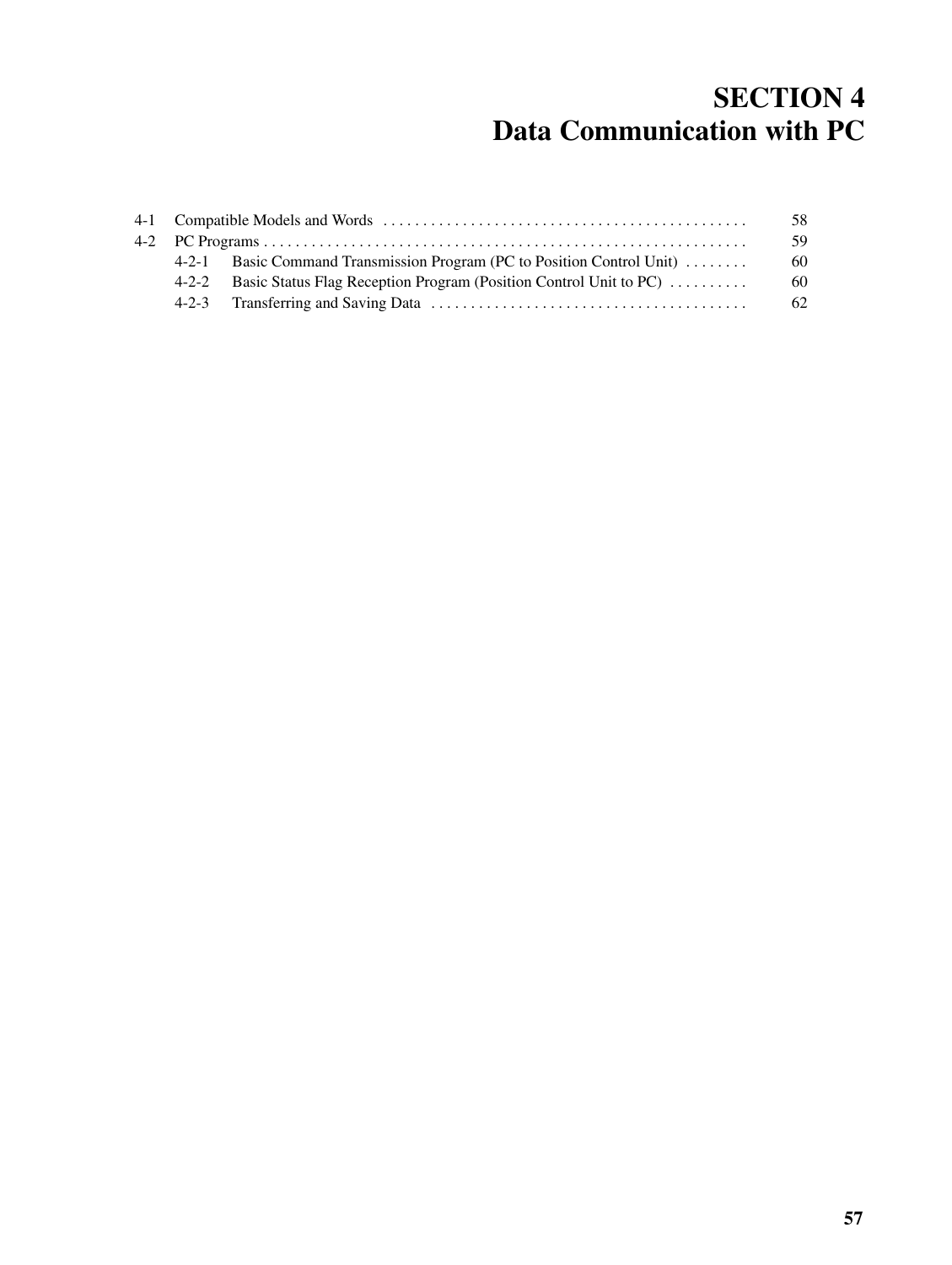# SECTION 4
# Data Communication with PC

| | | |
|---|---|---|
| 4-1 | Compatible Models and Words | 58 |
| 4-2 | PC Programs | 59 |
| 4-2-1 | Basic Command Transmission Program (PC to Position Control Unit) | 60 |
| 4-2-2 | Basic Status Flag Reception Program (Position Control Unit to PC) | 60 |
| 4-2-3 | Transferring and Saving Data | 62 |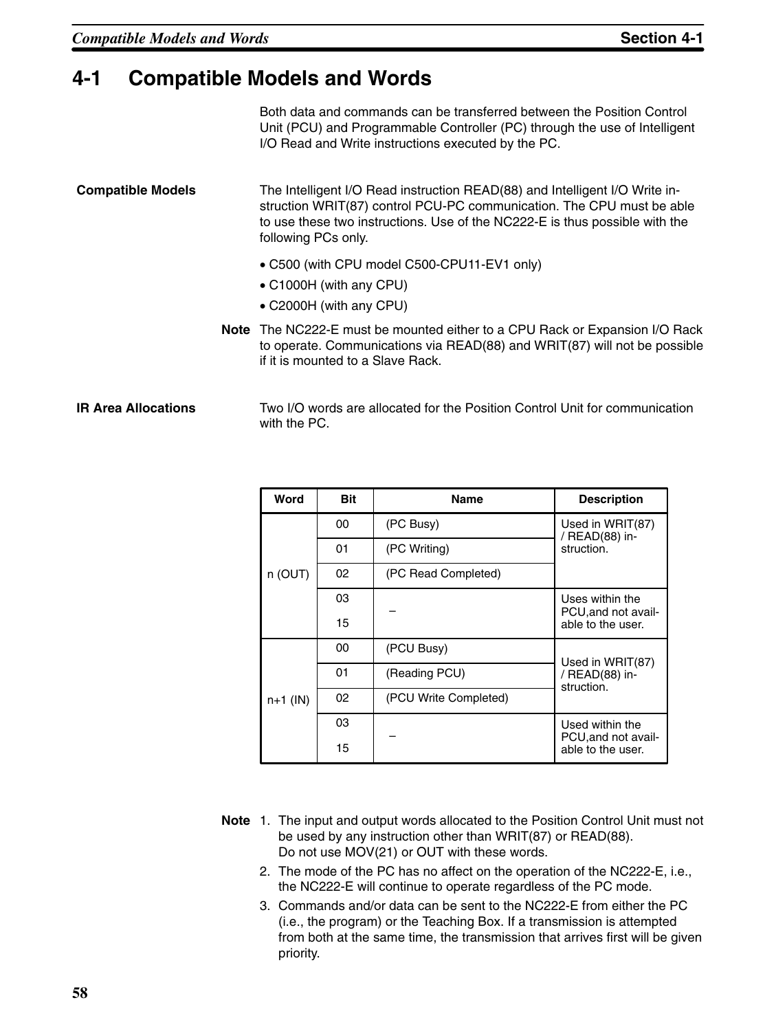# 4-1 Compatible Models and Words

Both data and commands can be transferred between the Position Control Unit (PCU) and Programmable Controller (PC) through the use of Intelligent I/O Read and Write instructions executed by the PC.

**Compatible Models**

The Intelligent I/O Read instruction READ(88) and Intelligent I/O Write instruction WRIT(87) control PCU-PC communication. The CPU must be able to use these two instructions. Use of the NC222-E is thus possible with the following PCs only.

- C500 (with CPU model C500-CPU11-EV1 only)
- C1000H (with any CPU)
- C2000H (with any CPU)

**Note** The NC222-E must be mounted either to a CPU Rack or Expansion I/O Rack to operate. Communications via READ(88) and WRIT(87) will not be possible if it is mounted to a Slave Rack.

**IR Area Allocations**

Two I/O words are allocated for the Position Control Unit for communication with the PC.

| Word | Bit | Name | Description |
|---|---|---|---|
| n (OUT) | 00 | (PC Busy) | Used in WRIT(87) / READ(88) instruction. |
| | 01 | (PC Writing) | |
| | 02 | (PC Read Completed) | |
| | 03<br>15 | – | Uses within the PCU,and not available to the user. |
| n+1 (IN) | 00 | (PCU Busy) | Used in WRIT(87) / READ(88) instruction. |
| | 01 | (Reading PCU) | |
| | 02 | (PCU Write Completed) | |
| | 03<br>15 | – | Used within the PCU,and not available to the user. |

**Note**

1. The input and output words allocated to the Position Control Unit must not be used by any instruction other than WRIT(87) or READ(88).
   Do not use MOV(21) or OUT with these words.
2. The mode of the PC has no affect on the operation of the NC222-E, i.e., the NC222-E will continue to operate regardless of the PC mode.
3. Commands and/or data can be sent to the NC222-E from either the PC (i.e., the program) or the Teaching Box. If a transmission is attempted from both at the same time, the transmission that arrives first will be given priority.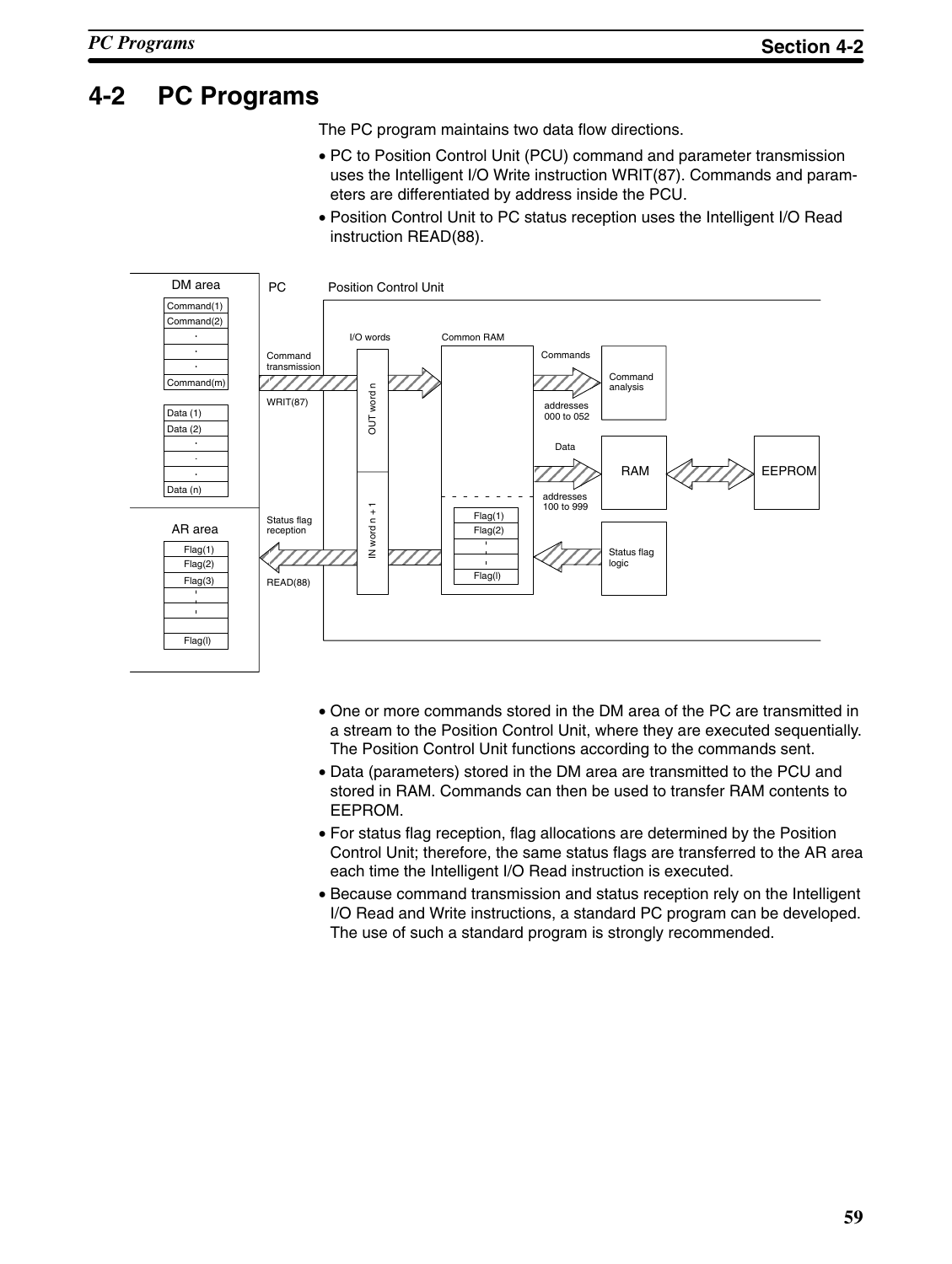## 4-2 PC Programs

The PC program maintains two data flow directions.

- PC to Position Control Unit (PCU) command and parameter transmission uses the Intelligent I/O Write instruction WRIT(87). Commands and parameters are differentiated by address inside the PCU.
- Position Control Unit to PC status reception uses the Intelligent I/O Read instruction READ(88).

DM area: Command(1), Command(2), ..., Command(m); Data (1), Data (2), ..., Data (n)

AR area: Flag(1), Flag(2), Flag(3), ..., Flag(l)

PC — Position Control Unit

I/O words: OUT word n, IN word n + 1

Command transmission WRIT(87)

Status flag reception READ(88)

Common RAM: Commands addresses 000 to 052 → Command analysis; Data addresses 100 to 999 → RAM ↔ EEPROM; Flag(1), Flag(2), ..., Flag(l) ← Status flag logic

- One or more commands stored in the DM area of the PC are transmitted in a stream to the Position Control Unit, where they are executed sequentially. The Position Control Unit functions according to the commands sent.
- Data (parameters) stored in the DM area are transmitted to the PCU and stored in RAM. Commands can then be used to transfer RAM contents to EEPROM.
- For status flag reception, flag allocations are determined by the Position Control Unit; therefore, the same status flags are transferred to the AR area each time the Intelligent I/O Read instruction is executed.
- Because command transmission and status reception rely on the Intelligent I/O Read and Write instructions, a standard PC program can be developed. The use of such a standard program is strongly recommended.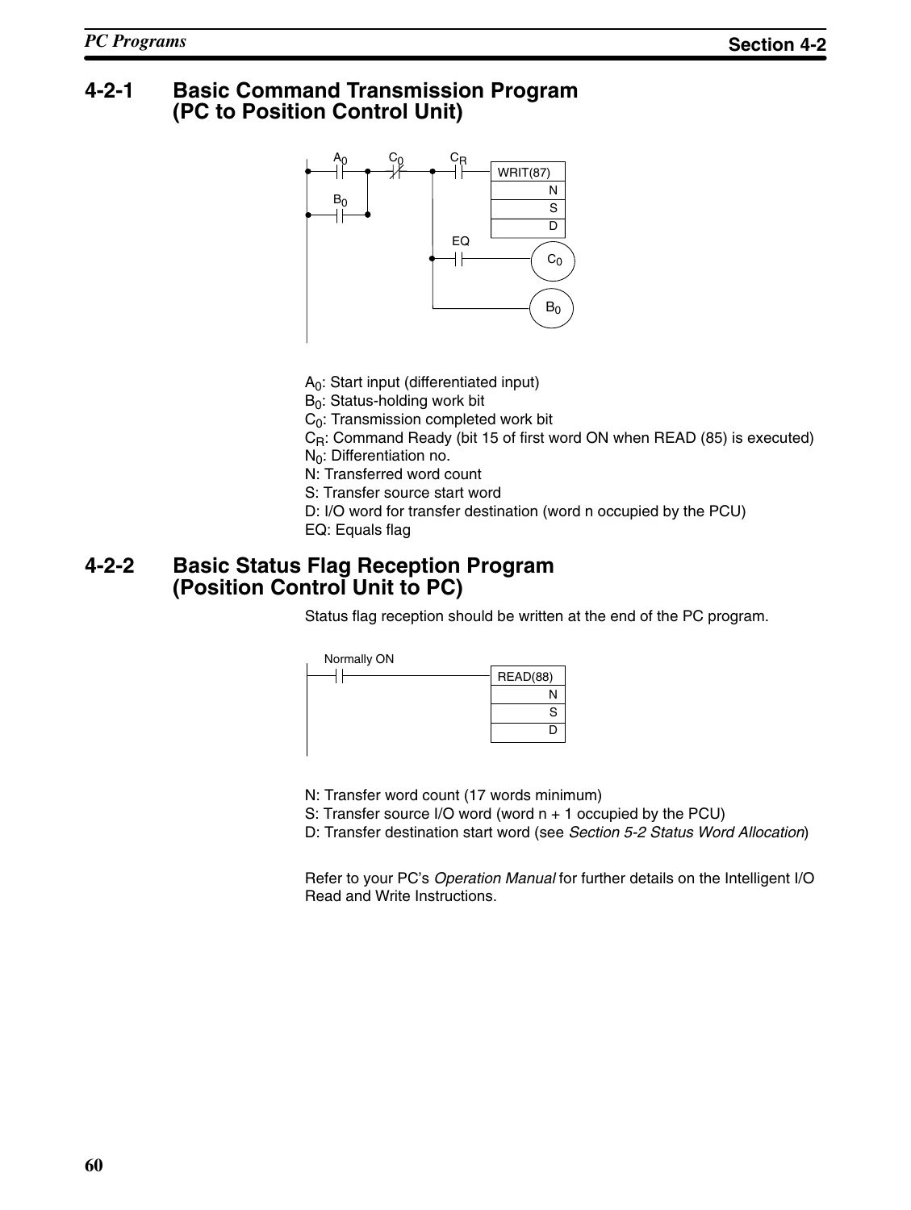### 4-2-1 Basic Command Transmission Program (PC to Position Control Unit)

$A_0$: Start input (differentiated input)
$B_0$: Status-holding work bit
$C_0$: Transmission completed work bit
$C_R$: Command Ready (bit 15 of first word ON when READ (85) is executed)
$N_0$: Differentiation no.
N: Transferred word count
S: Transfer source start word
D: I/O word for transfer destination (word n occupied by the PCU)
EQ: Equals flag

### 4-2-2 Basic Status Flag Reception Program (Position Control Unit to PC)

Status flag reception should be written at the end of the PC program.

N: Transfer word count (17 words minimum)
S: Transfer source I/O word (word n + 1 occupied by the PCU)
D: Transfer destination start word (see *Section 5-2 Status Word Allocation*)

Refer to your PC's *Operation Manual* for further details on the Intelligent I/O Read and Write Instructions.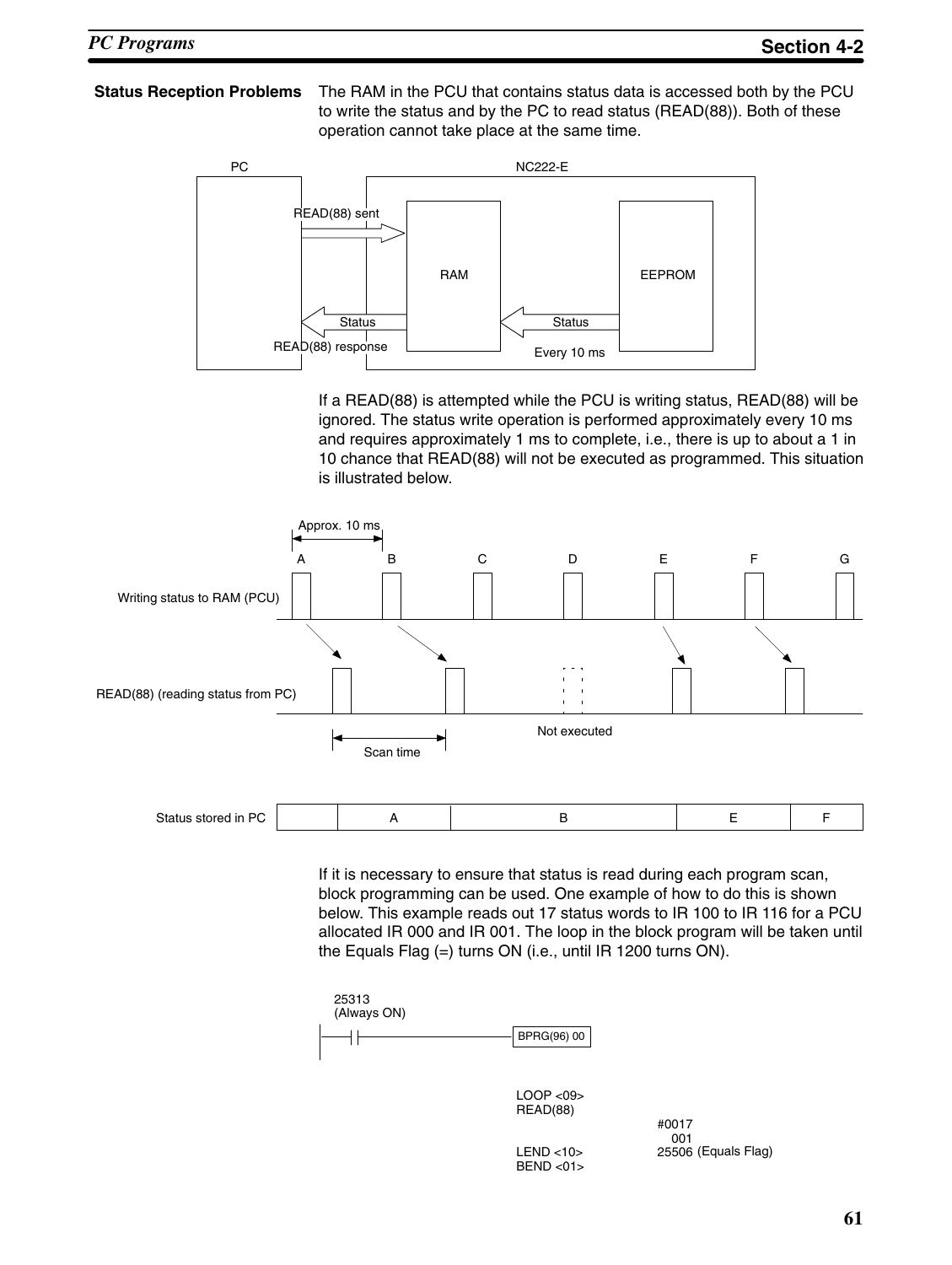**Status Reception Problems**

The RAM in the PCU that contains status data is accessed both by the PCU to write the status and by the PC to read status (READ(88)). Both of these operation cannot take place at the same time.

If a READ(88) is attempted while the PCU is writing status, READ(88) will be ignored. The status write operation is performed approximately every 10 ms and requires approximately 1 ms to complete, i.e., there is up to about a 1 in 10 chance that READ(88) will not be executed as programmed. This situation is illustrated below.

If it is necessary to ensure that status is read during each program scan, block programming can be used. One example of how to do this is shown below. This example reads out 17 status words to IR 100 to IR 116 for a PCU allocated IR 000 and IR 001. The loop in the block program will be taken until the Equals Flag (=) turns ON (i.e., until IR 1200 turns ON).

```
25313
(Always ON)
                              BPRG(96) 00

                              LOOP <09>
                              READ(88)
                                                #0017
                                                  001
                              LEND <10>         25506 (Equals Flag)
                              BEND <01>
```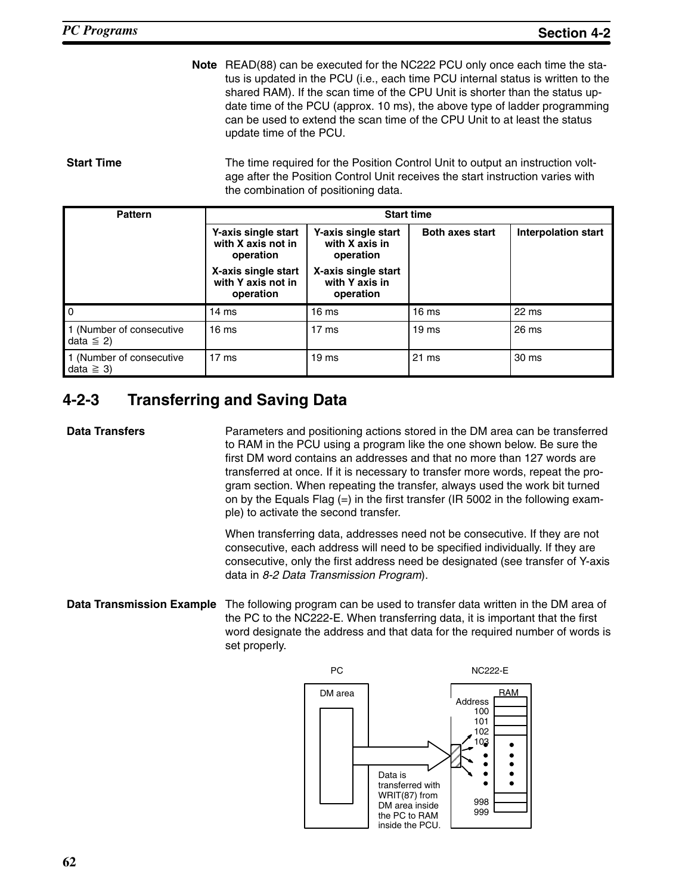**Note** READ(88) can be executed for the NC222 PCU only once each time the status is updated in the PCU (i.e., each time PCU internal status is written to the shared RAM). If the scan time of the CPU Unit is shorter than the status update time of the PCU (approx. 10 ms), the above type of ladder programming can be used to extend the scan time of the CPU Unit to at least the status update time of the PCU.

**Start Time**

The time required for the Position Control Unit to output an instruction voltage after the Position Control Unit receives the start instruction varies with the combination of positioning data.

| Pattern | Start time | | | |
|---|---|---|---|---|
| | Y-axis single start with X axis not in operation<br>X-axis single start with Y axis not in operation | Y-axis single start with X axis in operation<br>X-axis single start with Y axis in operation | Both axes start | Interpolation start |
| 0 | 14 ms | 16 ms | 16 ms | 22 ms |
| 1 (Number of consecutive data ≦ 2) | 16 ms | 17 ms | 19 ms | 26 ms |
| 1 (Number of consecutive data ≧ 3) | 17 ms | 19 ms | 21 ms | 30 ms |

## 4-2-3 Transferring and Saving Data

**Data Transfers**

Parameters and positioning actions stored in the DM area can be transferred to RAM in the PCU using a program like the one shown below. Be sure the first DM word contains an addresses and that no more than 127 words are transferred at once. If it is necessary to transfer more words, repeat the program section. When repeating the transfer, always used the work bit turned on by the Equals Flag (=) in the first transfer (IR 5002 in the following example) to activate the second transfer.

When transferring data, addresses need not be consecutive. If they are not consecutive, each address will need to be specified individually. If they are consecutive, only the first address need be designated (see transfer of Y-axis data in *8-2 Data Transmission Program*).

**Data Transmission Example**

The following program can be used to transfer data written in the DM area of the PC to the NC222-E. When transferring data, it is important that the first word designate the address and that data for the required number of words is set properly.

PC — DM area

NC222-E — RAM, Address 100, 101, 102, 103, ..., 998, 999

Data is transferred with WRIT(87) from DM area inside the PC to RAM inside the PCU.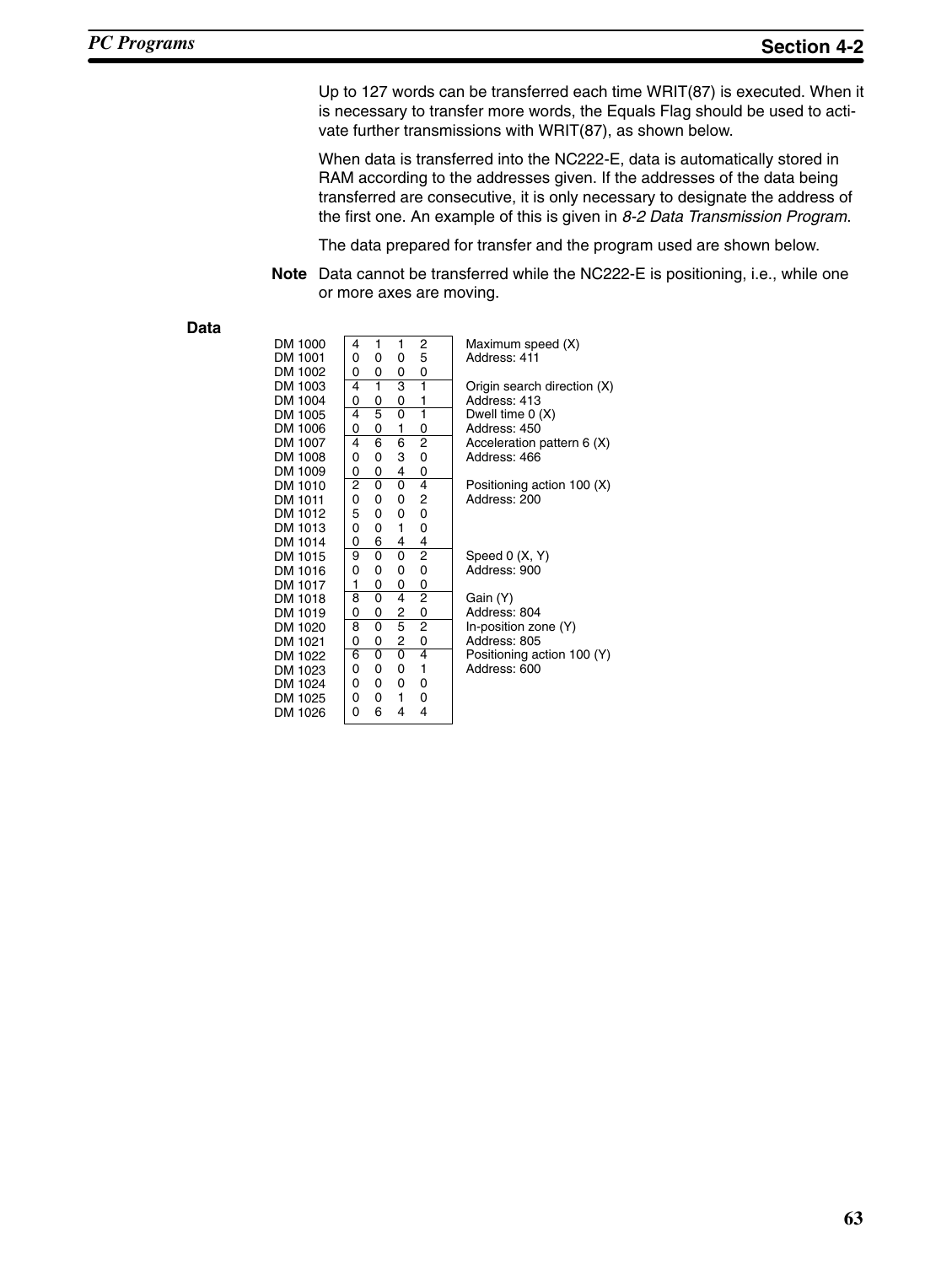Up to 127 words can be transferred each time WRIT(87) is executed. When it is necessary to transfer more words, the Equals Flag should be used to activate further transmissions with WRIT(87), as shown below.

When data is transferred into the NC222-E, data is automatically stored in RAM according to the addresses given. If the addresses of the data being transferred are consecutive, it is only necessary to designate the address of the first one. An example of this is given in *8-2 Data Transmission Program*.

The data prepared for transfer and the program used are shown below.

**Note** Data cannot be transferred while the NC222-E is positioning, i.e., while one or more axes are moving.

**Data**

| Word | Data | Description |
|---|---|---|
| DM 1000 | 4 1 1 2 | Maximum speed (X) |
| DM 1001 | 0 0 0 5 | Address: 411 |
| DM 1002 | 0 0 0 0 | |
| DM 1003 | 4 1 3 1 | Origin search direction (X) |
| DM 1004 | 0 0 0 1 | Address: 413 |
| DM 1005 | 4 5 0 1 | Dwell time 0 (X) |
| DM 1006 | 0 0 1 0 | Address: 450 |
| DM 1007 | 4 6 6 2 | Acceleration pattern 6 (X) |
| DM 1008 | 0 0 3 0 | Address: 466 |
| DM 1009 | 0 0 4 0 | |
| DM 1010 | 2 0 0 4 | Positioning action 100 (X) |
| DM 1011 | 0 0 0 2 | Address: 200 |
| DM 1012 | 5 0 0 0 | |
| DM 1013 | 0 0 1 0 | |
| DM 1014 | 0 6 4 4 | |
| DM 1015 | 9 0 0 2 | Speed 0 (X, Y) |
| DM 1016 | 0 0 0 0 | Address: 900 |
| DM 1017 | 1 0 0 0 | |
| DM 1018 | 8 0 4 2 | Gain (Y) |
| DM 1019 | 0 0 2 0 | Address: 804 |
| DM 1020 | 8 0 5 2 | In-position zone (Y) |
| DM 1021 | 0 0 2 0 | Address: 805 |
| DM 1022 | 6 0 0 4 | Positioning action 100 (Y) |
| DM 1023 | 0 0 0 1 | Address: 600 |
| DM 1024 | 0 0 0 0 | |
| DM 1025 | 0 0 1 0 | |
| DM 1026 | 0 6 4 4 | |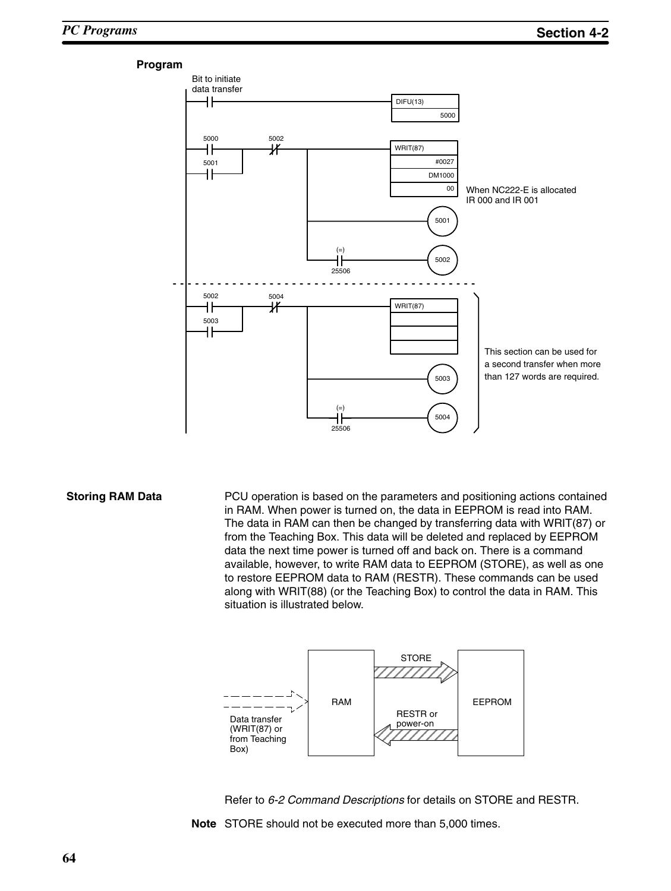**Program**

Bit to initiate data transfer

DIFU(13) 5000

5000, 5001, 5002

WRIT(87) #0027 DM1000 00

When NC222-E is allocated IR 000 and IR 001

5001

(=) 25506 5002

5002, 5003, 5004

WRIT(87)

5003

(=) 25506 5004

This section can be used for a second transfer when more than 127 words are required.

**Storing RAM Data**

PCU operation is based on the parameters and positioning actions contained in RAM. When power is turned on, the data in EEPROM is read into RAM. The data in RAM can then be changed by transferring data with WRIT(87) or from the Teaching Box. This data will be deleted and replaced by EEPROM data the next time power is turned off and back on. There is a command available, however, to write RAM data to EEPROM (STORE), as well as one to restore EEPROM data to RAM (RESTR). These commands can be used along with WRIT(88) (or the Teaching Box) to control the data in RAM. This situation is illustrated below.

Data transfer (WRIT(87) or from Teaching Box) → RAM

RAM → STORE → EEPROM

EEPROM → RESTR or power-on → RAM

Refer to *6-2 Command Descriptions* for details on STORE and RESTR.

**Note** STORE should not be executed more than 5,000 times.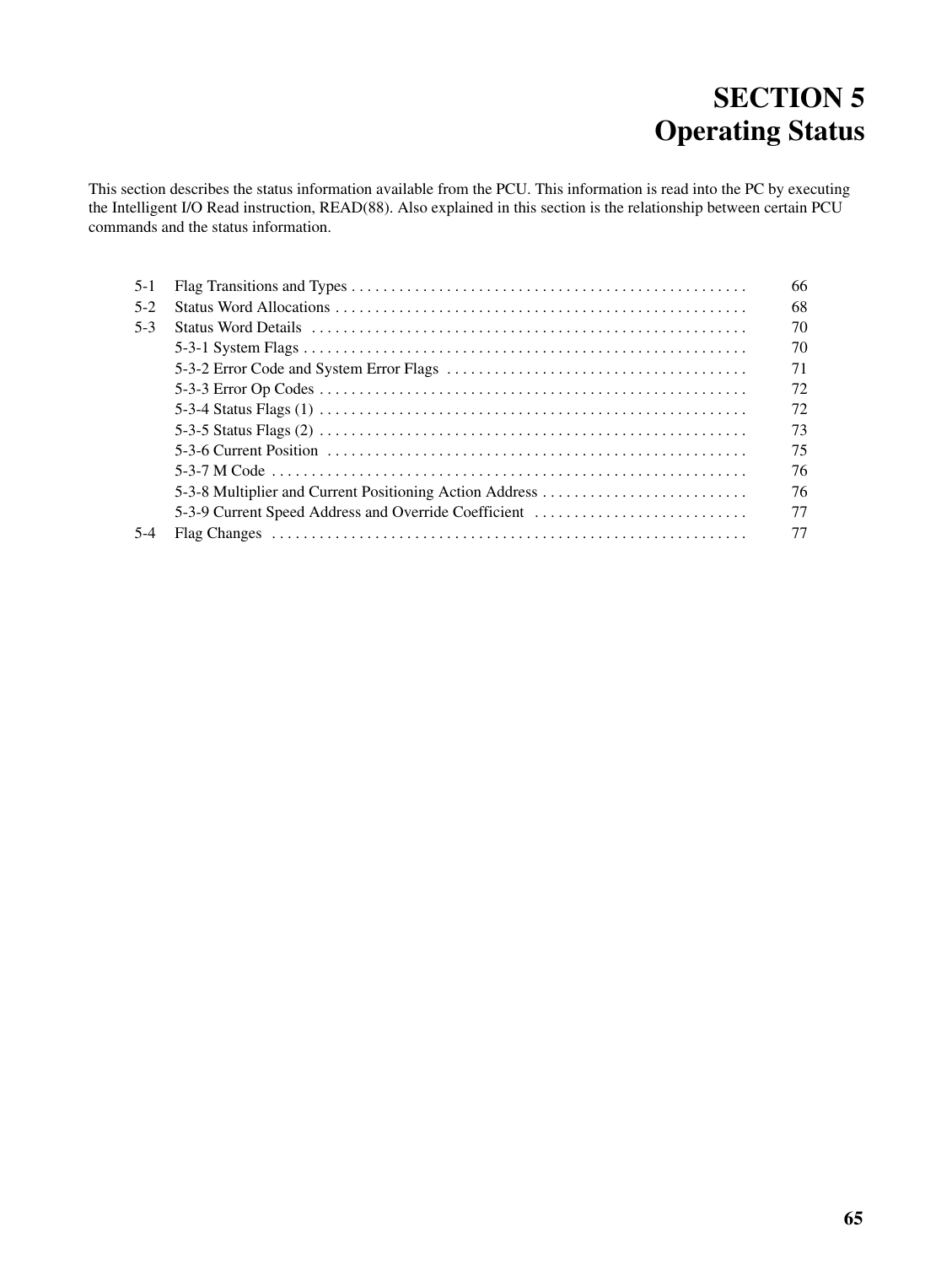# SECTION 5
# Operating Status

This section describes the status information available from the PCU. This information is read into the PC by executing the Intelligent I/O Read instruction, READ(88). Also explained in this section is the relationship between certain PCU commands and the status information.

| | | |
|---|---|---|
| 5-1 | Flag Transitions and Types | 66 |
| 5-2 | Status Word Allocations | 68 |
| 5-3 | Status Word Details | 70 |
| | 5-3-1 System Flags | 70 |
| | 5-3-2 Error Code and System Error Flags | 71 |
| | 5-3-3 Error Op Codes | 72 |
| | 5-3-4 Status Flags (1) | 72 |
| | 5-3-5 Status Flags (2) | 73 |
| | 5-3-6 Current Position | 75 |
| | 5-3-7 M Code | 76 |
| | 5-3-8 Multiplier and Current Positioning Action Address | 76 |
| | 5-3-9 Current Speed Address and Override Coefficient | 77 |
| 5-4 | Flag Changes | 77 |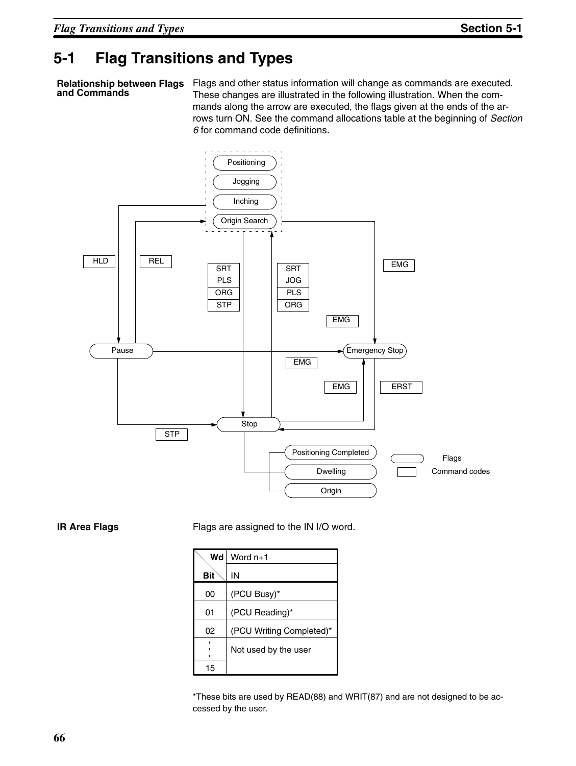## 5-1 Flag Transitions and Types

**Relationship between Flags and Commands**

Flags and other status information will change as commands are executed. These changes are illustrated in the following illustration. When the commands along the arrow are executed, the flags given at the ends of the arrows turn ON. See the command allocations table at the beginning of *Section 6* for command code definitions.

**IR Area Flags**

Flags are assigned to the IN I/O word.

| Bit \ Wd | Word n+1 |
|---|---|
| | IN |
| 00 | (PCU Busy)* |
| 01 | (PCU Reading)* |
| 02 | (PCU Writing Completed)* |
| ⋮ | Not used by the user |
| 15 | |

*These bits are used by READ(88) and WRIT(87) and are not designed to be accessed by the user.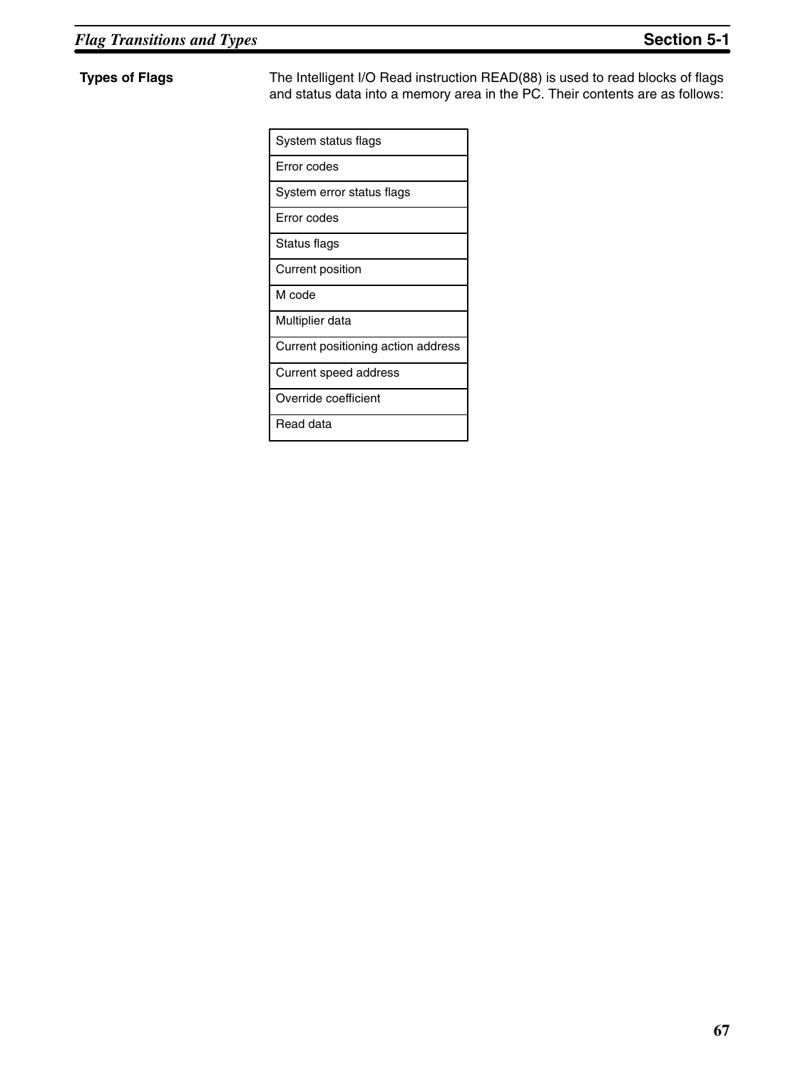### Types of Flags

The Intelligent I/O Read instruction READ(88) is used to read blocks of flags and status data into a memory area in the PC. Their contents are as follows:

| |
|---|
| System status flags |
| Error codes |
| System error status flags |
| Error codes |
| Status flags |
| Current position |
| M code |
| Multiplier data |
| Current positioning action address |
| Current speed address |
| Override coefficient |
| Read data |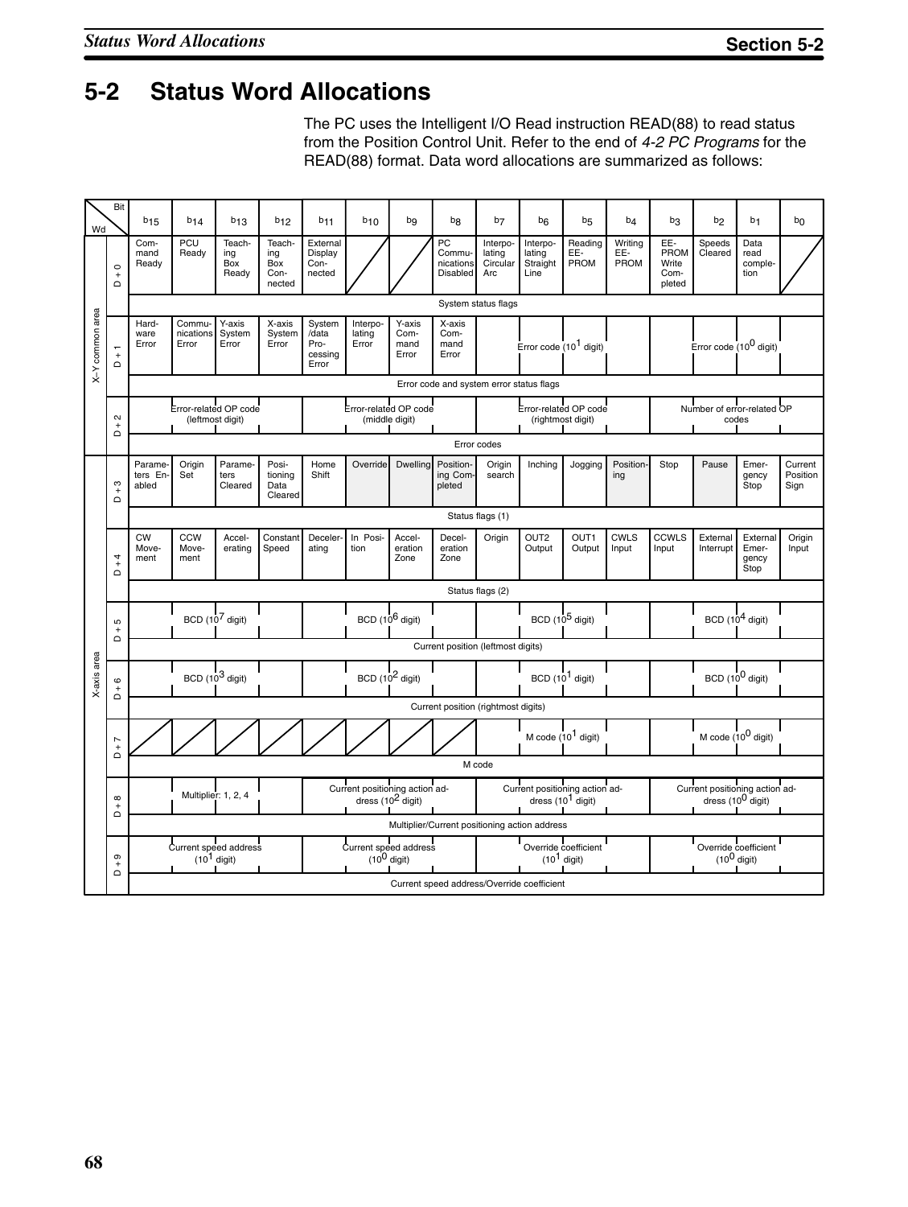## 5-2 Status Word Allocations

The PC uses the Intelligent I/O Read instruction READ(88) to read status from the Position Control Unit. Refer to the end of *4-2 PC Programs* for the READ(88) format. Data word allocations are summarized as follows:

| Area | Wd | $b_{15}$ | $b_{14}$ | $b_{13}$ | $b_{12}$ | $b_{11}$ | $b_{10}$ | $b_9$ | $b_8$ | $b_7$ | $b_6$ | $b_5$ | $b_4$ | $b_3$ | $b_2$ | $b_1$ | $b_0$ |
|---|---|---|---|---|---|---|---|---|---|---|---|---|---|---|---|---|---|
| X–Y common area | D + 0 | Command Ready | PCU Ready | Teaching Box Ready | Teaching Box Connected | External Display Connected | | | PC Communications Disabled | Interpolating Circular Arc | Interpolating Straight Line | Reading EEPROM | Writing EEPROM | EEPROM Write Completed | Speeds Cleared | Data read completion | |
| | | System status flags | | | | | | | | | | | | | | | |
| | D + 1 | Hardware Error | Communications Error | Y-axis System Error | X-axis System Error | System /data Processing Error | Interpolating Error | Y-axis Command Error | X-axis Command Error | Error code ($10^1$ digit) | | | | Error code ($10^0$ digit) | | | |
| | | Error code and system error status flags | | | | | | | | | | | | | | | |
| | D + 2 | Error-related OP code (leftmost digit) | | | | Error-related OP code (middle digit) | | | | Error-related OP code (rightmost digit) | | | | Number of error-related OP codes | | | |
| | | Error codes | | | | | | | | | | | | | | | |
| X-axis area | D + 3 | Parameters Enabled | Origin Set | Parameters Cleared | Positioning Data Cleared | Home Shift | Override | Dwelling | Positioning Completed | Origin search | Inching | Jogging | Positioning | Stop | Pause | Emergency Stop | Current Position Sign |
| | | Status flags (1) | | | | | | | | | | | | | | | |
| | D + 4 | CW Movement | CCW Movement | Accelerating | Constant Speed | Decelerating | In Position | Acceleration Zone | Deceleration Zone | Origin | OUT2 Output | OUT1 Output | CWLS Input | CCWLS Input | External Interrupt | External Emergency Stop | Origin Input |
| | | Status flags (2) | | | | | | | | | | | | | | | |
| | D + 5 | BCD ($10^7$ digit) | | | | BCD ($10^6$ digit) | | | | BCD ($10^5$ digit) | | | | BCD ($10^4$ digit) | | | |
| | | Current position (leftmost digits) | | | | | | | | | | | | | | | |
| | D + 6 | BCD ($10^3$ digit) | | | | BCD ($10^2$ digit) | | | | BCD ($10^1$ digit) | | | | BCD ($10^0$ digit) | | | |
| | | Current position (rightmost digits) | | | | | | | | | | | | | | | |
| | D + 7 | | | | | | | | | M code ($10^1$ digit) | | | | M code ($10^0$ digit) | | | |
| | | M code | | | | | | | | | | | | | | | |
| | D + 8 | Multiplier: 1, 2, 4 | | | | Current positioning action address ($10^2$ digit) | | | | Current positioning action address ($10^1$ digit) | | | | Current positioning action address ($10^0$ digit) | | | |
| | | Multiplier/Current positioning action address | | | | | | | | | | | | | | | |
| | D + 9 | Current speed address ($10^1$ digit) | | | | Current speed address ($10^0$ digit) | | | | Override coefficient ($10^1$ digit) | | | | Override coefficient ($10^0$ digit) | | | |
| | | Current speed address/Override coefficient | | | | | | | | | | | | | | | |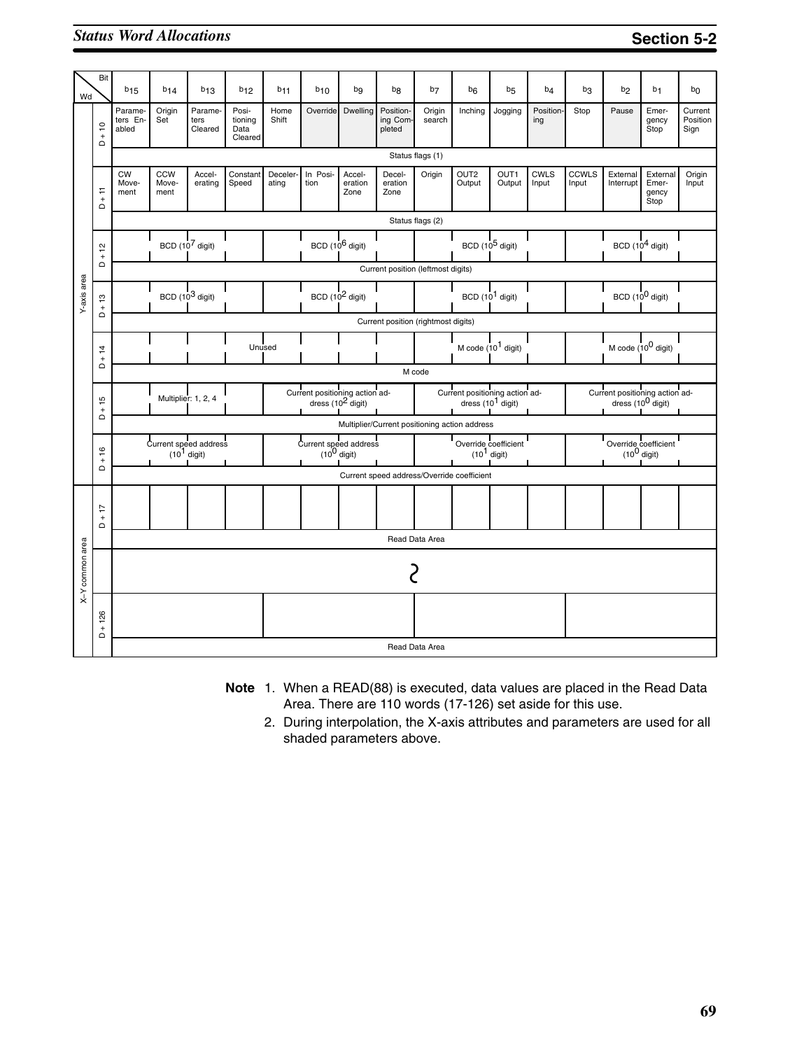| Area | Wd | b15 | b14 | b13 | b12 | b11 | b10 | b9 | b8 | b7 | b6 | b5 | b4 | b3 | b2 | b1 | b0 |
|---|---|---|---|---|---|---|---|---|---|---|---|---|---|---|---|---|---|
| Y-axis area | D + 10 | Parameters Enabled | Origin Set | Parameters Cleared | Positioning Data Cleared | Home Shift | Override | Dwelling | Positioning Completed | Origin search | Inching | Jogging | Positioning | Stop | Pause | Emergency Stop | Current Position Sign |
| | | Status flags (1) | | | | | | | | | | | | | | | |
| | D + 11 | CW Movement | CCW Movement | Accelerating | Constant Speed | Decelerating | In Position | Acceleration Zone | Deceleration Zone | Origin | OUT2 Output | OUT1 Output | CWLS Input | CCWLS Input | External Interrupt | External Emergency Stop | Origin Input |
| | | Status flags (2) | | | | | | | | | | | | | | | |
| | D + 12 | BCD ($10^7$ digit) | | | | BCD ($10^6$ digit) | | | | BCD ($10^5$ digit) | | | | BCD ($10^4$ digit) | | | |
| | | Current position (leftmost digits) | | | | | | | | | | | | | | | |
| | D + 13 | BCD ($10^3$ digit) | | | | BCD ($10^2$ digit) | | | | BCD ($10^1$ digit) | | | | BCD ($10^0$ digit) | | | |
| | | Current position (rightmost digits) | | | | | | | | | | | | | | | |
| | D + 14 | Unused | | | | | | | | M code ($10^1$ digit) | | | | M code ($10^0$ digit) | | | |
| | | M code | | | | | | | | | | | | | | | |
| | D + 15 | Multiplier: 1, 2, 4 | | | | Current positioning action address ($10^2$ digit) | | | | Current positioning action address ($10^1$ digit) | | | | Current positioning action address ($10^0$ digit) | | | |
| | | Multiplier/Current positioning action address | | | | | | | | | | | | | | | |
| | D + 16 | Current speed address ($10^1$ digit) | | | | Current speed address ($10^0$ digit) | | | | Override coefficient ($10^1$ digit) | | | | Override coefficient ($10^0$ digit) | | | |
| | | Current speed address/Override coefficient | | | | | | | | | | | | | | | |
| X–Y common area | D + 17 | | | | | | | | | | | | | | | | |
| | | Read Data Area | | | | | | | | | | | | | | | |
| | | ~ | | | | | | | | | | | | | | | |
| | D + 126 | | | | | | | | | | | | | | | | |
| | | Read Data Area | | | | | | | | | | | | | | | |

**Note** 1. When a READ(88) is executed, data values are placed in the Read Data Area. There are 110 words (17-126) set aside for this use.

2. During interpolation, the X-axis attributes and parameters are used for all shaded parameters above.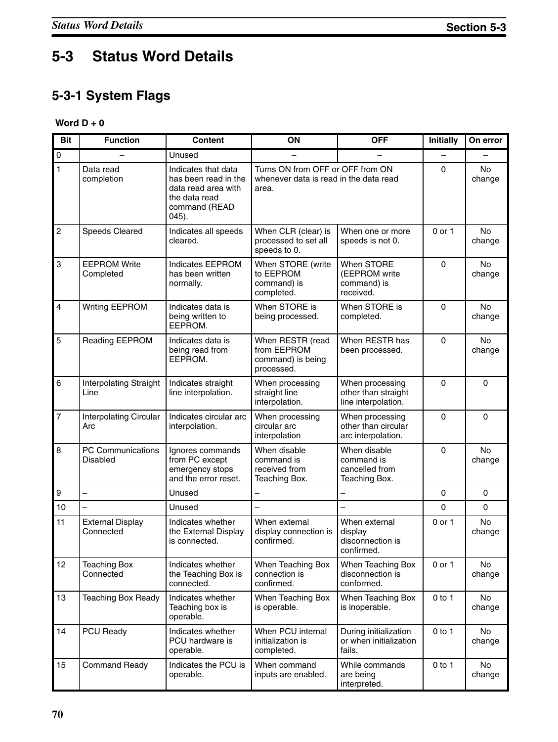# 5-3 Status Word Details

## 5-3-1 System Flags

**Word D + 0**

| Bit | Function | Content | ON | OFF | Initially | On error |
|---|---|---|---|---|---|---|
| 0 | – | Unused | – | – | – | – |
| 1 | Data read completion | Indicates that data has been read in the data read area with the data read command (READ 045). | Turns ON from OFF or OFF from ON whenever data is read in the data read area. | | 0 | No change |
| 2 | Speeds Cleared | Indicates all speeds cleared. | When CLR (clear) is processed to set all speeds to 0. | When one or more speeds is not 0. | 0 or 1 | No change |
| 3 | EEPROM Write Completed | Indicates EEPROM has been written normally. | When STORE (write to EEPROM command) is completed. | When STORE (EEPROM write command) is received. | 0 | No change |
| 4 | Writing EEPROM | Indicates data is being written to EEPROM. | When STORE is being processed. | When STORE is completed. | 0 | No change |
| 5 | Reading EEPROM | Indicates data is being read from EEPROM. | When RESTR (read from EEPROM command) is being processed. | When RESTR has been processed. | 0 | No change |
| 6 | Interpolating Straight Line | Indicates straight line interpolation. | When processing straight line interpolation. | When processing other than straight line interpolation. | 0 | 0 |
| 7 | Interpolating Circular Arc | Indicates circular arc interpolation. | When processing circular arc interpolation | When processing other than circular arc interpolation. | 0 | 0 |
| 8 | PC Communications Disabled | Ignores commands from PC except emergency stops and the error reset. | When disable command is received from Teaching Box. | When disable command is cancelled from Teaching Box. | 0 | No change |
| 9 | – | Unused | – | – | 0 | 0 |
| 10 | – | Unused | – | – | 0 | 0 |
| 11 | External Display Connected | Indicates whether the External Display is connected. | When external display connection is confirmed. | When external display disconnection is confirmed. | 0 or 1 | No change |
| 12 | Teaching Box Connected | Indicates whether the Teaching Box is connected. | When Teaching Box connection is confirmed. | When Teaching Box disconnection is conformed. | 0 or 1 | No change |
| 13 | Teaching Box Ready | Indicates whether Teaching box is operable. | When Teaching Box is operable. | When Teaching Box is inoperable. | 0 to 1 | No change |
| 14 | PCU Ready | Indicates whether PCU hardware is operable. | When PCU internal initialization is completed. | During initialization or when initialization fails. | 0 to 1 | No change |
| 15 | Command Ready | Indicates the PCU is operable. | When command inputs are enabled. | While commands are being interpreted. | 0 to 1 | No change |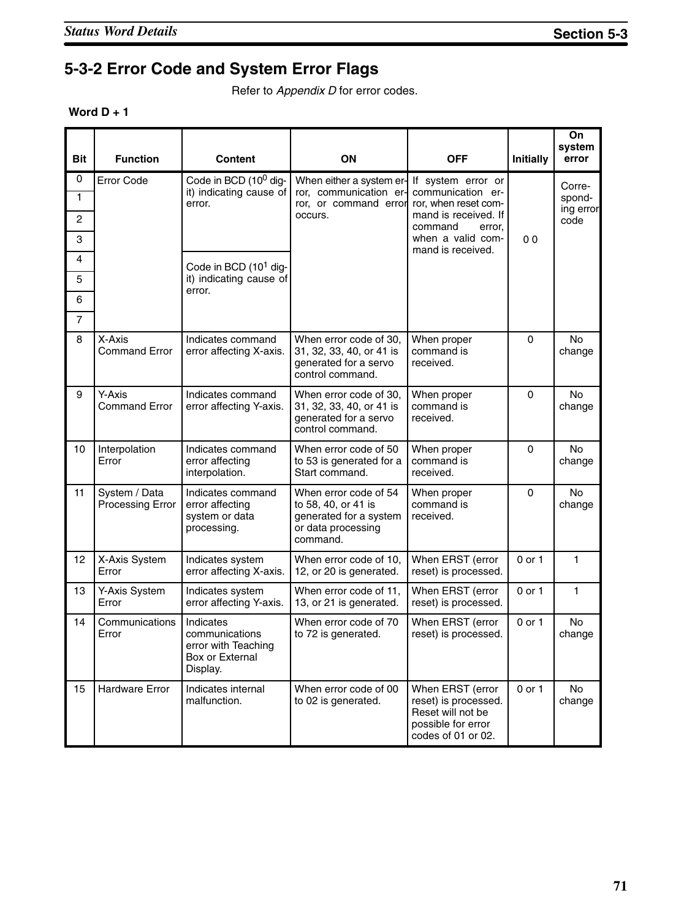## 5-3-2 Error Code and System Error Flags

Refer to *Appendix D* for error codes.

**Word D + 1**

| Bit | Function | Content | ON | OFF | Initially | On system error |
|---|---|---|---|---|---|---|
| 0 | Error Code | Code in BCD ($10^0$ digit) indicating cause of error. | When either a system error, communication error, or command error occurs. | If system error or communication error, when reset command is received. If command error, when a valid command is received. | 0 0 | Corresponding error code |
| 1 | | | | | | |
| 2 | | | | | | |
| 3 | | | | | | |
| 4 | | Code in BCD ($10^1$ digit) indicating cause of error. | | | | |
| 5 | | | | | | |
| 6 | | | | | | |
| 7 | | | | | | |
| 8 | X-Axis Command Error | Indicates command error affecting X-axis. | When error code of 30, 31, 32, 33, 40, or 41 is generated for a servo control command. | When proper command is received. | 0 | No change |
| 9 | Y-Axis Command Error | Indicates command error affecting Y-axis. | When error code of 30, 31, 32, 33, 40, or 41 is generated for a servo control command. | When proper command is received. | 0 | No change |
| 10 | Interpolation Error | Indicates command error affecting interpolation. | When error code of 50 to 53 is generated for a Start command. | When proper command is received. | 0 | No change |
| 11 | System / Data Processing Error | Indicates command error affecting system or data processing. | When error code of 54 to 58, 40, or 41 is generated for a system or data processing command. | When proper command is received. | 0 | No change |
| 12 | X-Axis System Error | Indicates system error affecting X-axis. | When error code of 10, 12, or 20 is generated. | When ERST (error reset) is processed. | 0 or 1 | 1 |
| 13 | Y-Axis System Error | Indicates system error affecting Y-axis. | When error code of 11, 13, or 21 is generated. | When ERST (error reset) is processed. | 0 or 1 | 1 |
| 14 | Communications Error | Indicates communications error with Teaching Box or External Display. | When error code of 70 to 72 is generated. | When ERST (error reset) is processed. | 0 or 1 | No change |
| 15 | Hardware Error | Indicates internal malfunction. | When error code of 00 to 02 is generated. | When ERST (error reset) is processed. Reset will not be possible for error codes of 01 or 02. | 0 or 1 | No change |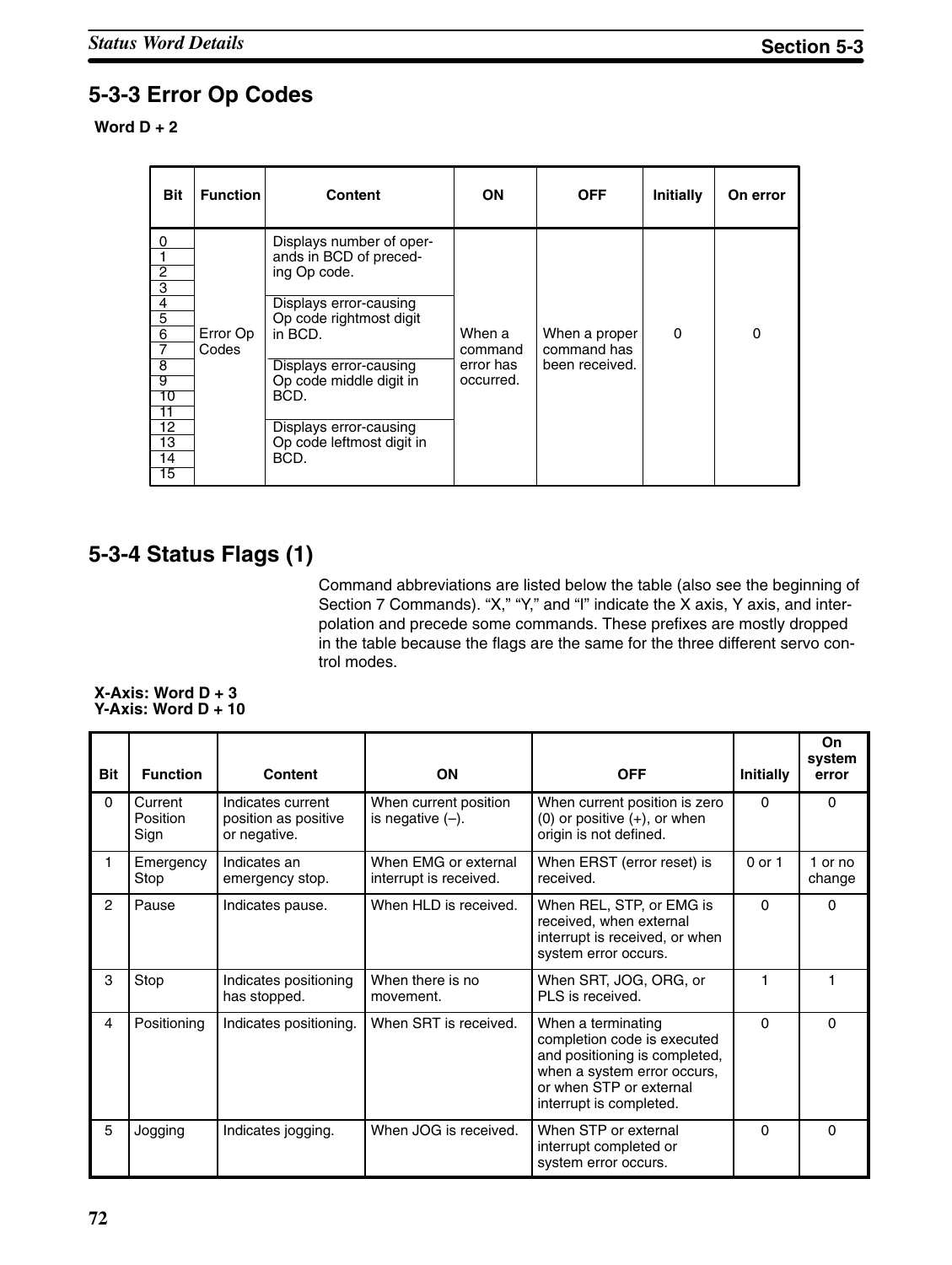## 5-3-3 Error Op Codes

**Word D + 2**

| Bit | Function | Content | ON | OFF | Initially | On error |
|---|---|---|---|---|---|---|
| 0<br>1<br>2<br>3 | Error Op Codes | Displays number of operands in BCD of preceding Op code. | When a command error has occurred. | When a proper command has been received. | 0 | 0 |
| 4<br>5<br>6<br>7 | | Displays error-causing Op code rightmost digit in BCD. | | | | |
| 8<br>9<br>10<br>11 | | Displays error-causing Op code middle digit in BCD. | | | | |
| 12<br>13<br>14<br>15 | | Displays error-causing Op code leftmost digit in BCD. | | | | |

## 5-3-4 Status Flags (1)

Command abbreviations are listed below the table (also see the beginning of Section 7 Commands). "X," "Y," and "I" indicate the X axis, Y axis, and interpolation and precede some commands. These prefixes are mostly dropped in the table because the flags are the same for the three different servo control modes.

**X-Axis: Word D + 3**
**Y-Axis: Word D + 10**

| Bit | Function | Content | ON | OFF | Initially | On system error |
|---|---|---|---|---|---|---|
| 0 | Current Position Sign | Indicates current position as positive or negative. | When current position is negative (–). | When current position is zero (0) or positive (+), or when origin is not defined. | 0 | 0 |
| 1 | Emergency Stop | Indicates an emergency stop. | When EMG or external interrupt is received. | When ERST (error reset) is received. | 0 or 1 | 1 or no change |
| 2 | Pause | Indicates pause. | When HLD is received. | When REL, STP, or EMG is received, when external interrupt is received, or when system error occurs. | 0 | 0 |
| 3 | Stop | Indicates positioning has stopped. | When there is no movement. | When SRT, JOG, ORG, or PLS is received. | 1 | 1 |
| 4 | Positioning | Indicates positioning. | When SRT is received. | When a terminating completion code is executed and positioning is completed, when a system error occurs, or when STP or external interrupt is completed. | 0 | 0 |
| 5 | Jogging | Indicates jogging. | When JOG is received. | When STP or external interrupt completed or system error occurs. | 0 | 0 |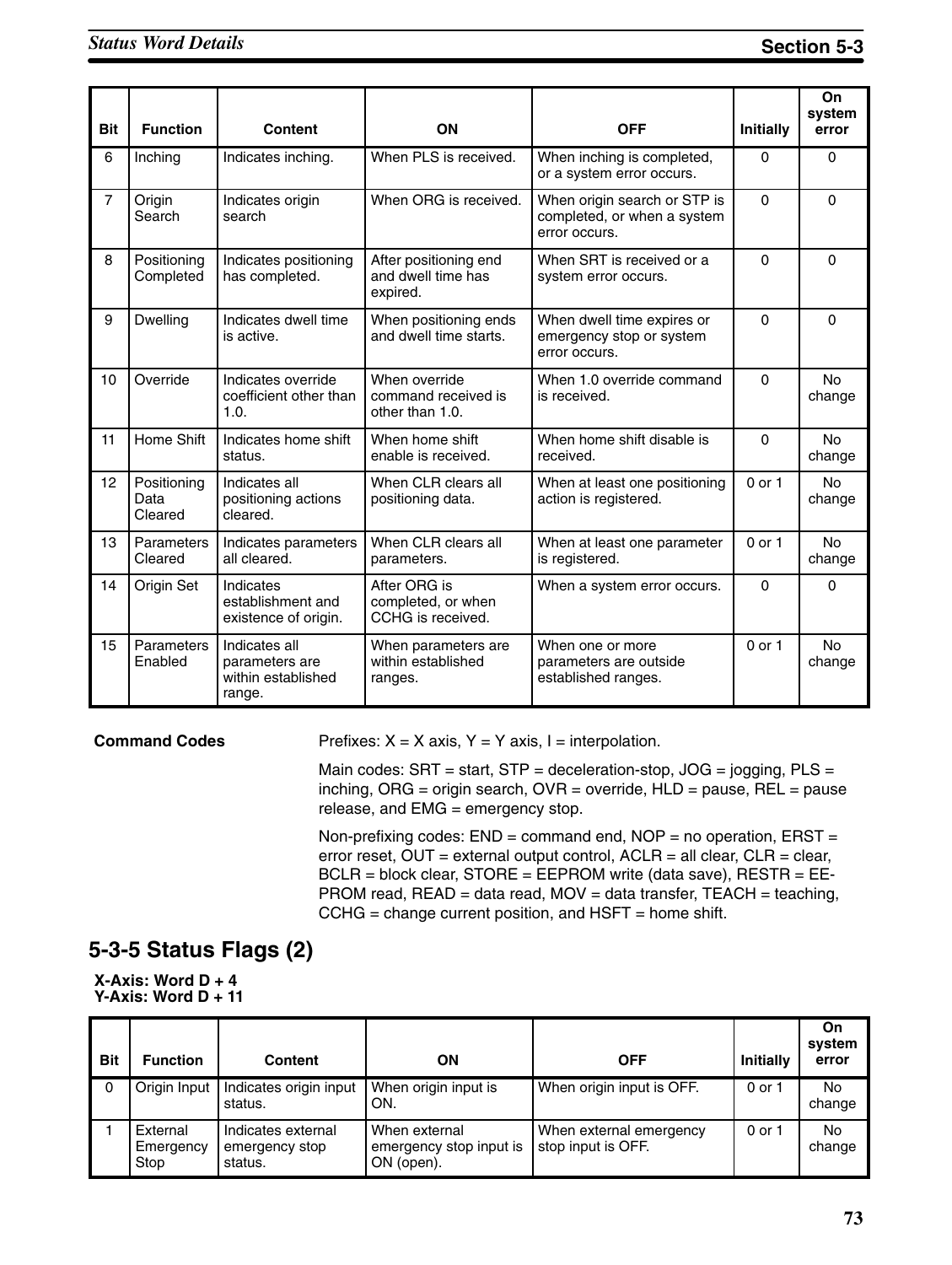| Bit | Function | Content | ON | OFF | Initially | On system error |
|---|---|---|---|---|---|---|
| 6 | Inching | Indicates inching. | When PLS is received. | When inching is completed, or a system error occurs. | 0 | 0 |
| 7 | Origin Search | Indicates origin search | When ORG is received. | When origin search or STP is completed, or when a system error occurs. | 0 | 0 |
| 8 | Positioning Completed | Indicates positioning has completed. | After positioning end and dwell time has expired. | When SRT is received or a system error occurs. | 0 | 0 |
| 9 | Dwelling | Indicates dwell time is active. | When positioning ends and dwell time starts. | When dwell time expires or emergency stop or system error occurs. | 0 | 0 |
| 10 | Override | Indicates override coefficient other than 1.0. | When override command received is other than 1.0. | When 1.0 override command is received. | 0 | No change |
| 11 | Home Shift | Indicates home shift status. | When home shift enable is received. | When home shift disable is received. | 0 | No change |
| 12 | Positioning Data Cleared | Indicates all positioning actions cleared. | When CLR clears all positioning data. | When at least one positioning action is registered. | 0 or 1 | No change |
| 13 | Parameters Cleared | Indicates parameters all cleared. | When CLR clears all parameters. | When at least one parameter is registered. | 0 or 1 | No change |
| 14 | Origin Set | Indicates establishment and existence of origin. | After ORG is completed, or when CCHG is received. | When a system error occurs. | 0 | 0 |
| 15 | Parameters Enabled | Indicates all parameters are within established range. | When parameters are within established ranges. | When one or more parameters are outside established ranges. | 0 or 1 | No change |

**Command Codes**

Prefixes: X = X axis, Y = Y axis, I = interpolation.

Main codes: SRT = start, STP = deceleration-stop, JOG = jogging, PLS = inching, ORG = origin search, OVR = override, HLD = pause, REL = pause release, and EMG = emergency stop.

Non-prefixing codes: END = command end, NOP = no operation, ERST = error reset, OUT = external output control, ACLR = all clear, CLR = clear, BCLR = block clear, STORE = EEPROM write (data save), RESTR = EEPROM read, READ = data read, MOV = data transfer, TEACH = teaching, CCHG = change current position, and HSFT = home shift.

## 5-3-5 Status Flags (2)

**X-Axis: Word D + 4**
**Y-Axis: Word D + 11**

| Bit | Function | Content | ON | OFF | Initially | On system error |
|---|---|---|---|---|---|---|
| 0 | Origin Input | Indicates origin input status. | When origin input is ON. | When origin input is OFF. | 0 or 1 | No change |
| 1 | External Emergency Stop | Indicates external emergency stop status. | When external emergency stop input is ON (open). | When external emergency stop input is OFF. | 0 or 1 | No change |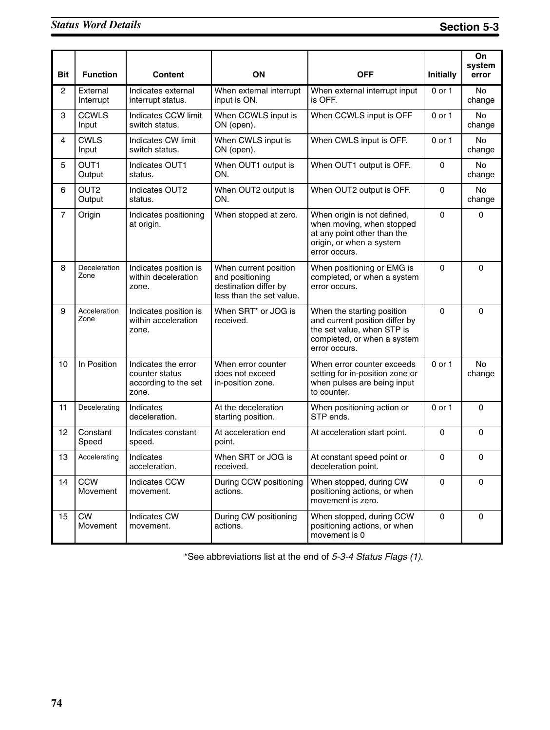| Bit | Function | Content | ON | OFF | Initially | On system error |
|---|---|---|---|---|---|---|
| 2 | External Interrupt | Indicates external interrupt status. | When external interrupt input is ON. | When external interrupt input is OFF. | 0 or 1 | No change |
| 3 | CCWLS Input | Indicates CCW limit switch status. | When CCWLS input is ON (open). | When CCWLS input is OFF | 0 or 1 | No change |
| 4 | CWLS Input | Indicates CW limit switch status. | When CWLS input is ON (open). | When CWLS input is OFF. | 0 or 1 | No change |
| 5 | OUT1 Output | Indicates OUT1 status. | When OUT1 output is ON. | When OUT1 output is OFF. | 0 | No change |
| 6 | OUT2 Output | Indicates OUT2 status. | When OUT2 output is ON. | When OUT2 output is OFF. | 0 | No change |
| 7 | Origin | Indicates positioning at origin. | When stopped at zero. | When origin is not defined, when moving, when stopped at any point other than the origin, or when a system error occurs. | 0 | 0 |
| 8 | Deceleration Zone | Indicates position is within deceleration zone. | When current position and positioning destination differ by less than the set value. | When positioning or EMG is completed, or when a system error occurs. | 0 | 0 |
| 9 | Acceleration Zone | Indicates position is within acceleration zone. | When SRT* or JOG is received. | When the starting position and current position differ by the set value, when STP is completed, or when a system error occurs. | 0 | 0 |
| 10 | In Position | Indicates the error counter status according to the set zone. | When error counter does not exceed in-position zone. | When error counter exceeds setting for in-position zone or when pulses are being input to counter. | 0 or 1 | No change |
| 11 | Decelerating | Indicates deceleration. | At the deceleration starting position. | When positioning action or STP ends. | 0 or 1 | 0 |
| 12 | Constant Speed | Indicates constant speed. | At acceleration end point. | At acceleration start point. | 0 | 0 |
| 13 | Accelerating | Indicates acceleration. | When SRT or JOG is received. | At constant speed point or deceleration point. | 0 | 0 |
| 14 | CCW Movement | Indicates CCW movement. | During CCW positioning actions. | When stopped, during CW positioning actions, or when movement is zero. | 0 | 0 |
| 15 | CW Movement | Indicates CW movement. | During CW positioning actions. | When stopped, during CCW positioning actions, or when movement is 0 | 0 | 0 |

*See abbreviations list at the end of *5-3-4 Status Flags (1)*.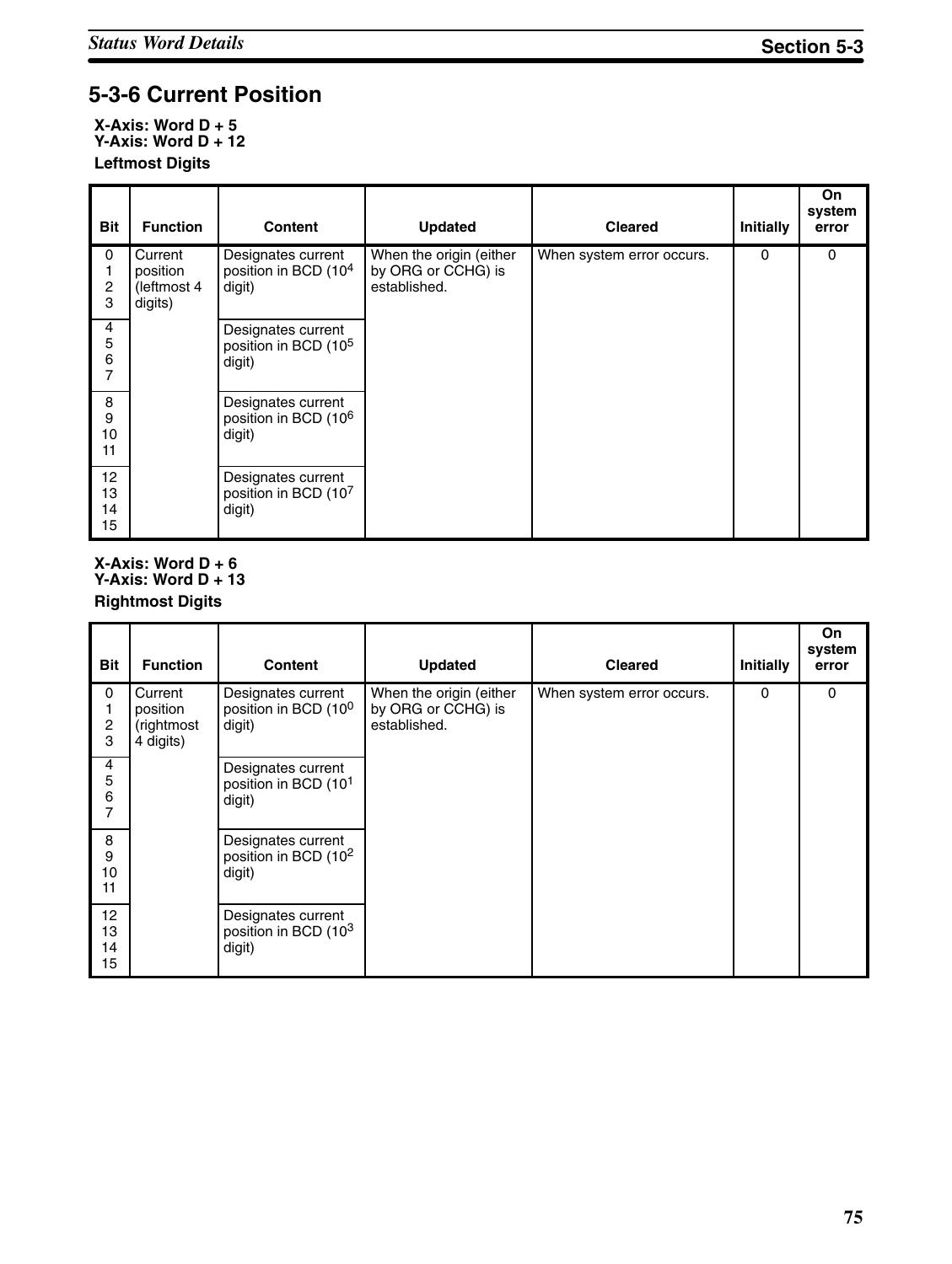## 5-3-6 Current Position

**X-Axis: Word D + 5**
**Y-Axis: Word D + 12**

**Leftmost Digits**

| Bit | Function | Content | Updated | Cleared | Initially | On system error |
|---|---|---|---|---|---|---|
| 0 1 2 3 | Current position (leftmost 4 digits) | Designates current position in BCD ($10^4$ digit) | When the origin (either by ORG or CCHG) is established. | When system error occurs. | 0 | 0 |
| 4 5 6 7 | | Designates current position in BCD ($10^5$ digit) | | | | |
| 8 9 10 11 | | Designates current position in BCD ($10^6$ digit) | | | | |
| 12 13 14 15 | | Designates current position in BCD ($10^7$ digit) | | | | |

**X-Axis: Word D + 6**
**Y-Axis: Word D + 13**

**Rightmost Digits**

| Bit | Function | Content | Updated | Cleared | Initially | On system error |
|---|---|---|---|---|---|---|
| 0 1 2 3 | Current position (rightmost 4 digits) | Designates current position in BCD ($10^0$ digit) | When the origin (either by ORG or CCHG) is established. | When system error occurs. | 0 | 0 |
| 4 5 6 7 | | Designates current position in BCD ($10^1$ digit) | | | | |
| 8 9 10 11 | | Designates current position in BCD ($10^2$ digit) | | | | |
| 12 13 14 15 | | Designates current position in BCD ($10^3$ digit) | | | | |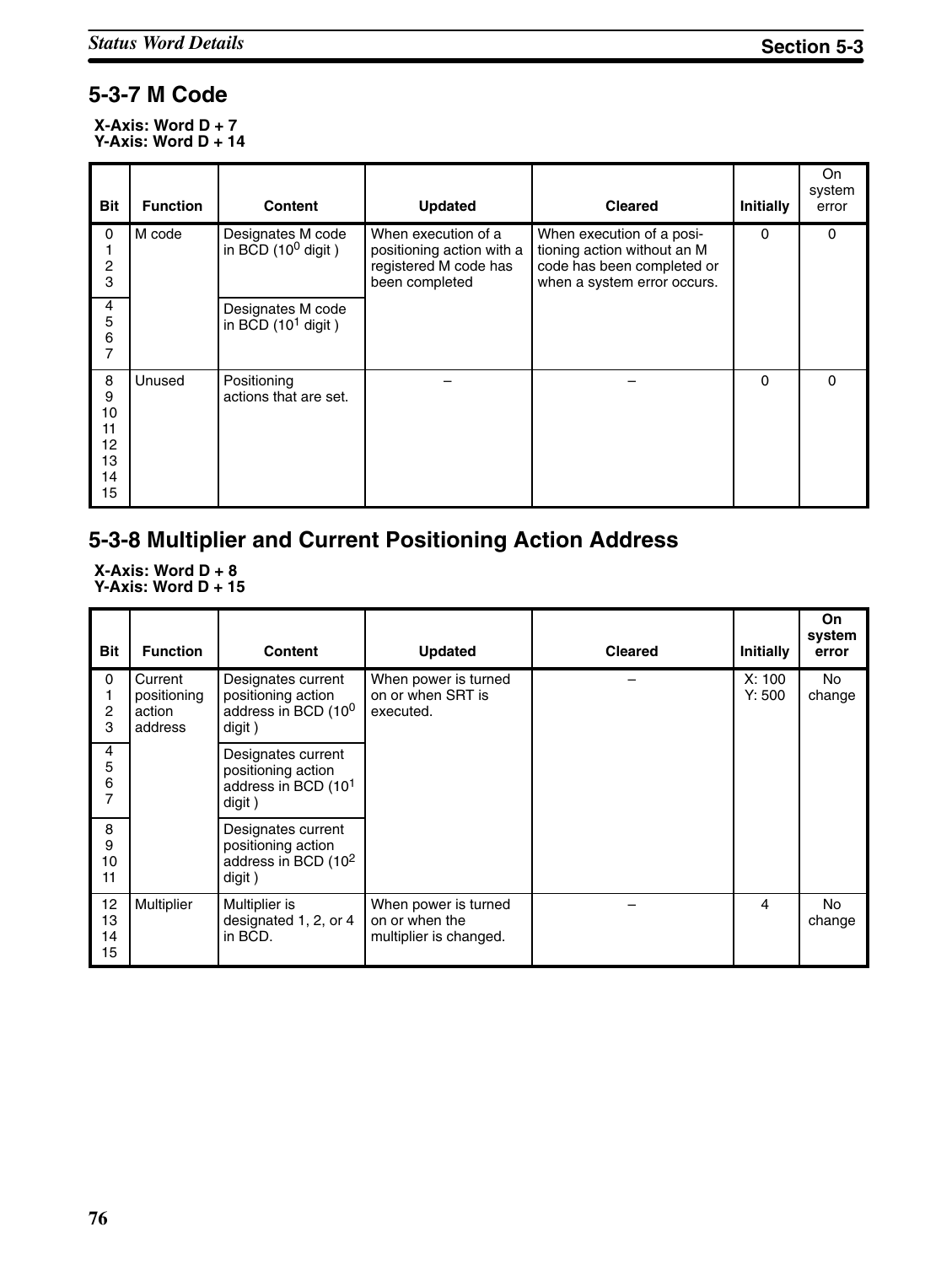## 5-3-7 M Code

**X-Axis: Word D + 7**
**Y-Axis: Word D + 14**

| Bit | Function | Content | Updated | Cleared | Initially | On system error |
|---|---|---|---|---|---|---|
| 0<br>1<br>2<br>3 | M code | Designates M code in BCD ($10^0$ digit ) | When execution of a positioning action with a registered M code has been completed | When execution of a positioning action without an M code has been completed or when a system error occurs. | 0 | 0 |
| 4<br>5<br>6<br>7 | | Designates M code in BCD ($10^1$ digit ) | | | | |
| 8<br>9<br>10<br>11<br>12<br>13<br>14<br>15 | Unused | Positioning actions that are set. | – | – | 0 | 0 |

## 5-3-8 Multiplier and Current Positioning Action Address

**X-Axis: Word D + 8**
**Y-Axis: Word D + 15**

| Bit | Function | Content | Updated | Cleared | Initially | On system error |
|---|---|---|---|---|---|---|
| 0<br>1<br>2<br>3 | Current positioning action address | Designates current positioning action address in BCD ($10^0$ digit ) | When power is turned on or when SRT is executed. | – | X: 100<br>Y: 500 | No change |
| 4<br>5<br>6<br>7 | | Designates current positioning action address in BCD ($10^1$ digit ) | | | | |
| 8<br>9<br>10<br>11 | | Designates current positioning action address in BCD ($10^2$ digit ) | | | | |
| 12<br>13<br>14<br>15 | Multiplier | Multiplier is designated 1, 2, or 4 in BCD. | When power is turned on or when the multiplier is changed. | – | 4 | No change |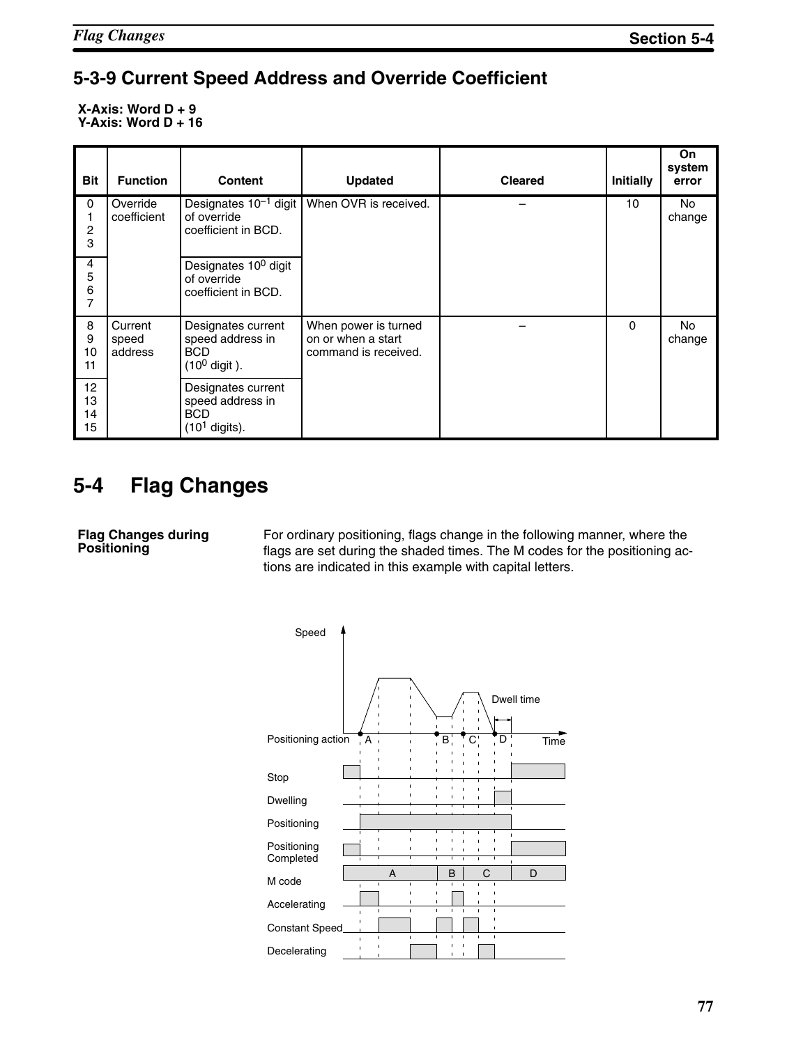### 5-3-9 Current Speed Address and Override Coefficient

**X-Axis: Word D + 9**
**Y-Axis: Word D + 16**

| Bit | Function | Content | Updated | Cleared | Initially | On system error |
|---|---|---|---|---|---|---|
| 0<br>1<br>2<br>3 | Override coefficient | Designates $10^{-1}$ digit of override coefficient in BCD. | When OVR is received. | – | 10 | No change |
| 4<br>5<br>6<br>7 | | Designates $10^{0}$ digit of override coefficient in BCD. | | | | |
| 8<br>9<br>10<br>11 | Current speed address | Designates current speed address in BCD ($10^{0}$ digit ). | When power is turned on or when a start command is received. | – | 0 | No change |
| 12<br>13<br>14<br>15 | | Designates current speed address in BCD ($10^{1}$ digits). | | | | |

## 5-4 Flag Changes

**Flag Changes during Positioning**

For ordinary positioning, flags change in the following manner, where the flags are set during the shaded times. The M codes for the positioning actions are indicated in this example with capital letters.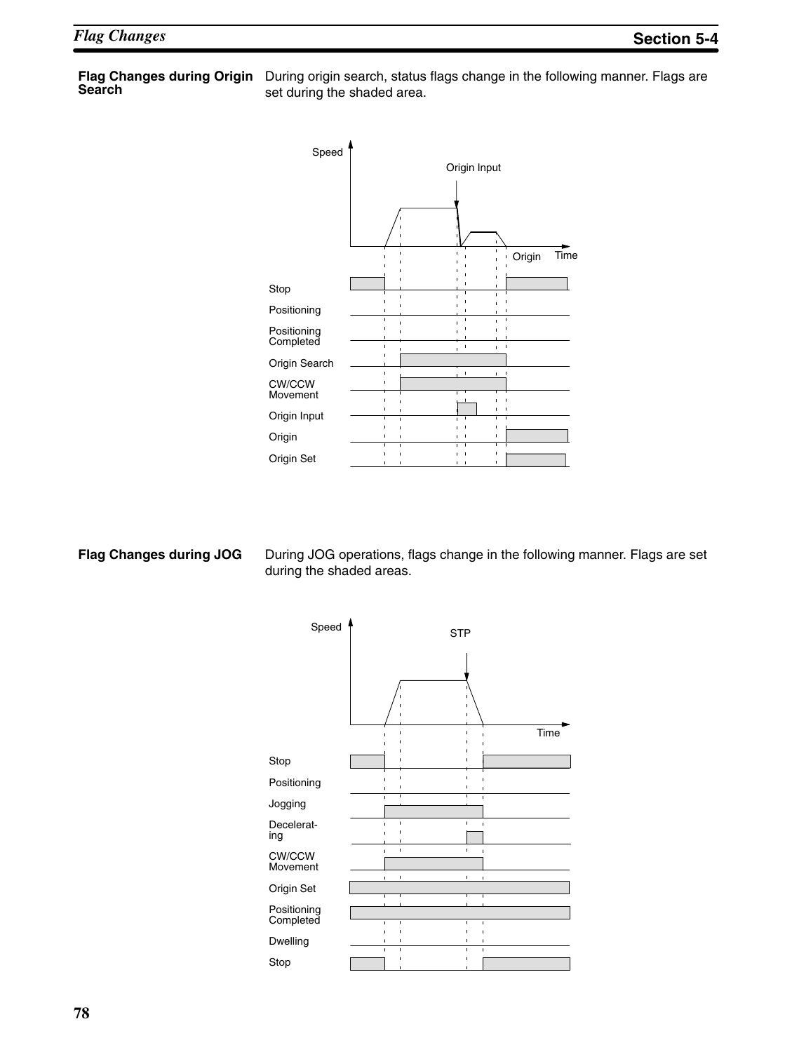## Flag Changes during Origin Search

During origin search, status flags change in the following manner. Flags are set during the shaded area.

Speed

Origin Input

Origin Time

Stop

Positioning

Positioning Completed

Origin Search

CW/CCW Movement

Origin Input

Origin

Origin Set

## Flag Changes during JOG

During JOG operations, flags change in the following manner. Flags are set during the shaded areas.

Speed

STP

Time

Stop

Positioning

Jogging

Decelerat-ing

CW/CCW Movement

Origin Set

Positioning Completed

Dwelling

Stop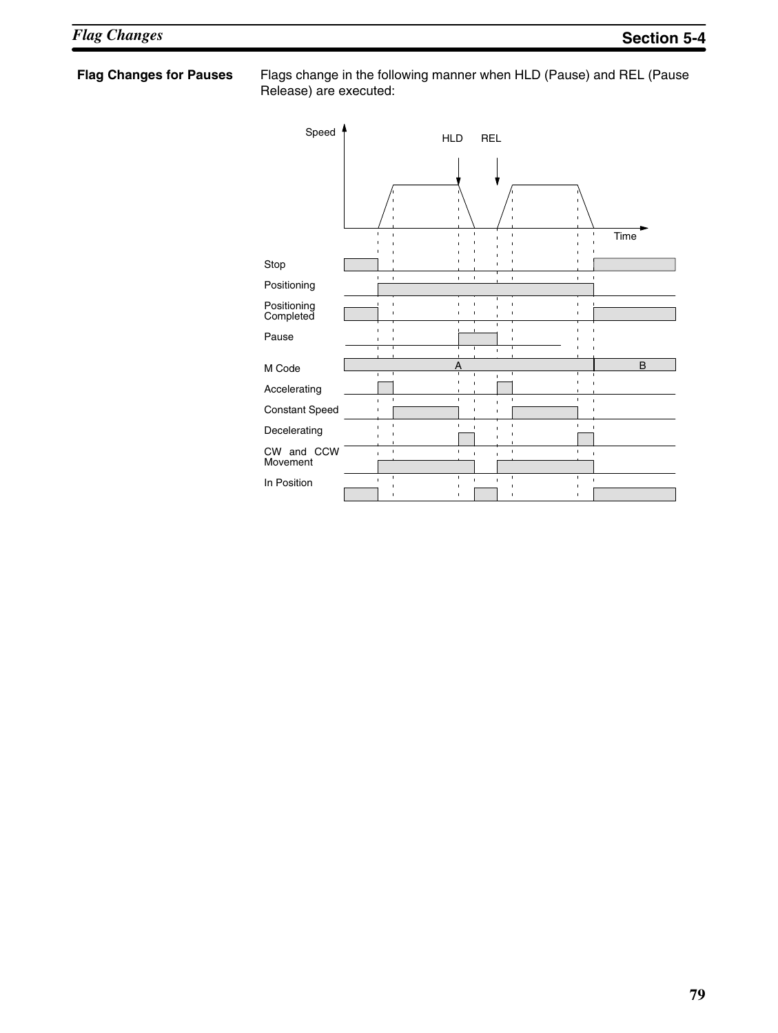## Flag Changes for Pauses

Flags change in the following manner when HLD (Pause) and REL (Pause Release) are executed:

Speed

HLD REL

Time

Stop

Positioning

Positioning Completed

Pause

M Code A B

Accelerating

Constant Speed

Decelerating

CW and CCW Movement

In Position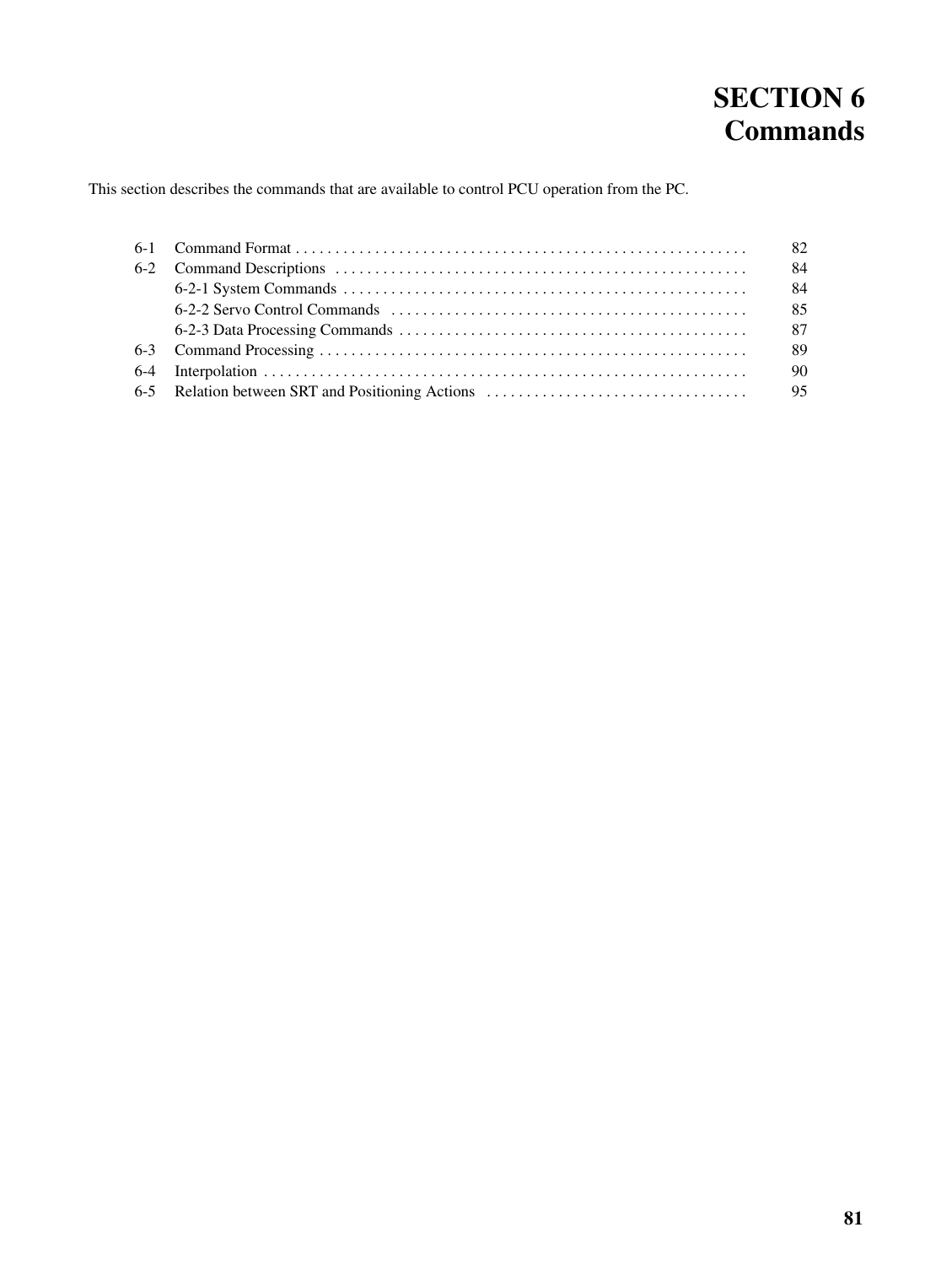# SECTION 6
# Commands

This section describes the commands that are available to control PCU operation from the PC.

| | | |
|---|---|---|
| 6-1 | Command Format | 82 |
| 6-2 | Command Descriptions | 84 |
| | 6-2-1 System Commands | 84 |
| | 6-2-2 Servo Control Commands | 85 |
| | 6-2-3 Data Processing Commands | 87 |
| 6-3 | Command Processing | 89 |
| 6-4 | Interpolation | 90 |
| 6-5 | Relation between SRT and Positioning Actions | 95 |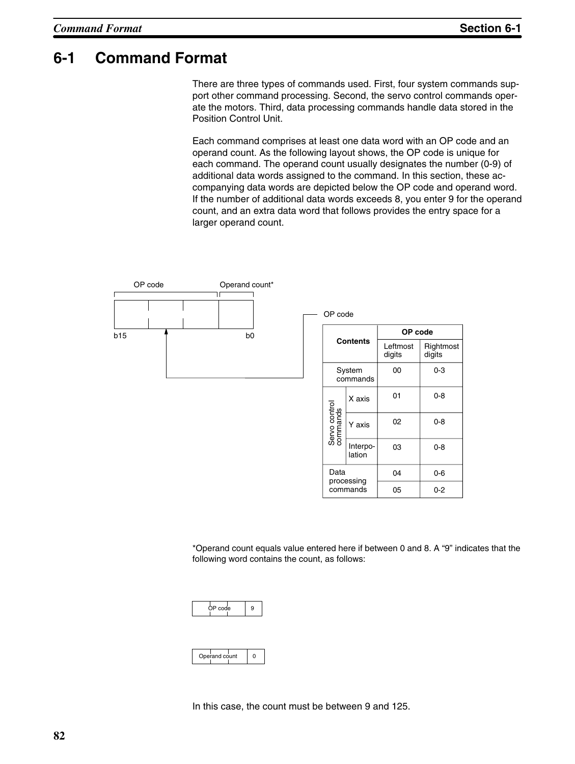# 6-1 Command Format

There are three types of commands used. First, four system commands support other command processing. Second, the servo control commands operate the motors. Third, data processing commands handle data stored in the Position Control Unit.

Each command comprises at least one data word with an OP code and an operand count. As the following layout shows, the OP code is unique for each command. The operand count usually designates the number (0-9) of additional data words assigned to the command. In this section, these accompanying data words are depicted below the OP code and operand word. If the number of additional data words exceeds 8, you enter 9 for the operand count, and an extra data word that follows provides the entry space for a larger operand count.

OP code | Operand count*

b15 ... b0

OP code

| Contents | | OP code | |
|---|---|---|---|
| | | Leftmost digits | Rightmost digits |
| System commands | | 00 | 0-3 |
| Servo control commands | X axis | 01 | 0-8 |
| | Y axis | 02 | 0-8 |
| | Interpolation | 03 | 0-8 |
| Data processing commands | | 04 | 0-6 |
| | | 05 | 0-2 |

*Operand count equals value entered here if between 0 and 8. A "9" indicates that the following word contains the count, as follows:

| OP code | 9 |
|---|---|

| Operand count | 0 |
|---|---|

In this case, the count must be between 9 and 125.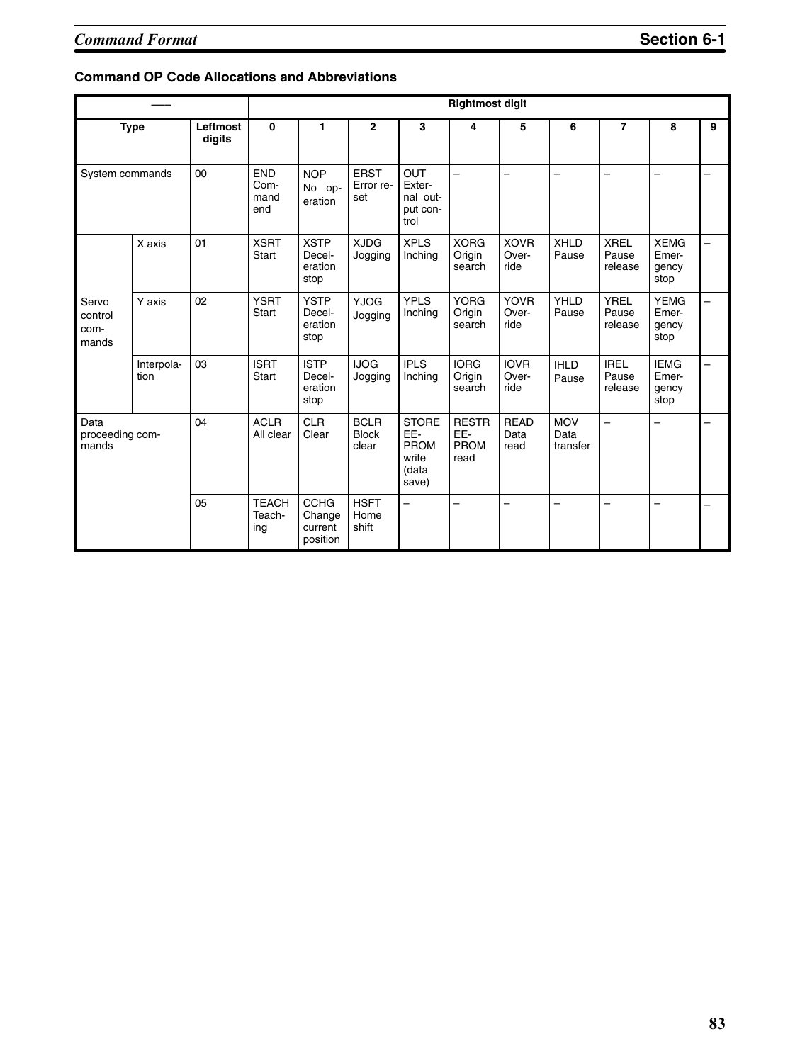## Command OP Code Allocations and Abbreviations

| —— | | | Rightmost digit | | | | | | | | | |
|---|---|---|---|---|---|---|---|---|---|---|---|---|
| Type | | Leftmost digits | 0 | 1 | 2 | 3 | 4 | 5 | 6 | 7 | 8 | 9 |
| System commands | | 00 | END Command end | NOP No operation | ERST Error reset | OUT External output control | – | – | – | – | – | – |
| Servo control commands | X axis | 01 | XSRT Start | XSTP Deceleration stop | XJDG Jogging | XPLS Inching | XORG Origin search | XOVR Override | XHLD Pause | XREL Pause release | XEMG Emergency stop | – |
| | Y axis | 02 | YSRT Start | YSTP Deceleration stop | YJOG Jogging | YPLS Inching | YORG Origin search | YOVR Override | YHLD Pause | YREL Pause release | YEMG Emergency stop | – |
| | Interpolation | 03 | ISRT Start | ISTP Deceleration stop | IJOG Jogging | IPLS Inching | IORG Origin search | IOVR Override | IHLD Pause | IREL Pause release | IEMG Emergency stop | – |
| Data proceeding commands | | 04 | ACLR All clear | CLR Clear | BCLR Block clear | STORE EE-PROM write (data save) | RESTR EE-PROM read | READ Data read | MOV Data transfer | – | – | – |
| | | 05 | TEACH Teaching | CCHG Change current position | HSFT Home shift | – | – | – | – | – | – | – |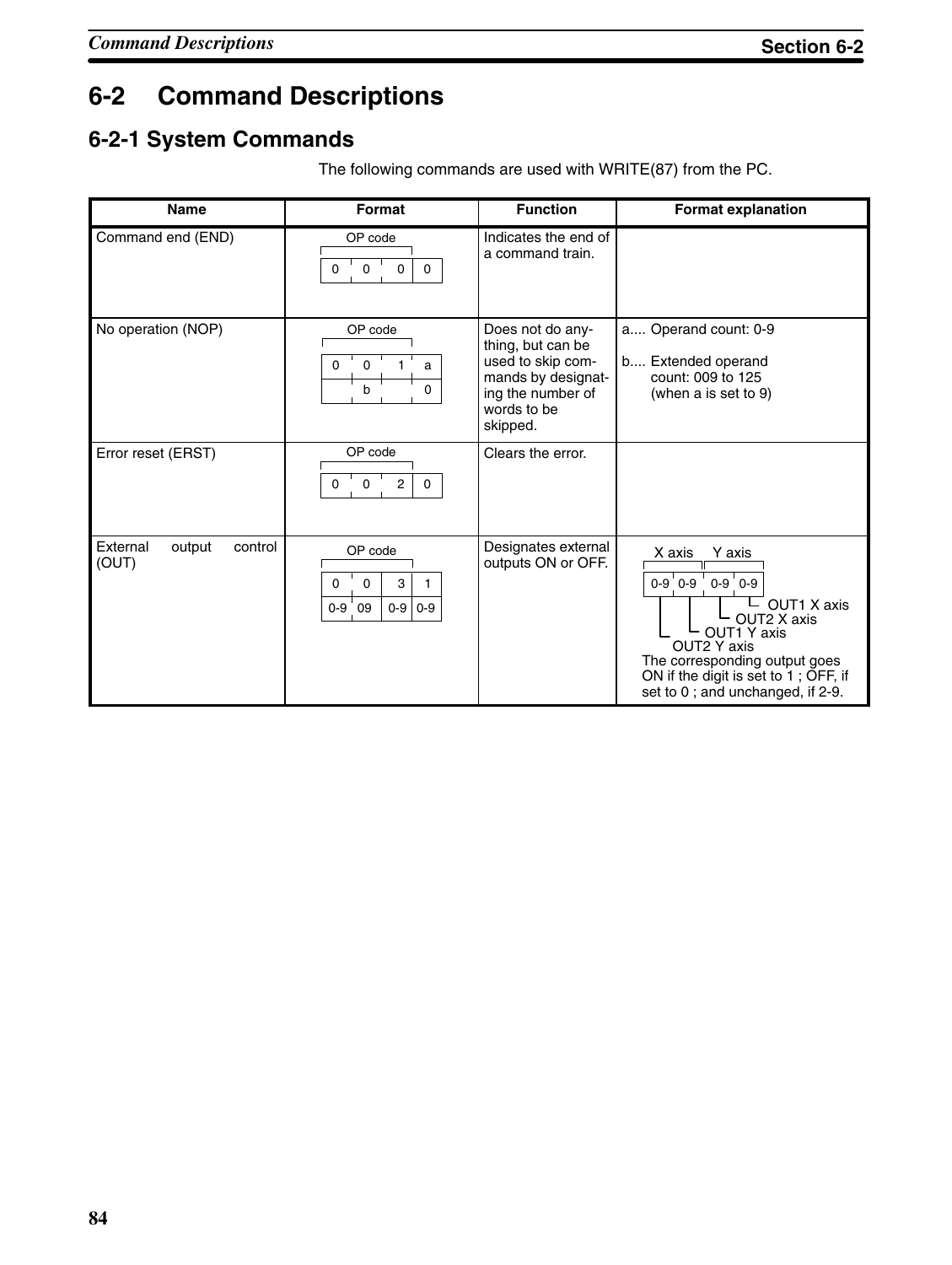# 6-2 Command Descriptions

## 6-2-1 System Commands

The following commands are used with WRITE(87) from the PC.

| Name | Format | Function | Format explanation |
|---|---|---|---|
| Command end (END) | OP code: 0 0 0 0 | Indicates the end of a command train. | |
| No operation (NOP) | OP code: 0 0 1 a<br>b 0 | Does not do anything, but can be used to skip commands by designating the number of words to be skipped. | a.... Operand count: 0-9<br>b.... Extended operand count: 009 to 125 (when a is set to 9) |
| Error reset (ERST) | OP code: 0 0 2 0 | Clears the error. | |
| External output control (OUT) | OP code: 0 0 3 1<br>0-9 09 0-9 0-9 | Designates external outputs ON or OFF. | X axis: 0-9 0-9, Y axis: 0-9 0-9<br>OUT1 X axis<br>OUT2 X axis<br>OUT1 Y axis<br>OUT2 Y axis<br>The corresponding output goes ON if the digit is set to 1 ; OFF, if set to 0 ; and unchanged, if 2-9. |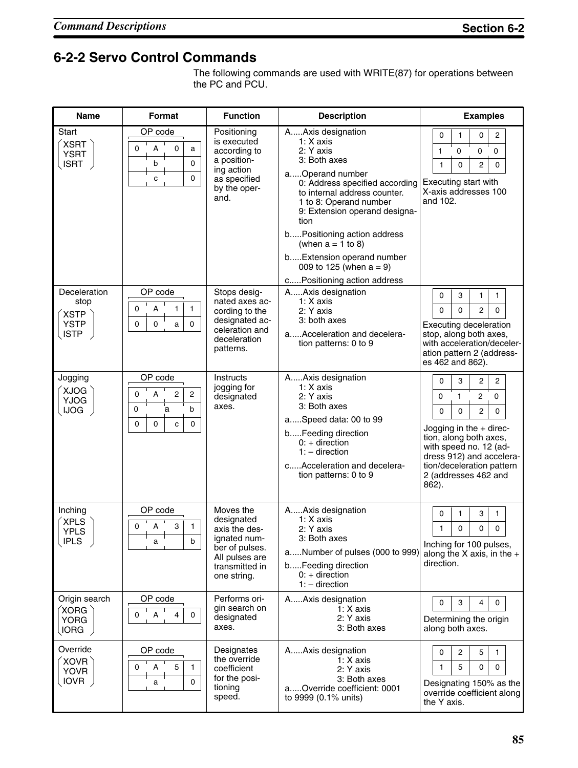## 6-2-2 Servo Control Commands

The following commands are used with WRITE(87) for operations between the PC and PCU.

| Name | Format | Function | Description | Examples |
|---|---|---|---|---|
| Start<br>XSRT<br>YSRT<br>ISRT | OP code<br>0 A 0 a<br>b 0<br>c 0 | Positioning is executed according to a positioning action as specified by the operand. | A.....Axis designation<br>1: X axis<br>2: Y axis<br>3: Both axes<br>a.....Operand number<br>0: Address specified according to internal address counter.<br>1 to 8: Operand number<br>9: Extension operand designation<br>b.....Positioning action address (when a = 1 to 8)<br>b.....Extension operand number 009 to 125 (when a = 9)<br>c.....Positioning action address | 0 1 0 2<br>1 0 0 0<br>1 0 2 0<br>Executing start with X-axis addresses 100 and 102. |
| Deceleration stop<br>XSTP<br>YSTP<br>ISTP | OP code<br>0 A 1 1<br>0 0 a 0 | Stops designated axes according to the designated acceleration and deceleration patterns. | A.....Axis designation<br>1: X axis<br>2: Y axis<br>3: both axes<br>a.....Acceleration and deceleration patterns: 0 to 9 | 0 3 1 1<br>0 0 2 0<br>Executing deceleration stop, along both axes, with acceleration/deceleration pattern 2 (addresses 462 and 862). |
| Jogging<br>XJOG<br>YJOG<br>IJOG | OP code<br>0 A 2 2<br>0 a b<br>0 0 c 0 | Instructs jogging for designated axes. | A.....Axis designation<br>1: X axis<br>2: Y axis<br>3: Both axes<br>a.....Speed data: 00 to 99<br>b.....Feeding direction<br>0: + direction<br>1: – direction<br>c.....Acceleration and deceleration patterns: 0 to 9 | 0 3 2 2<br>0 1 2 0<br>0 0 2 0<br>Jogging in the + direction, along both axes, with speed no. 12 (address 912) and acceleration/deceleration pattern 2 (addresses 462 and 862). |
| Inching<br>XPLS<br>YPLS<br>IPLS | OP code<br>0 A 3 1<br>a b | Moves the designated axis the designated number of pulses. All pulses are transmitted in one string. | A.....Axis designation<br>1: X axis<br>2: Y axis<br>3: Both axes<br>a.....Number of pulses (000 to 999)<br>b.....Feeding direction<br>0: + direction<br>1: – direction | 0 1 3 1<br>1 0 0 0<br>Inching for 100 pulses, along the X axis, in the + direction. |
| Origin search<br>XORG<br>YORG<br>IORG | OP code<br>0 A 4 0 | Performs origin search on designated axes. | A.....Axis designation<br>1: X axis<br>2: Y axis<br>3: Both axes | 0 3 4 0<br>Determining the origin along both axes. |
| Override<br>XOVR<br>YOVR<br>IOVR | OP code<br>0 A 5 1<br>a 0 | Designates the override coefficient for the positioning speed. | A.....Axis designation<br>1: X axis<br>2: Y axis<br>3: Both axes<br>a.....Override coefficient: 0001 to 9999 (0.1% units) | 0 2 5 1<br>1 5 0 0<br>Designating 150% as the override coefficient along the Y axis. |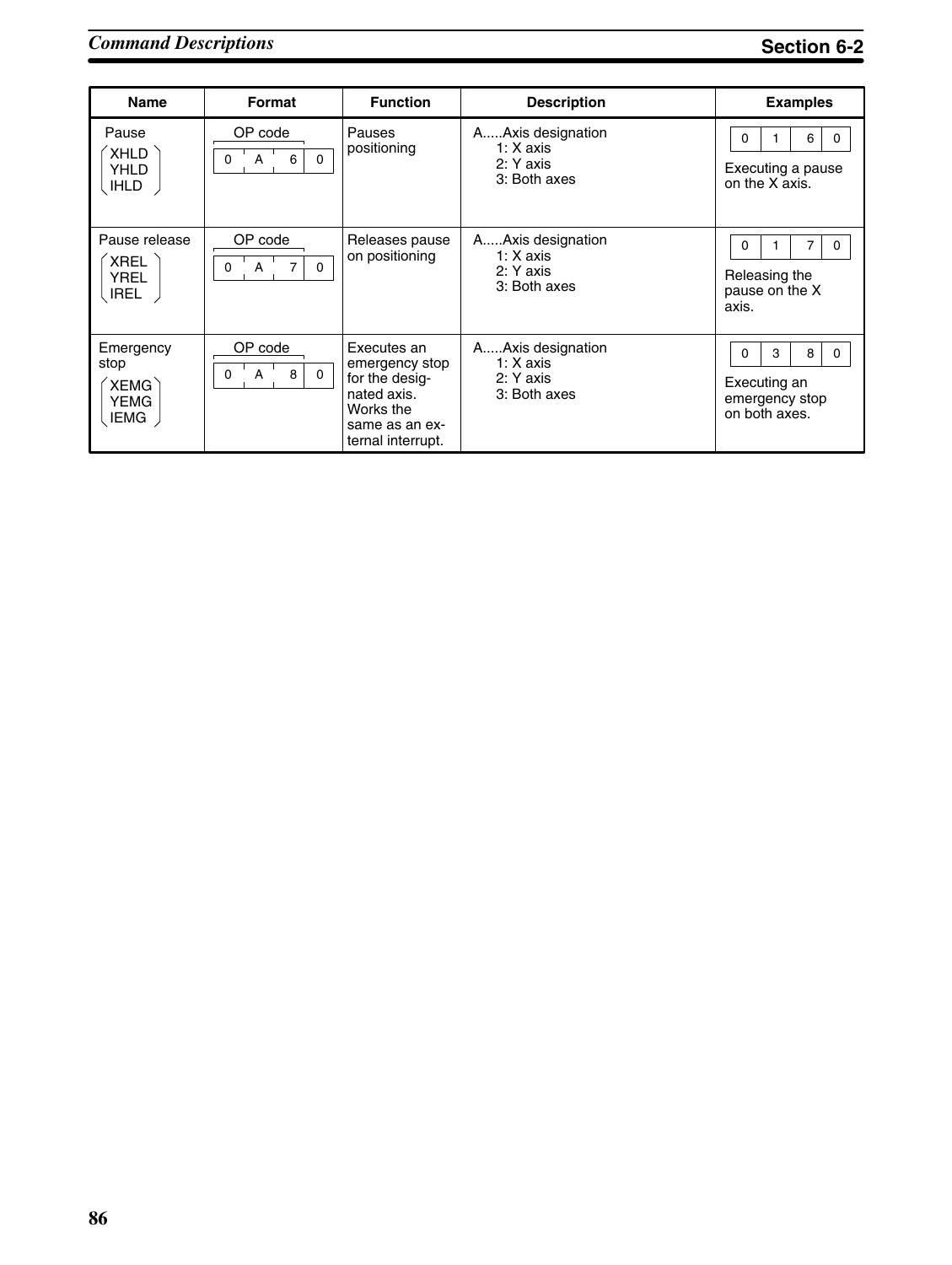| Name | Format | Function | Description | Examples |
|---|---|---|---|---|
| Pause<br>XHLD<br>YHLD<br>IHLD | OP code<br>0 A 6 0 | Pauses positioning | A.....Axis designation<br>1: X axis<br>2: Y axis<br>3: Both axes | 0 1 6 0<br>Executing a pause on the X axis. |
| Pause release<br>XREL<br>YREL<br>IREL | OP code<br>0 A 7 0 | Releases pause on positioning | A.....Axis designation<br>1: X axis<br>2: Y axis<br>3: Both axes | 0 1 7 0<br>Releasing the pause on the X axis. |
| Emergency stop<br>XEMG<br>YEMG<br>IEMG | OP code<br>0 A 8 0 | Executes an emergency stop for the designated axis. Works the same as an external interrupt. | A.....Axis designation<br>1: X axis<br>2: Y axis<br>3: Both axes | 0 3 8 0<br>Executing an emergency stop on both axes. |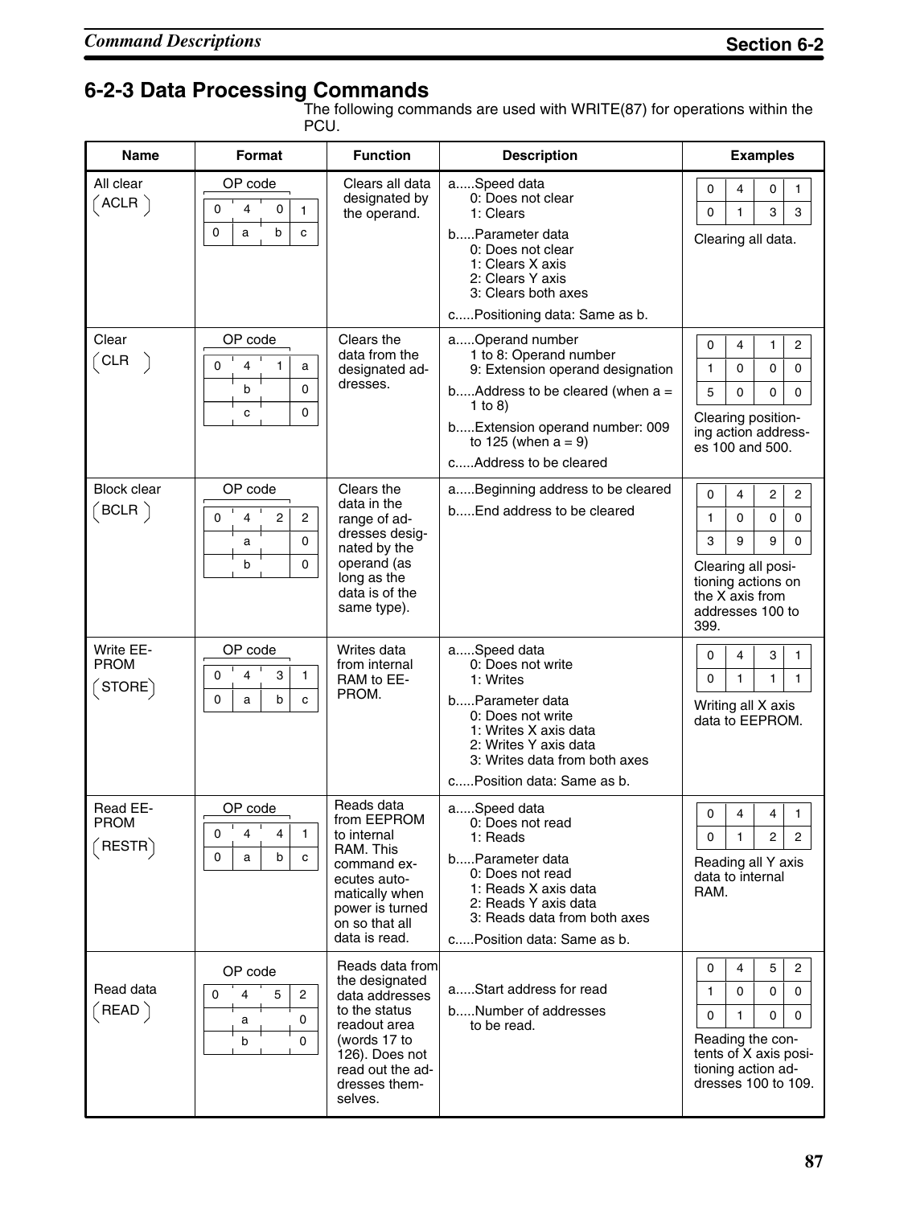## 6-2-3 Data Processing Commands

The following commands are used with WRITE(87) for operations within the PCU.

| Name | Format | Function | Description | Examples |
|---|---|---|---|---|
| All clear (ACLR) | OP code<br>0 4 0 1<br>0 a b c | Clears all data designated by the operand. | a.....Speed data<br>0: Does not clear<br>1: Clears<br>b.....Parameter data<br>0: Does not clear<br>1: Clears X axis<br>2: Clears Y axis<br>3: Clears both axes<br>c.....Positioning data: Same as b. | 0 4 0 1<br>0 1 3 3<br>Clearing all data. |
| Clear (CLR) | OP code<br>0 4 1 a<br>b 0<br>c 0 | Clears the data from the designated addresses. | a.....Operand number<br>1 to 8: Operand number<br>9: Extension operand designation<br>b.....Address to be cleared (when a = 1 to 8)<br>b.....Extension operand number: 009 to 125 (when a = 9)<br>c.....Address to be cleared | 0 4 1 2<br>1 0 0 0<br>5 0 0 0<br>Clearing positioning action addresses 100 and 500. |
| Block clear (BCLR) | OP code<br>0 4 2 2<br>a 0<br>b 0 | Clears the data in the range of addresses designated by the operand (as long as the data is of the same type). | a.....Beginning address to be cleared<br>b.....End address to be cleared | 0 4 2 2<br>1 0 0 0<br>3 9 9 0<br>Clearing all positioning actions on the X axis from addresses 100 to 399. |
| Write EEPROM (STORE) | OP code<br>0 4 3 1<br>0 a b c | Writes data from internal RAM to EEPROM. | a.....Speed data<br>0: Does not write<br>1: Writes<br>b.....Parameter data<br>0: Does not write<br>1: Writes X axis data<br>2: Writes Y axis data<br>3: Writes data from both axes<br>c.....Position data: Same as b. | 0 4 3 1<br>0 1 1 1<br>Writing all X axis data to EEPROM. |
| Read EEPROM (RESTR) | OP code<br>0 4 4 1<br>0 a b c | Reads data from EEPROM to internal RAM. This command executes automatically when power is turned on so that all data is read. | a.....Speed data<br>0: Does not read<br>1: Reads<br>b.....Parameter data<br>0: Does not read<br>1: Reads X axis data<br>2: Reads Y axis data<br>3: Reads data from both axes<br>c.....Position data: Same as b. | 0 4 4 1<br>0 1 2 2<br>Reading all Y axis data to internal RAM. |
| Read data (READ) | OP code<br>0 4 5 2<br>a 0<br>b 0 | Reads data from the designated data addresses to the status readout area (words 17 to 126). Does not read out the addresses themselves. | a.....Start address for read<br>b.....Number of addresses to be read. | 0 4 5 2<br>1 0 0 0<br>0 1 0 0<br>Reading the contents of X axis positioning action addresses 100 to 109. |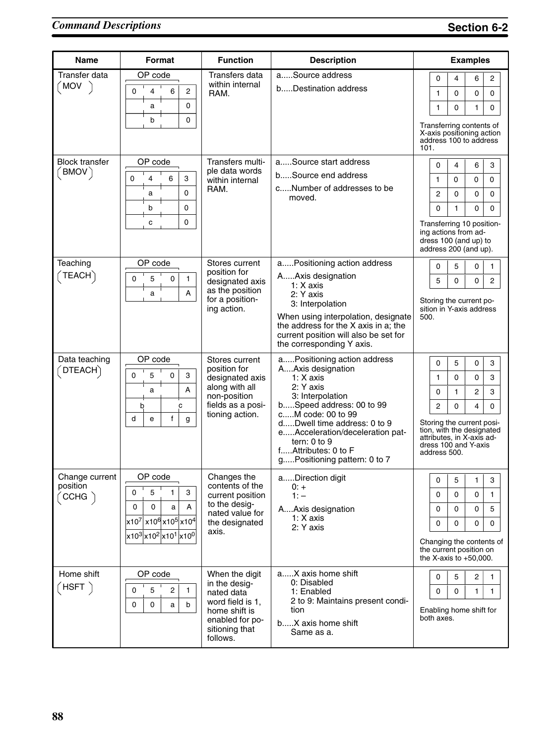| Name | Format | Function | Description | Examples |
|---|---|---|---|---|
| Transfer data (MOV) | OP code<br>0 4 6 2<br>a 0<br>b 0 | Transfers data within internal RAM. | a.....Source address<br>b.....Destination address | 0 4 6 2<br>1 0 0 0<br>1 0 1 0<br>Transferring contents of X-axis positioning action address 100 to address 101. |
| Block transfer (BMOV) | OP code<br>0 4 6 3<br>a 0<br>b 0<br>c 0 | Transfers multiple data words within internal RAM. | a.....Source start address<br>b.....Source end address<br>c.....Number of addresses to be moved. | 0 4 6 3<br>1 0 0 0<br>2 0 0 0<br>0 1 0 0<br>Transferring 10 positioning actions from address 100 (and up) to address 200 (and up). |
| Teaching (TEACH) | OP code<br>0 5 0 1<br>a A | Stores current position for designated axis as the position for a positioning action. | a.....Positioning action address<br>A.....Axis designation<br>1: X axis<br>2: Y axis<br>3: Interpolation<br>When using interpolation, designate the address for the X axis in a; the current position will also be set for the corresponding Y axis. | 0 5 0 1<br>5 0 0 2<br>Storing the current position in Y-axis address 500. |
| Data teaching (DTEACH) | OP code<br>0 5 0 3<br>a A<br>b c<br>d e f g | Stores current position for designated axis along with all non-position fields as a positioning action. | a.....Positioning action address<br>A....Axis designation<br>1: X axis<br>2: Y axis<br>3: Interpolation<br>b.....Speed address: 00 to 99<br>c.....M code: 00 to 99<br>d.....Dwell time address: 0 to 9<br>e.....Acceleration/deceleration pattern: 0 to 9<br>f.....Attributes: 0 to F<br>g.....Positioning pattern: 0 to 7 | 0 5 0 3<br>1 0 0 3<br>0 1 2 3<br>2 0 4 0<br>Storing the current position, with the designated attributes, in X-axis address 100 and Y-axis address 500. |
| Change current position (CCHG) | OP code<br>0 5 1 3<br>0 0 a A<br>$x10^7$ $x10^6$ $x10^5$ $x10^4$<br>$x10^3$ $x10^2$ $x10^1$ $x10^0$ | Changes the contents of the current position to the designated value for the designated axis. | a.....Direction digit<br>0: +<br>1: –<br>A....Axis designation<br>1: X axis<br>2: Y axis | 0 5 1 3<br>0 0 0 1<br>0 0 0 5<br>0 0 0 0<br>Changing the contents of the current position on the X-axis to +50,000. |
| Home shift (HSFT) | OP code<br>0 5 2 1<br>0 0 a b | When the digit in the designated data word field is 1, home shift is enabled for positioning that follows. | a.....X axis home shift<br>0: Disabled<br>1: Enabled<br>2 to 9: Maintains present condition<br>b.....X axis home shift<br>Same as a. | 0 5 2 1<br>0 0 1 1<br>Enabling home shift for both axes. |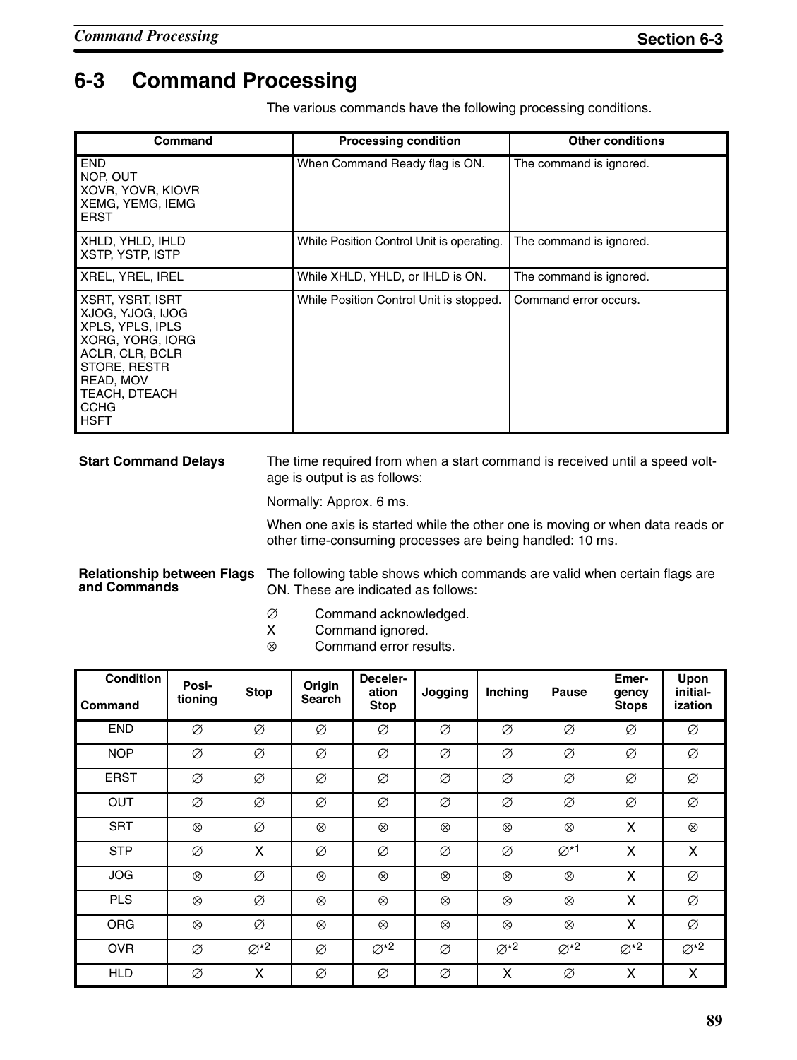## 6-3 Command Processing

The various commands have the following processing conditions.

| Command | Processing condition | Other conditions |
|---|---|---|
| END<br>NOP, OUT<br>XOVR, YOVR, KIOVR<br>XEMG, YEMG, IEMG<br>ERST | When Command Ready flag is ON. | The command is ignored. |
| XHLD, YHLD, IHLD<br>XSTP, YSTP, ISTP | While Position Control Unit is operating. | The command is ignored. |
| XREL, YREL, IREL | While XHLD, YHLD, or IHLD is ON. | The command is ignored. |
| XSRT, YSRT, ISRT<br>XJOG, YJOG, IJOG<br>XPLS, YPLS, IPLS<br>XORG, YORG, IORG<br>ACLR, CLR, BCLR<br>STORE, RESTR<br>READ, MOV<br>TEACH, DTEACH<br>CCHG<br>HSFT | While Position Control Unit is stopped. | Command error occurs. |

**Start Command Delays**

The time required from when a start command is received until a speed voltage is output is as follows:

Normally: Approx. 6 ms.

When one axis is started while the other one is moving or when data reads or other time-consuming processes are being handled: 10 ms.

**Relationship between Flags and Commands**

The following table shows which commands are valid when certain flags are ON. These are indicated as follows:

∅ Command acknowledged.
X Command ignored.
⊗ Command error results.

| Condition / Command | Positioning | Stop | Origin Search | Deceleration Stop | Jogging | Inching | Pause | Emergency Stops | Upon initialization |
|---|---|---|---|---|---|---|---|---|---|
| END | ∅ | ∅ | ∅ | ∅ | ∅ | ∅ | ∅ | ∅ | ∅ |
| NOP | ∅ | ∅ | ∅ | ∅ | ∅ | ∅ | ∅ | ∅ | ∅ |
| ERST | ∅ | ∅ | ∅ | ∅ | ∅ | ∅ | ∅ | ∅ | ∅ |
| OUT | ∅ | ∅ | ∅ | ∅ | ∅ | ∅ | ∅ | ∅ | ∅ |
| SRT | ⊗ | ∅ | ⊗ | ⊗ | ⊗ | ⊗ | ⊗ | X | ⊗ |
| STP | ∅ | X | ∅ | ∅ | ∅ | ∅ | ∅*1 | X | X |
| JOG | ⊗ | ∅ | ⊗ | ⊗ | ⊗ | ⊗ | ⊗ | X | ∅ |
| PLS | ⊗ | ∅ | ⊗ | ⊗ | ⊗ | ⊗ | ⊗ | X | ∅ |
| ORG | ⊗ | ∅ | ⊗ | ⊗ | ⊗ | ⊗ | ⊗ | X | ∅ |
| OVR | ∅ | ∅*2 | ∅ | ∅*2 | ∅ | ∅*2 | ∅*2 | ∅*2 | ∅*2 |
| HLD | ∅ | X | ∅ | ∅ | ∅ | X | ∅ | X | X |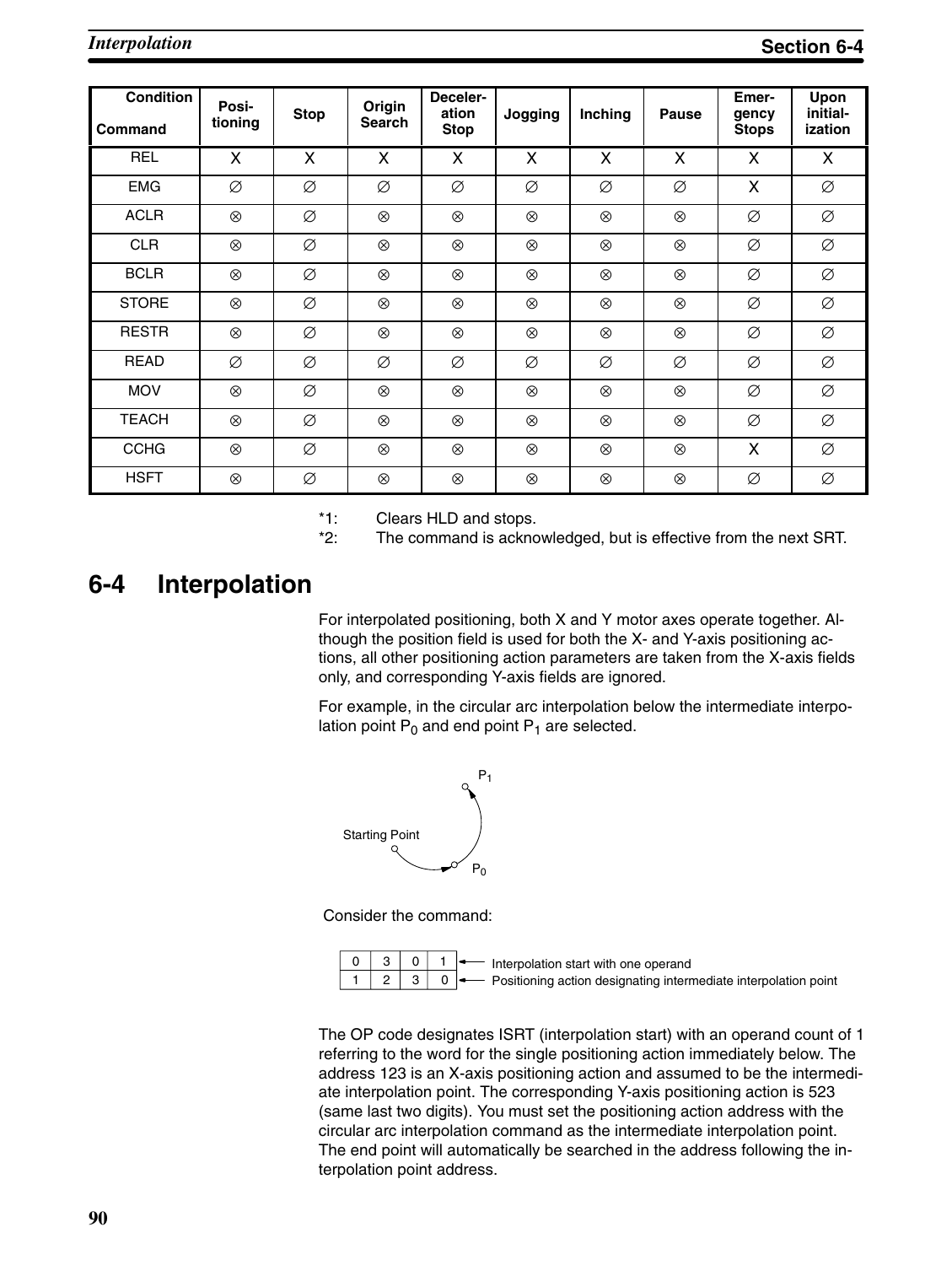| Condition / Command | Posi-tioning | Stop | Origin Search | Deceler-ation Stop | Jogging | Inching | Pause | Emer-gency Stops | Upon initial-ization |
|---|---|---|---|---|---|---|---|---|---|
| REL | X | X | X | X | X | X | X | X | X |
| EMG | ∅ | ∅ | ∅ | ∅ | ∅ | ∅ | ∅ | X | ∅ |
| ACLR | ⊗ | ∅ | ⊗ | ⊗ | ⊗ | ⊗ | ⊗ | ∅ | ∅ |
| CLR | ⊗ | ∅ | ⊗ | ⊗ | ⊗ | ⊗ | ⊗ | ∅ | ∅ |
| BCLR | ⊗ | ∅ | ⊗ | ⊗ | ⊗ | ⊗ | ⊗ | ∅ | ∅ |
| STORE | ⊗ | ∅ | ⊗ | ⊗ | ⊗ | ⊗ | ⊗ | ∅ | ∅ |
| RESTR | ⊗ | ∅ | ⊗ | ⊗ | ⊗ | ⊗ | ⊗ | ∅ | ∅ |
| READ | ∅ | ∅ | ∅ | ∅ | ∅ | ∅ | ∅ | ∅ | ∅ |
| MOV | ⊗ | ∅ | ⊗ | ⊗ | ⊗ | ⊗ | ⊗ | ∅ | ∅ |
| TEACH | ⊗ | ∅ | ⊗ | ⊗ | ⊗ | ⊗ | ⊗ | ∅ | ∅ |
| CCHG | ⊗ | ∅ | ⊗ | ⊗ | ⊗ | ⊗ | ⊗ | X | ∅ |
| HSFT | ⊗ | ∅ | ⊗ | ⊗ | ⊗ | ⊗ | ⊗ | ∅ | ∅ |

*1: Clears HLD and stops.
*2: The command is acknowledged, but is effective from the next SRT.

## 6-4 Interpolation

For interpolated positioning, both X and Y motor axes operate together. Although the position field is used for both the X- and Y-axis positioning actions, all other positioning action parameters are taken from the X-axis fields only, and corresponding Y-axis fields are ignored.

For example, in the circular arc interpolation below the intermediate interpolation point $P_0$ and end point $P_1$ are selected.

Starting Point, $P_0$, $P_1$

Consider the command:

| | | | | |
|---|---|---|---|---|
| 0 | 3 | 0 | 1 | ← Interpolation start with one operand |
| 1 | 2 | 3 | 0 | ← Positioning action designating intermediate interpolation point |

The OP code designates ISRT (interpolation start) with an operand count of 1 referring to the word for the single positioning action immediately below. The address 123 is an X-axis positioning action and assumed to be the intermediate interpolation point. The corresponding Y-axis positioning action is 523 (same last two digits). You must set the positioning action address with the circular arc interpolation command as the intermediate interpolation point. The end point will automatically be searched in the address following the interpolation point address.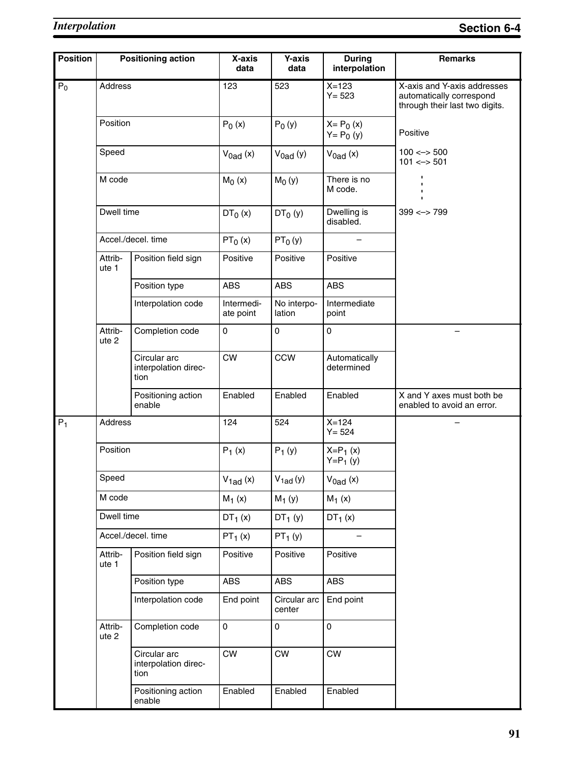| Position | Positioning action | | X-axis data | Y-axis data | During interpolation | Remarks |
|---|---|---|---|---|---|---|
| $P_0$ | Address | | 123 | 523 | X=123<br>Y= 523 | X-axis and Y-axis addresses automatically correspond through their last two digits. |
| | Position | | $P_0$ (x) | $P_0$ (y) | X= $P_0$ (x)<br>Y= $P_0$ (y) | Positive |
| | Speed | | $V_{0ad}$ (x) | $V_{0ad}$ (y) | $V_{0ad}$ (x) | 100 <–> 500<br>101 <–> 501 |
| | M code | | $M_0$ (x) | $M_0$ (y) | There is no M code. | ⋮ |
| | Dwell time | | $DT_0$ (x) | $DT_0$ (y) | Dwelling is disabled. | 399 <–> 799 |
| | Accel./decel. time | | $PT_0$ (x) | $PT_0$ (y) | – | |
| | Attribute 1 | Position field sign | Positive | Positive | Positive | |
| | | Position type | ABS | ABS | ABS | |
| | | Interpolation code | Intermediate point | No interpolation | Intermediate point | |
| | Attribute 2 | Completion code | 0 | 0 | 0 | – |
| | | Circular arc interpolation direction | CW | CCW | Automatically determined | |
| | | Positioning action enable | Enabled | Enabled | Enabled | X and Y axes must both be enabled to avoid an error. |
| $P_1$ | Address | | 124 | 524 | X=124<br>Y= 524 | – |
| | Position | | $P_1$ (x) | $P_1$ (y) | X=$P_1$ (x)<br>Y=$P_1$ (y) | |
| | Speed | | $V_{1ad}$ (x) | $V_{1ad}$ (y) | $V_{0ad}$ (x) | |
| | M code | | $M_1$ (x) | $M_1$ (y) | $M_1$ (x) | |
| | Dwell time | | $DT_1$ (x) | $DT_1$ (y) | $DT_1$ (x) | |
| | Accel./decel. time | | $PT_1$ (x) | $PT_1$ (y) | – | |
| | Attribute 1 | Position field sign | Positive | Positive | Positive | |
| | | Position type | ABS | ABS | ABS | |
| | | Interpolation code | End point | Circular arc center | End point | |
| | Attribute 2 | Completion code | 0 | 0 | 0 | |
| | | Circular arc interpolation direction | CW | CW | CW | |
| | | Positioning action enable | Enabled | Enabled | Enabled | |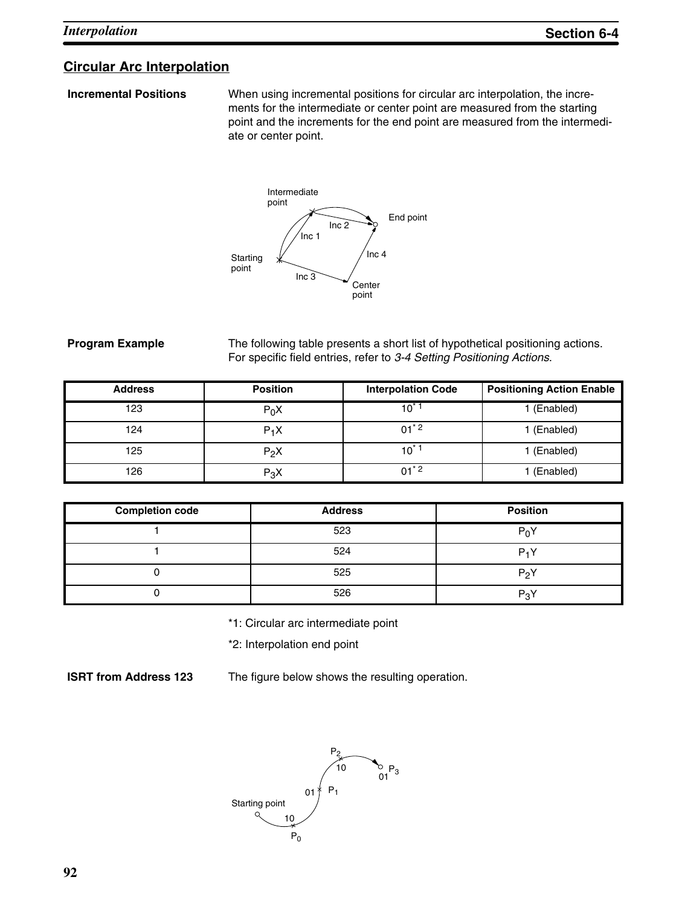## Circular Arc Interpolation

**Incremental Positions**

When using incremental positions for circular arc interpolation, the increments for the intermediate or center point are measured from the starting point and the increments for the end point are measured from the intermediate or center point.

**Program Example**

The following table presents a short list of hypothetical positioning actions. For specific field entries, refer to *3-4 Setting Positioning Actions*.

| Address | Position | Interpolation Code | Positioning Action Enable |
|---|---|---|---|
| 123 | $P_0X$ | 10*1 | 1 (Enabled) |
| 124 | $P_1X$ | 01*2 | 1 (Enabled) |
| 125 | $P_2X$ | 10*1 | 1 (Enabled) |
| 126 | $P_3X$ | 01*2 | 1 (Enabled) |

| Completion code | Address | Position |
|---|---|---|
| 1 | 523 | $P_0Y$ |
| 1 | 524 | $P_1Y$ |
| 0 | 525 | $P_2Y$ |
| 0 | 526 | $P_3Y$ |

*1: Circular arc intermediate point

*2: Interpolation end point

**ISRT from Address 123**

The figure below shows the resulting operation.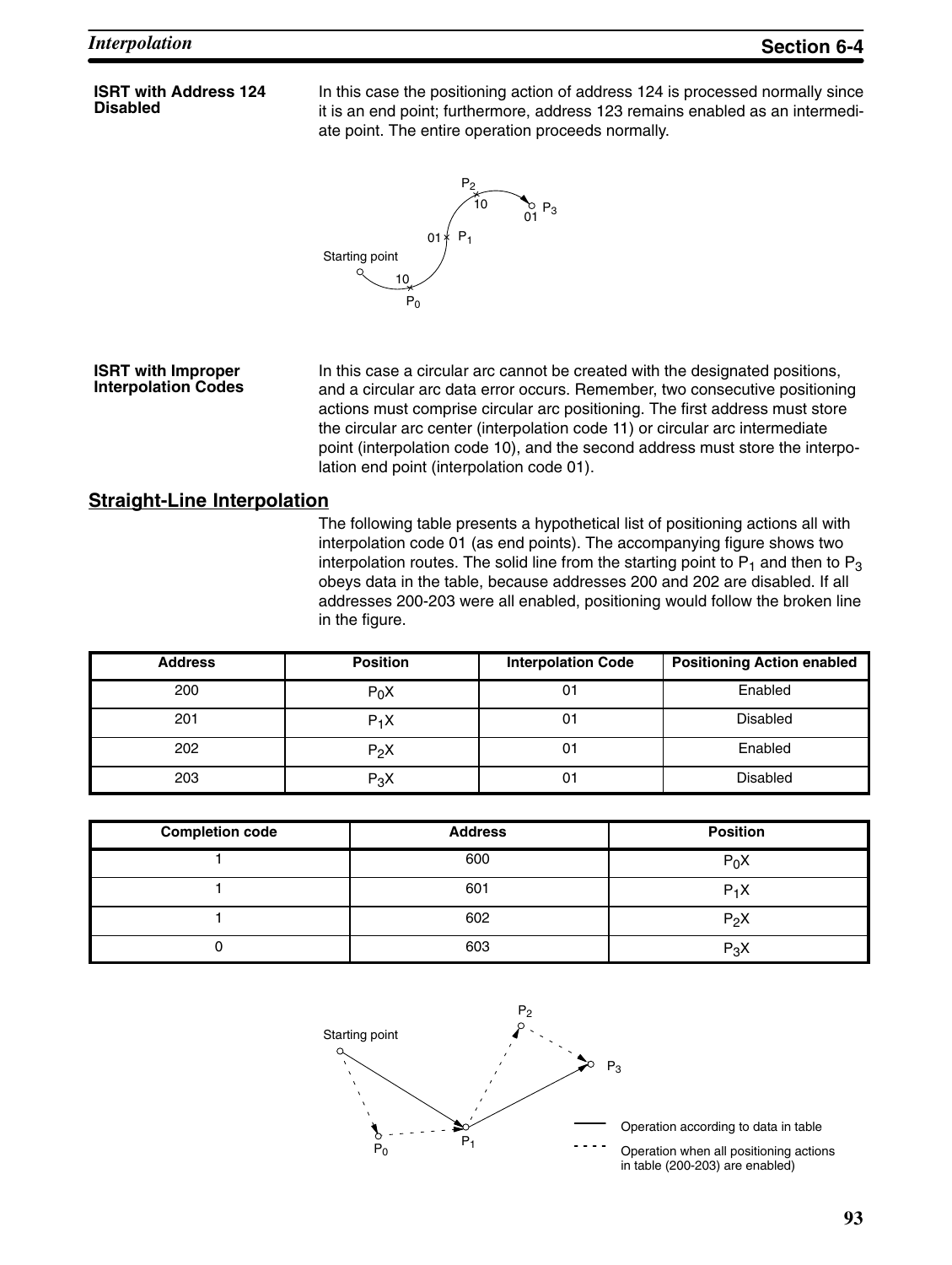**ISRT with Address 124 Disabled**

In this case the positioning action of address 124 is processed normally since it is an end point; furthermore, address 123 remains enabled as an intermediate point. The entire operation proceeds normally.

**ISRT with Improper Interpolation Codes**

In this case a circular arc cannot be created with the designated positions, and a circular arc data error occurs. Remember, two consecutive positioning actions must comprise circular arc positioning. The first address must store the circular arc center (interpolation code 11) or circular arc intermediate point (interpolation code 10), and the second address must store the interpolation end point (interpolation code 01).

## Straight-Line Interpolation

The following table presents a hypothetical list of positioning actions all with interpolation code 01 (as end points). The accompanying figure shows two interpolation routes. The solid line from the starting point to $P_1$ and then to $P_3$ obeys data in the table, because addresses 200 and 202 are disabled. If all addresses 200-203 were all enabled, positioning would follow the broken line in the figure.

| Address | Position | Interpolation Code | Positioning Action enabled |
|---|---|---|---|
| 200 | $P_0X$ | 01 | Enabled |
| 201 | $P_1X$ | 01 | Disabled |
| 202 | $P_2X$ | 01 | Enabled |
| 203 | $P_3X$ | 01 | Disabled |

| Completion code | Address | Position |
|---|---|---|
| 1 | 600 | $P_0X$ |
| 1 | 601 | $P_1X$ |
| 1 | 602 | $P_2X$ |
| 0 | 603 | $P_3X$ |

——— Operation according to data in table

- - - - Operation when all positioning actions in table (200-203) are enabled)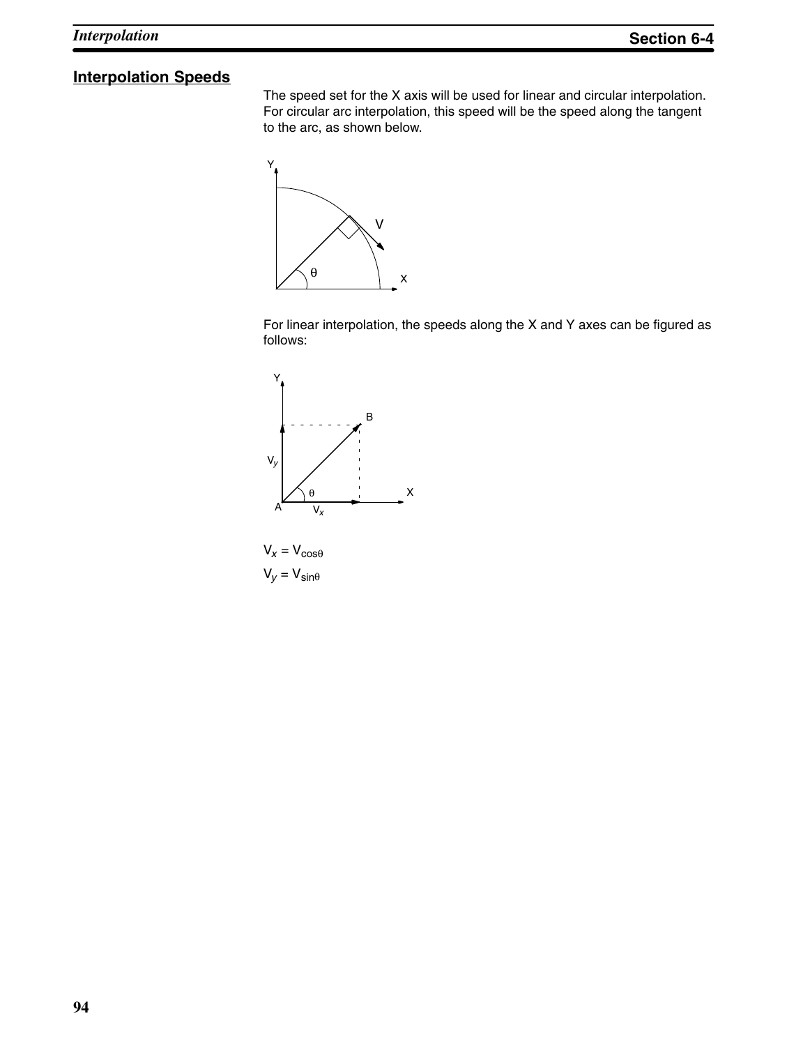## Interpolation Speeds

The speed set for the X axis will be used for linear and circular interpolation. For circular arc interpolation, this speed will be the speed along the tangent to the arc, as shown below.

For linear interpolation, the speeds along the X and Y axes can be figured as follows:

$V_x = V_{\cos\theta}$

$V_y = V_{\sin\theta}$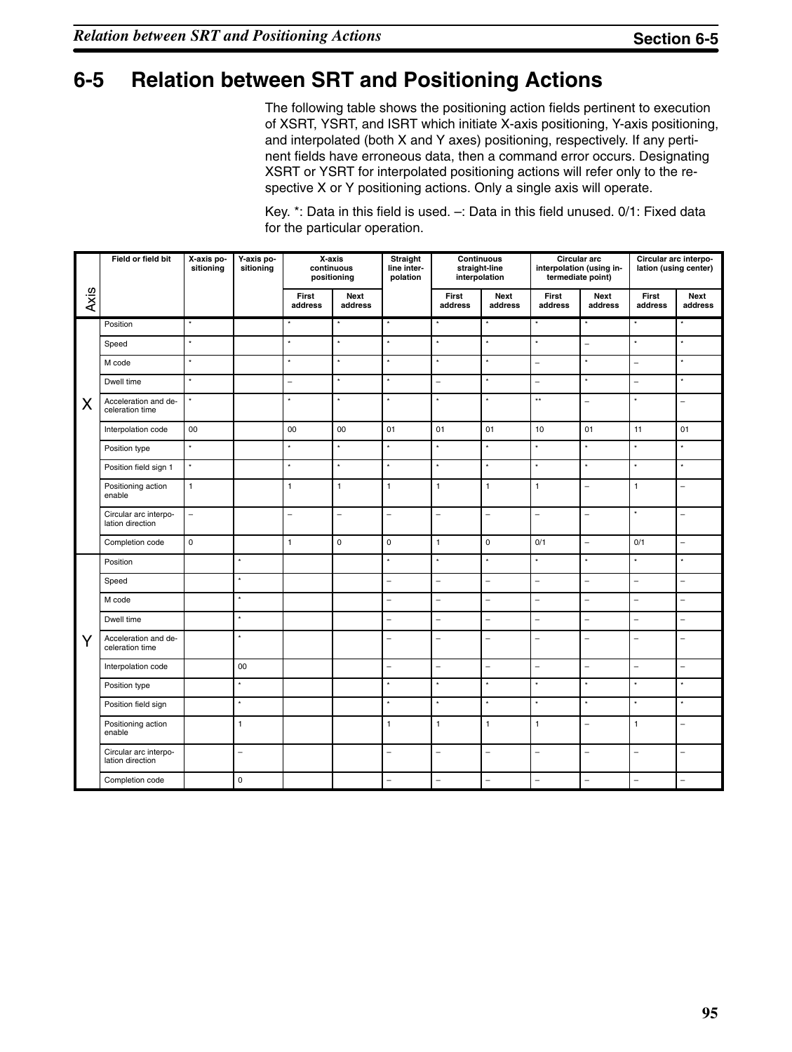## 6-5 Relation between SRT and Positioning Actions

The following table shows the positioning action fields pertinent to execution of XSRT, YSRT, and ISRT which initiate X-axis positioning, Y-axis positioning, and interpolated (both X and Y axes) positioning, respectively. If any pertinent fields have erroneous data, then a command error occurs. Designating XSRT or YSRT for interpolated positioning actions will refer only to the respective X or Y positioning actions. Only a single axis will operate.

Key. *: Data in this field is used. –: Data in this field unused. 0/1: Fixed data for the particular operation.

| Axis | Field or field bit | X-axis positioning | Y-axis positioning | X-axis continuous positioning | | Straight line interpolation | Continuous straight-line interpolation | | Circular arc interpolation (using intermediate point) | | Circular arc interpolation (using center) | |
|---|---|---|---|---|---|---|---|---|---|---|---|---|
| | | | | First address | Next address | | First address | Next address | First address | Next address | First address | Next address |
| X | Position | * | | * | * | * | * | * | * | * | * | * |
| | Speed | * | | * | * | * | * | * | * | – | * | * |
| | M code | * | | * | * | * | * | * | – | * | – | * |
| | Dwell time | * | | – | * | * | – | * | – | * | – | * |
| | Acceleration and deceleration time | * | | * | * | * | * | * | ** | – | * | – |
| | Interpolation code | 00 | | 00 | 00 | 01 | 01 | 01 | 10 | 01 | 11 | 01 |
| | Position type | * | | * | * | * | * | * | * | * | * | * |
| | Position field sign 1 | * | | * | * | * | * | * | * | * | * | * |
| | Positioning action enable | 1 | | 1 | 1 | 1 | 1 | 1 | 1 | – | 1 | – |
| | Circular arc interpolation direction | – | | – | – | – | – | – | – | – | * | – |
| | Completion code | 0 | | 1 | 0 | 0 | 1 | 0 | 0/1 | – | 0/1 | – |
| Y | Position | | * | | | * | * | * | * | * | * | * |
| | Speed | | * | | | – | – | – | – | – | – | – |
| | M code | | * | | | – | – | – | – | – | – | – |
| | Dwell time | | * | | | – | – | – | – | – | – | – |
| | Acceleration and deceleration time | | * | | | – | – | – | – | – | – | – |
| | Interpolation code | | 00 | | | – | – | – | – | – | – | – |
| | Position type | | * | | | * | * | * | * | * | * | * |
| | Position field sign | | * | | | * | * | * | * | * | * | * |
| | Positioning action enable | | 1 | | | 1 | 1 | 1 | 1 | – | 1 | – |
| | Circular arc interpolation direction | | – | | | – | – | – | – | – | – | – |
| | Completion code | | 0 | | | – | – | – | – | – | – | – |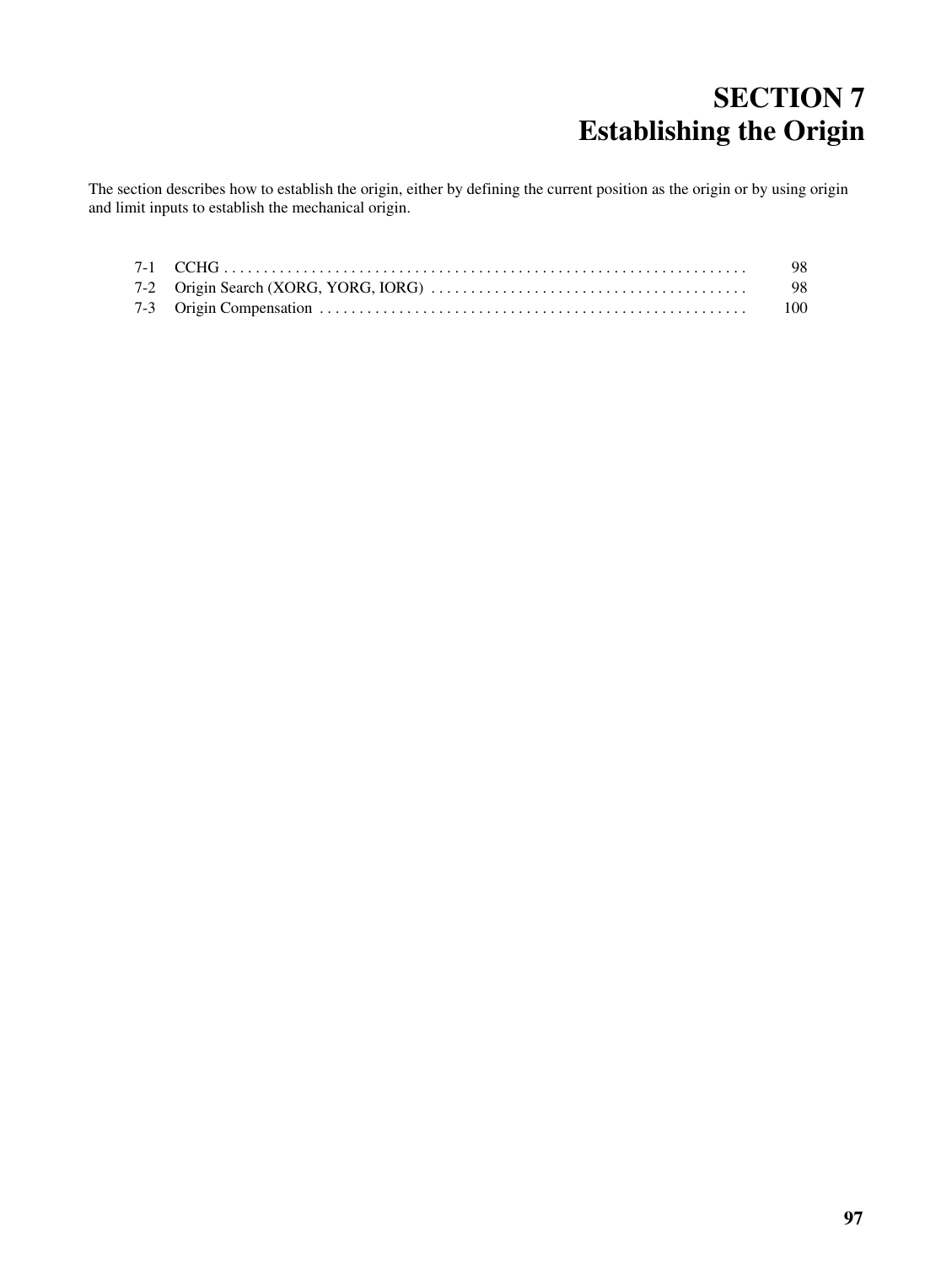# SECTION 7
# Establishing the Origin

The section describes how to establish the origin, either by defining the current position as the origin or by using origin and limit inputs to establish the mechanical origin.

| | | |
|---|---|---|
| 7-1 | CCHG | 98 |
| 7-2 | Origin Search (XORG, YORG, IORG) | 98 |
| 7-3 | Origin Compensation | 100 |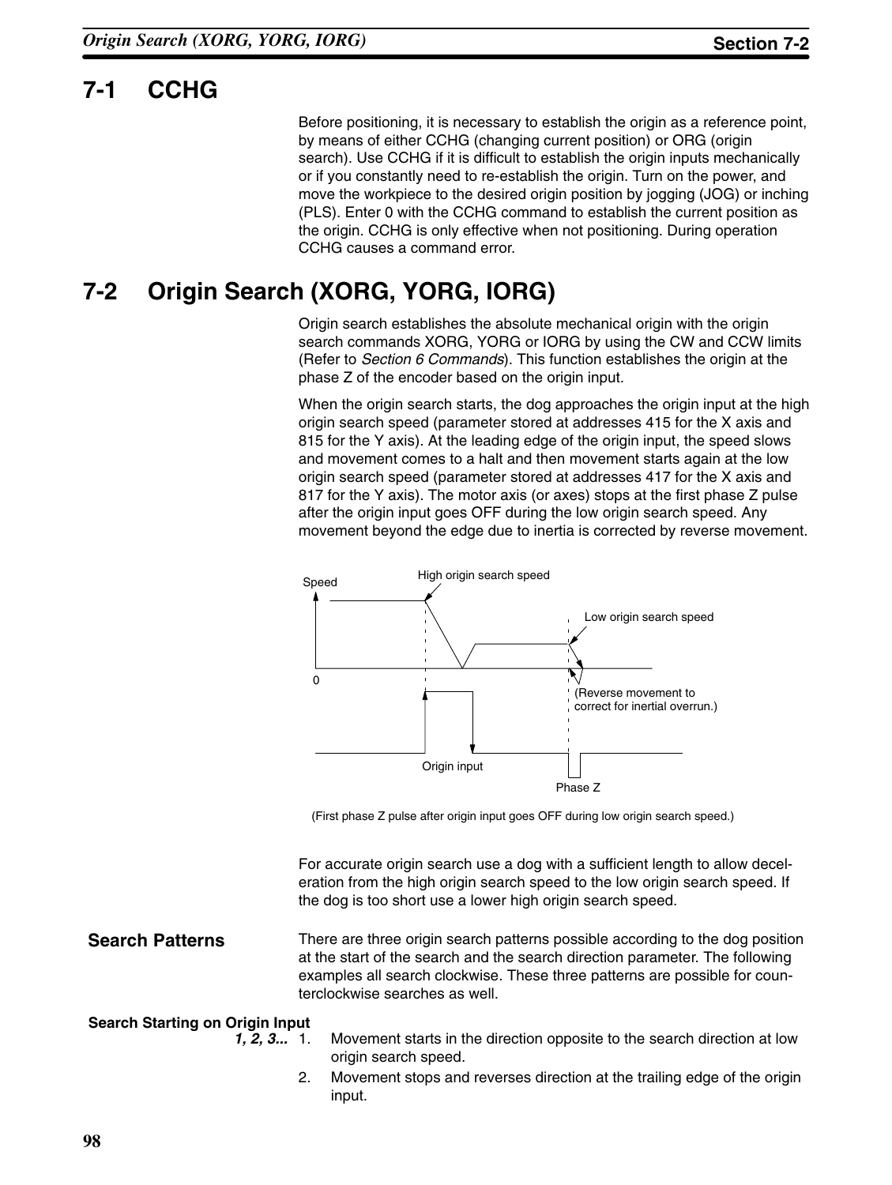## 7-1 CCHG

Before positioning, it is necessary to establish the origin as a reference point, by means of either CCHG (changing current position) or ORG (origin search). Use CCHG if it is difficult to establish the origin inputs mechanically or if you constantly need to re-establish the origin. Turn on the power, and move the workpiece to the desired origin position by jogging (JOG) or inching (PLS). Enter 0 with the CCHG command to establish the current position as the origin. CCHG is only effective when not positioning. During operation CCHG causes a command error.

## 7-2 Origin Search (XORG, YORG, IORG)

Origin search establishes the absolute mechanical origin with the origin search commands XORG, YORG or IORG by using the CW and CCW limits (Refer to *Section 6 Commands*). This function establishes the origin at the phase Z of the encoder based on the origin input.

When the origin search starts, the dog approaches the origin input at the high origin search speed (parameter stored at addresses 415 for the X axis and 815 for the Y axis). At the leading edge of the origin input, the speed slows and movement comes to a halt and then movement starts again at the low origin search speed (parameter stored at addresses 417 for the X axis and 817 for the Y axis). The motor axis (or axes) stops at the first phase Z pulse after the origin input goes OFF during the low origin search speed. Any movement beyond the edge due to inertia is corrected by reverse movement.

Speed — High origin search speed — Low origin search speed — 0 — (Reverse movement to correct for inertial overrun.) — Origin input — Phase Z

(First phase Z pulse after origin input goes OFF during low origin search speed.)

For accurate origin search use a dog with a sufficient length to allow deceleration from the high origin search speed to the low origin search speed. If the dog is too short use a lower high origin search speed.

### Search Patterns

There are three origin search patterns possible according to the dog position at the start of the search and the search direction parameter. The following examples all search clockwise. These three patterns are possible for counterclockwise searches as well.

#### Search Starting on Origin Input

1. Movement starts in the direction opposite to the search direction at low origin search speed.
2. Movement stops and reverses direction at the trailing edge of the origin input.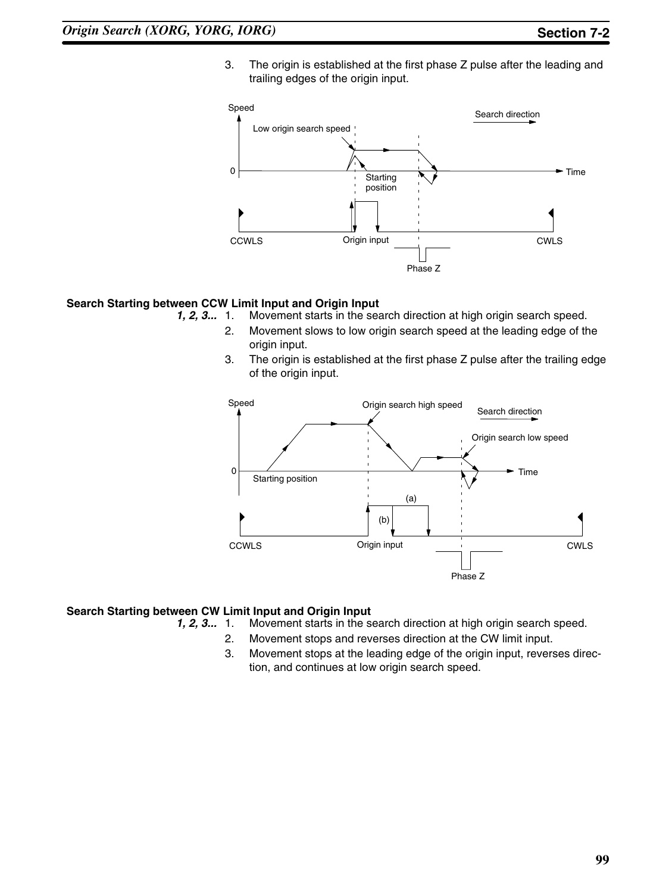3. The origin is established at the first phase Z pulse after the leading and trailing edges of the origin input.

### Search Starting between CCW Limit Input and Origin Input

*1, 2, 3...*
1. Movement starts in the search direction at high origin search speed.
2. Movement slows to low origin search speed at the leading edge of the origin input.
3. The origin is established at the first phase Z pulse after the trailing edge of the origin input.

### Search Starting between CW Limit Input and Origin Input

*1, 2, 3...*
1. Movement starts in the search direction at high origin search speed.
2. Movement stops and reverses direction at the CW limit input.
3. Movement stops at the leading edge of the origin input, reverses direction, and continues at low origin search speed.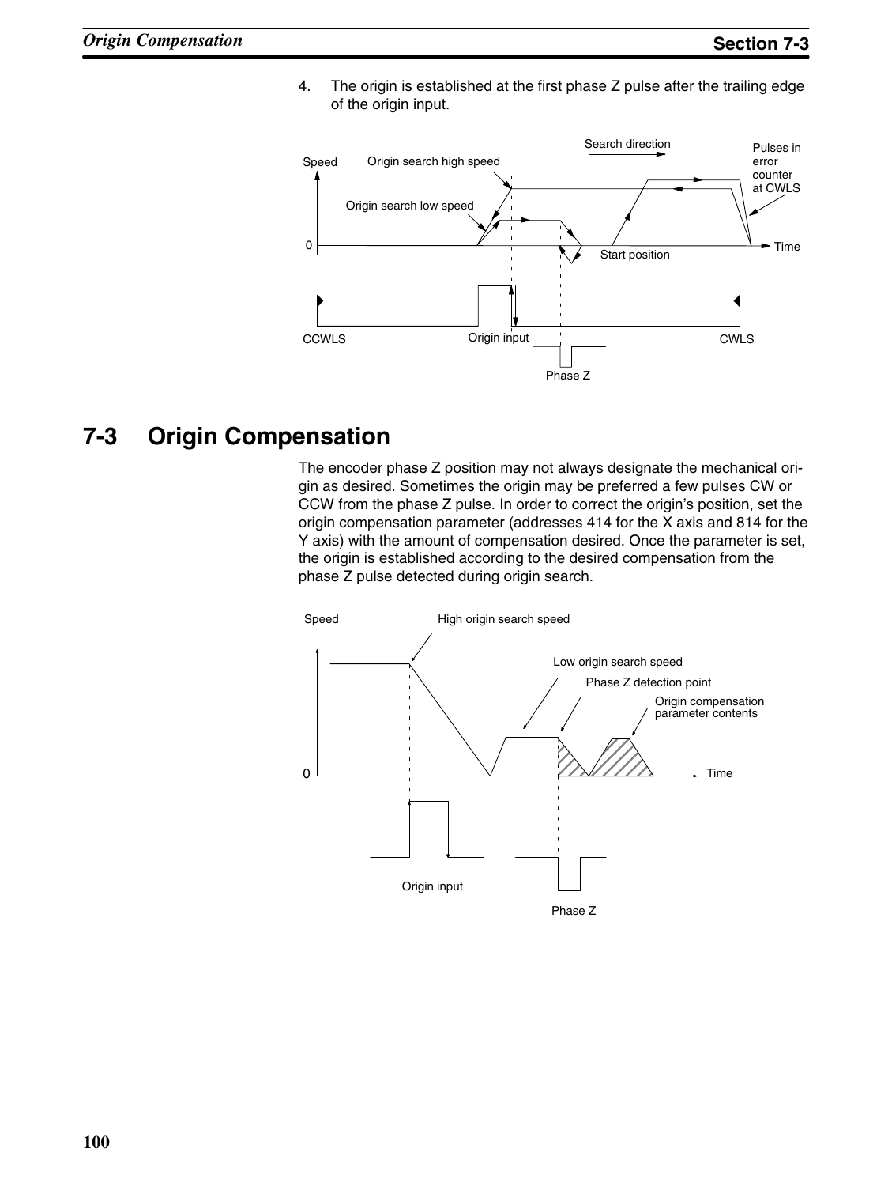4. The origin is established at the first phase Z pulse after the trailing edge of the origin input.

## 7-3 Origin Compensation

The encoder phase Z position may not always designate the mechanical origin as desired. Sometimes the origin may be preferred a few pulses CW or CCW from the phase Z pulse. In order to correct the origin's position, set the origin compensation parameter (addresses 414 for the X axis and 814 for the Y axis) with the amount of compensation desired. Once the parameter is set, the origin is established according to the desired compensation from the phase Z pulse detected during origin search.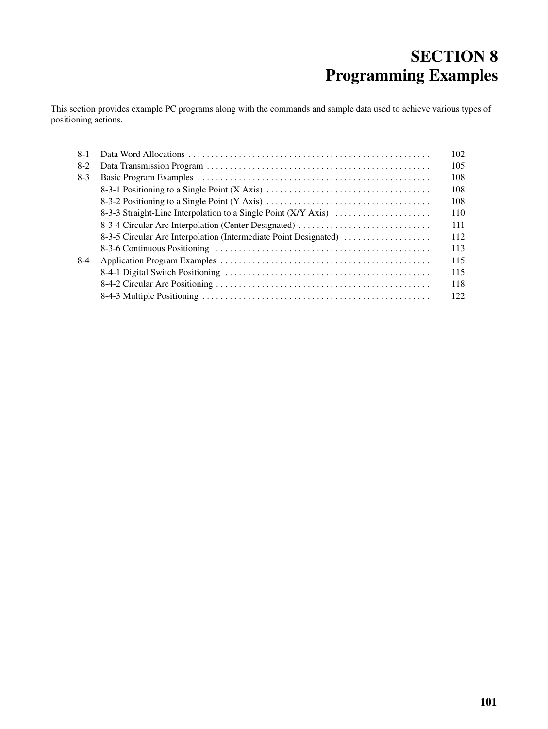# SECTION 8
# Programming Examples

This section provides example PC programs along with the commands and sample data used to achieve various types of positioning actions.

| | | |
|---|---|---|
| 8-1 | Data Word Allocations | 102 |
| 8-2 | Data Transmission Program | 105 |
| 8-3 | Basic Program Examples | 108 |
| | 8-3-1 Positioning to a Single Point (X Axis) | 108 |
| | 8-3-2 Positioning to a Single Point (Y Axis) | 108 |
| | 8-3-3 Straight-Line Interpolation to a Single Point (X/Y Axis) | 110 |
| | 8-3-4 Circular Arc Interpolation (Center Designated) | 111 |
| | 8-3-5 Circular Arc Interpolation (Intermediate Point Designated) | 112 |
| | 8-3-6 Continuous Positioning | 113 |
| 8-4 | Application Program Examples | 115 |
| | 8-4-1 Digital Switch Positioning | 115 |
| | 8-4-2 Circular Arc Positioning | 118 |
| | 8-4-3 Multiple Positioning | 122 |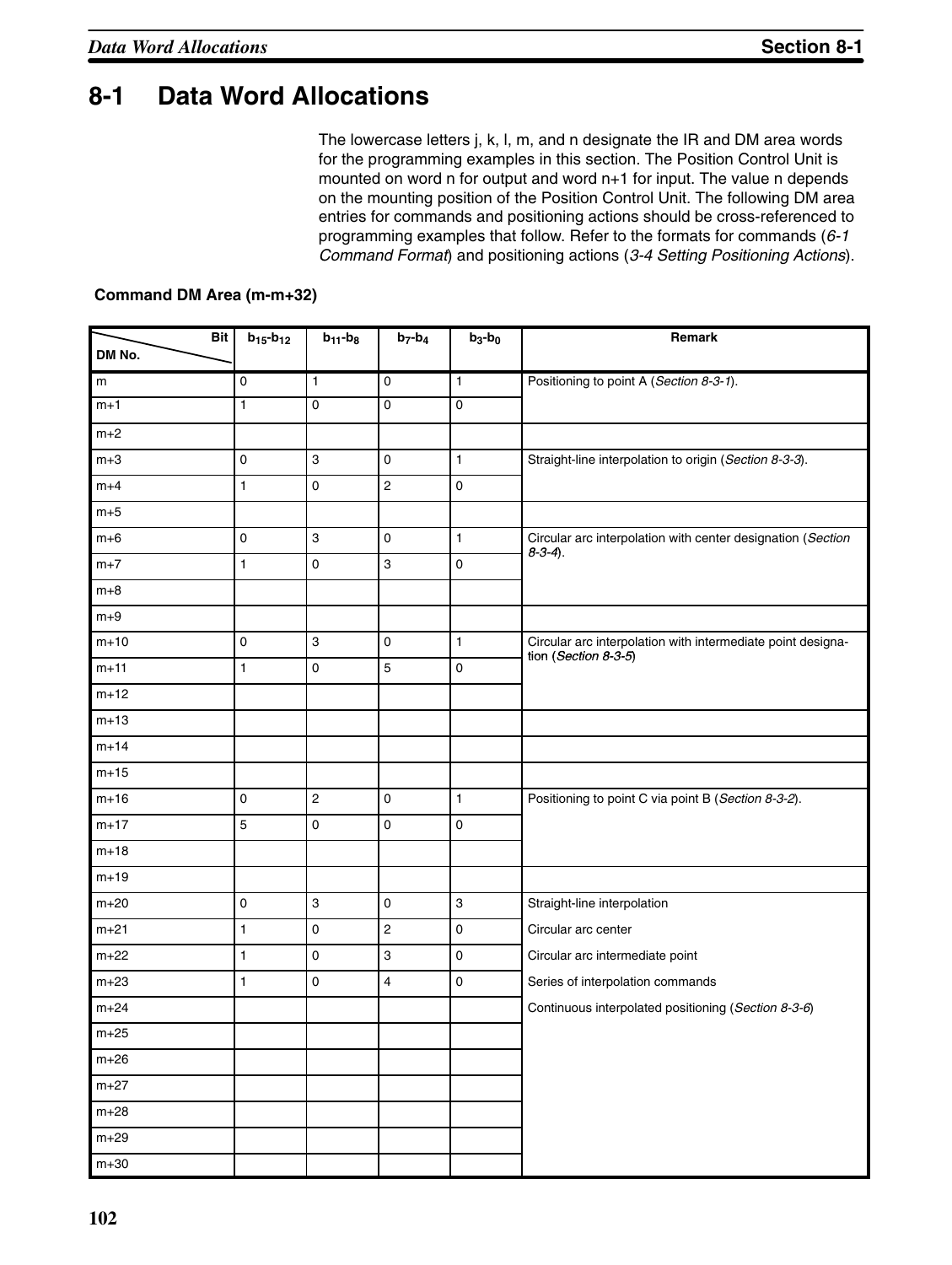# 8-1 Data Word Allocations

The lowercase letters j, k, l, m, and n designate the IR and DM area words for the programming examples in this section. The Position Control Unit is mounted on word n for output and word n+1 for input. The value n depends on the mounting position of the Position Control Unit. The following DM area entries for commands and positioning actions should be cross-referenced to programming examples that follow. Refer to the formats for commands (*6-1 Command Format*) and positioning actions (*3-4 Setting Positioning Actions*).

**Command DM Area (m-m+32)**

| DM No. \ Bit | $b_{15}$-$b_{12}$ | $b_{11}$-$b_{8}$ | $b_{7}$-$b_{4}$ | $b_{3}$-$b_{0}$ | Remark |
|---|---|---|---|---|---|
| m | 0 | 1 | 0 | 1 | Positioning to point A (*Section 8-3-1*). |
| m+1 | 1 | 0 | 0 | 0 | |
| m+2 | | | | | |
| m+3 | 0 | 3 | 0 | 1 | Straight-line interpolation to origin (*Section 8-3-3*). |
| m+4 | 1 | 0 | 2 | 0 | |
| m+5 | | | | | |
| m+6 | 0 | 3 | 0 | 1 | Circular arc interpolation with center designation (*Section 8-3-4*). |
| m+7 | 1 | 0 | 3 | 0 | |
| m+8 | | | | | |
| m+9 | | | | | |
| m+10 | 0 | 3 | 0 | 1 | Circular arc interpolation with intermediate point designation (*Section 8-3-5*) |
| m+11 | 1 | 0 | 5 | 0 | |
| m+12 | | | | | |
| m+13 | | | | | |
| m+14 | | | | | |
| m+15 | | | | | |
| m+16 | 0 | 2 | 0 | 1 | Positioning to point C via point B (*Section 8-3-2*). |
| m+17 | 5 | 0 | 0 | 0 | |
| m+18 | | | | | |
| m+19 | | | | | |
| m+20 | 0 | 3 | 0 | 3 | Straight-line interpolation |
| m+21 | 1 | 0 | 2 | 0 | Circular arc center |
| m+22 | 1 | 0 | 3 | 0 | Circular arc intermediate point |
| m+23 | 1 | 0 | 4 | 0 | Series of interpolation commands |
| m+24 | | | | | Continuous interpolated positioning (*Section 8-3-6*) |
| m+25 | | | | | |
| m+26 | | | | | |
| m+27 | | | | | |
| m+28 | | | | | |
| m+29 | | | | | |
| m+30 | | | | | |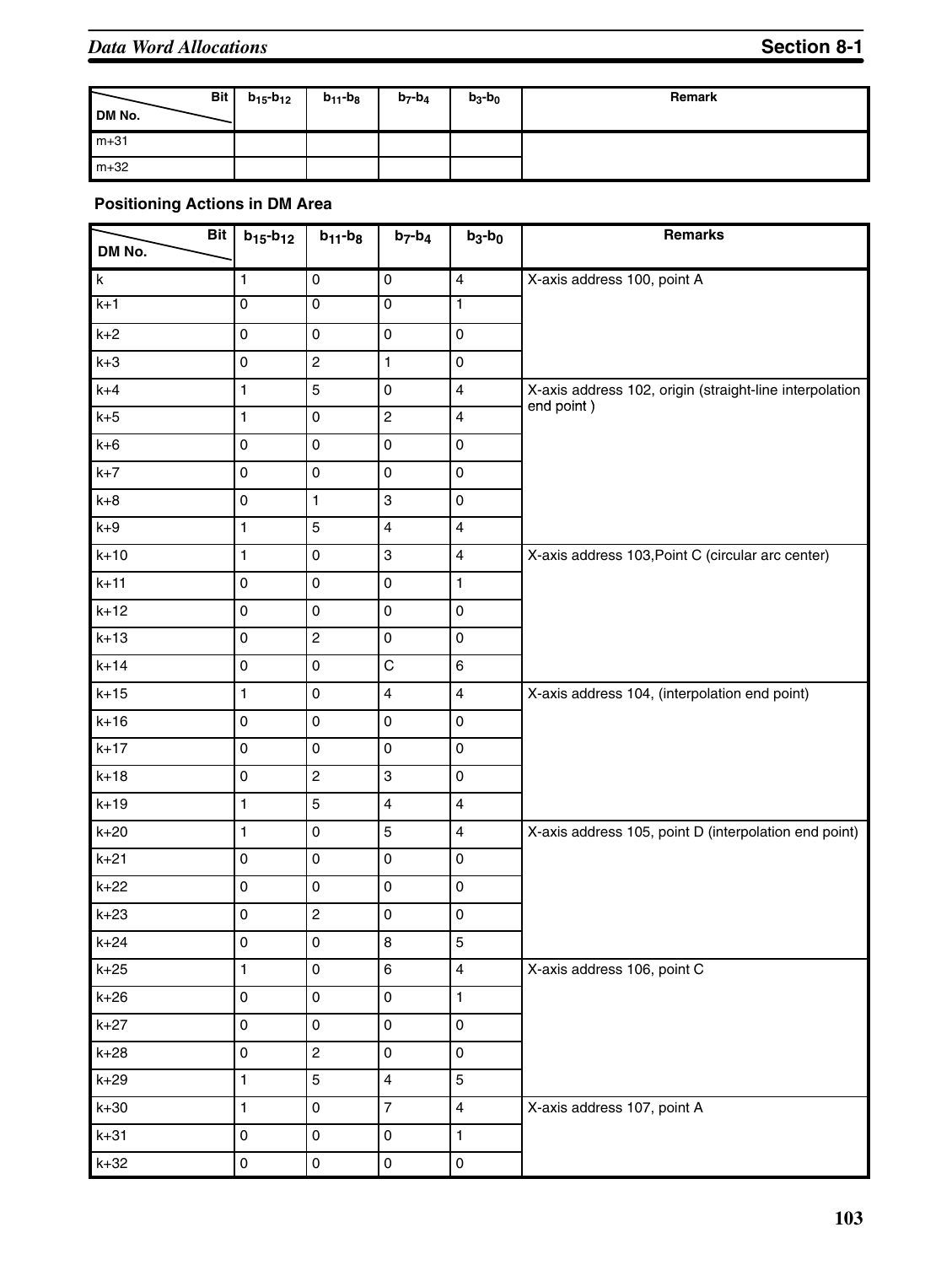| Bit / DM No. | $b_{15}$-$b_{12}$ | $b_{11}$-$b_8$ | $b_7$-$b_4$ | $b_3$-$b_0$ | Remark |
|---|---|---|---|---|---|
| m+31 | | | | | |
| m+32 | | | | | |

**Positioning Actions in DM Area**

| Bit / DM No. | $b_{15}$-$b_{12}$ | $b_{11}$-$b_8$ | $b_7$-$b_4$ | $b_3$-$b_0$ | Remarks |
|---|---|---|---|---|---|
| k | 1 | 0 | 0 | 4 | X-axis address 100, point A |
| k+1 | 0 | 0 | 0 | 1 | |
| k+2 | 0 | 0 | 0 | 0 | |
| k+3 | 0 | 2 | 1 | 0 | |
| k+4 | 1 | 5 | 0 | 4 | X-axis address 102, origin (straight-line interpolation end point ) |
| k+5 | 1 | 0 | 2 | 4 | |
| k+6 | 0 | 0 | 0 | 0 | |
| k+7 | 0 | 0 | 0 | 0 | |
| k+8 | 0 | 1 | 3 | 0 | |
| k+9 | 1 | 5 | 4 | 4 | |
| k+10 | 1 | 0 | 3 | 4 | X-axis address 103,Point C (circular arc center) |
| k+11 | 0 | 0 | 0 | 1 | |
| k+12 | 0 | 0 | 0 | 0 | |
| k+13 | 0 | 2 | 0 | 0 | |
| k+14 | 0 | 0 | C | 6 | |
| k+15 | 1 | 0 | 4 | 4 | X-axis address 104, (interpolation end point) |
| k+16 | 0 | 0 | 0 | 0 | |
| k+17 | 0 | 0 | 0 | 0 | |
| k+18 | 0 | 2 | 3 | 0 | |
| k+19 | 1 | 5 | 4 | 4 | |
| k+20 | 1 | 0 | 5 | 4 | X-axis address 105, point D (interpolation end point) |
| k+21 | 0 | 0 | 0 | 0 | |
| k+22 | 0 | 0 | 0 | 0 | |
| k+23 | 0 | 2 | 0 | 0 | |
| k+24 | 0 | 0 | 8 | 5 | |
| k+25 | 1 | 0 | 6 | 4 | X-axis address 106, point C |
| k+26 | 0 | 0 | 0 | 1 | |
| k+27 | 0 | 0 | 0 | 0 | |
| k+28 | 0 | 2 | 0 | 0 | |
| k+29 | 1 | 5 | 4 | 5 | |
| k+30 | 1 | 0 | 7 | 4 | X-axis address 107, point A |
| k+31 | 0 | 0 | 0 | 1 | |
| k+32 | 0 | 0 | 0 | 0 | |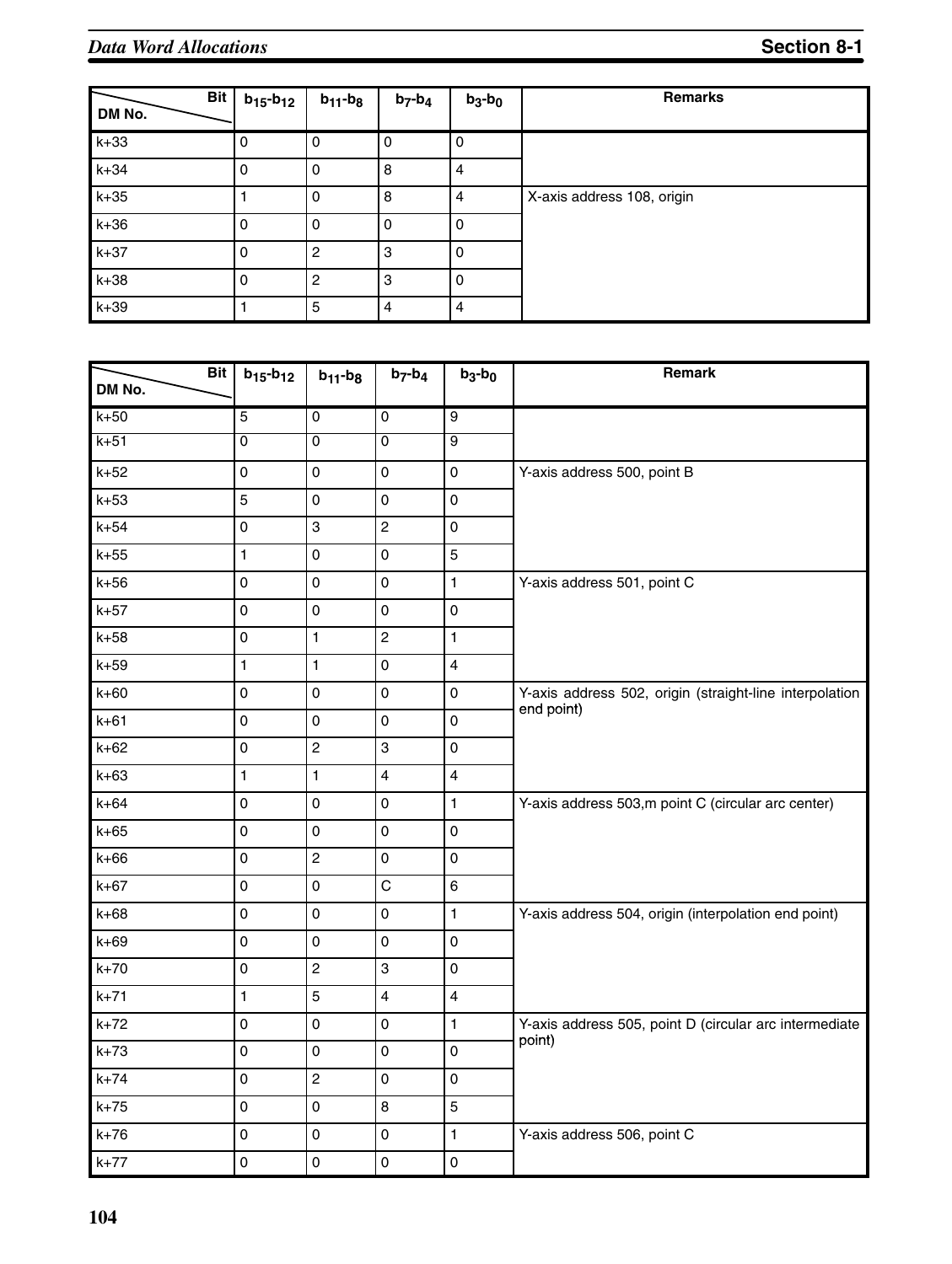| DM No. \ Bit | $b_{15}$-$b_{12}$ | $b_{11}$-$b_8$ | $b_7$-$b_4$ | $b_3$-$b_0$ | Remarks |
|---|---|---|---|---|---|
| k+33 | 0 | 0 | 0 | 0 | |
| k+34 | 0 | 0 | 8 | 4 | |
| k+35 | 1 | 0 | 8 | 4 | X-axis address 108, origin |
| k+36 | 0 | 0 | 0 | 0 | |
| k+37 | 0 | 2 | 3 | 0 | |
| k+38 | 0 | 2 | 3 | 0 | |
| k+39 | 1 | 5 | 4 | 4 | |

| DM No. \ Bit | $b_{15}$-$b_{12}$ | $b_{11}$-$b_8$ | $b_7$-$b_4$ | $b_3$-$b_0$ | Remark |
|---|---|---|---|---|---|
| k+50 | 5 | 0 | 0 | 9 | |
| k+51 | 0 | 0 | 0 | 9 | |
| k+52 | 0 | 0 | 0 | 0 | Y-axis address 500, point B |
| k+53 | 5 | 0 | 0 | 0 | |
| k+54 | 0 | 3 | 2 | 0 | |
| k+55 | 1 | 0 | 0 | 5 | |
| k+56 | 0 | 0 | 0 | 1 | Y-axis address 501, point C |
| k+57 | 0 | 0 | 0 | 0 | |
| k+58 | 0 | 1 | 2 | 1 | |
| k+59 | 1 | 1 | 0 | 4 | |
| k+60 | 0 | 0 | 0 | 0 | Y-axis address 502, origin (straight-line interpolation end point) |
| k+61 | 0 | 0 | 0 | 0 | |
| k+62 | 0 | 2 | 3 | 0 | |
| k+63 | 1 | 1 | 4 | 4 | |
| k+64 | 0 | 0 | 0 | 1 | Y-axis address 503,m point C (circular arc center) |
| k+65 | 0 | 0 | 0 | 0 | |
| k+66 | 0 | 2 | 0 | 0 | |
| k+67 | 0 | 0 | C | 6 | |
| k+68 | 0 | 0 | 0 | 1 | Y-axis address 504, origin (interpolation end point) |
| k+69 | 0 | 0 | 0 | 0 | |
| k+70 | 0 | 2 | 3 | 0 | |
| k+71 | 1 | 5 | 4 | 4 | |
| k+72 | 0 | 0 | 0 | 1 | Y-axis address 505, point D (circular arc intermediate point) |
| k+73 | 0 | 0 | 0 | 0 | |
| k+74 | 0 | 2 | 0 | 0 | |
| k+75 | 0 | 0 | 8 | 5 | |
| k+76 | 0 | 0 | 0 | 1 | Y-axis address 506, point C |
| k+77 | 0 | 0 | 0 | 0 | |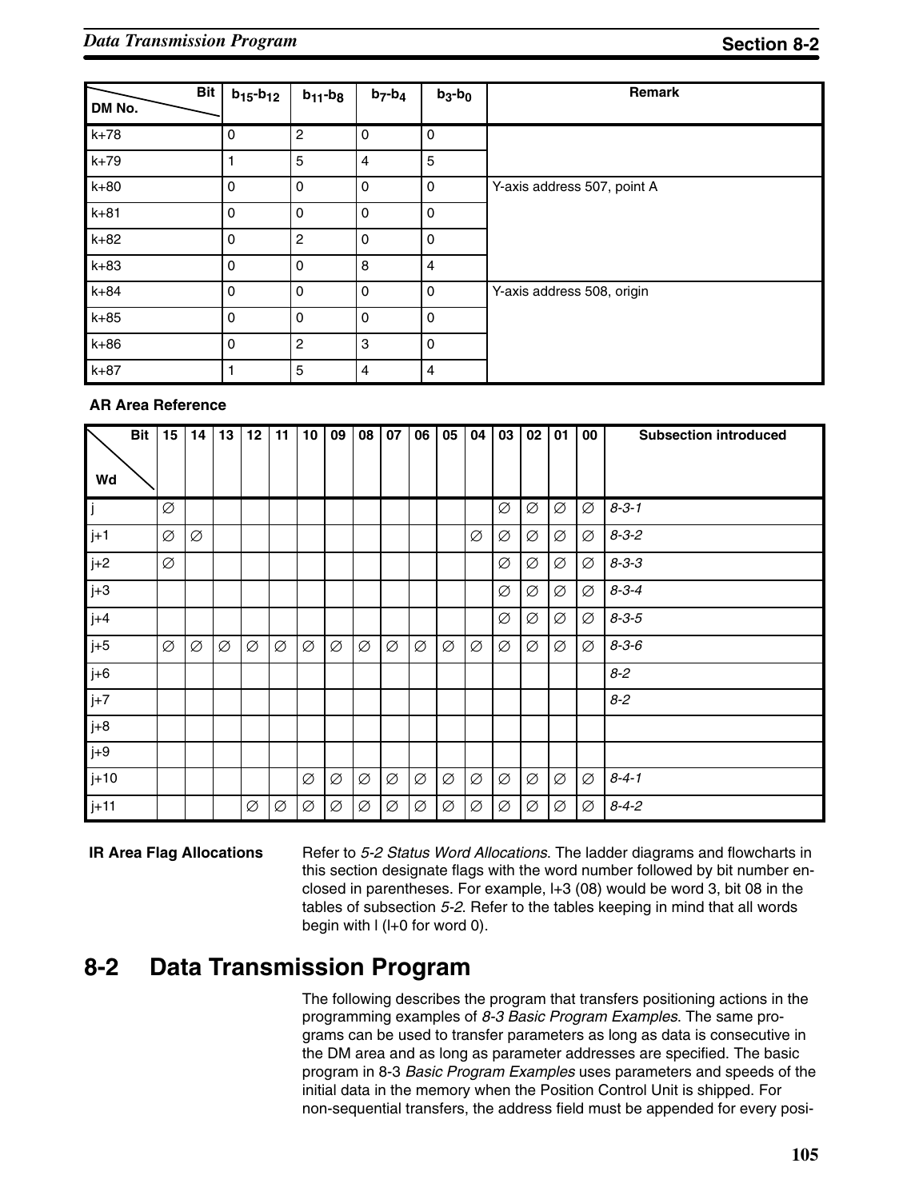| DM No. \ Bit | $b_{15}$-$b_{12}$ | $b_{11}$-$b_8$ | $b_7$-$b_4$ | $b_3$-$b_0$ | Remark |
|---|---|---|---|---|---|
| k+78 | 0 | 2 | 0 | 0 | |
| k+79 | 1 | 5 | 4 | 5 | |
| k+80 | 0 | 0 | 0 | 0 | Y-axis address 507, point A |
| k+81 | 0 | 0 | 0 | 0 | |
| k+82 | 0 | 2 | 0 | 0 | |
| k+83 | 0 | 0 | 8 | 4 | |
| k+84 | 0 | 0 | 0 | 0 | Y-axis address 508, origin |
| k+85 | 0 | 0 | 0 | 0 | |
| k+86 | 0 | 2 | 3 | 0 | |
| k+87 | 1 | 5 | 4 | 4 | |

**AR Area Reference**

| Wd \ Bit | 15 | 14 | 13 | 12 | 11 | 10 | 09 | 08 | 07 | 06 | 05 | 04 | 03 | 02 | 01 | 00 | Subsection introduced |
|---|---|---|---|---|---|---|---|---|---|---|---|---|---|---|---|---|---|
| j | ∅ | | | | | | | | | | | | ∅ | ∅ | ∅ | ∅ | *8-3-1* |
| j+1 | ∅ | ∅ | | | | | | | | | | ∅ | ∅ | ∅ | ∅ | ∅ | *8-3-2* |
| j+2 | ∅ | | | | | | | | | | | | ∅ | ∅ | ∅ | ∅ | *8-3-3* |
| j+3 | | | | | | | | | | | | | ∅ | ∅ | ∅ | ∅ | *8-3-4* |
| j+4 | | | | | | | | | | | | | ∅ | ∅ | ∅ | ∅ | *8-3-5* |
| j+5 | ∅ | ∅ | ∅ | ∅ | ∅ | ∅ | ∅ | ∅ | ∅ | ∅ | ∅ | ∅ | ∅ | ∅ | ∅ | ∅ | *8-3-6* |
| j+6 | | | | | | | | | | | | | | | | | *8-2* |
| j+7 | | | | | | | | | | | | | | | | | *8-2* |
| j+8 | | | | | | | | | | | | | | | | | |
| j+9 | | | | | | | | | | | | | | | | | |
| j+10 | | | | | | ∅ | ∅ | ∅ | ∅ | ∅ | ∅ | ∅ | ∅ | ∅ | ∅ | ∅ | *8-4-1* |
| j+11 | | | | ∅ | ∅ | ∅ | ∅ | ∅ | ∅ | ∅ | ∅ | ∅ | ∅ | ∅ | ∅ | ∅ | *8-4-2* |

**IR Area Flag Allocations**

Refer to *5-2 Status Word Allocations*. The ladder diagrams and flowcharts in this section designate flags with the word number followed by bit number enclosed in parentheses. For example, l+3 (08) would be word 3, bit 08 in the tables of subsection *5-2*. Refer to the tables keeping in mind that all words begin with l (l+0 for word 0).

## 8-2 Data Transmission Program

The following describes the program that transfers positioning actions in the programming examples of *8-3 Basic Program Examples*. The same programs can be used to transfer parameters as long as data is consecutive in the DM area and as long as parameter addresses are specified. The basic program in 8-3 *Basic Program Examples* uses parameters and speeds of the initial data in the memory when the Position Control Unit is shipped. For non-sequential transfers, the address field must be appended for every posi-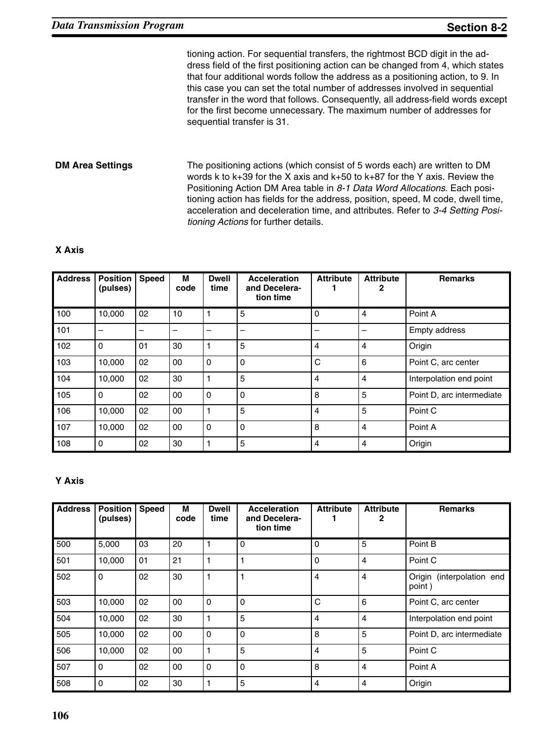tioning action. For sequential transfers, the rightmost BCD digit in the address field of the first positioning action can be changed from 4, which states that four additional words follow the address as a positioning action, to 9. In this case you can set the total number of addresses involved in sequential transfer in the word that follows. Consequently, all address-field words except for the first become unnecessary. The maximum number of addresses for sequential transfer is 31.

**DM Area Settings**

The positioning actions (which consist of 5 words each) are written to DM words k to k+39 for the X axis and k+50 to k+87 for the Y axis. Review the Positioning Action DM Area table in *8-1 Data Word Allocations*. Each positioning action has fields for the address, position, speed, M code, dwell time, acceleration and deceleration time, and attributes. Refer to *3-4 Setting Positioning Actions* for further details.

**X Axis**

| Address | Position (pulses) | Speed | M code | Dwell time | Acceleration and Deceleration time | Attribute 1 | Attribute 2 | Remarks |
|---|---|---|---|---|---|---|---|---|
| 100 | 10,000 | 02 | 10 | 1 | 5 | 0 | 4 | Point A |
| 101 | – | – | – | – | – | – | – | Empty address |
| 102 | 0 | 01 | 30 | 1 | 5 | 4 | 4 | Origin |
| 103 | 10,000 | 02 | 00 | 0 | 0 | C | 6 | Point C, arc center |
| 104 | 10,000 | 02 | 30 | 1 | 5 | 4 | 4 | Interpolation end point |
| 105 | 0 | 02 | 00 | 0 | 0 | 8 | 5 | Point D, arc intermediate |
| 106 | 10,000 | 02 | 00 | 1 | 5 | 4 | 5 | Point C |
| 107 | 10,000 | 02 | 00 | 0 | 0 | 8 | 4 | Point A |
| 108 | 0 | 02 | 30 | 1 | 5 | 4 | 4 | Origin |

**Y Axis**

| Address | Position (pulses) | Speed | M code | Dwell time | Acceleration and Deceleration time | Attribute 1 | Attribute 2 | Remarks |
|---|---|---|---|---|---|---|---|---|
| 500 | 5,000 | 03 | 20 | 1 | 0 | 0 | 5 | Point B |
| 501 | 10,000 | 01 | 21 | 1 | 1 | 0 | 4 | Point C |
| 502 | 0 | 02 | 30 | 1 | 1 | 4 | 4 | Origin (interpolation end point ) |
| 503 | 10,000 | 02 | 00 | 0 | 0 | C | 6 | Point C, arc center |
| 504 | 10,000 | 02 | 30 | 1 | 5 | 4 | 4 | Interpolation end point |
| 505 | 10,000 | 02 | 00 | 0 | 0 | 8 | 5 | Point D, arc intermediate |
| 506 | 10,000 | 02 | 00 | 1 | 5 | 4 | 5 | Point C |
| 507 | 0 | 02 | 00 | 0 | 0 | 8 | 4 | Point A |
| 508 | 0 | 02 | 30 | 1 | 5 | 4 | 4 | Origin |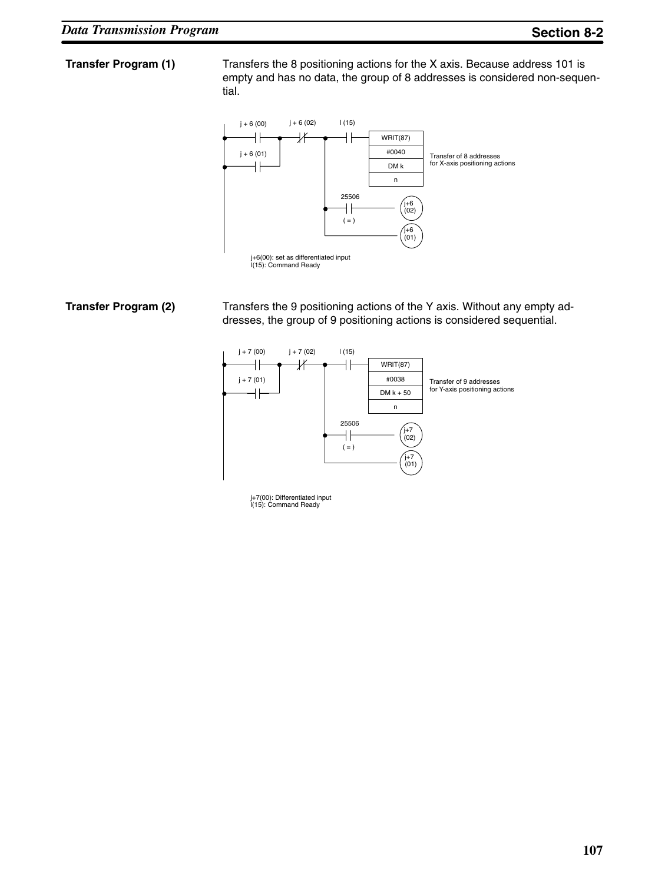**Transfer Program (1)**

Transfers the 8 positioning actions for the X axis. Because address 101 is empty and has no data, the group of 8 addresses is considered non-sequential.

```
 j + 6 (00)   j + 6 (02)   I (15)
---| |----+----|/|----+----| |----[ WRIT(87) ]
          |           |            [ #0040    ]   Transfer of 8 addresses
 j + 6 (01)|          |            [ DM k     ]   for X-axis positioning actions
---| |----+           |            [ n        ]
                      |
                      |   25506
                      +----| |------------------( j+6 (02) )
                      |    ( = )
                      |
                      +-----------------------( j+6 (01) )
```

j+6(00): set as differentiated input
I(15): Command Ready

**Transfer Program (2)**

Transfers the 9 positioning actions of the Y axis. Without any empty addresses, the group of 9 positioning actions is considered sequential.

```
 j + 7 (00)   j + 7 (02)   I (15)
---| |----+----|/|----+----| |----[ WRIT(87) ]
          |           |            [ #0038    ]   Transfer of 9 addresses
 j + 7 (01)|          |            [ DM k + 50]   for Y-axis positioning actions
---| |----+           |            [ n        ]
                      |
                      |   25506
                      +----| |------------------( j+7 (02) )
                      |    ( = )
                      |
                      +-----------------------( j+7 (01) )
```

j+7(00): Differentiated input
I(15): Command Ready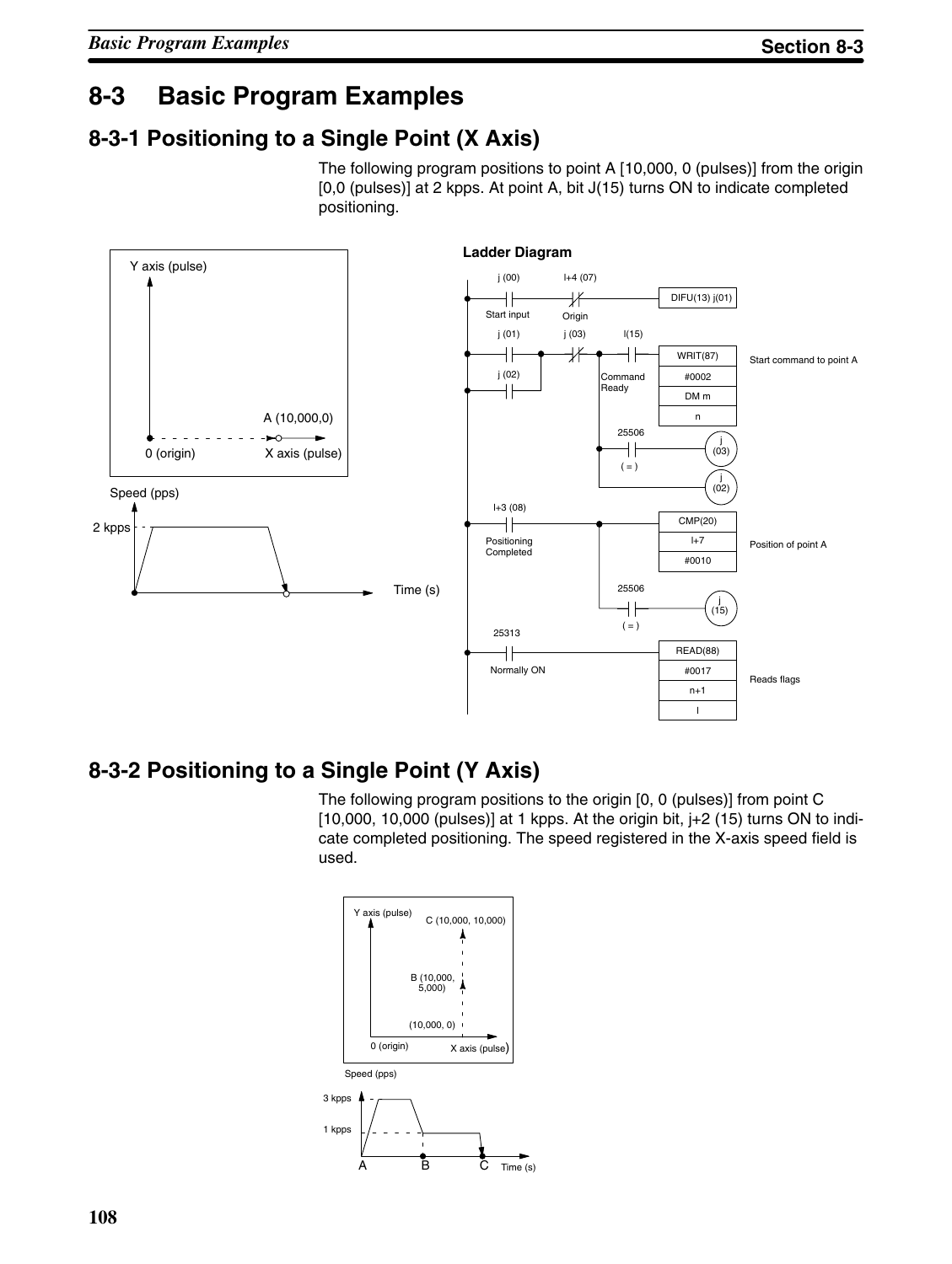# 8-3 Basic Program Examples

## 8-3-1 Positioning to a Single Point (X Axis)

The following program positions to point A [10,000, 0 (pulses)] from the origin [0,0 (pulses)] at 2 kpps. At point A, bit J(15) turns ON to indicate completed positioning.

Y axis (pulse)

A (10,000,0)

0 (origin)

X axis (pulse)

Speed (pps)

2 kpps

Time (s)

**Ladder Diagram**

j (00) Start input

l+4 (07) Origin

DIFU(13) j(01)

j (01)

j (03)

l(15) Command Ready

j (02)

WRIT(87) | #0002 | DM m | n — Start command to point A

25506 ( = ) — j (03)

j (02)

l+3 (08) Positioning Completed

CMP(20) | l+7 | #0010 — Position of point A

25506 ( = ) — j (15)

25313 Normally ON

READ(88) | #0017 | n+1 | l — Reads flags

## 8-3-2 Positioning to a Single Point (Y Axis)

The following program positions to the origin [0, 0 (pulses)] from point C [10,000, 10,000 (pulses)] at 1 kpps. At the origin bit, j+2 (15) turns ON to indicate completed positioning. The speed registered in the X-axis speed field is used.

Y axis (pulse)

C (10,000, 10,000)

B (10,000, 5,000)

(10,000, 0)

0 (origin)

X axis (pulse)

Speed (pps)

3 kpps

1 kpps

A B C Time (s)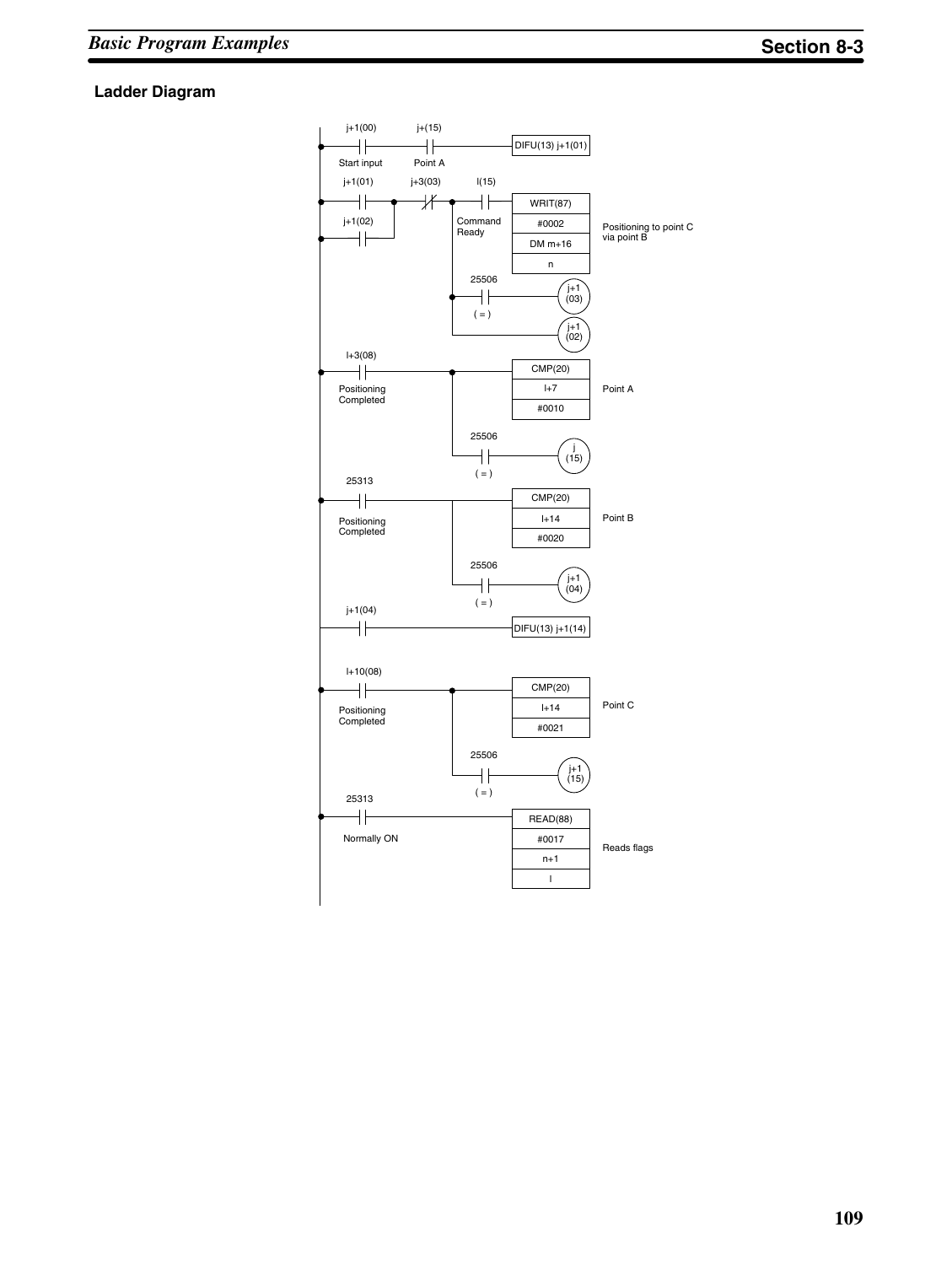### Ladder Diagram

```
j+1(00)      j+(15)
--| |---------| |--------------------------------[DIFU(13) j+1(01)]
Start input   Point A

j+1(01)      j+3(03)       l(15)
--| |----+-----|/|-----+-----| |--------------[WRIT(87) ]
         |             |   Command            [#0002    ]   Positioning to point C
j+1(02)  |             |   Ready              [DM m+16  ]   via point B
--| |----+             |                      [n        ]
                       |     25506
                       +-----| |---------------( j+1 (03) )
                       |     ( = )
                       +-----------------------( j+1 (02) )

l+3(08)
--| |------------------+-----------------------[CMP(20)  ]
Positioning            |                       [l+7      ]   Point A
Completed              |                       [#0010    ]
                       |     25506
                       +-----| |---------------( j (15) )
                             ( = )
25313
--| |------------------+-----------------------[CMP(20)  ]
Positioning            |                       [l+14     ]   Point B
Completed              |                       [#0020    ]
                       |     25506
                       +-----| |---------------( j+1 (04) )
                             ( = )
j+1(04)
--| |------------------------------------------[DIFU(13) j+1(14)]

l+10(08)
--| |------------------+-----------------------[CMP(20)  ]
Positioning            |                       [l+14     ]   Point C
Completed              |                       [#0021    ]
                       |     25506
                       +-----| |---------------( j+1 (15) )
                             ( = )
25313
--| |------------------------------------------[READ(88) ]
Normally ON                                    [#0017    ]   Reads flags
                                               [n+1      ]
                                               [l        ]
```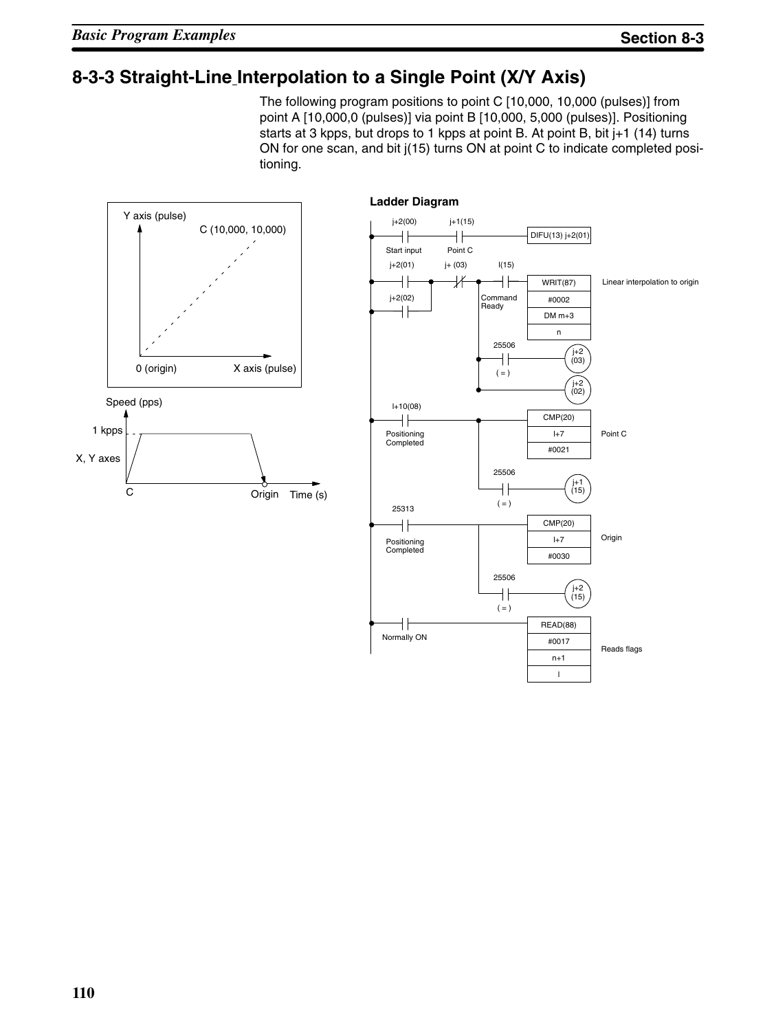## 8-3-3 Straight-Line Interpolation to a Single Point (X/Y Axis)

The following program positions to point C [10,000, 10,000 (pulses)] from point A [10,000,0 (pulses)] via point B [10,000, 5,000 (pulses)]. Positioning starts at 3 kpps, but drops to 1 kpps at point B. At point B, bit j+1 (14) turns ON for one scan, and bit j(15) turns ON at point C to indicate completed positioning.

Y axis (pulse)

C (10,000, 10,000)

0 (origin)  X axis (pulse)

Speed (pps)

1 kpps

X, Y axes

C  Origin  Time (s)

**Ladder Diagram**

```
j+2(00)      j+1(15)
--| |---------| |------------------------------[DIFU(13) j+2(01)]
Start input  Point C

j+2(01)      j+ (03)      l(15)
--| |----+----|/|----+----| |------------------[WRIT(87)]      Linear interpolation to origin
         |           |    Command              [#0002   ]
j+2(02)  |           |    Ready                [DM m+3  ]
--| |----+           |                         [n       ]
                     |    25506
                     +----| |------------------( j+2(03) )
                     |    ( = )
                     +-------------------------( j+2(02) )

l+10(08)
--| |----------+-------------------------------[CMP(20)]       Point C
Positioning    |                               [l+7    ]
Completed      |                               [#0021  ]
               |   25506
               +---| |-------------------------( j+1(15) )
                   ( = )

25313
--| |----------+-------------------------------[CMP(20)]       Origin
Positioning    |                               [l+7    ]
Completed      |                               [#0030  ]
               |   25506
               +---| |-------------------------( j+2(15) )
                   ( = )

--| |------------------------------------------[READ(88)]
Normally ON                                    [#0017   ]      Reads flags
                                               [n+1     ]
                                               [l       ]
```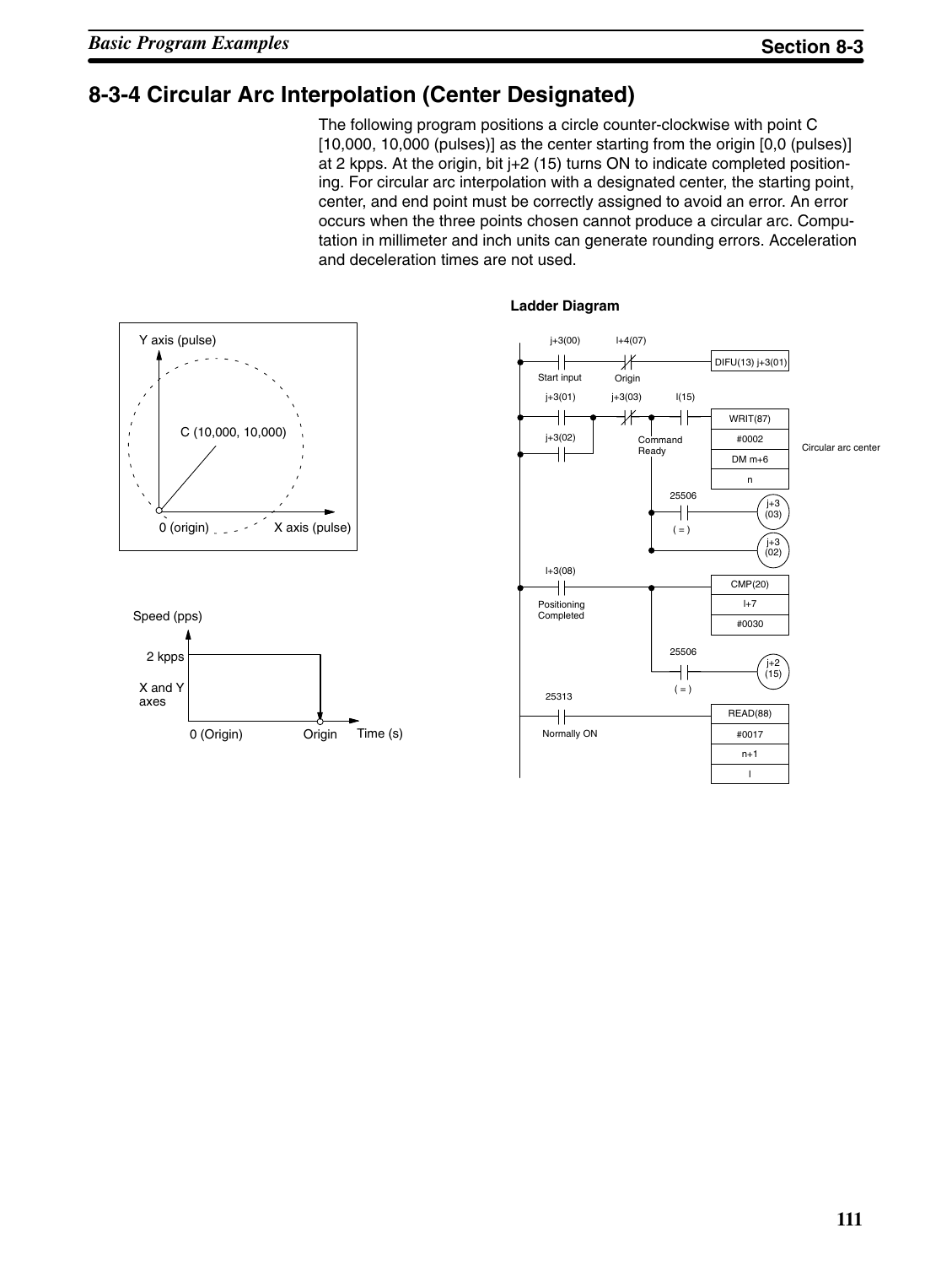## 8-3-4 Circular Arc Interpolation (Center Designated)

The following program positions a circle counter-clockwise with point C [10,000, 10,000 (pulses)] as the center starting from the origin [0,0 (pulses)] at 2 kpps. At the origin, bit j+2 (15) turns ON to indicate completed positioning. For circular arc interpolation with a designated center, the starting point, center, and end point must be correctly assigned to avoid an error. An error occurs when the three points chosen cannot produce a circular arc. Computation in millimeter and inch units can generate rounding errors. Acceleration and deceleration times are not used.

Y axis (pulse)

C (10,000, 10,000)

0 (origin)    X axis (pulse)

Speed (pps)

2 kpps

X and Y axes

0 (Origin)    Origin    Time (s)

**Ladder Diagram**

j+3(00) Start input — l+4(07) Origin (NC) — DIFU(13) j+3(01)

j+3(01) / j+3(02) — j+3(03) Command Ready (NC) — l(15) — WRIT(87) #0002 DM m+6 n — Circular arc center

25506 ( = ) — j+3 (03)

j+3 (02)

l+3(08) Positioning Completed — CMP(20) l+7 #0030

25506 ( = ) — j+2 (15)

25313 Normally ON — READ(88) #0017 n+1 l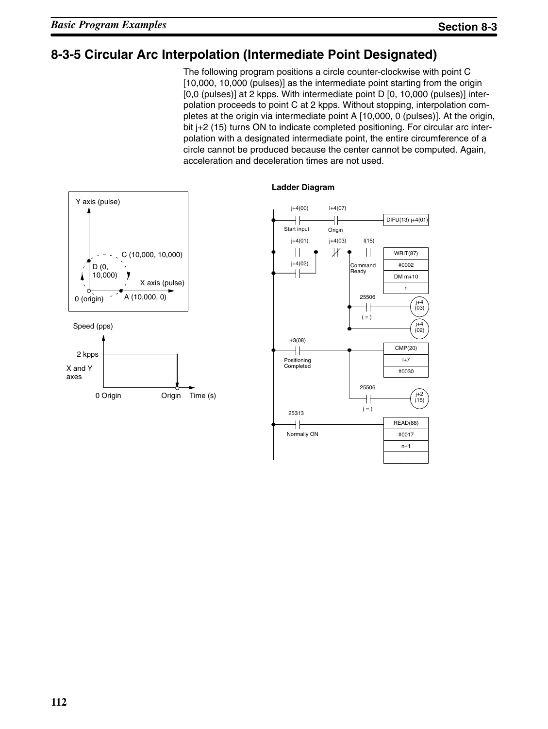## 8-3-5 Circular Arc Interpolation (Intermediate Point Designated)

The following program positions a circle counter-clockwise with point C [10,000, 10,000 (pulses)] as the intermediate point starting from the origin [0,0 (pulses)] at 2 kpps. With intermediate point D [0, 10,000 (pulses)] interpolation proceeds to point C at 2 kpps. Without stopping, interpolation completes at the origin via intermediate point A [10,000, 0 (pulses)]. At the origin, bit j+2 (15) turns ON to indicate completed positioning. For circular arc interpolation with a designated intermediate point, the entire circumference of a circle cannot be produced because the center cannot be computed. Again, acceleration and deceleration times are not used.

Y axis (pulse)

C (10,000, 10,000)

D (0, 10,000)

X axis (pulse)

0 (origin)

A (10,000, 0)

Speed (pps)

2 kpps

X and Y axes

0 Origin

Origin

Time (s)

**Ladder Diagram**

j+4(00) Start input

I+4(07) Origin

DIFU(13) j+4(01)

j+4(01)

j+4(02)

j+4(03)

I(15) Command Ready

WRIT(87)

#0002

DM m+10

n

25506 ( = )

j+4 (03)

j+4 (02)

I+3(08) Positioning Completed

CMP(20)

I+7

#0030

25506 ( = )

j+2 (15)

25313 Normally ON

READ(88)

#0017

n+1

I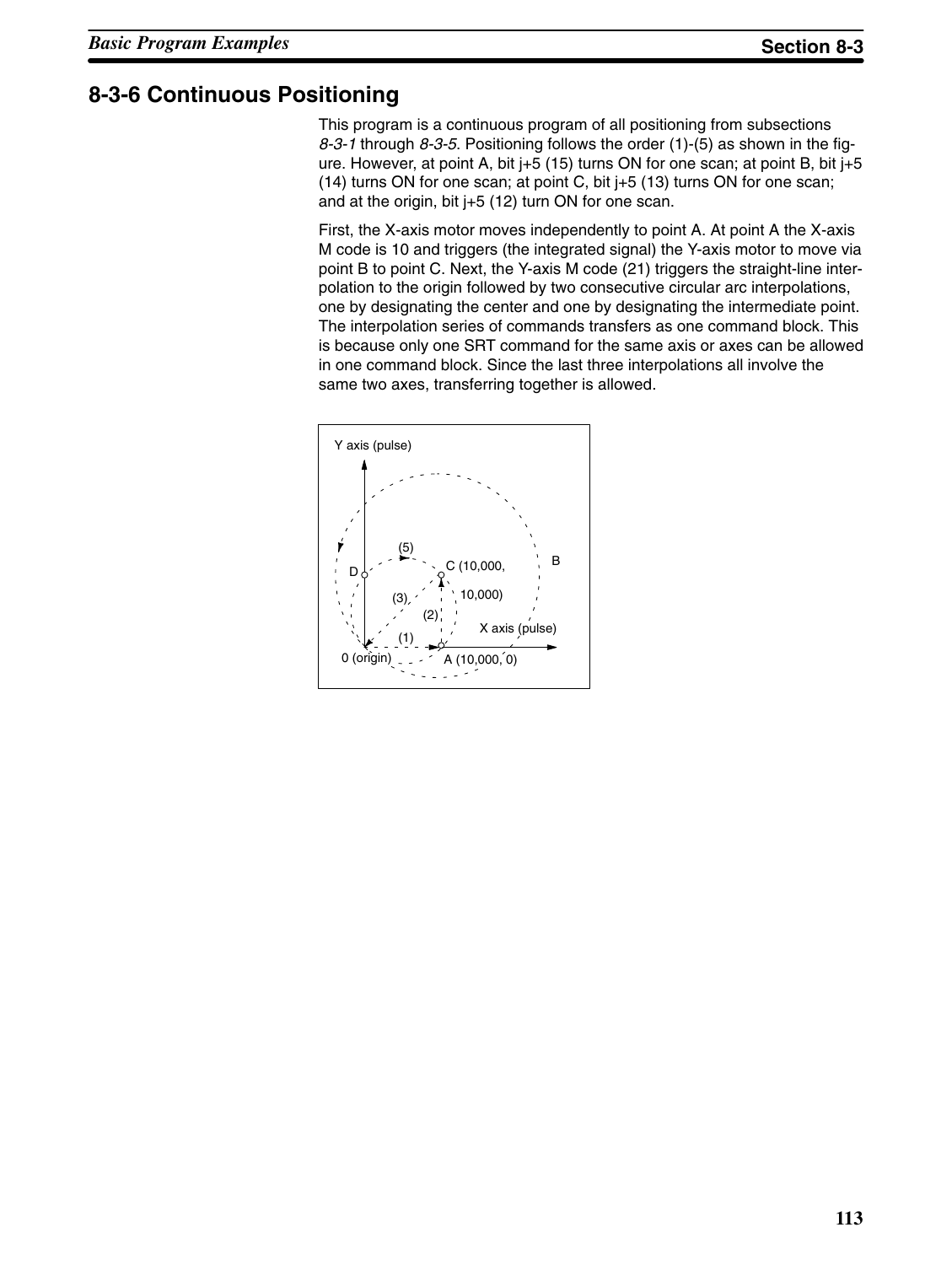## 8-3-6 Continuous Positioning

This program is a continuous program of all positioning from subsections *8-3-1* through *8-3-5*. Positioning follows the order (1)-(5) as shown in the figure. However, at point A, bit j+5 (15) turns ON for one scan; at point B, bit j+5 (14) turns ON for one scan; at point C, bit j+5 (13) turns ON for one scan; and at the origin, bit j+5 (12) turn ON for one scan.

First, the X-axis motor moves independently to point A. At point A the X-axis M code is 10 and triggers (the integrated signal) the Y-axis motor to move via point B to point C. Next, the Y-axis M code (21) triggers the straight-line interpolation to the origin followed by two consecutive circular arc interpolations, one by designating the center and one by designating the intermediate point. The interpolation series of commands transfers as one command block. This is because only one SRT command for the same axis or axes can be allowed in one command block. Since the last three interpolations all involve the same two axes, transferring together is allowed.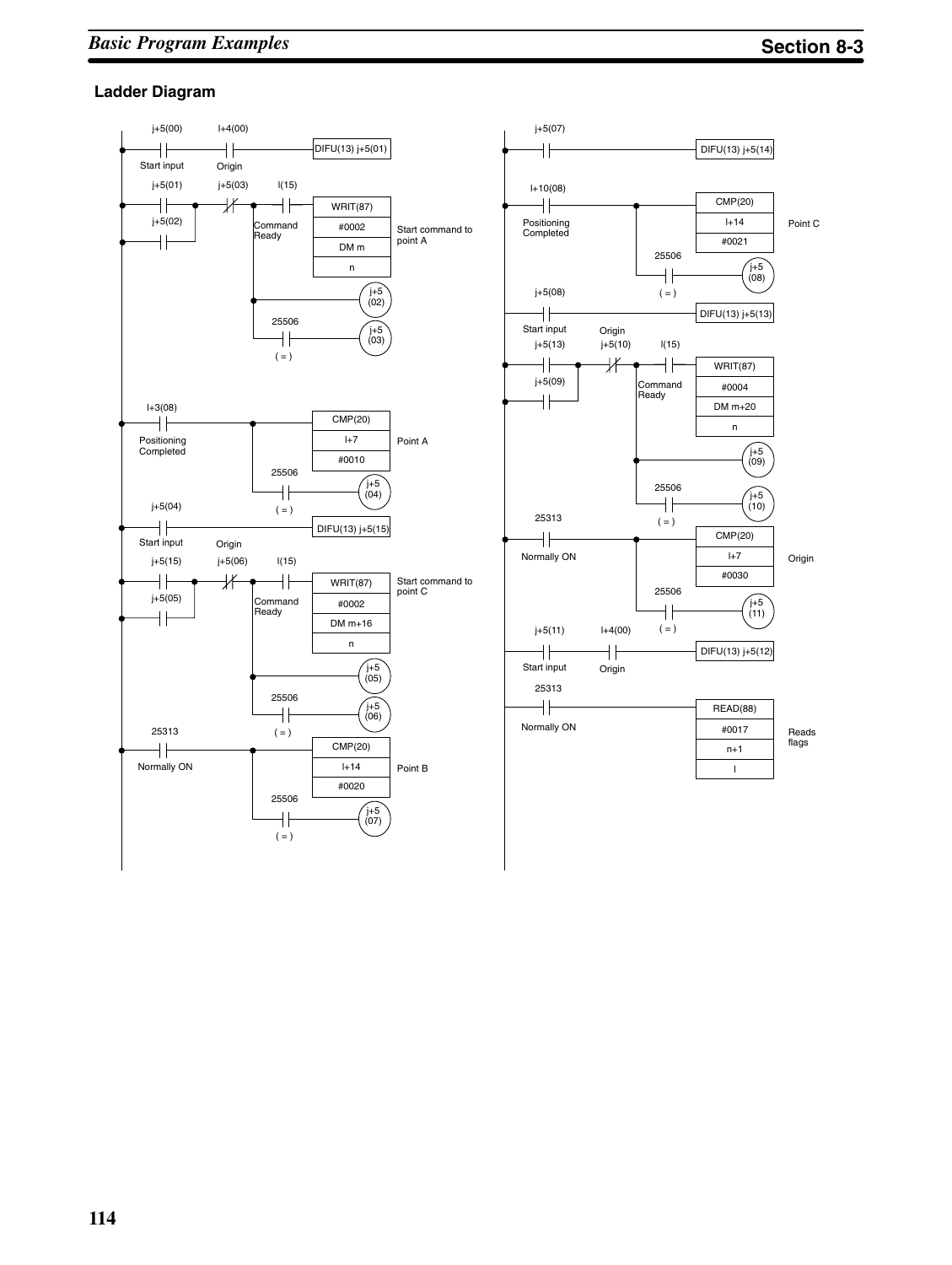## Ladder Diagram

j+5(00) I+4(00)
Start input Origin — DIFU(13) j+5(01)

j+5(01) j+5(03) I(15)
j+5(02) Command Ready — WRIT(87) #0002 DM m n — Start command to point A
j+5 (02)
25506 ( = ) — j+5 (03)

I+3(08)
Positioning Completed — CMP(20) I+7 #0010 — Point A
25506 ( = ) — j+5 (04)

j+5(04)
Start input Origin — DIFU(13) j+5(15)

j+5(15) j+5(06) I(15)
j+5(05) Command Ready — WRIT(87) #0002 DM m+16 n — Start command to point C
j+5 (05)
25506 ( = ) — j+5 (06)

25313
Normally ON — CMP(20) I+14 #0020 — Point B
25506 ( = ) — j+5 (07)

j+5(07) — DIFU(13) j+5(14)

I+10(08)
Positioning Completed — CMP(20) I+14 #0021 — Point C
25506 ( = ) — j+5 (08)

j+5(08)
Start input Origin — DIFU(13) j+5(13)

j+5(13) j+5(10) I(15)
j+5(09) Command Ready — WRIT(87) #0004 DM m+20 n
j+5 (09)
25506 ( = ) — j+5 (10)

25313
Normally ON — CMP(20) I+7 #0030 — Origin
25506 ( = ) — j+5 (11)

j+5(11) I+4(00)
Start input Origin — DIFU(13) j+5(12)

25313
Normally ON — READ(88) #0017 n+1 I — Reads flags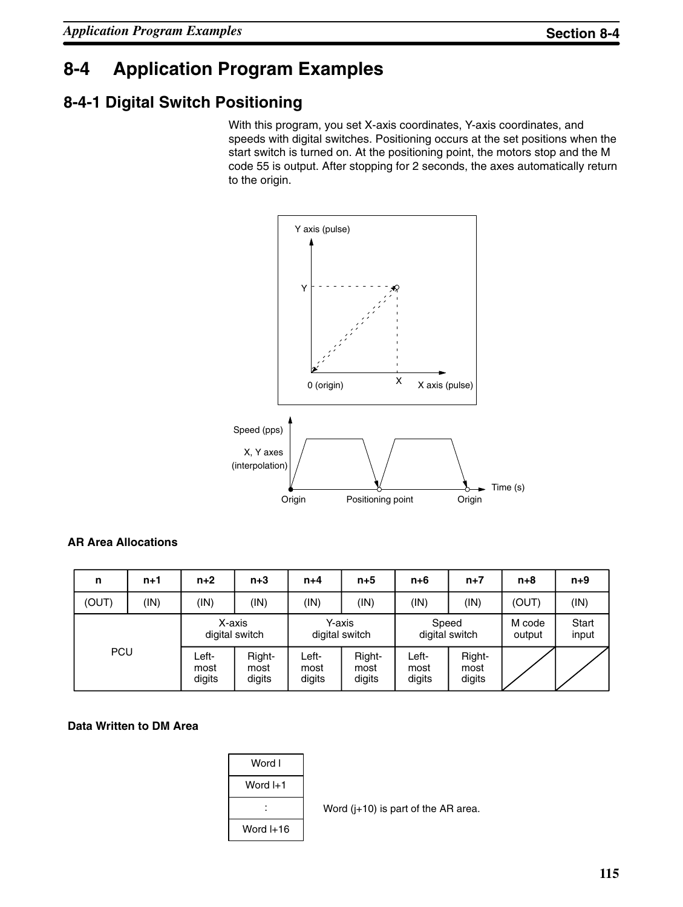# 8-4 Application Program Examples

## 8-4-1 Digital Switch Positioning

With this program, you set X-axis coordinates, Y-axis coordinates, and speeds with digital switches. Positioning occurs at the set positions when the start switch is turned on. At the positioning point, the motors stop and the M code 55 is output. After stopping for 2 seconds, the axes automatically return to the origin.

### AR Area Allocations

| n | n+1 | n+2 | n+3 | n+4 | n+5 | n+6 | n+7 | n+8 | n+9 |
|---|---|---|---|---|---|---|---|---|---|
| (OUT) | (IN) | (IN) | (IN) | (IN) | (IN) | (IN) | (IN) | (OUT) | (IN) |
| PCU | | X-axis digital switch | | Y-axis digital switch | | Speed digital switch | | M code output | Start input |
| | | Left-most digits | Right-most digits | Left-most digits | Right-most digits | Left-most digits | Right-most digits | | |

### Data Written to DM Area

| Word l |
|---|
| Word l+1 |
| : |
| Word l+16 |

Word (j+10) is part of the AR area.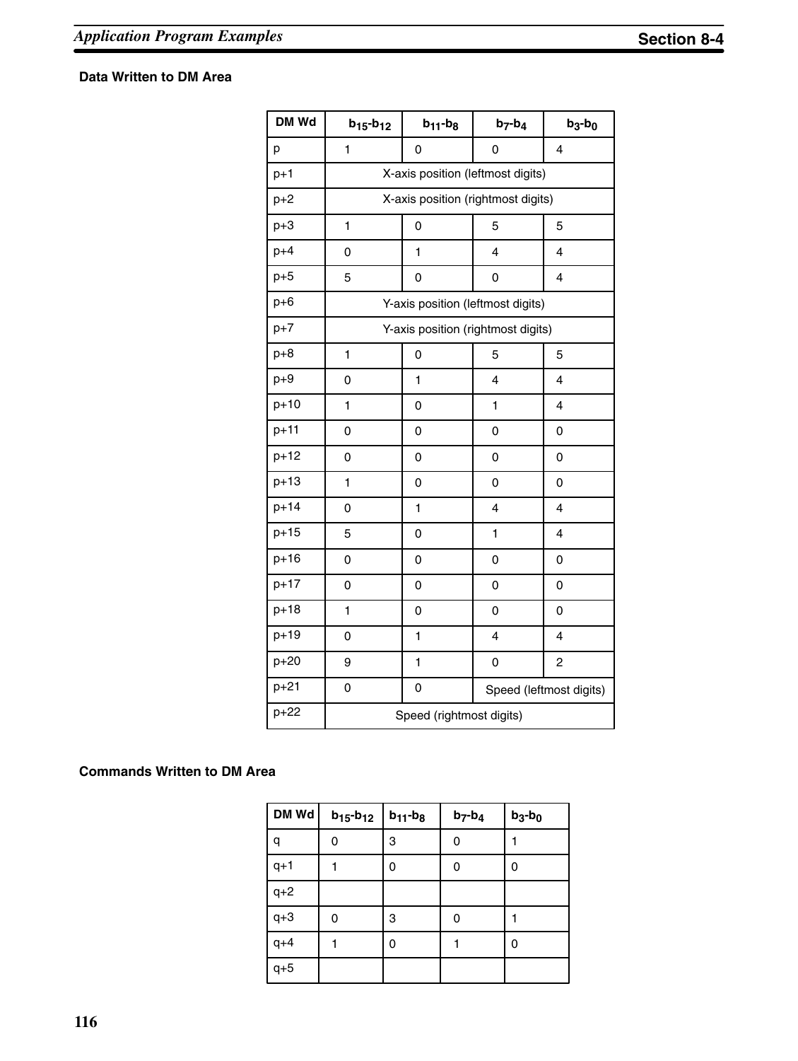#### Data Written to DM Area

| DM Wd | $b_{15}$-$b_{12}$ | $b_{11}$-$b_{8}$ | $b_{7}$-$b_{4}$ | $b_{3}$-$b_{0}$ |
|---|---|---|---|---|
| p | 1 | 0 | 0 | 4 |
| p+1 | X-axis position (leftmost digits) | | | |
| p+2 | X-axis position (rightmost digits) | | | |
| p+3 | 1 | 0 | 5 | 5 |
| p+4 | 0 | 1 | 4 | 4 |
| p+5 | 5 | 0 | 0 | 4 |
| p+6 | Y-axis position (leftmost digits) | | | |
| p+7 | Y-axis position (rightmost digits) | | | |
| p+8 | 1 | 0 | 5 | 5 |
| p+9 | 0 | 1 | 4 | 4 |
| p+10 | 1 | 0 | 1 | 4 |
| p+11 | 0 | 0 | 0 | 0 |
| p+12 | 0 | 0 | 0 | 0 |
| p+13 | 1 | 0 | 0 | 0 |
| p+14 | 0 | 1 | 4 | 4 |
| p+15 | 5 | 0 | 1 | 4 |
| p+16 | 0 | 0 | 0 | 0 |
| p+17 | 0 | 0 | 0 | 0 |
| p+18 | 1 | 0 | 0 | 0 |
| p+19 | 0 | 1 | 4 | 4 |
| p+20 | 9 | 1 | 0 | 2 |
| p+21 | 0 | 0 | Speed (leftmost digits) | |
| p+22 | Speed (rightmost digits) | | | |

#### Commands Written to DM Area

| DM Wd | $b_{15}$-$b_{12}$ | $b_{11}$-$b_{8}$ | $b_{7}$-$b_{4}$ | $b_{3}$-$b_{0}$ |
|---|---|---|---|---|
| q | 0 | 3 | 0 | 1 |
| q+1 | 1 | 0 | 0 | 0 |
| q+2 | | | | |
| q+3 | 0 | 3 | 0 | 1 |
| q+4 | 1 | 0 | 1 | 0 |
| q+5 | | | | |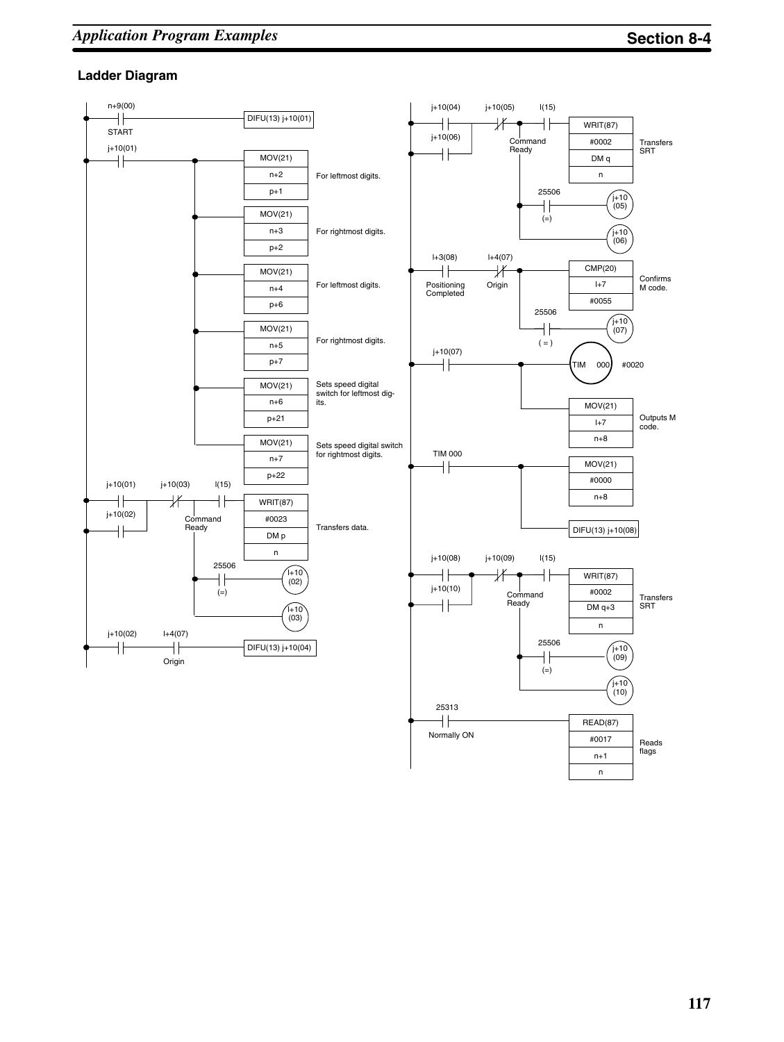### Ladder Diagram

```
n+9(00)
--| |-------------------------------------- DIFU(13) j+10(01)
START

j+10(01)
--| |--+---------------------------------- MOV(21)  n+2   p+1    For leftmost digits.
         +---------------------------------- MOV(21)  n+3   p+2    For rightmost digits.
         +---------------------------------- MOV(21)  n+4   p+6    For leftmost digits.
         +---------------------------------- MOV(21)  n+5   p+7    For rightmost digits.
         +---------------------------------- MOV(21)  n+6   p+21   Sets speed digital switch for leftmost digits.
         +---------------------------------- MOV(21)  n+7   p+22   Sets speed digital switch for rightmost digits.

j+10(01)    j+10(03)    l(15)
--| |--+----|/|----+----| |---------------- WRIT(87)  #0023  DM p  n    Transfers data.
j+10(02)|          Command Ready
--| |--+           |
                   |  25506
                   +--| |------------------ (l+10 (02))
                   |  (=)
                   +------------------------ (l+10 (03))

j+10(02)    l+4(07)
--| |-------| |---------------------------- DIFU(13) j+10(04)
            Origin

j+10(04)    j+10(05)    l(15)
--| |--+----|/|----+----| |---------------- WRIT(87)  #0002  DM q  n    Transfers SRT
j+10(06)|          Command Ready
--| |--+           |
                   |  25506
                   +--| |------------------ (j+10 (05))
                   |  (=)
                   +------------------------ (j+10 (06))

l+3(08)               l+4(07)
--| |-----------------|/|--+--------------- CMP(20)  l+7  #0055    Confirms M code.
Positioning Completed Origin
                           |  25506
                           +--| |---------- (j+10 (07))
                              ( = )

j+10(07)
--| |----------------+--------------------- TIM 000  #0020
                     +--------------------- MOV(21)  l+7  n+8    Outputs M code.

TIM 000
--| |----------------+--------------------- MOV(21)  #0000  n+8
                     +--------------------- DIFU(13) j+10(08)

j+10(08)    j+10(09)    l(15)
--| |--+----|/|----+----| |---------------- WRIT(87)  #0002  DM q+3  n    Transfers SRT
j+10(10)|          Command Ready
--| |--+           |
                   |  25506
                   +--| |------------------ (j+10 (09))
                   |  (=)
                   +------------------------ (j+10 (10))

25313
--| |-------------------------------------- READ(87)  #0017  n+1  n    Reads flags
Normally ON
```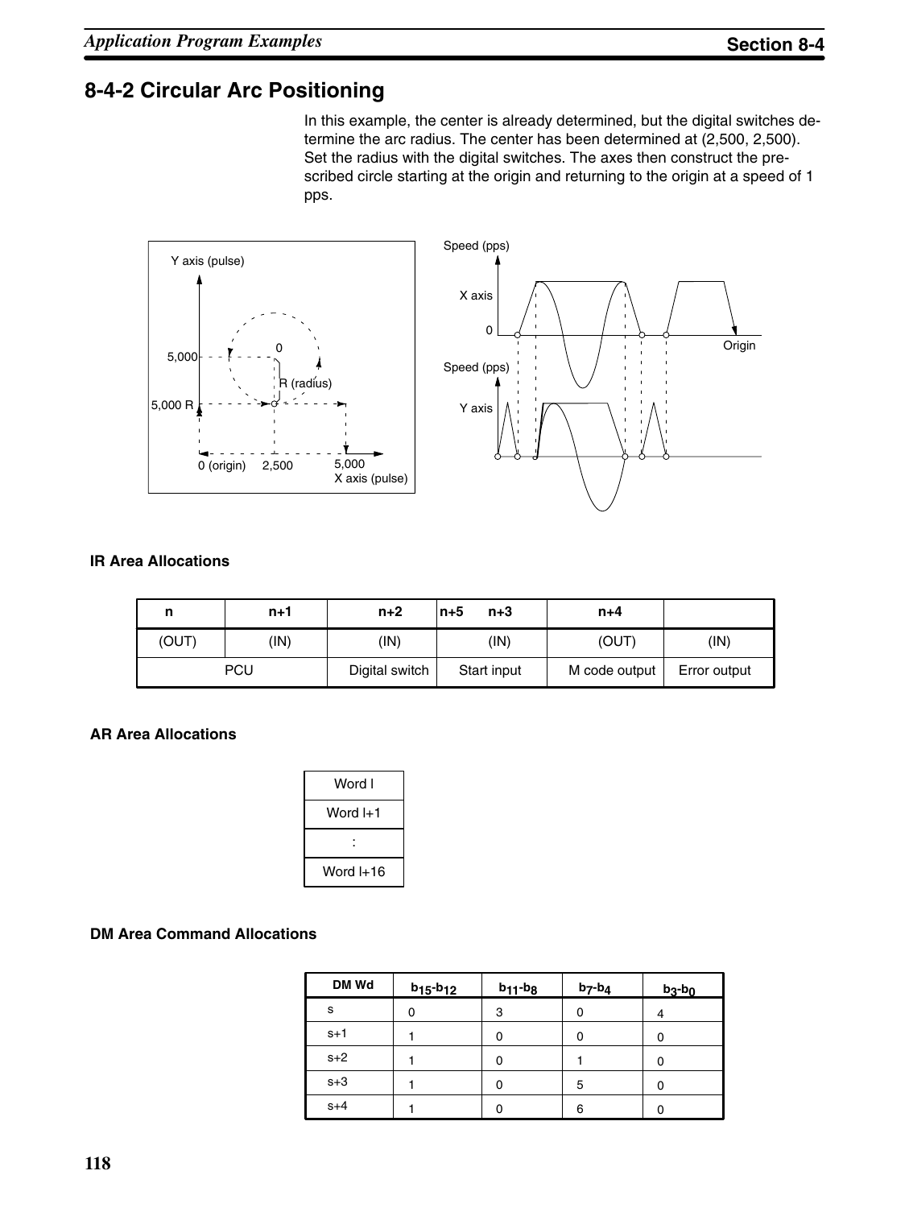## 8-4-2 Circular Arc Positioning

In this example, the center is already determined, but the digital switches determine the arc radius. The center has been determined at (2,500, 2,500). Set the radius with the digital switches. The axes then construct the prescribed circle starting at the origin and returning to the origin at a speed of 1 pps.

Y axis (pulse)

5,000

5,000 R

0 (origin) 2,500 5,000

X axis (pulse)

0

R (radius)

Speed (pps)

X axis

0

Origin

Speed (pps)

Y axis

### IR Area Allocations

| n | n+1 | n+2 | n+5 n+3 | n+4 | |
|---|---|---|---|---|---|
| (OUT) | (IN) | (IN) | (IN) | (OUT) | (IN) |
| PCU | | Digital switch | Start input | M code output | Error output |

### AR Area Allocations

| Word l |
|---|
| Word l+1 |
| : |
| Word l+16 |

### DM Area Command Allocations

| DM Wd | $b_{15}$-$b_{12}$ | $b_{11}$-$b_8$ | $b_7$-$b_4$ | $b_3$-$b_0$ |
|---|---|---|---|---|
| s | 0 | 3 | 0 | 4 |
| s+1 | 1 | 0 | 0 | 0 |
| s+2 | 1 | 0 | 1 | 0 |
| s+3 | 1 | 0 | 5 | 0 |
| s+4 | 1 | 0 | 6 | 0 |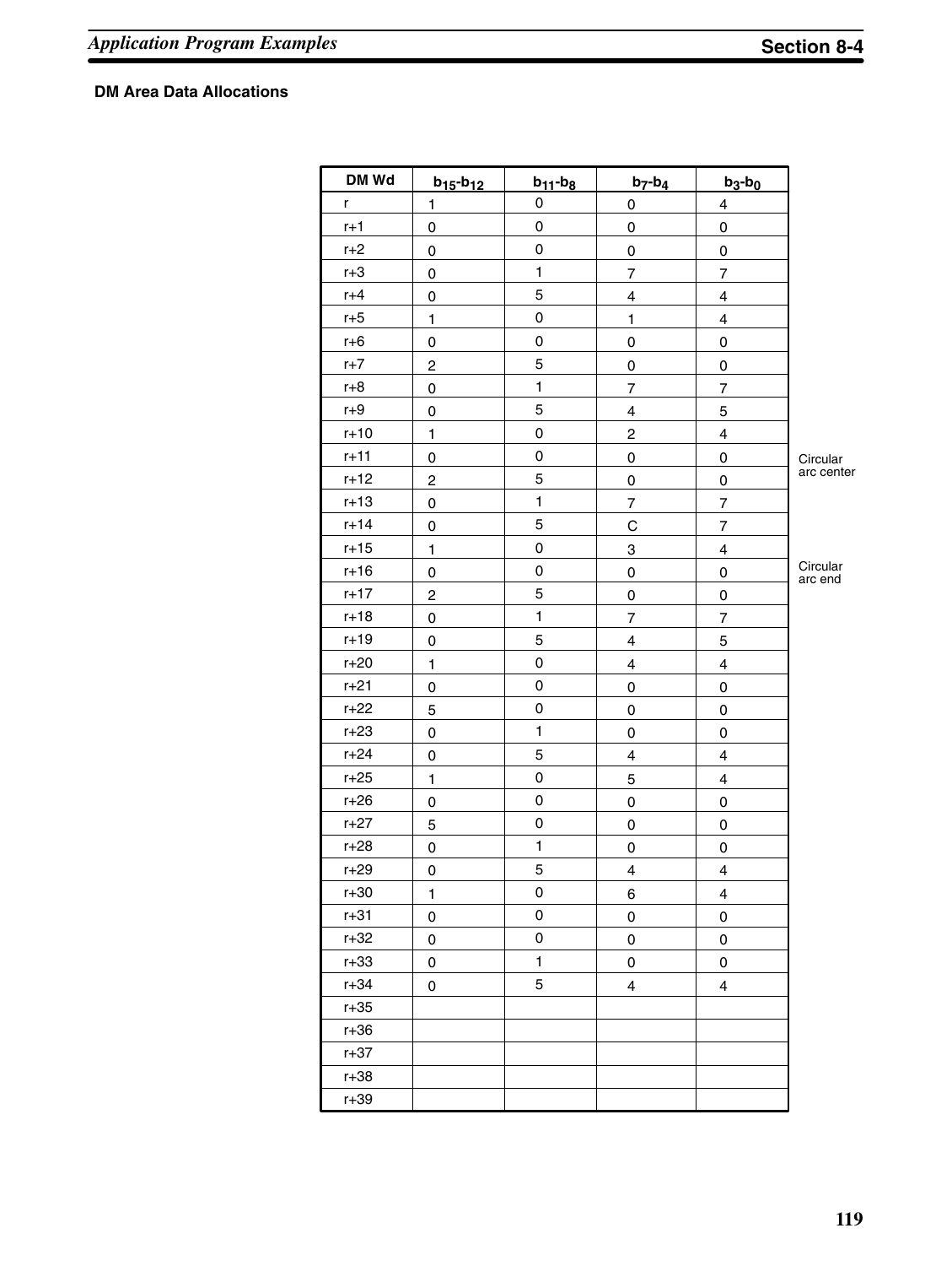**DM Area Data Allocations**

| DM Wd | $b_{15}$-$b_{12}$ | $b_{11}$-$b_8$ | $b_7$-$b_4$ | $b_3$-$b_0$ | |
|---|---|---|---|---|---|
| r | 1 | 0 | 0 | 4 | |
| r+1 | 0 | 0 | 0 | 0 | |
| r+2 | 0 | 0 | 0 | 0 | |
| r+3 | 0 | 1 | 7 | 7 | |
| r+4 | 0 | 5 | 4 | 4 | |
| r+5 | 1 | 0 | 1 | 4 | |
| r+6 | 0 | 0 | 0 | 0 | |
| r+7 | 2 | 5 | 0 | 0 | |
| r+8 | 0 | 1 | 7 | 7 | |
| r+9 | 0 | 5 | 4 | 5 | |
| r+10 | 1 | 0 | 2 | 4 | |
| r+11 | 0 | 0 | 0 | 0 | Circular arc center |
| r+12 | 2 | 5 | 0 | 0 | |
| r+13 | 0 | 1 | 7 | 7 | |
| r+14 | 0 | 5 | C | 7 | |
| r+15 | 1 | 0 | 3 | 4 | |
| r+16 | 0 | 0 | 0 | 0 | Circular arc end |
| r+17 | 2 | 5 | 0 | 0 | |
| r+18 | 0 | 1 | 7 | 7 | |
| r+19 | 0 | 5 | 4 | 5 | |
| r+20 | 1 | 0 | 4 | 4 | |
| r+21 | 0 | 0 | 0 | 0 | |
| r+22 | 5 | 0 | 0 | 0 | |
| r+23 | 0 | 1 | 0 | 0 | |
| r+24 | 0 | 5 | 4 | 4 | |
| r+25 | 1 | 0 | 5 | 4 | |
| r+26 | 0 | 0 | 0 | 0 | |
| r+27 | 5 | 0 | 0 | 0 | |
| r+28 | 0 | 1 | 0 | 0 | |
| r+29 | 0 | 5 | 4 | 4 | |
| r+30 | 1 | 0 | 6 | 4 | |
| r+31 | 0 | 0 | 0 | 0 | |
| r+32 | 0 | 0 | 0 | 0 | |
| r+33 | 0 | 1 | 0 | 0 | |
| r+34 | 0 | 5 | 4 | 4 | |
| r+35 | | | | | |
| r+36 | | | | | |
| r+37 | | | | | |
| r+38 | | | | | |
| r+39 | | | | | |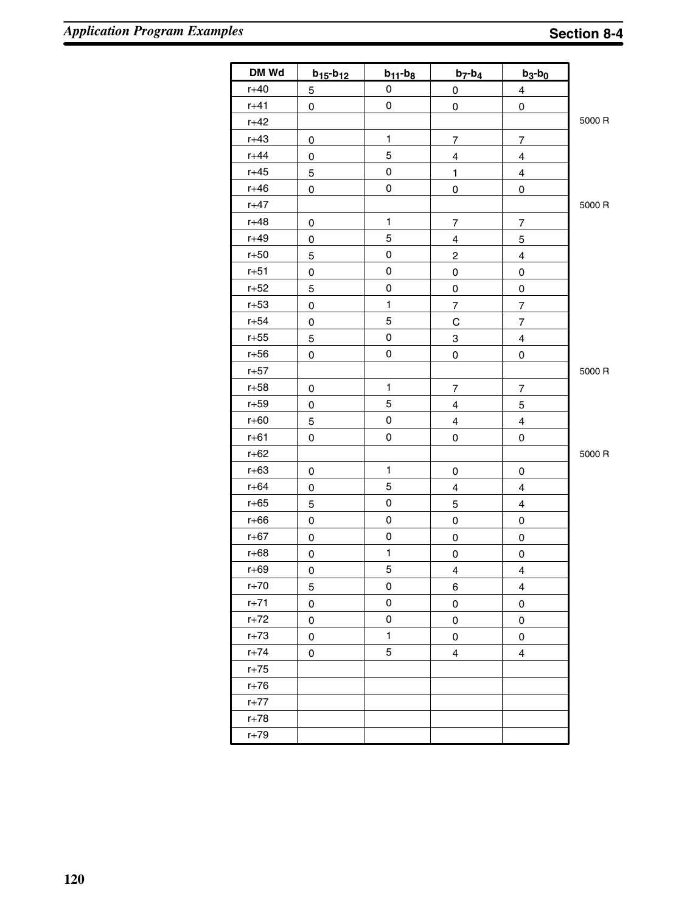| DM Wd | $b_{15}$-$b_{12}$ | $b_{11}$-$b_8$ | $b_7$-$b_4$ | $b_3$-$b_0$ | |
|---|---|---|---|---|---|
| r+40 | 5 | 0 | 0 | 4 | |
| r+41 | 0 | 0 | 0 | 0 | |
| r+42 | | | | | 5000 R |
| r+43 | 0 | 1 | 7 | 7 | |
| r+44 | 0 | 5 | 4 | 4 | |
| r+45 | 5 | 0 | 1 | 4 | |
| r+46 | 0 | 0 | 0 | 0 | |
| r+47 | | | | | 5000 R |
| r+48 | 0 | 1 | 7 | 7 | |
| r+49 | 0 | 5 | 4 | 5 | |
| r+50 | 5 | 0 | 2 | 4 | |
| r+51 | 0 | 0 | 0 | 0 | |
| r+52 | 5 | 0 | 0 | 0 | |
| r+53 | 0 | 1 | 7 | 7 | |
| r+54 | 0 | 5 | C | 7 | |
| r+55 | 5 | 0 | 3 | 4 | |
| r+56 | 0 | 0 | 0 | 0 | |
| r+57 | | | | | 5000 R |
| r+58 | 0 | 1 | 7 | 7 | |
| r+59 | 0 | 5 | 4 | 5 | |
| r+60 | 5 | 0 | 4 | 4 | |
| r+61 | 0 | 0 | 0 | 0 | |
| r+62 | | | | | 5000 R |
| r+63 | 0 | 1 | 0 | 0 | |
| r+64 | 0 | 5 | 4 | 4 | |
| r+65 | 5 | 0 | 5 | 4 | |
| r+66 | 0 | 0 | 0 | 0 | |
| r+67 | 0 | 0 | 0 | 0 | |
| r+68 | 0 | 1 | 0 | 0 | |
| r+69 | 0 | 5 | 4 | 4 | |
| r+70 | 5 | 0 | 6 | 4 | |
| r+71 | 0 | 0 | 0 | 0 | |
| r+72 | 0 | 0 | 0 | 0 | |
| r+73 | 0 | 1 | 0 | 0 | |
| r+74 | 0 | 5 | 4 | 4 | |
| r+75 | | | | | |
| r+76 | | | | | |
| r+77 | | | | | |
| r+78 | | | | | |
| r+79 | | | | | |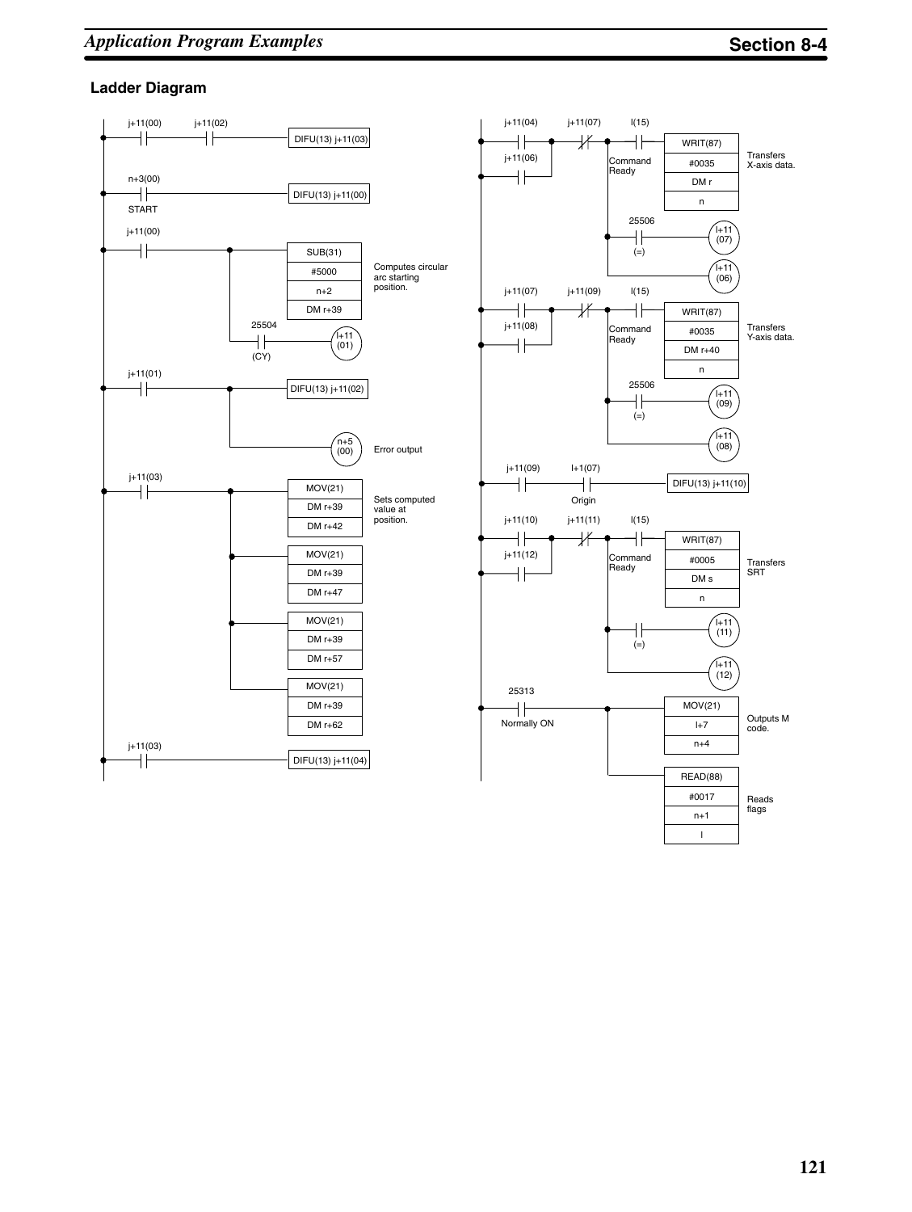### Ladder Diagram

```
j+11(00)   j+11(02)
--| |--------| |---------------------------- DIFU(13) j+11(03)

n+3(00)
--| |--------------------------------------- DIFU(13) j+11(00)
START

j+11(00)
--| |--------+------------------------------ SUB(31)      Computes circular
            |                               #5000        arc starting
            |                               n+2          position.
            |                               DM r+39
            |  25504
            +--| |------------------------- ( l+11 (01) )
               (CY)

j+11(01)
--| |--------+------------------------------ DIFU(13) j+11(02)
             |
             +----------------------------- ( n+5 (00) )   Error output

j+11(03)
--| |--------+------------------------------ MOV(21)      Sets computed
             |                              DM r+39      value at
             |                              DM r+42      position.
             +----------------------------- MOV(21)
             |                              DM r+39
             |                              DM r+47
             +----------------------------- MOV(21)
             |                              DM r+39
             |                              DM r+57
             +----------------------------- MOV(21)
                                            DM r+39
                                            DM r+62

j+11(03)
--| |--------------------------------------- DIFU(13) j+11(04)

j+11(04)     j+11(07)   l(15)
--| |----+----|/|--------| |---------------- WRIT(87)     Transfers
j+11(06) |           Command                #0035        X-axis data.
--| |----+           Ready                  DM r
                     |                      n
                     |   25506
                     +---| |---------------- ( l+11 (07) )
                     |   (=)
                     +---------------------- ( l+11 (06) )

j+11(07)     j+11(09)   l(15)
--| |----+----|/|--------| |---------------- WRIT(87)     Transfers
j+11(08) |           Command                #0035        Y-axis data.
--| |----+           Ready                  DM r+40
                     |                      n
                     |   25506
                     +---| |---------------- ( l+11 (09) )
                     |   (=)
                     +---------------------- ( l+11 (08) )

j+11(09)     l+1(07)
--| |---------| |--------------------------- DIFU(13) j+11(10)
             Origin

j+11(10)     j+11(11)   l(15)
--| |----+----|/|--------| |---------------- WRIT(87)     Transfers
j+11(12) |           Command                #0005        SRT
--| |----+           Ready                  DM s
                     |                      n
                     |
                     +---| |---------------- ( l+11 (11) )
                     |   (=)
                     +---------------------- ( l+11 (12) )

25313
--| |------------+-------------------------- MOV(21)      Outputs M
Normally ON      |                          l+7          code.
                 |                          n+4
                 +------------------------- READ(88)     Reads
                                            #0017        flags
                                            n+1
                                            l
```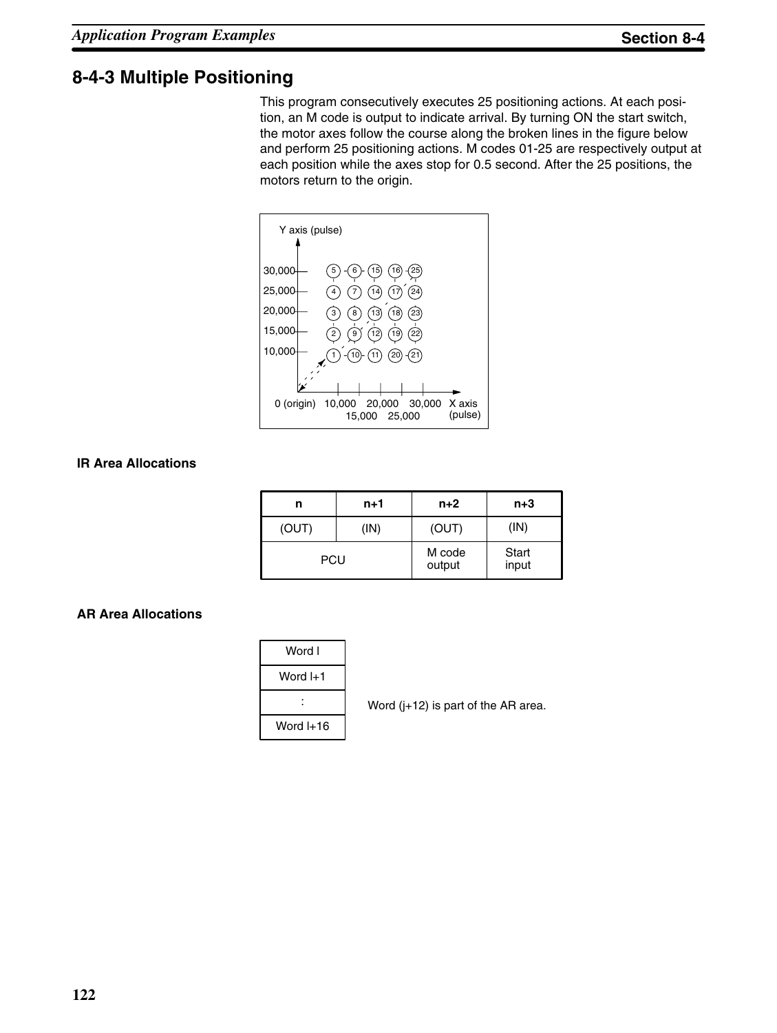## 8-4-3 Multiple Positioning

This program consecutively executes 25 positioning actions. At each position, an M code is output to indicate arrival. By turning ON the start switch, the motor axes follow the course along the broken lines in the figure below and perform 25 positioning actions. M codes 01-25 are respectively output at each position while the axes stop for 0.5 second. After the 25 positions, the motors return to the origin.

### IR Area Allocations

| n | n+1 | n+2 | n+3 |
|---|---|---|---|
| (OUT) | (IN) | (OUT) | (IN) |
| PCU | | M code output | Start input |

### AR Area Allocations

| Word l |
|---|
| Word l+1 |
| : |
| Word l+16 |

Word (j+12) is part of the AR area.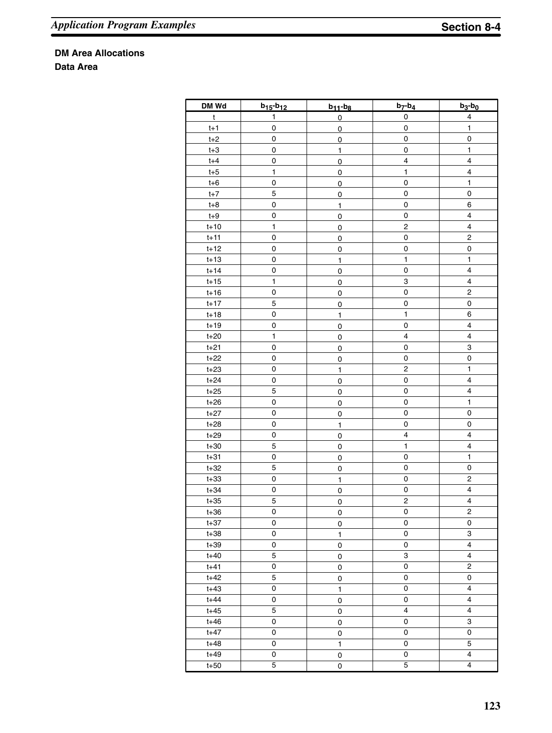**DM Area Allocations**

**Data Area**

| DM Wd | $b_{15}$-$b_{12}$ | $b_{11}$-$b_8$ | $b_7$-$b_4$ | $b_3$-$b_0$ |
|---|---|---|---|---|
| t | 1 | 0 | 0 | 4 |
| t+1 | 0 | 0 | 0 | 1 |
| t+2 | 0 | 0 | 0 | 0 |
| t+3 | 0 | 1 | 0 | 1 |
| t+4 | 0 | 0 | 4 | 4 |
| t+5 | 1 | 0 | 1 | 4 |
| t+6 | 0 | 0 | 0 | 1 |
| t+7 | 5 | 0 | 0 | 0 |
| t+8 | 0 | 1 | 0 | 6 |
| t+9 | 0 | 0 | 0 | 4 |
| t+10 | 1 | 0 | 2 | 4 |
| t+11 | 0 | 0 | 0 | 2 |
| t+12 | 0 | 0 | 0 | 0 |
| t+13 | 0 | 1 | 1 | 1 |
| t+14 | 0 | 0 | 0 | 4 |
| t+15 | 1 | 0 | 3 | 4 |
| t+16 | 0 | 0 | 0 | 2 |
| t+17 | 5 | 0 | 0 | 0 |
| t+18 | 0 | 1 | 1 | 6 |
| t+19 | 0 | 0 | 0 | 4 |
| t+20 | 1 | 0 | 4 | 4 |
| t+21 | 0 | 0 | 0 | 3 |
| t+22 | 0 | 0 | 0 | 0 |
| t+23 | 0 | 1 | 2 | 1 |
| t+24 | 0 | 0 | 0 | 4 |
| t+25 | 5 | 0 | 0 | 4 |
| t+26 | 0 | 0 | 0 | 1 |
| t+27 | 0 | 0 | 0 | 0 |
| t+28 | 0 | 1 | 0 | 0 |
| t+29 | 0 | 0 | 4 | 4 |
| t+30 | 5 | 0 | 1 | 4 |
| t+31 | 0 | 0 | 0 | 1 |
| t+32 | 5 | 0 | 0 | 0 |
| t+33 | 0 | 1 | 0 | 2 |
| t+34 | 0 | 0 | 0 | 4 |
| t+35 | 5 | 0 | 2 | 4 |
| t+36 | 0 | 0 | 0 | 2 |
| t+37 | 0 | 0 | 0 | 0 |
| t+38 | 0 | 1 | 0 | 3 |
| t+39 | 0 | 0 | 0 | 4 |
| t+40 | 5 | 0 | 3 | 4 |
| t+41 | 0 | 0 | 0 | 2 |
| t+42 | 5 | 0 | 0 | 0 |
| t+43 | 0 | 1 | 0 | 4 |
| t+44 | 0 | 0 | 0 | 4 |
| t+45 | 5 | 0 | 4 | 4 |
| t+46 | 0 | 0 | 0 | 3 |
| t+47 | 0 | 0 | 0 | 0 |
| t+48 | 0 | 1 | 0 | 5 |
| t+49 | 0 | 0 | 0 | 4 |
| t+50 | 5 | 0 | 5 | 4 |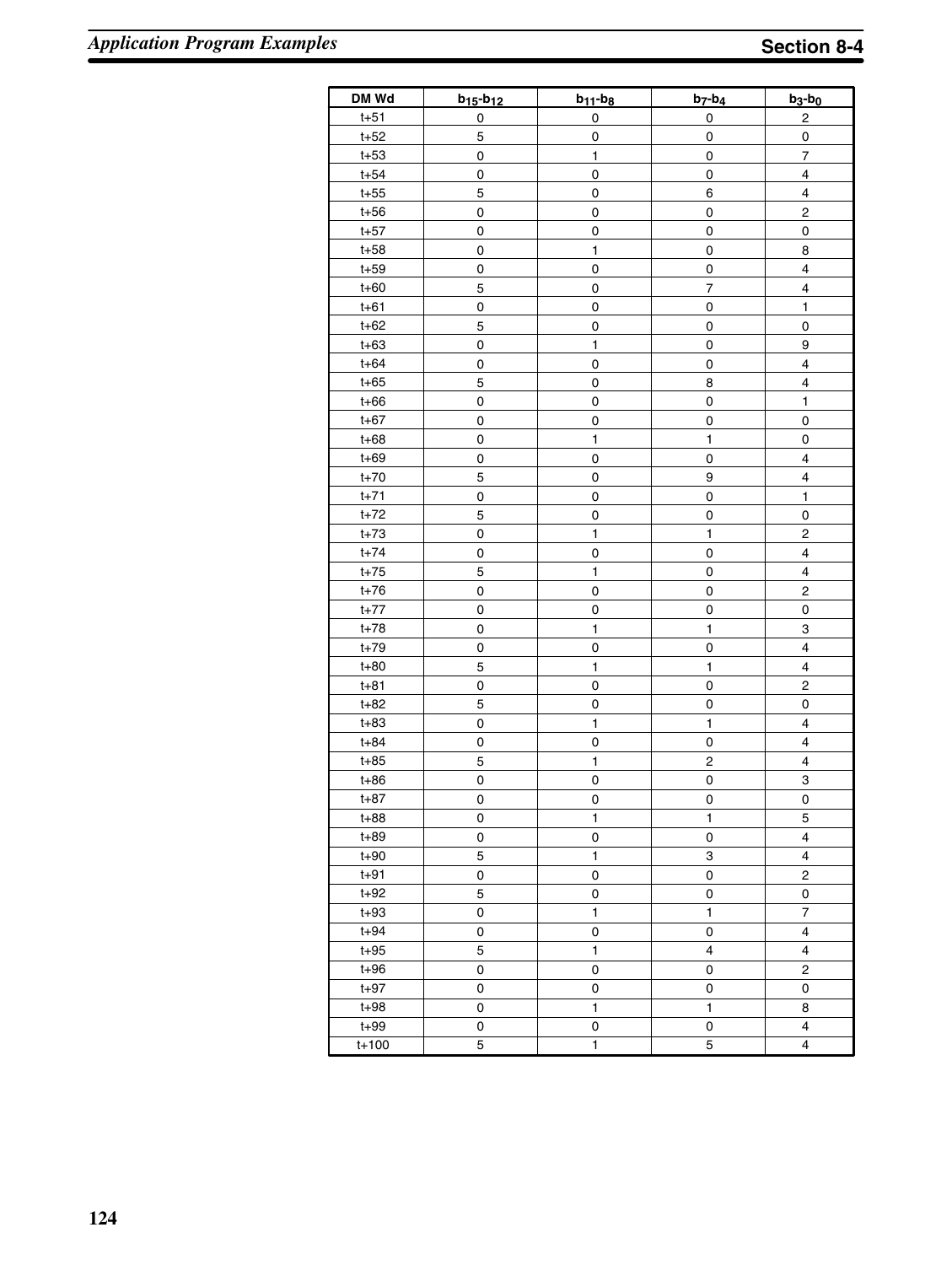| DM Wd | $b_{15}$-$b_{12}$ | $b_{11}$-$b_8$ | $b_7$-$b_4$ | $b_3$-$b_0$ |
|---|---|---|---|---|
| t+51 | 0 | 0 | 0 | 2 |
| t+52 | 5 | 0 | 0 | 0 |
| t+53 | 0 | 1 | 0 | 7 |
| t+54 | 0 | 0 | 0 | 4 |
| t+55 | 5 | 0 | 6 | 4 |
| t+56 | 0 | 0 | 0 | 2 |
| t+57 | 0 | 0 | 0 | 0 |
| t+58 | 0 | 1 | 0 | 8 |
| t+59 | 0 | 0 | 0 | 4 |
| t+60 | 5 | 0 | 7 | 4 |
| t+61 | 0 | 0 | 0 | 1 |
| t+62 | 5 | 0 | 0 | 0 |
| t+63 | 0 | 1 | 0 | 9 |
| t+64 | 0 | 0 | 0 | 4 |
| t+65 | 5 | 0 | 8 | 4 |
| t+66 | 0 | 0 | 0 | 1 |
| t+67 | 0 | 0 | 0 | 0 |
| t+68 | 0 | 1 | 1 | 0 |
| t+69 | 0 | 0 | 0 | 4 |
| t+70 | 5 | 0 | 9 | 4 |
| t+71 | 0 | 0 | 0 | 1 |
| t+72 | 5 | 0 | 0 | 0 |
| t+73 | 0 | 1 | 1 | 2 |
| t+74 | 0 | 0 | 0 | 4 |
| t+75 | 5 | 1 | 0 | 4 |
| t+76 | 0 | 0 | 0 | 2 |
| t+77 | 0 | 0 | 0 | 0 |
| t+78 | 0 | 1 | 1 | 3 |
| t+79 | 0 | 0 | 0 | 4 |
| t+80 | 5 | 1 | 1 | 4 |
| t+81 | 0 | 0 | 0 | 2 |
| t+82 | 5 | 0 | 0 | 0 |
| t+83 | 0 | 1 | 1 | 4 |
| t+84 | 0 | 0 | 0 | 4 |
| t+85 | 5 | 1 | 2 | 4 |
| t+86 | 0 | 0 | 0 | 3 |
| t+87 | 0 | 0 | 0 | 0 |
| t+88 | 0 | 1 | 1 | 5 |
| t+89 | 0 | 0 | 0 | 4 |
| t+90 | 5 | 1 | 3 | 4 |
| t+91 | 0 | 0 | 0 | 2 |
| t+92 | 5 | 0 | 0 | 0 |
| t+93 | 0 | 1 | 1 | 7 |
| t+94 | 0 | 0 | 0 | 4 |
| t+95 | 5 | 1 | 4 | 4 |
| t+96 | 0 | 0 | 0 | 2 |
| t+97 | 0 | 0 | 0 | 0 |
| t+98 | 0 | 1 | 1 | 8 |
| t+99 | 0 | 0 | 0 | 4 |
| t+100 | 5 | 1 | 5 | 4 |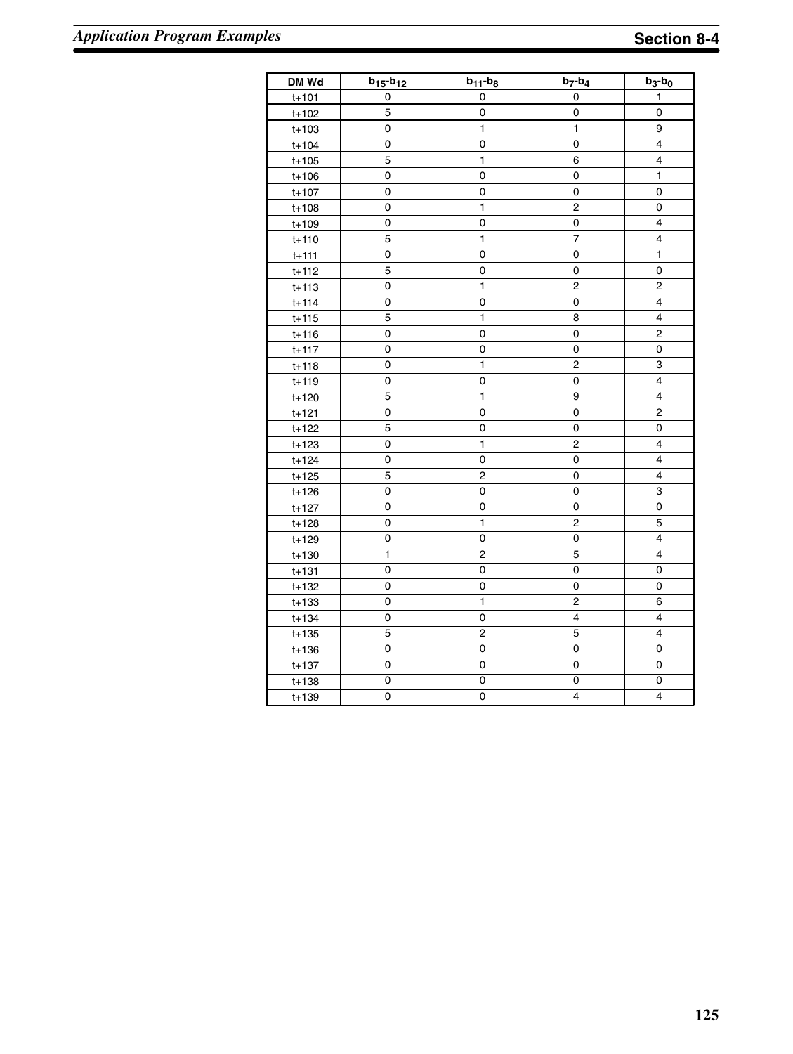| DM Wd | $b_{15}$-$b_{12}$ | $b_{11}$-$b_8$ | $b_7$-$b_4$ | $b_3$-$b_0$ |
|---|---|---|---|---|
| t+101 | 0 | 0 | 0 | 1 |
| t+102 | 5 | 0 | 0 | 0 |
| t+103 | 0 | 1 | 1 | 9 |
| t+104 | 0 | 0 | 0 | 4 |
| t+105 | 5 | 1 | 6 | 4 |
| t+106 | 0 | 0 | 0 | 1 |
| t+107 | 0 | 0 | 0 | 0 |
| t+108 | 0 | 1 | 2 | 0 |
| t+109 | 0 | 0 | 0 | 4 |
| t+110 | 5 | 1 | 7 | 4 |
| t+111 | 0 | 0 | 0 | 1 |
| t+112 | 5 | 0 | 0 | 0 |
| t+113 | 0 | 1 | 2 | 2 |
| t+114 | 0 | 0 | 0 | 4 |
| t+115 | 5 | 1 | 8 | 4 |
| t+116 | 0 | 0 | 0 | 2 |
| t+117 | 0 | 0 | 0 | 0 |
| t+118 | 0 | 1 | 2 | 3 |
| t+119 | 0 | 0 | 0 | 4 |
| t+120 | 5 | 1 | 9 | 4 |
| t+121 | 0 | 0 | 0 | 2 |
| t+122 | 5 | 0 | 0 | 0 |
| t+123 | 0 | 1 | 2 | 4 |
| t+124 | 0 | 0 | 0 | 4 |
| t+125 | 5 | 2 | 0 | 4 |
| t+126 | 0 | 0 | 0 | 3 |
| t+127 | 0 | 0 | 0 | 0 |
| t+128 | 0 | 1 | 2 | 5 |
| t+129 | 0 | 0 | 0 | 4 |
| t+130 | 1 | 2 | 5 | 4 |
| t+131 | 0 | 0 | 0 | 0 |
| t+132 | 0 | 0 | 0 | 0 |
| t+133 | 0 | 1 | 2 | 6 |
| t+134 | 0 | 0 | 4 | 4 |
| t+135 | 5 | 2 | 5 | 4 |
| t+136 | 0 | 0 | 0 | 0 |
| t+137 | 0 | 0 | 0 | 0 |
| t+138 | 0 | 0 | 0 | 0 |
| t+139 | 0 | 0 | 4 | 4 |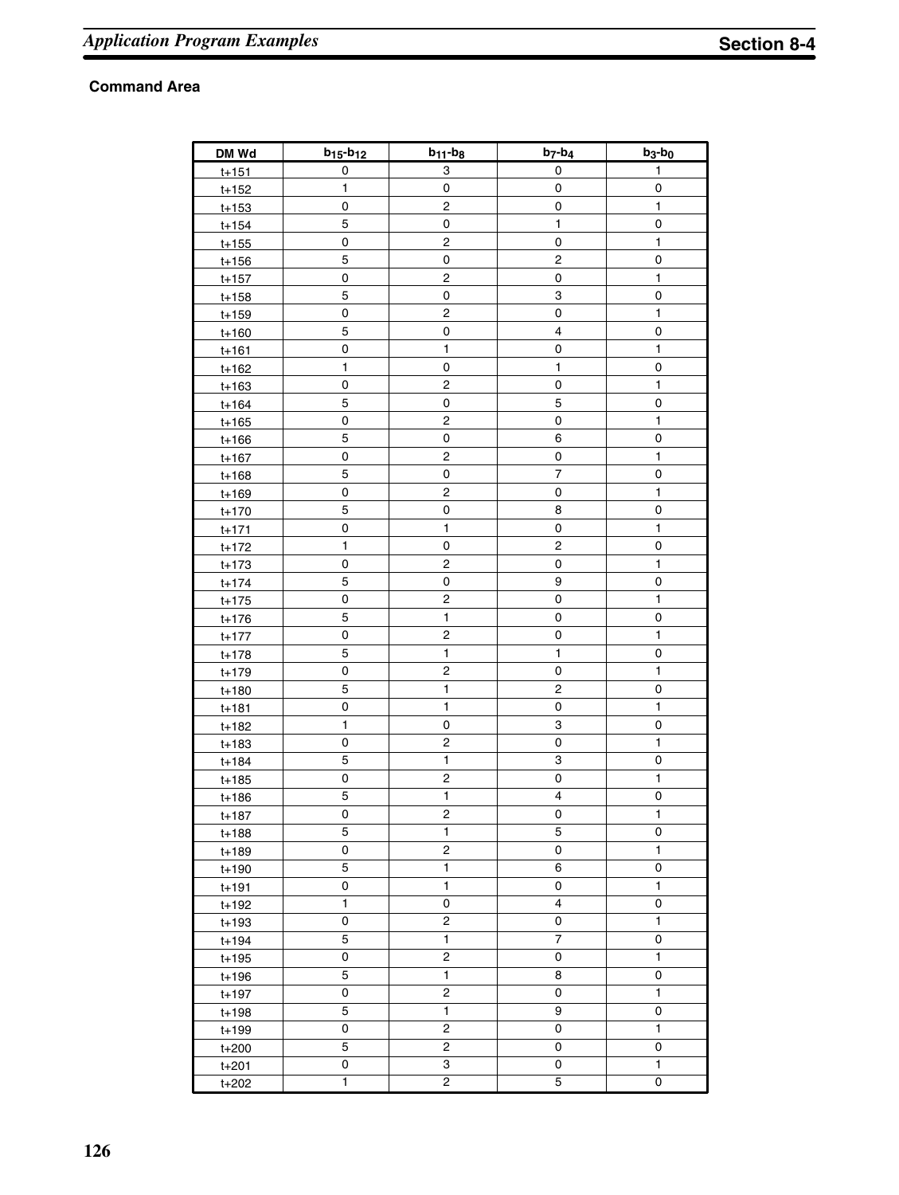**Command Area**

| DM Wd | $b_{15}$-$b_{12}$ | $b_{11}$-$b_8$ | $b_7$-$b_4$ | $b_3$-$b_0$ |
|---|---|---|---|---|
| t+151 | 0 | 3 | 0 | 1 |
| t+152 | 1 | 0 | 0 | 0 |
| t+153 | 0 | 2 | 0 | 1 |
| t+154 | 5 | 0 | 1 | 0 |
| t+155 | 0 | 2 | 0 | 1 |
| t+156 | 5 | 0 | 2 | 0 |
| t+157 | 0 | 2 | 0 | 1 |
| t+158 | 5 | 0 | 3 | 0 |
| t+159 | 0 | 2 | 0 | 1 |
| t+160 | 5 | 0 | 4 | 0 |
| t+161 | 0 | 1 | 0 | 1 |
| t+162 | 1 | 0 | 1 | 0 |
| t+163 | 0 | 2 | 0 | 1 |
| t+164 | 5 | 0 | 5 | 0 |
| t+165 | 0 | 2 | 0 | 1 |
| t+166 | 5 | 0 | 6 | 0 |
| t+167 | 0 | 2 | 0 | 1 |
| t+168 | 5 | 0 | 7 | 0 |
| t+169 | 0 | 2 | 0 | 1 |
| t+170 | 5 | 0 | 8 | 0 |
| t+171 | 0 | 1 | 0 | 1 |
| t+172 | 1 | 0 | 2 | 0 |
| t+173 | 0 | 2 | 0 | 1 |
| t+174 | 5 | 0 | 9 | 0 |
| t+175 | 0 | 2 | 0 | 1 |
| t+176 | 5 | 1 | 0 | 0 |
| t+177 | 0 | 2 | 0 | 1 |
| t+178 | 5 | 1 | 1 | 0 |
| t+179 | 0 | 2 | 0 | 1 |
| t+180 | 5 | 1 | 2 | 0 |
| t+181 | 0 | 1 | 0 | 1 |
| t+182 | 1 | 0 | 3 | 0 |
| t+183 | 0 | 2 | 0 | 1 |
| t+184 | 5 | 1 | 3 | 0 |
| t+185 | 0 | 2 | 0 | 1 |
| t+186 | 5 | 1 | 4 | 0 |
| t+187 | 0 | 2 | 0 | 1 |
| t+188 | 5 | 1 | 5 | 0 |
| t+189 | 0 | 2 | 0 | 1 |
| t+190 | 5 | 1 | 6 | 0 |
| t+191 | 0 | 1 | 0 | 1 |
| t+192 | 1 | 0 | 4 | 0 |
| t+193 | 0 | 2 | 0 | 1 |
| t+194 | 5 | 1 | 7 | 0 |
| t+195 | 0 | 2 | 0 | 1 |
| t+196 | 5 | 1 | 8 | 0 |
| t+197 | 0 | 2 | 0 | 1 |
| t+198 | 5 | 1 | 9 | 0 |
| t+199 | 0 | 2 | 0 | 1 |
| t+200 | 5 | 2 | 0 | 0 |
| t+201 | 0 | 3 | 0 | 1 |
| t+202 | 1 | 2 | 5 | 0 |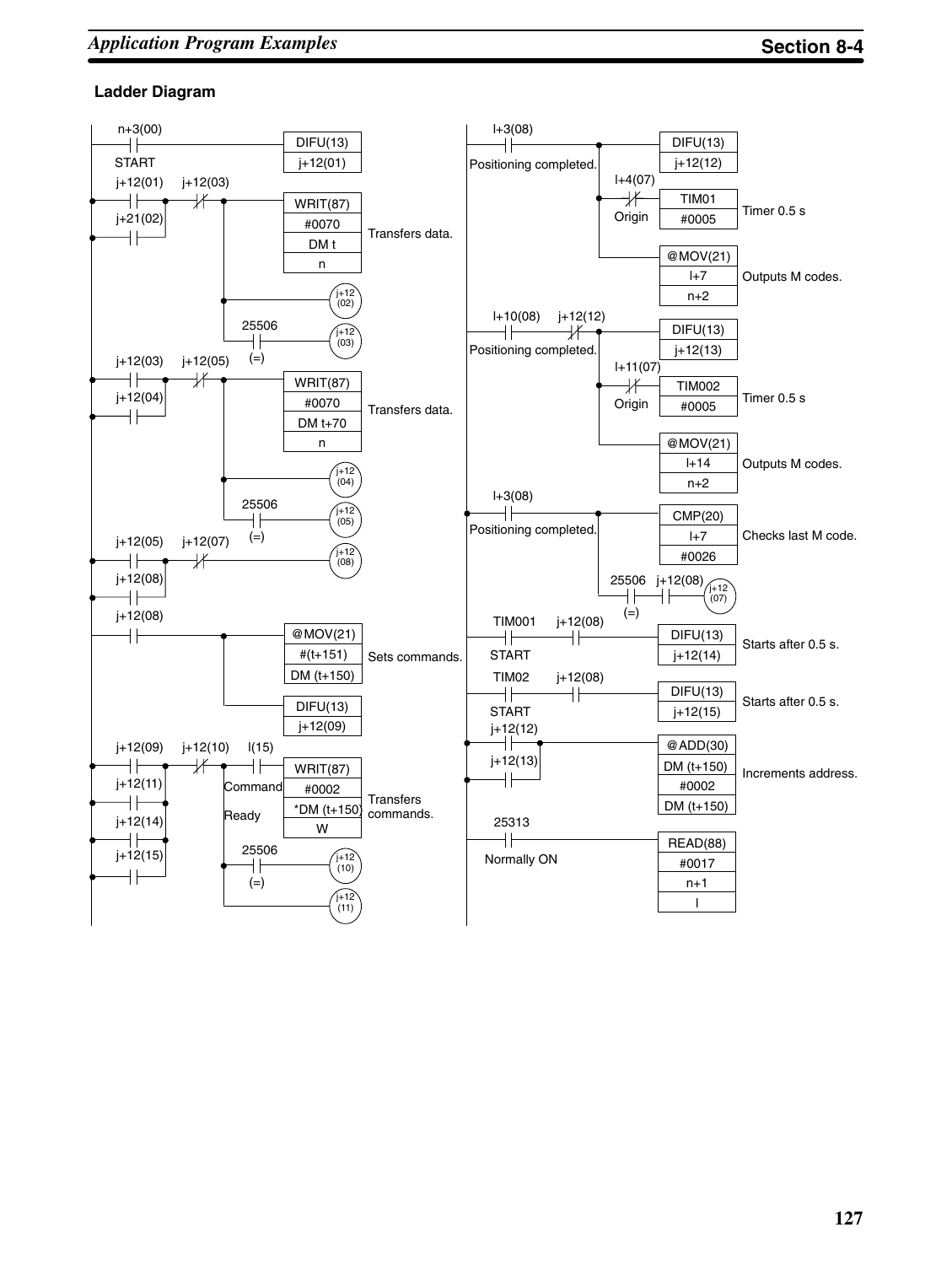### Ladder Diagram

```
n+3(00)
--| |------------------------------------------ [DIFU(13) j+12(01)]
START

j+12(01)   j+12(03)
--| |---+---|/|---+--------------------------- [WRIT(87) #0070 DM t n]   Transfers data.
j+21(02)|         |
--| |---+         +--------------------------- (j+12(02))
                  |  25506
                  +--| |---------------------- (j+12(03))
                     (=)

j+12(03)   j+12(05)
--| |---+---|/|---+--------------------------- [WRIT(87) #0070 DM t+70 n]   Transfers data.
j+12(04)|         |
--| |---+         +--------------------------- (j+12(04))
                  |  25506
                  +--| |---------------------- (j+12(05))
                     (=)

j+12(05)   j+12(07)
--| |---+---|/|------------------------------- (j+12(08))
j+12(08)|
--| |---+

j+12(08)
--| |-------------+--------------------------- [@MOV(21) #(t+151) DM (t+150)]   Sets commands.
                  |
                  +--------------------------- [DIFU(13) j+12(09)]

j+12(09)   j+12(10)       I(15)
--| |---+---|/|---+-------| |----------------- [WRIT(87) #0002 *DM (t+150) W]   Transfers commands.
j+12(11)|         |  Command Ready
--| |---+         |  25506
j+12(14)|         +--| |---------------------- (j+12(10))
--| |---+         |  (=)
j+12(15)|         |
--| |---+         +--------------------------- (j+12(11))

I+3(08)
--| |-----------------+----------------------- [DIFU(13) j+12(12)]
Positioning completed.|  I+4(07)
                      +--|/|------------------ [TIM01 #0005]   Timer 0.5 s
                      |  Origin
                      +----------------------- [@MOV(21) I+7 n+2]   Outputs M codes.

I+10(08)   j+12(12)
--| |-------|/|-------+----------------------- [DIFU(13) j+12(13)]
Positioning completed.|  I+11(07)
                      +--|/|------------------ [TIM002 #0005]   Timer 0.5 s
                      |  Origin
                      +----------------------- [@MOV(21) I+14 n+2]   Outputs M codes.

I+3(08)
--| |-----------------+----------------------- [CMP(20) I+7 #0026]   Checks last M code.
Positioning completed.|
                      |  25506   j+12(08)
                      +--| |------| |--------- (j+12(07))
                         (=)

TIM001     j+12(08)
--| |-------| |------------------------------- [DIFU(13) j+12(14)]   Starts after 0.5 s.
START

TIM02      j+12(08)
--| |-------| |------------------------------- [DIFU(13) j+12(15)]   Starts after 0.5 s.
START

j+12(12)
--| |---+------------------------------------- [@ADD(30) DM (t+150) #0002 DM (t+150)]   Increments address.
j+12(13)|
--| |---+

25313
--| |----------------------------------------- [READ(88) #0017 n+1 I]
Normally ON
```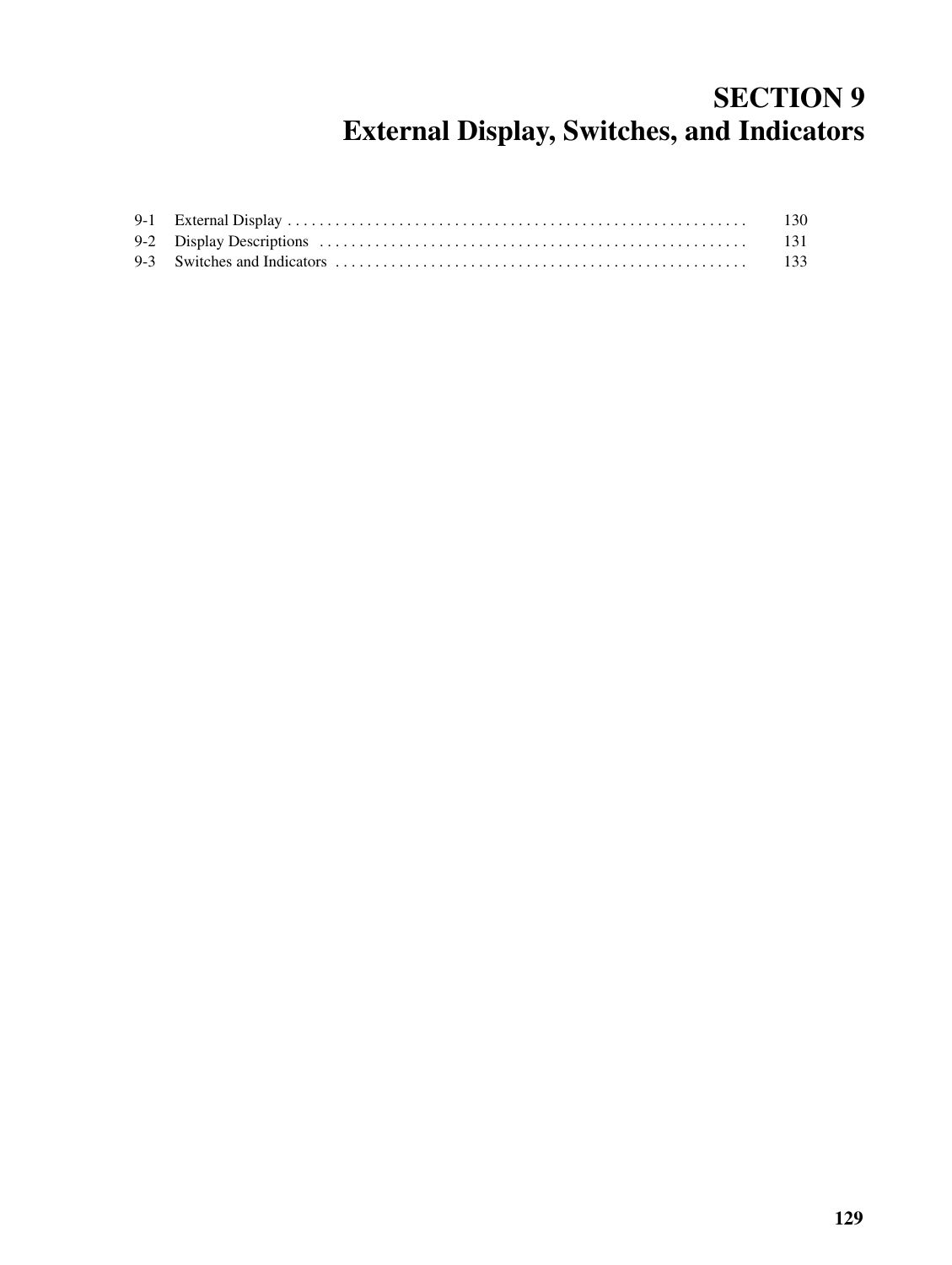# SECTION 9
# External Display, Switches, and Indicators

| | | |
|---|---|---|
| 9-1 | External Display | 130 |
| 9-2 | Display Descriptions | 131 |
| 9-3 | Switches and Indicators | 133 |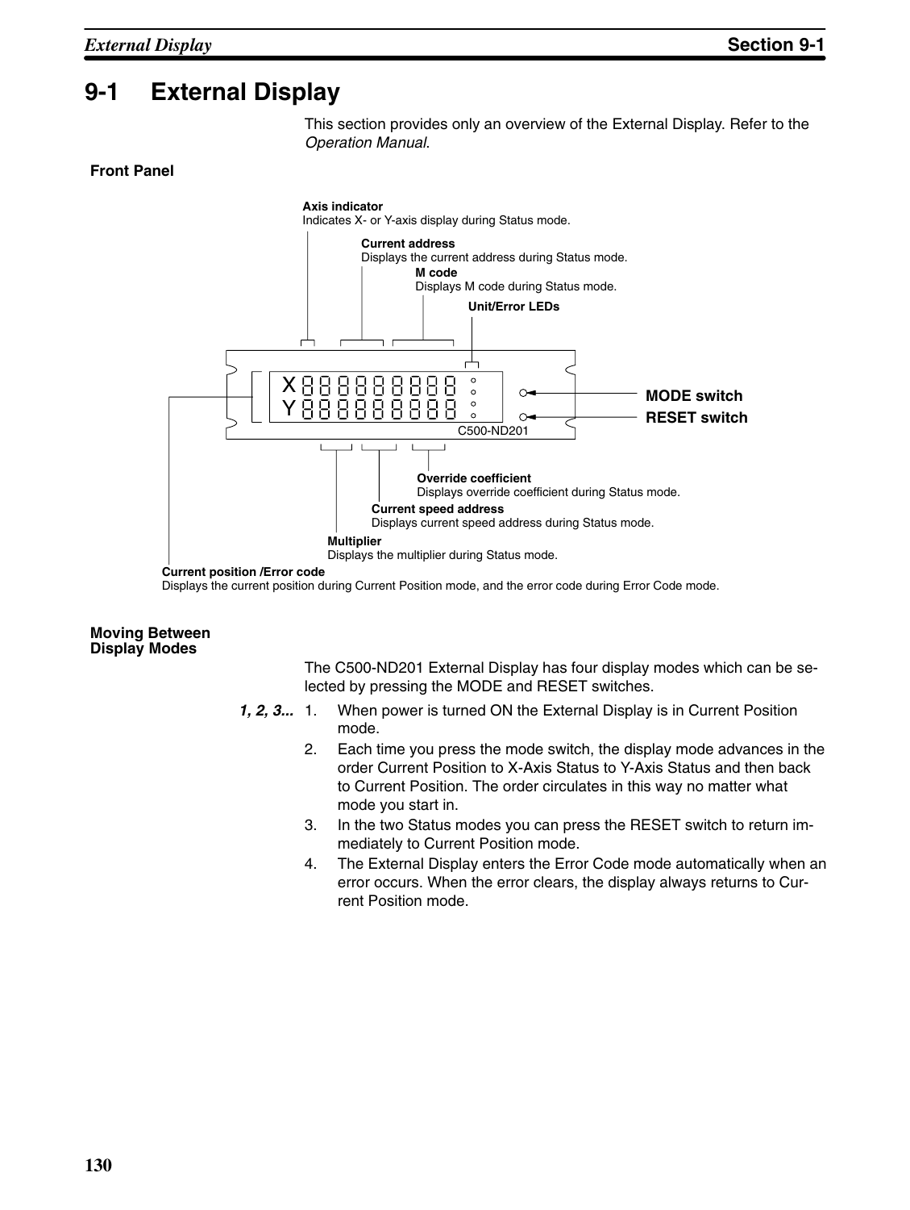## 9-1 External Display

This section provides only an overview of the External Display. Refer to the *Operation Manual*.

### Front Panel

**Axis indicator**
Indicates X- or Y-axis display during Status mode.

**Current address**
Displays the current address during Status mode.

**M code**
Displays M code during Status mode.

**Unit/Error LEDs**

**MODE switch**

**RESET switch**

C500-ND201

**Override coefficient**
Displays override coefficient during Status mode.

**Current speed address**
Displays current speed address during Status mode.

**Multiplier**
Displays the multiplier during Status mode.

**Current position /Error code**
Displays the current position during Current Position mode, and the error code during Error Code mode.

### Moving Between Display Modes

The C500-ND201 External Display has four display modes which can be selected by pressing the MODE and RESET switches.

*1, 2, 3...*

1. When power is turned ON the External Display is in Current Position mode.
2. Each time you press the mode switch, the display mode advances in the order Current Position to X-Axis Status to Y-Axis Status and then back to Current Position. The order circulates in this way no matter what mode you start in.
3. In the two Status modes you can press the RESET switch to return immediately to Current Position mode.
4. The External Display enters the Error Code mode automatically when an error occurs. When the error clears, the display always returns to Current Position mode.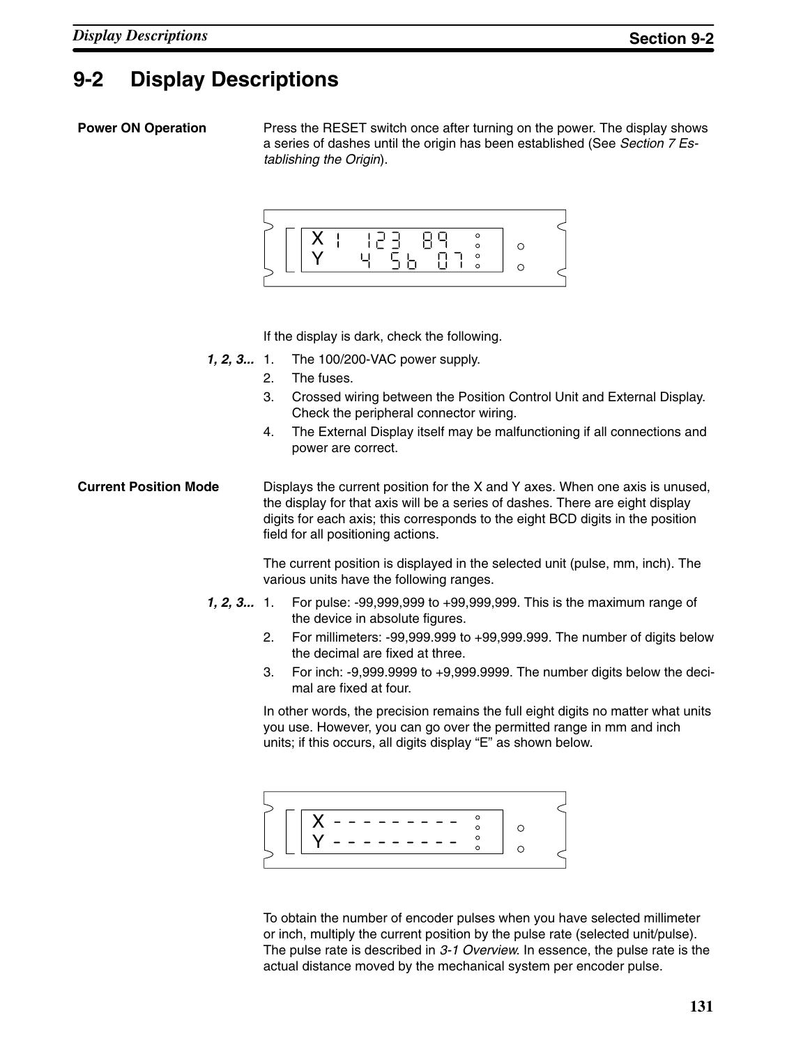## 9-2 Display Descriptions

**Power ON Operation**

Press the RESET switch once after turning on the power. The display shows a series of dashes until the origin has been established (See *Section 7 Establishing the Origin*).

```
X 1  123  89
Y    4 56 07
```

If the display is dark, check the following.

*1, 2, 3...*
1. The 100/200-VAC power supply.
2. The fuses.
3. Crossed wiring between the Position Control Unit and External Display. Check the peripheral connector wiring.
4. The External Display itself may be malfunctioning if all connections and power are correct.

**Current Position Mode**

Displays the current position for the X and Y axes. When one axis is unused, the display for that axis will be a series of dashes. There are eight display digits for each axis; this corresponds to the eight BCD digits in the position field for all positioning actions.

The current position is displayed in the selected unit (pulse, mm, inch). The various units have the following ranges.

*1, 2, 3...*
1. For pulse: -99,999,999 to +99,999,999. This is the maximum range of the device in absolute figures.
2. For millimeters: -99,999.999 to +99,999.999. The number of digits below the decimal are fixed at three.
3. For inch: -9,999.9999 to +9,999.9999. The number digits below the decimal are fixed at four.

In other words, the precision remains the full eight digits no matter what units you use. However, you can go over the permitted range in mm and inch units; if this occurs, all digits display “E” as shown below.

```
X - - - - - - - - -
Y - - - - - - - - -
```

To obtain the number of encoder pulses when you have selected millimeter or inch, multiply the current position by the pulse rate (selected unit/pulse). The pulse rate is described in *3-1 Overview*. In essence, the pulse rate is the actual distance moved by the mechanical system per encoder pulse.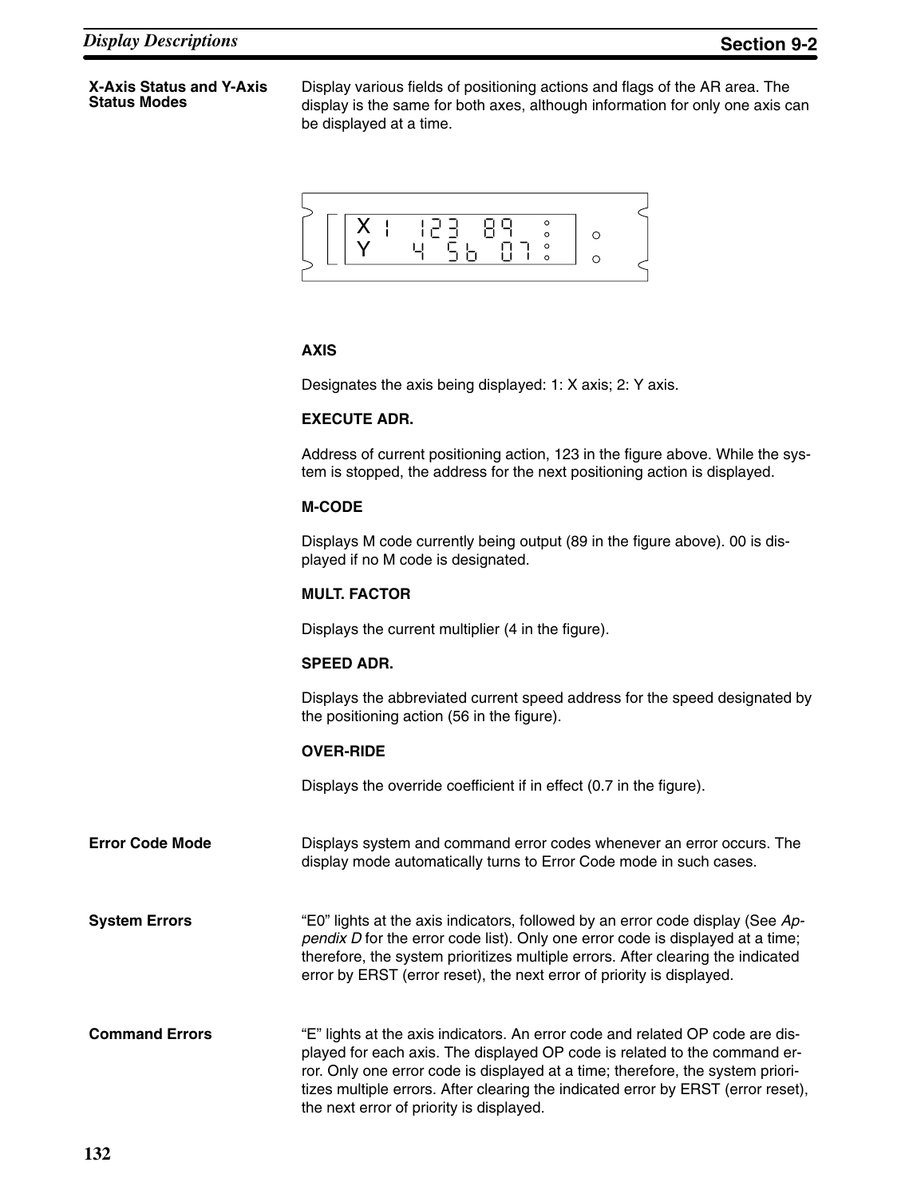## X-Axis Status and Y-Axis Status Modes

Display various fields of positioning actions and flags of the AR area. The display is the same for both axes, although information for only one axis can be displayed at a time.

```
X 1  123  89
Y    4 56 07
```

**AXIS**

Designates the axis being displayed: 1: X axis; 2: Y axis.

**EXECUTE ADR.**

Address of current positioning action, 123 in the figure above. While the system is stopped, the address for the next positioning action is displayed.

**M-CODE**

Displays M code currently being output (89 in the figure above). 00 is displayed if no M code is designated.

**MULT. FACTOR**

Displays the current multiplier (4 in the figure).

**SPEED ADR.**

Displays the abbreviated current speed address for the speed designated by the positioning action (56 in the figure).

**OVER-RIDE**

Displays the override coefficient if in effect (0.7 in the figure).

## Error Code Mode

Displays system and command error codes whenever an error occurs. The display mode automatically turns to Error Code mode in such cases.

## System Errors

"E0" lights at the axis indicators, followed by an error code display (See *Appendix D* for the error code list). Only one error code is displayed at a time; therefore, the system prioritizes multiple errors. After clearing the indicated error by ERST (error reset), the next error of priority is displayed.

## Command Errors

"E" lights at the axis indicators. An error code and related OP code are displayed for each axis. The displayed OP code is related to the command error. Only one error code is displayed at a time; therefore, the system prioritizes multiple errors. After clearing the indicated error by ERST (error reset), the next error of priority is displayed.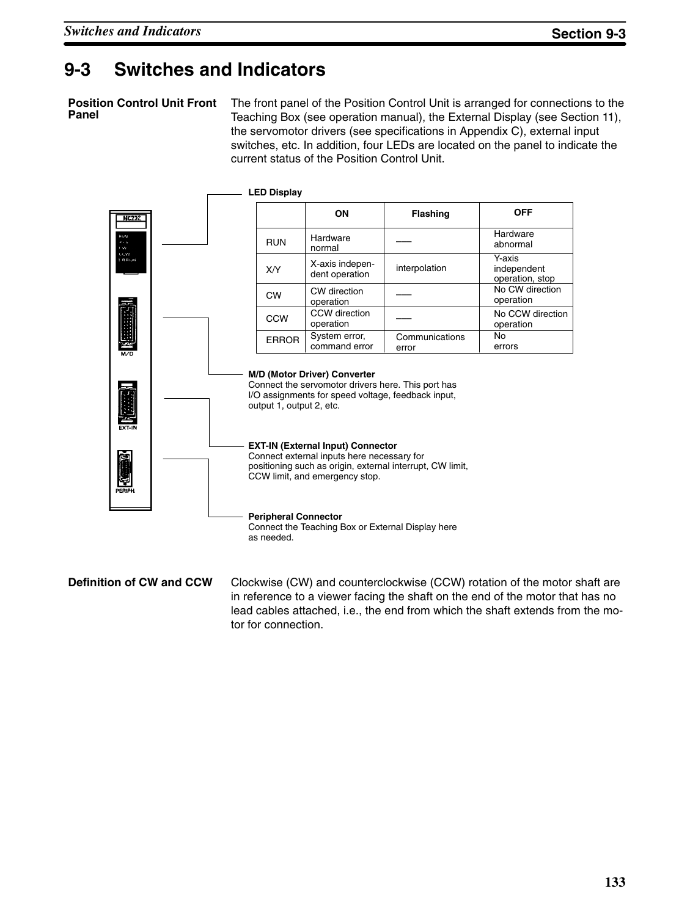## 9-3 Switches and Indicators

**Position Control Unit Front Panel**

The front panel of the Position Control Unit is arranged for connections to the Teaching Box (see operation manual), the External Display (see Section 11), the servomotor drivers (see specifications in Appendix C), external input switches, etc. In addition, four LEDs are located on the panel to indicate the current status of the Position Control Unit.

**LED Display**

| | ON | Flashing | OFF |
|---|---|---|---|
| RUN | Hardware normal | ––– | Hardware abnormal |
| X/Y | X-axis independent operation | interpolation | Y-axis independent operation, stop |
| CW | CW direction operation | ––– | No CW direction operation |
| CCW | CCW direction operation | ––– | No CCW direction operation |
| ERROR | System error, command error | Communications error | No errors |

**M/D (Motor Driver) Converter**
Connect the servomotor drivers here. This port has I/O assignments for speed voltage, feedback input, output 1, output 2, etc.

**EXT-IN (External Input) Connector**
Connect external inputs here necessary for positioning such as origin, external interrupt, CW limit, CCW limit, and emergency stop.

**Peripheral Connector**
Connect the Teaching Box or External Display here as needed.

**Definition of CW and CCW**

Clockwise (CW) and counterclockwise (CCW) rotation of the motor shaft are in reference to a viewer facing the shaft on the end of the motor that has no lead cables attached, i.e., the end from which the shaft extends from the motor for connection.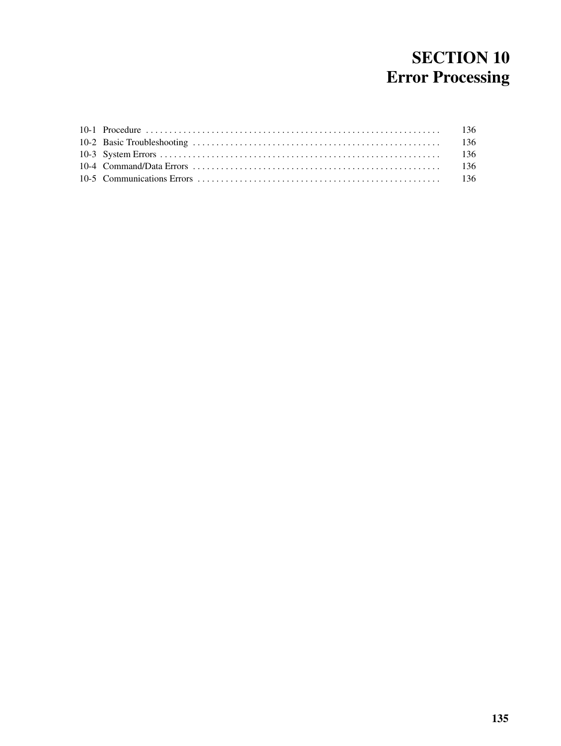# SECTION 10
# Error Processing

10-1 Procedure . . . . . . . . . . . . . . . . . . . . . . . . . . . . . . . . . . . . . . . . . . . . . . . . . . . . . . . . . . . . . . . . 136
10-2 Basic Troubleshooting . . . . . . . . . . . . . . . . . . . . . . . . . . . . . . . . . . . . . . . . . . . . . . . . . . . . . . 136
10-3 System Errors . . . . . . . . . . . . . . . . . . . . . . . . . . . . . . . . . . . . . . . . . . . . . . . . . . . . . . . . . . . . . 136
10-4 Command/Data Errors . . . . . . . . . . . . . . . . . . . . . . . . . . . . . . . . . . . . . . . . . . . . . . . . . . . . . . 136
10-5 Communications Errors . . . . . . . . . . . . . . . . . . . . . . . . . . . . . . . . . . . . . . . . . . . . . . . . . . . . . 136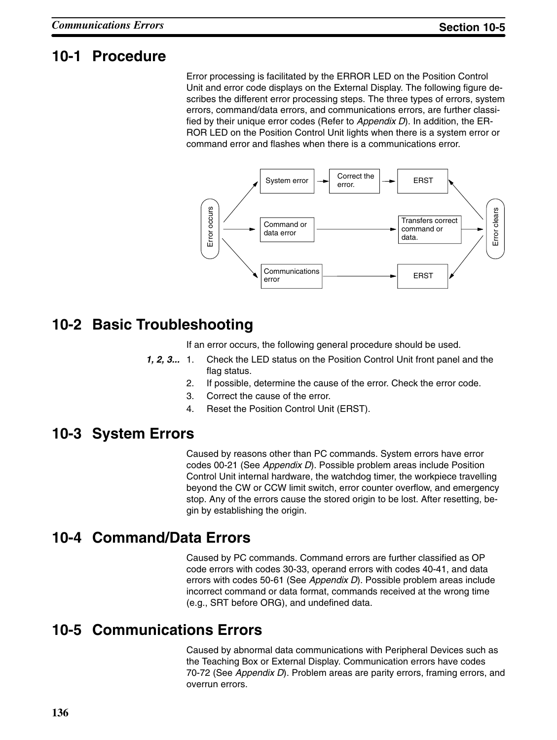## 10-1 Procedure

Error processing is facilitated by the ERROR LED on the Position Control Unit and error code displays on the External Display. The following figure describes the different error processing steps. The three types of errors, system errors, command/data errors, and communications errors, are further classified by their unique error codes (Refer to *Appendix D*). In addition, the ERROR LED on the Position Control Unit lights when there is a system error or command error and flashes when there is a communications error.

```
                 ┌──────────────┐   ┌─────────────┐   ┌──────────────┐
             ┌──►│ System error │──►│ Correct the │──►│ ERST         │◄──┐
             │   └──────────────┘   │ error.      │   └──────────────┘   │
             │                      └─────────────┘                      │
 ┌─────────┐ │   ┌──────────────┐                     ┌──────────────┐   │ ┌─────────┐
 │ Error   │─┼──►│ Command or   │────────────────────►│ Transfers    │───┼►│ Error   │
 │ occurs  │ │   │ data error   │                     │ correct      │   │ │ clears  │
 └─────────┘ │   └──────────────┘                     │ command or   │   │ └─────────┘
             │                                        │ data.        │   │
             │                                        └──────────────┘   │
             │   ┌────────────────┐                   ┌──────────────┐   │
             └──►│ Communications │──────────────────►│ ERST         │◄──┘
                 │ error          │                   └──────────────┘
                 └────────────────┘
```

## 10-2 Basic Troubleshooting

If an error occurs, the following general procedure should be used.

*1, 2, 3...*
1. Check the LED status on the Position Control Unit front panel and the flag status.
2. If possible, determine the cause of the error. Check the error code.
3. Correct the cause of the error.
4. Reset the Position Control Unit (ERST).

## 10-3 System Errors

Caused by reasons other than PC commands. System errors have error codes 00-21 (See *Appendix D*). Possible problem areas include Position Control Unit internal hardware, the watchdog timer, the workpiece travelling beyond the CW or CCW limit switch, error counter overflow, and emergency stop. Any of the errors cause the stored origin to be lost. After resetting, begin by establishing the origin.

## 10-4 Command/Data Errors

Caused by PC commands. Command errors are further classified as OP code errors with codes 30-33, operand errors with codes 40-41, and data errors with codes 50-61 (See *Appendix D*). Possible problem areas include incorrect command or data format, commands received at the wrong time (e.g., SRT before ORG), and undefined data.

## 10-5 Communications Errors

Caused by abnormal data communications with Peripheral Devices such as the Teaching Box or External Display. Communication errors have codes 70-72 (See *Appendix D*). Problem areas are parity errors, framing errors, and overrun errors.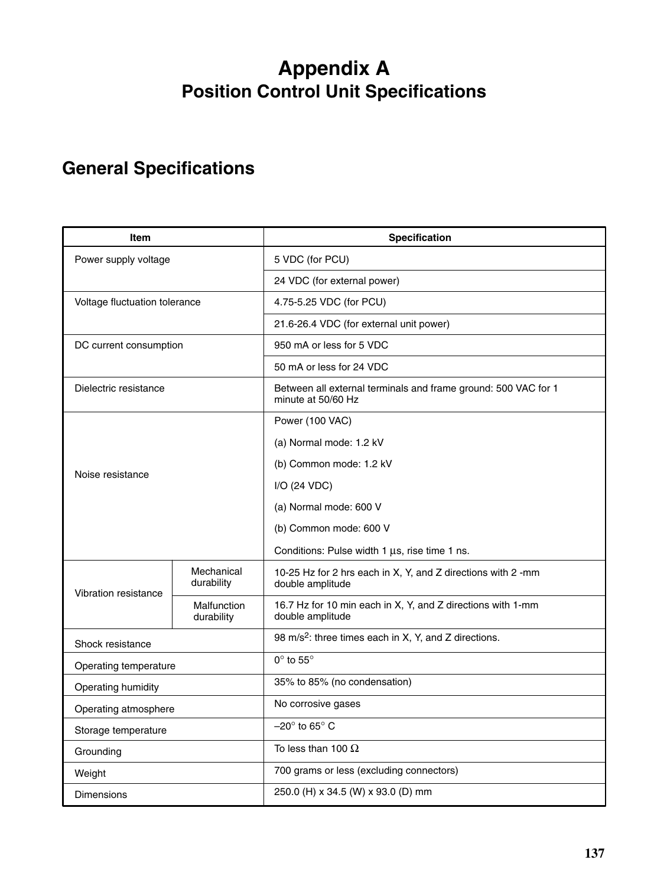# Appendix A
## Position Control Unit Specifications

## General Specifications

| Item | | Specification |
|---|---|---|
| Power supply voltage | | 5 VDC (for PCU) |
| | | 24 VDC (for external power) |
| Voltage fluctuation tolerance | | 4.75-5.25 VDC (for PCU) |
| | | 21.6-26.4 VDC (for external unit power) |
| DC current consumption | | 950 mA or less for 5 VDC |
| | | 50 mA or less for 24 VDC |
| Dielectric resistance | | Between all external terminals and frame ground: 500 VAC for 1 minute at 50/60 Hz |
| Noise resistance | | Power (100 VAC)<br>(a) Normal mode: 1.2 kV<br>(b) Common mode: 1.2 kV<br>I/O (24 VDC)<br>(a) Normal mode: 600 V<br>(b) Common mode: 600 V<br>Conditions: Pulse width 1 µs, rise time 1 ns. |
| Vibration resistance | Mechanical durability | 10-25 Hz for 2 hrs each in X, Y, and Z directions with 2 -mm double amplitude |
| | Malfunction durability | 16.7 Hz for 10 min each in X, Y, and Z directions with 1-mm double amplitude |
| Shock resistance | | 98 $m/s^2$: three times each in X, Y, and Z directions. |
| Operating temperature | | 0° to 55° |
| Operating humidity | | 35% to 85% (no condensation) |
| Operating atmosphere | | No corrosive gases |
| Storage temperature | | –20° to 65° C |
| Grounding | | To less than 100 Ω |
| Weight | | 700 grams or less (excluding connectors) |
| Dimensions | | 250.0 (H) x 34.5 (W) x 93.0 (D) mm |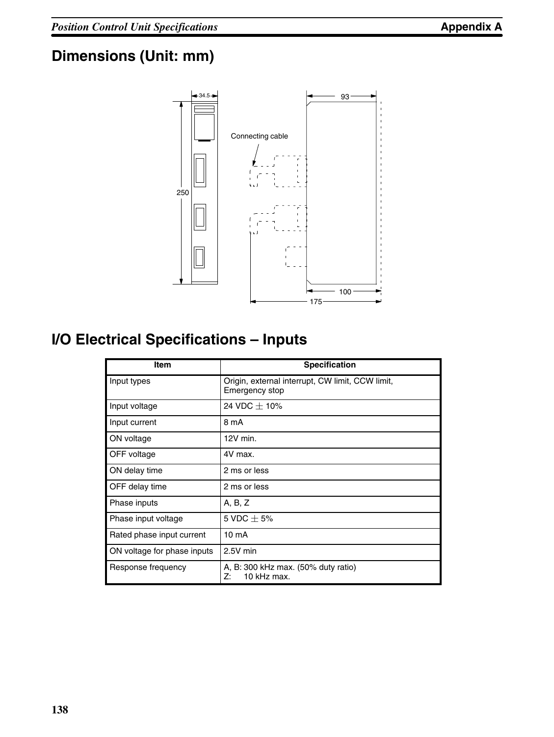## Dimensions (Unit: mm)

34.5

250

Connecting cable

93

100

175

## I/O Electrical Specifications – Inputs

| Item | Specification |
|---|---|
| Input types | Origin, external interrupt, CW limit, CCW limit, Emergency stop |
| Input voltage | 24 VDC ± 10% |
| Input current | 8 mA |
| ON voltage | 12V min. |
| OFF voltage | 4V max. |
| ON delay time | 2 ms or less |
| OFF delay time | 2 ms or less |
| Phase inputs | A, B, Z |
| Phase input voltage | 5 VDC ± 5% |
| Rated phase input current | 10 mA |
| ON voltage for phase inputs | 2.5V min |
| Response frequency | A, B: 300 kHz max. (50% duty ratio)<br>Z: 10 kHz max. |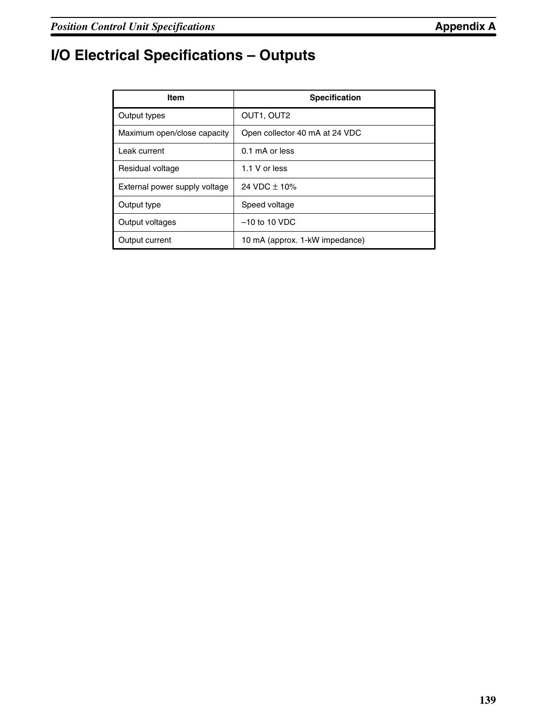# I/O Electrical Specifications – Outputs

| Item | Specification |
| --- | --- |
| Output types | OUT1, OUT2 |
| Maximum open/close capacity | Open collector 40 mA at 24 VDC |
| Leak current | 0.1 mA or less |
| Residual voltage | 1.1 V or less |
| External power supply voltage | 24 VDC ± 10% |
| Output type | Speed voltage |
| Output voltages | –10 to 10 VDC |
| Output current | 10 mA (approx. 1-kW impedance) |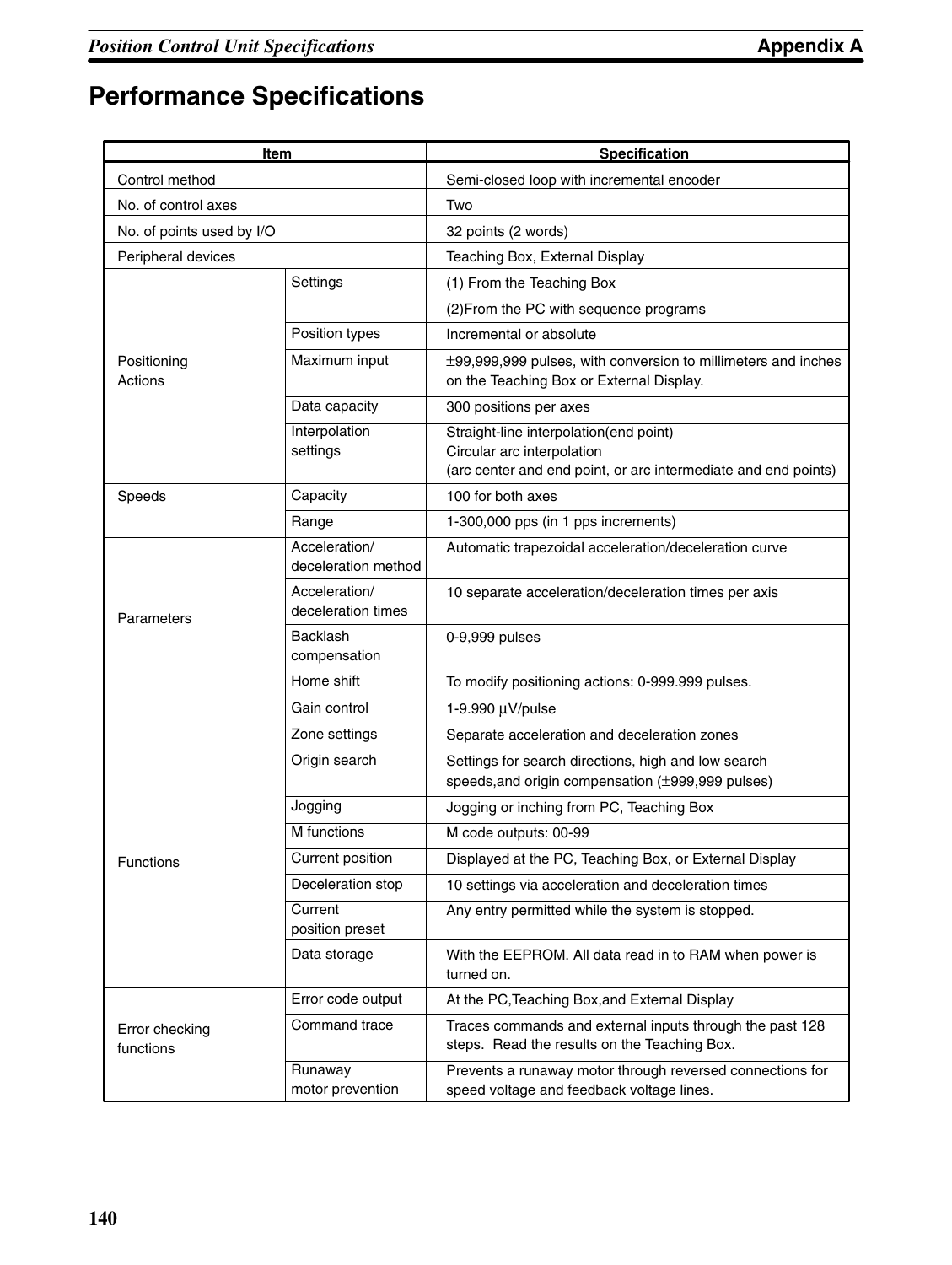# Performance Specifications

| Item | | Specification |
|---|---|---|
| Control method | | Semi-closed loop with incremental encoder |
| No. of control axes | | Two |
| No. of points used by I/O | | 32 points (2 words) |
| Peripheral devices | | Teaching Box, External Display |
| Positioning Actions | Settings | (1) From the Teaching Box<br>(2)From the PC with sequence programs |
| | Position types | Incremental or absolute |
| | Maximum input | ±99,999,999 pulses, with conversion to millimeters and inches on the Teaching Box or External Display. |
| | Data capacity | 300 positions per axes |
| | Interpolation settings | Straight-line interpolation(end point)<br>Circular arc interpolation<br>(arc center and end point, or arc intermediate and end points) |
| Speeds | Capacity | 100 for both axes |
| | Range | 1-300,000 pps (in 1 pps increments) |
| Parameters | Acceleration/ deceleration method | Automatic trapezoidal acceleration/deceleration curve |
| | Acceleration/ deceleration times | 10 separate acceleration/deceleration times per axis |
| | Backlash compensation | 0-9,999 pulses |
| | Home shift | To modify positioning actions: 0-999.999 pulses. |
| | Gain control | 1-9.990 µV/pulse |
| | Zone settings | Separate acceleration and deceleration zones |
| Functions | Origin search | Settings for search directions, high and low search speeds,and origin compensation (±999,999 pulses) |
| | Jogging | Jogging or inching from PC, Teaching Box |
| | M functions | M code outputs: 00-99 |
| | Current position | Displayed at the PC, Teaching Box, or External Display |
| | Deceleration stop | 10 settings via acceleration and deceleration times |
| | Current position preset | Any entry permitted while the system is stopped. |
| | Data storage | With the EEPROM. All data read in to RAM when power is turned on. |
| Error checking functions | Error code output | At the PC,Teaching Box,and External Display |
| | Command trace | Traces commands and external inputs through the past 128 steps. Read the results on the Teaching Box. |
| | Runaway motor prevention | Prevents a runaway motor through reversed connections for speed voltage and feedback voltage lines. |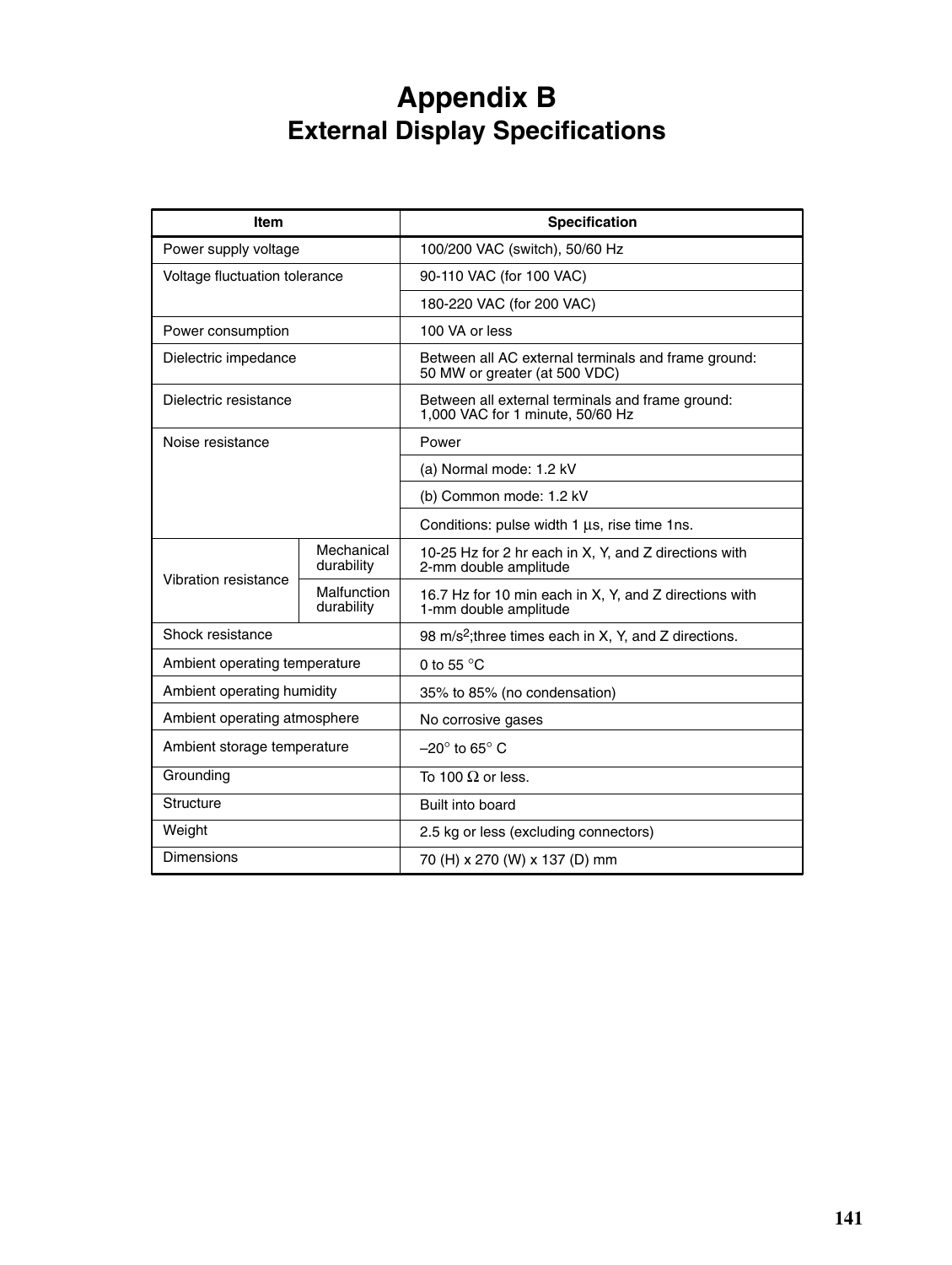# Appendix B
## External Display Specifications

| Item | | Specification |
|---|---|---|
| Power supply voltage | | 100/200 VAC (switch), 50/60 Hz |
| Voltage fluctuation tolerance | | 90-110 VAC (for 100 VAC) |
| | | 180-220 VAC (for 200 VAC) |
| Power consumption | | 100 VA or less |
| Dielectric impedance | | Between all AC external terminals and frame ground: 50 MW or greater (at 500 VDC) |
| Dielectric resistance | | Between all external terminals and frame ground: 1,000 VAC for 1 minute, 50/60 Hz |
| Noise resistance | | Power |
| | | (a) Normal mode: 1.2 kV |
| | | (b) Common mode: 1.2 kV |
| | | Conditions: pulse width 1 µs, rise time 1ns. |
| Vibration resistance | Mechanical durability | 10-25 Hz for 2 hr each in X, Y, and Z directions with 2-mm double amplitude |
| | Malfunction durability | 16.7 Hz for 10 min each in X, Y, and Z directions with 1-mm double amplitude |
| Shock resistance | | 98 m/s$^2$;three times each in X, Y, and Z directions. |
| Ambient operating temperature | | 0 to 55 °C |
| Ambient operating humidity | | 35% to 85% (no condensation) |
| Ambient operating atmosphere | | No corrosive gases |
| Ambient storage temperature | | –20° to 65° C |
| Grounding | | To 100 Ω or less. |
| Structure | | Built into board |
| Weight | | 2.5 kg or less (excluding connectors) |
| Dimensions | | 70 (H) x 270 (W) x 137 (D) mm |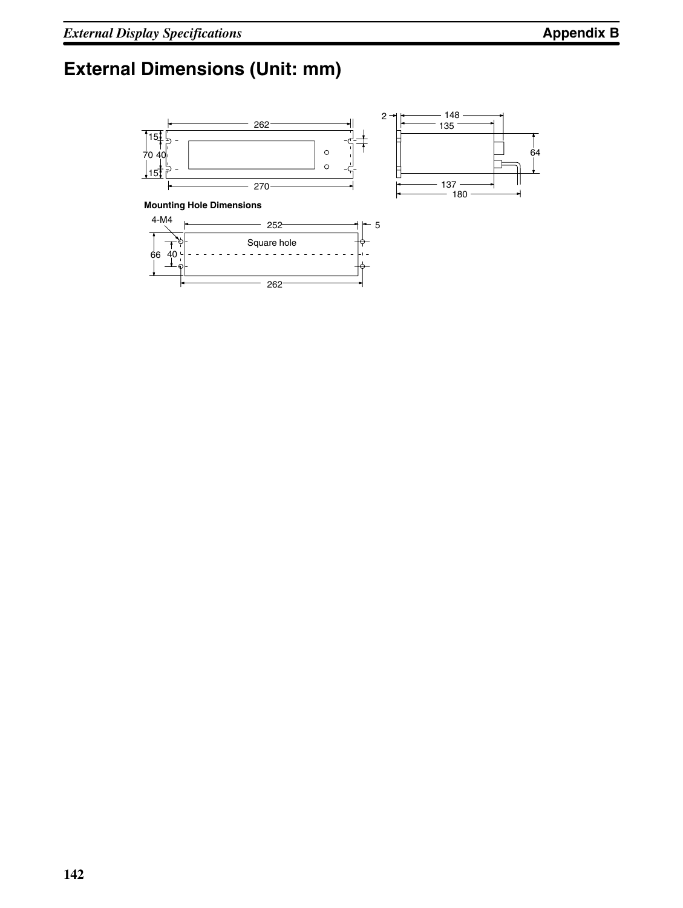# External Dimensions (Unit: mm)

**Mounting Hole Dimensions**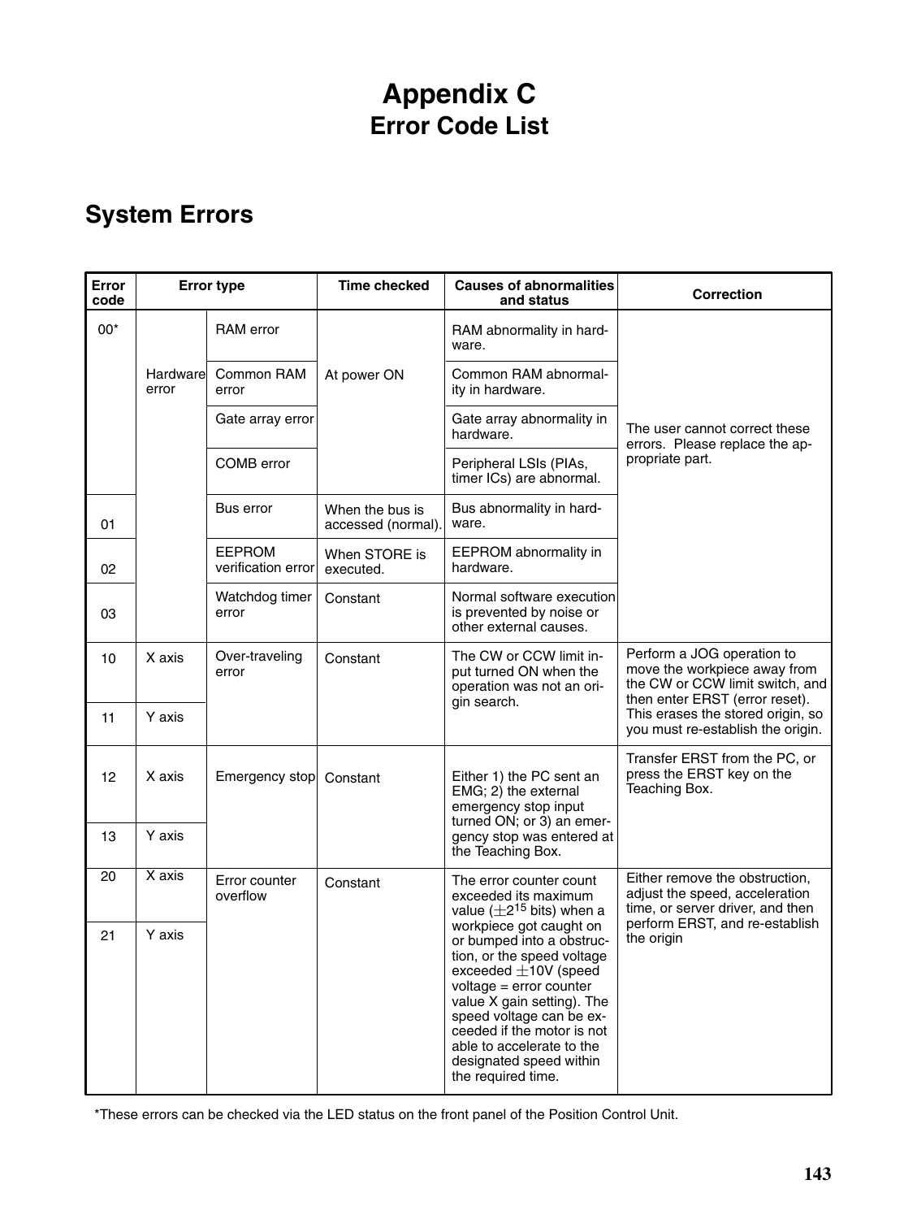# Appendix C
## Error Code List

## System Errors

| Error code | Error type | | Time checked | Causes of abnormalities and status | Correction |
|---|---|---|---|---|---|
| 00* | Hardware error | RAM error | At power ON | RAM abnormality in hardware. | The user cannot correct these errors. Please replace the appropriate part. |
| | | Common RAM error | | Common RAM abnormality in hardware. | |
| | | Gate array error | | Gate array abnormality in hardware. | |
| | | COMB error | | Peripheral LSIs (PIAs, timer ICs) are abnormal. | |
| 01 | | Bus error | When the bus is accessed (normal). | Bus abnormality in hardware. | |
| 02 | | EEPROM verification error | When STORE is executed. | EEPROM abnormality in hardware. | |
| 03 | | Watchdog timer error | Constant | Normal software execution is prevented by noise or other external causes. | |
| 10 | X axis | Over-traveling error | Constant | The CW or CCW limit input turned ON when the operation was not an origin search. | Perform a JOG operation to move the workpiece away from the CW or CCW limit switch, and then enter ERST (error reset). This erases the stored origin, so you must re-establish the origin. |
| 11 | Y axis | | | | |
| 12 | X axis | Emergency stop | Constant | Either 1) the PC sent an EMG; 2) the external emergency stop input turned ON; or 3) an emergency stop was entered at the Teaching Box. | Transfer ERST from the PC, or press the ERST key on the Teaching Box. |
| 13 | Y axis | | | | |
| 20 | X axis | Error counter overflow | Constant | The error counter count exceeded its maximum value ($\pm 2^{15}$ bits) when a workpiece got caught on or bumped into a obstruction, or the speed voltage exceeded $\pm$10V (speed voltage = error counter value X gain setting). The speed voltage can be exceeded if the motor is not able to accelerate to the designated speed within the required time. | Either remove the obstruction, adjust the speed, acceleration time, or server driver, and then perform ERST, and re-establish the origin |
| 21 | Y axis | | | | |

*These errors can be checked via the LED status on the front panel of the Position Control Unit.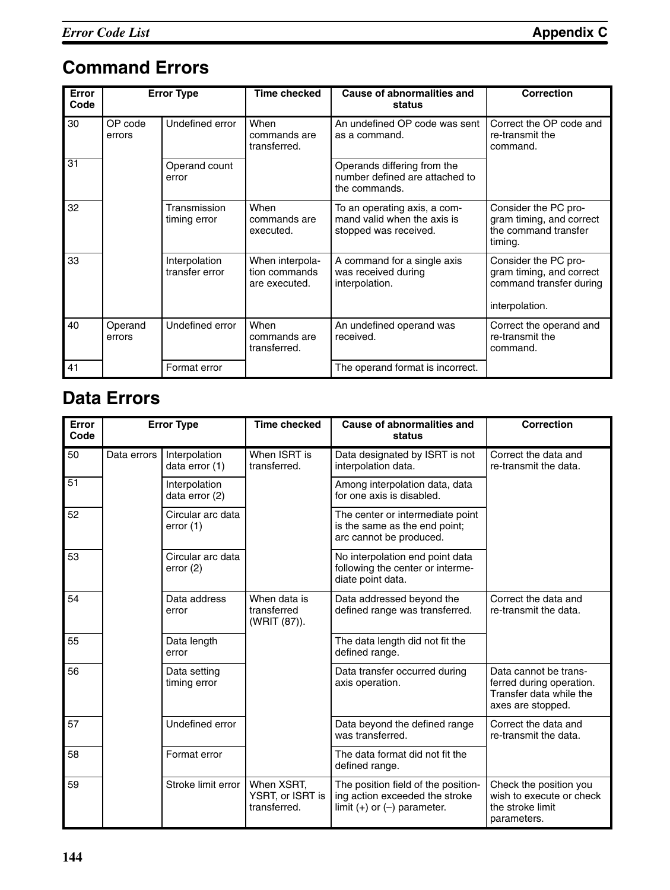# Command Errors

| Error Code | Error Type | | Time checked | Cause of abnormalities and status | Correction |
|---|---|---|---|---|---|
| 30 | OP code errors | Undefined error | When commands are transferred. | An undefined OP code was sent as a command. | Correct the OP code and re-transmit the command. |
| 31 | | Operand count error | | Operands differing from the number defined are attached to the commands. | |
| 32 | | Transmission timing error | When commands are executed. | To an operating axis, a command valid when the axis is stopped was received. | Consider the PC program timing, and correct the command transfer timing. |
| 33 | | Interpolation transfer error | When interpolation commands are executed. | A command for a single axis was received during interpolation. | Consider the PC program timing, and correct command transfer during interpolation. |
| 40 | Operand errors | Undefined error | When commands are transferred. | An undefined operand was received. | Correct the operand and re-transmit the command. |
| 41 | | Format error | | The operand format is incorrect. | |

# Data Errors

| Error Code | Error Type | | Time checked | Cause of abnormalities and status | Correction |
|---|---|---|---|---|---|
| 50 | Data errors | Interpolation data error (1) | When ISRT is transferred. | Data designated by ISRT is not interpolation data. | Correct the data and re-transmit the data. |
| 51 | | Interpolation data error (2) | | Among interpolation data, data for one axis is disabled. | |
| 52 | | Circular arc data error (1) | | The center or intermediate point is the same as the end point; arc cannot be produced. | |
| 53 | | Circular arc data error (2) | | No interpolation end point data following the center or intermediate point data. | |
| 54 | | Data address error | When data is transferred (WRIT (87)). | Data addressed beyond the defined range was transferred. | Correct the data and re-transmit the data. |
| 55 | | Data length error | | The data length did not fit the defined range. | |
| 56 | | Data setting timing error | | Data transfer occurred during axis operation. | Data cannot be transferred during operation. Transfer data while the axes are stopped. |
| 57 | | Undefined error | | Data beyond the defined range was transferred. | Correct the data and re-transmit the data. |
| 58 | | Format error | | The data format did not fit the defined range. | |
| 59 | | Stroke limit error | When XSRT, YSRT, or ISRT is transferred. | The position field of the positioning action exceeded the stroke limit (+) or (–) parameter. | Check the position you wish to execute or check the stroke limit parameters. |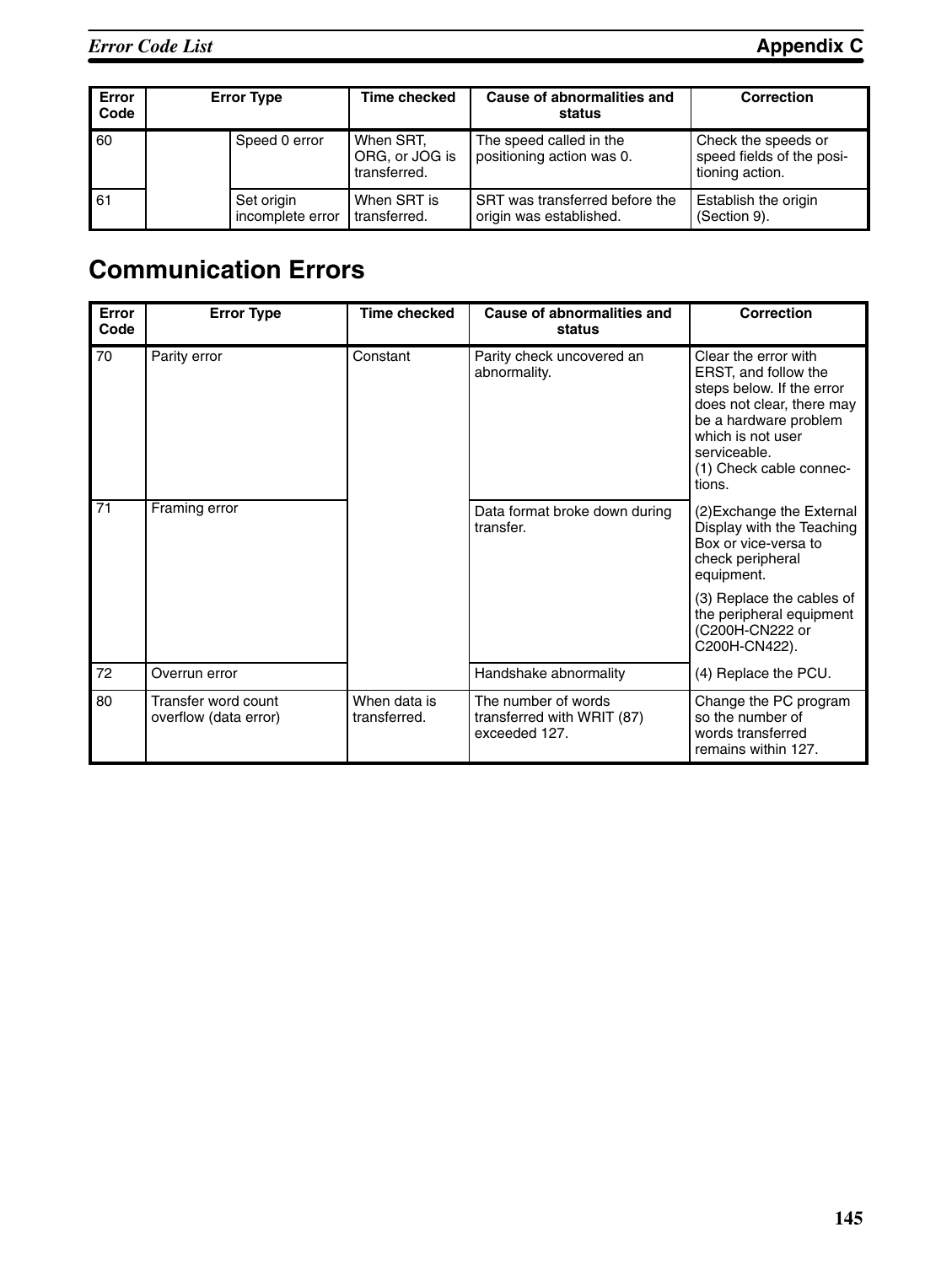| Error Code | Error Type | | Time checked | Cause of abnormalities and status | Correction |
|---|---|---|---|---|---|
| 60 | | Speed 0 error | When SRT, ORG, or JOG is transferred. | The speed called in the positioning action was 0. | Check the speeds or speed fields of the positioning action. |
| 61 | | Set origin incomplete error | When SRT is transferred. | SRT was transferred before the origin was established. | Establish the origin (Section 9). |

## Communication Errors

| Error Code | Error Type | Time checked | Cause of abnormalities and status | Correction |
|---|---|---|---|---|
| 70 | Parity error | Constant | Parity check uncovered an abnormality. | Clear the error with ERST, and follow the steps below. If the error does not clear, there may be a hardware problem which is not user serviceable.<br>(1) Check cable connections. |
| 71 | Framing error | | Data format broke down during transfer. | (2)Exchange the External Display with the Teaching Box or vice-versa to check peripheral equipment.<br>(3) Replace the cables of the peripheral equipment (C200H-CN222 or C200H-CN422). |
| 72 | Overrun error | | Handshake abnormality | (4) Replace the PCU. |
| 80 | Transfer word count overflow (data error) | When data is transferred. | The number of words transferred with WRIT (87) exceeded 127. | Change the PC program so the number of words transferred remains within 127. |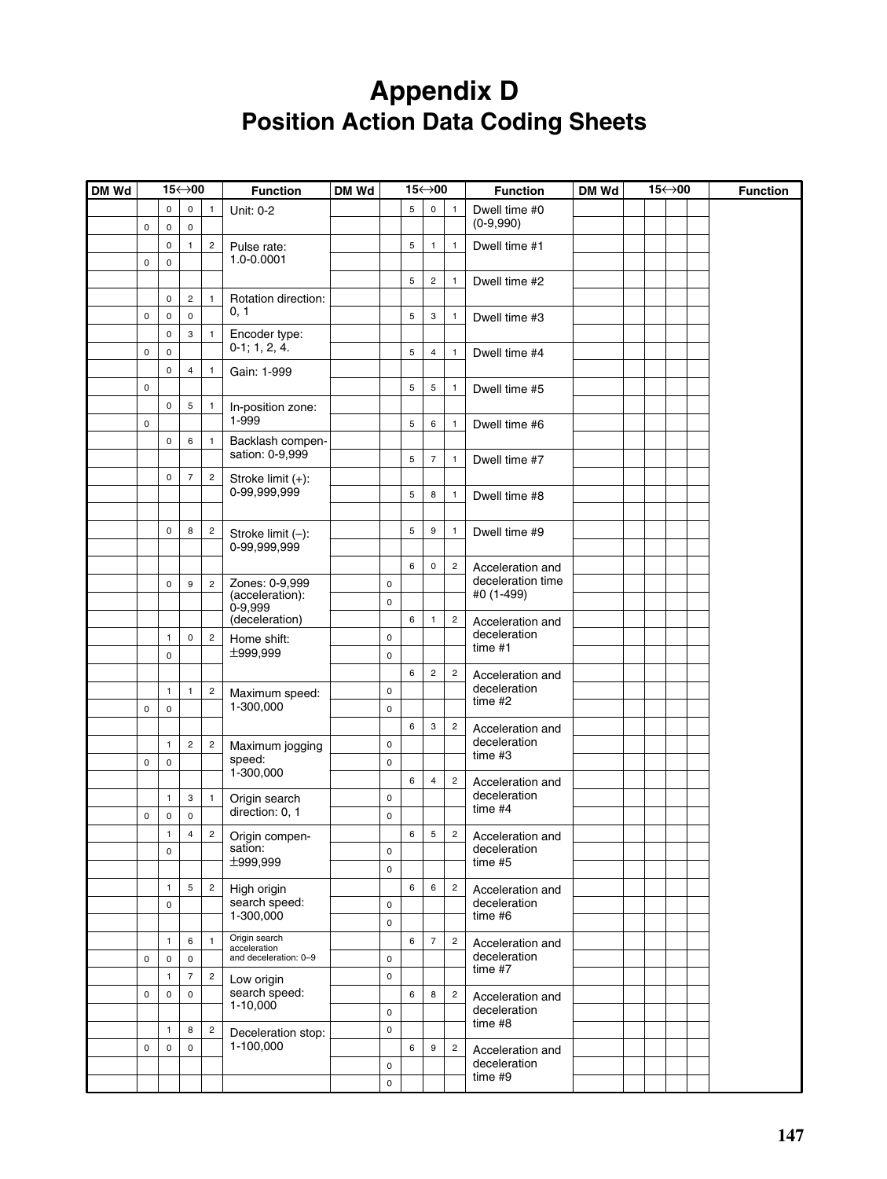# Appendix D
# Position Action Data Coding Sheets

| DM Wd | 15↔00 | | | | Function | DM Wd | 15↔00 | | | | Function | DM Wd | 15↔00 | | | | Function |
|---|---|---|---|---|---|---|---|---|---|---|---|---|---|---|---|---|---|
| | | 0 | 0 | 1 | Unit: 0-2 | | | 5 | 0 | 1 | Dwell time #0 (0-9,990) | | | | | | |
| | 0 | 0 | 0 | | | | | | | | | | | | | | |
| | | 0 | 1 | 2 | Pulse rate: 1.0-0.0001 | | | 5 | 1 | 1 | Dwell time #1 | | | | | | |
| | 0 | 0 | | | | | | | | | | | | | | | |
| | | | | | | | | 5 | 2 | 1 | Dwell time #2 | | | | | | |
| | | 0 | 2 | 1 | Rotation direction: 0, 1 | | | | | | | | | | | | |
| | 0 | 0 | 0 | | | | | 5 | 3 | 1 | Dwell time #3 | | | | | | |
| | | 0 | 3 | 1 | Encoder type: 0-1; 1, 2, 4. | | | | | | | | | | | | |
| | 0 | 0 | | | | | | 5 | 4 | 1 | Dwell time #4 | | | | | | |
| | | 0 | 4 | 1 | Gain: 1-999 | | | | | | | | | | | | |
| | 0 | | | | | | | 5 | 5 | 1 | Dwell time #5 | | | | | | |
| | | 0 | 5 | 1 | In-position zone: 1-999 | | | | | | | | | | | | |
| | 0 | | | | | | | 5 | 6 | 1 | Dwell time #6 | | | | | | |
| | | 0 | 6 | 1 | Backlash compensation: 0-9,999 | | | | | | | | | | | | |
| | | | | | | | | 5 | 7 | 1 | Dwell time #7 | | | | | | |
| | | 0 | 7 | 2 | Stroke limit (+): 0-99,999,999 | | | | | | | | | | | | |
| | | | | | | | | 5 | 8 | 1 | Dwell time #8 | | | | | | |
| | | | | | | | | | | | | | | | | | |
| | | 0 | 8 | 2 | Stroke limit (–): 0-99,999,999 | | | 5 | 9 | 1 | Dwell time #9 | | | | | | |
| | | | | | | | | | | | | | | | | | |
| | | | | | | | | 6 | 0 | 2 | Acceleration and deceleration time #0 (1-499) | | | | | | |
| | | 0 | 9 | 2 | Zones: 0-9,999 (acceleration): 0-9,999 (deceleration) | | 0 | | | | | | | | | | |
| | | | | | | | 0 | | | | | | | | | | |
| | | | | | | | | 6 | 1 | 2 | Acceleration and deceleration time #1 | | | | | | |
| | | 1 | 0 | 2 | Home shift: ±999,999 | | 0 | | | | | | | | | | |
| | | 0 | | | | | 0 | | | | | | | | | | |
| | | | | | | | | 6 | 2 | 2 | Acceleration and deceleration time #2 | | | | | | |
| | | 1 | 1 | 2 | Maximum speed: 1-300,000 | | 0 | | | | | | | | | | |
| | 0 | 0 | | | | | 0 | | | | | | | | | | |
| | | | | | | | | 6 | 3 | 2 | Acceleration and deceleration time #3 | | | | | | |
| | | 1 | 2 | 2 | Maximum jogging speed: 1-300,000 | | 0 | | | | | | | | | | |
| | 0 | 0 | | | | | 0 | | | | | | | | | | |
| | | | | | | | | 6 | 4 | 2 | Acceleration and deceleration time #4 | | | | | | |
| | | 1 | 3 | 1 | Origin search direction: 0, 1 | | 0 | | | | | | | | | | |
| | 0 | 0 | 0 | | | | 0 | | | | | | | | | | |
| | | 1 | 4 | 2 | Origin compensation: ±999,999 | | | 6 | 5 | 2 | Acceleration and deceleration time #5 | | | | | | |
| | | 0 | | | | | 0 | | | | | | | | | | |
| | | | | | | | 0 | | | | | | | | | | |
| | | 1 | 5 | 2 | High origin search speed: 1-300,000 | | | 6 | 6 | 2 | Acceleration and deceleration time #6 | | | | | | |
| | | 0 | | | | | 0 | | | | | | | | | | |
| | | | | | | | 0 | | | | | | | | | | |
| | | 1 | 6 | 1 | Origin search acceleration and deceleration: 0–9 | | | 6 | 7 | 2 | Acceleration and deceleration time #7 | | | | | | |
| | 0 | 0 | 0 | | | | 0 | | | | | | | | | | |
| | | 1 | 7 | 2 | Low origin search speed: 1-10,000 | | 0 | | | | | | | | | | |
| | 0 | 0 | 0 | | | | | 6 | 8 | 2 | Acceleration and deceleration time #8 | | | | | | |
| | | | | | | | 0 | | | | | | | | | | |
| | | 1 | 8 | 2 | Deceleration stop: 1-100,000 | | 0 | | | | | | | | | | |
| | 0 | 0 | 0 | | | | | 6 | 9 | 2 | Acceleration and deceleration time #9 | | | | | | |
| | | | | | | | 0 | | | | | | | | | | |
| | | | | | | | 0 | | | | | | | | | | |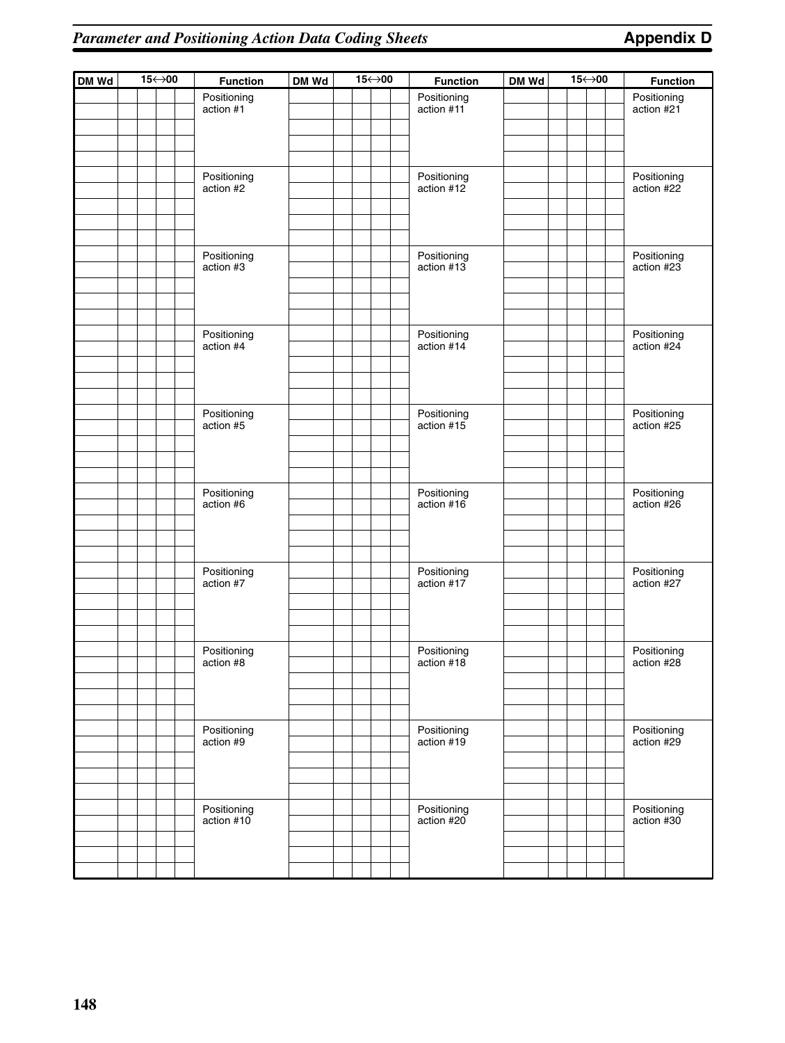| DM Wd | 15↔00 | | | | Function | DM Wd | 15↔00 | | | | Function | DM Wd | 15↔00 | | | | Function |
|---|---|---|---|---|---|---|---|---|---|---|---|---|---|---|---|---|---|
| | | | | | Positioning action #1 | | | | | | Positioning action #11 | | | | | | Positioning action #21 |
| | | | | | | | | | | | | | | | | | |
| | | | | | | | | | | | | | | | | | |
| | | | | | | | | | | | | | | | | | |
| | | | | | | | | | | | | | | | | | |
| | | | | | Positioning action #2 | | | | | | Positioning action #12 | | | | | | Positioning action #22 |
| | | | | | | | | | | | | | | | | | |
| | | | | | | | | | | | | | | | | | |
| | | | | | | | | | | | | | | | | | |
| | | | | | | | | | | | | | | | | | |
| | | | | | Positioning action #3 | | | | | | Positioning action #13 | | | | | | Positioning action #23 |
| | | | | | | | | | | | | | | | | | |
| | | | | | | | | | | | | | | | | | |
| | | | | | | | | | | | | | | | | | |
| | | | | | | | | | | | | | | | | | |
| | | | | | Positioning action #4 | | | | | | Positioning action #14 | | | | | | Positioning action #24 |
| | | | | | | | | | | | | | | | | | |
| | | | | | | | | | | | | | | | | | |
| | | | | | | | | | | | | | | | | | |
| | | | | | | | | | | | | | | | | | |
| | | | | | Positioning action #5 | | | | | | Positioning action #15 | | | | | | Positioning action #25 |
| | | | | | | | | | | | | | | | | | |
| | | | | | | | | | | | | | | | | | |
| | | | | | | | | | | | | | | | | | |
| | | | | | | | | | | | | | | | | | |
| | | | | | Positioning action #6 | | | | | | Positioning action #16 | | | | | | Positioning action #26 |
| | | | | | | | | | | | | | | | | | |
| | | | | | | | | | | | | | | | | | |
| | | | | | | | | | | | | | | | | | |
| | | | | | | | | | | | | | | | | | |
| | | | | | Positioning action #7 | | | | | | Positioning action #17 | | | | | | Positioning action #27 |
| | | | | | | | | | | | | | | | | | |
| | | | | | | | | | | | | | | | | | |
| | | | | | | | | | | | | | | | | | |
| | | | | | | | | | | | | | | | | | |
| | | | | | Positioning action #8 | | | | | | Positioning action #18 | | | | | | Positioning action #28 |
| | | | | | | | | | | | | | | | | | |
| | | | | | | | | | | | | | | | | | |
| | | | | | | | | | | | | | | | | | |
| | | | | | | | | | | | | | | | | | |
| | | | | | Positioning action #9 | | | | | | Positioning action #19 | | | | | | Positioning action #29 |
| | | | | | | | | | | | | | | | | | |
| | | | | | | | | | | | | | | | | | |
| | | | | | | | | | | | | | | | | | |
| | | | | | | | | | | | | | | | | | |
| | | | | | Positioning action #10 | | | | | | Positioning action #20 | | | | | | Positioning action #30 |
| | | | | | | | | | | | | | | | | | |
| | | | | | | | | | | | | | | | | | |
| | | | | | | | | | | | | | | | | | |
| | | | | | | | | | | | | | | | | | |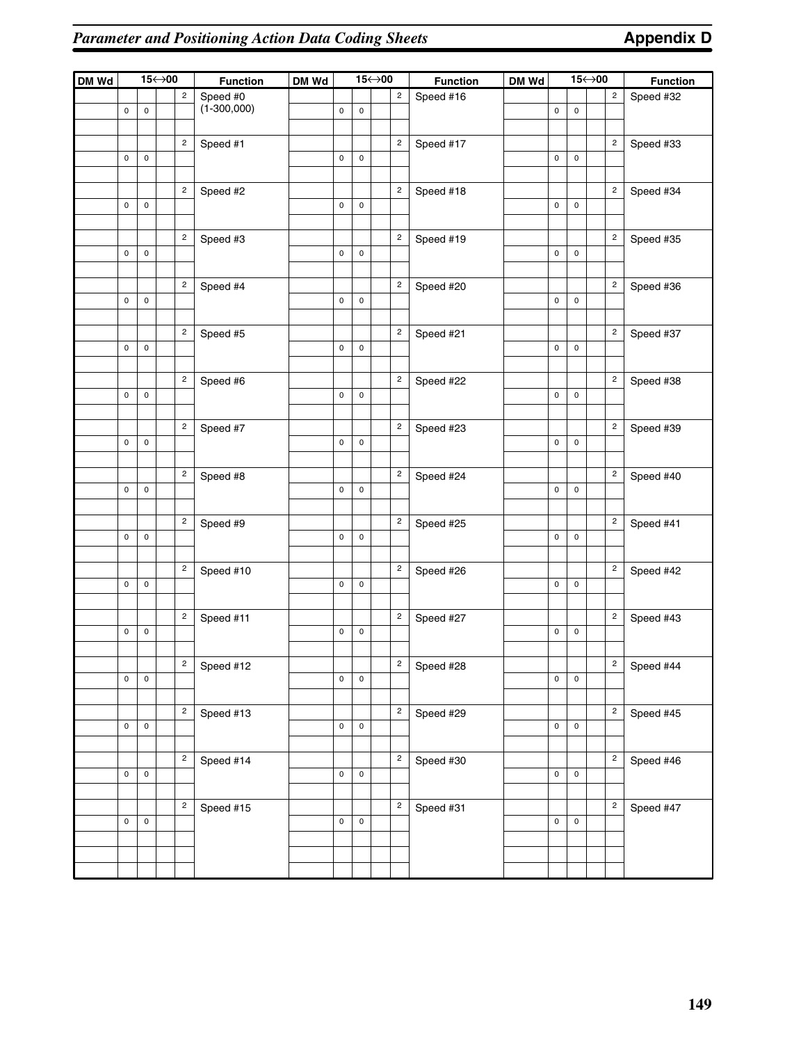| DM Wd | 15↔00 | | | | Function | DM Wd | 15↔00 | | | | Function | DM Wd | 15↔00 | | | | Function |
|---|---|---|---|---|---|---|---|---|---|---|---|---|---|---|---|---|---|
| | | | | 2 | Speed #0 (1-300,000) | | | | | 2 | Speed #16 | | | | | 2 | Speed #32 |
| | 0 | 0 | | | | | 0 | 0 | | | | | 0 | 0 | | | |
| | | | | | | | | | | | | | | | | | |
| | | | | 2 | Speed #1 | | | | | 2 | Speed #17 | | | | | 2 | Speed #33 |
| | 0 | 0 | | | | | 0 | 0 | | | | | 0 | 0 | | | |
| | | | | | | | | | | | | | | | | | |
| | | | | 2 | Speed #2 | | | | | 2 | Speed #18 | | | | | 2 | Speed #34 |
| | 0 | 0 | | | | | 0 | 0 | | | | | 0 | 0 | | | |
| | | | | | | | | | | | | | | | | | |
| | | | | 2 | Speed #3 | | | | | 2 | Speed #19 | | | | | 2 | Speed #35 |
| | 0 | 0 | | | | | 0 | 0 | | | | | 0 | 0 | | | |
| | | | | | | | | | | | | | | | | | |
| | | | | 2 | Speed #4 | | | | | 2 | Speed #20 | | | | | 2 | Speed #36 |
| | 0 | 0 | | | | | 0 | 0 | | | | | 0 | 0 | | | |
| | | | | | | | | | | | | | | | | | |
| | | | | 2 | Speed #5 | | | | | 2 | Speed #21 | | | | | 2 | Speed #37 |
| | 0 | 0 | | | | | 0 | 0 | | | | | 0 | 0 | | | |
| | | | | | | | | | | | | | | | | | |
| | | | | 2 | Speed #6 | | | | | 2 | Speed #22 | | | | | 2 | Speed #38 |
| | 0 | 0 | | | | | 0 | 0 | | | | | 0 | 0 | | | |
| | | | | | | | | | | | | | | | | | |
| | | | | 2 | Speed #7 | | | | | 2 | Speed #23 | | | | | 2 | Speed #39 |
| | 0 | 0 | | | | | 0 | 0 | | | | | 0 | 0 | | | |
| | | | | | | | | | | | | | | | | | |
| | | | | 2 | Speed #8 | | | | | 2 | Speed #24 | | | | | 2 | Speed #40 |
| | 0 | 0 | | | | | 0 | 0 | | | | | 0 | 0 | | | |
| | | | | | | | | | | | | | | | | | |
| | | | | 2 | Speed #9 | | | | | 2 | Speed #25 | | | | | 2 | Speed #41 |
| | 0 | 0 | | | | | 0 | 0 | | | | | 0 | 0 | | | |
| | | | | | | | | | | | | | | | | | |
| | | | | 2 | Speed #10 | | | | | 2 | Speed #26 | | | | | 2 | Speed #42 |
| | 0 | 0 | | | | | 0 | 0 | | | | | 0 | 0 | | | |
| | | | | | | | | | | | | | | | | | |
| | | | | 2 | Speed #11 | | | | | 2 | Speed #27 | | | | | 2 | Speed #43 |
| | 0 | 0 | | | | | 0 | 0 | | | | | 0 | 0 | | | |
| | | | | | | | | | | | | | | | | | |
| | | | | 2 | Speed #12 | | | | | 2 | Speed #28 | | | | | 2 | Speed #44 |
| | 0 | 0 | | | | | 0 | 0 | | | | | 0 | 0 | | | |
| | | | | | | | | | | | | | | | | | |
| | | | | 2 | Speed #13 | | | | | 2 | Speed #29 | | | | | 2 | Speed #45 |
| | 0 | 0 | | | | | 0 | 0 | | | | | 0 | 0 | | | |
| | | | | | | | | | | | | | | | | | |
| | | | | 2 | Speed #14 | | | | | 2 | Speed #30 | | | | | 2 | Speed #46 |
| | 0 | 0 | | | | | 0 | 0 | | | | | 0 | 0 | | | |
| | | | | | | | | | | | | | | | | | |
| | | | | 2 | Speed #15 | | | | | 2 | Speed #31 | | | | | 2 | Speed #47 |
| | 0 | 0 | | | | | 0 | 0 | | | | | 0 | 0 | | | |
| | | | | | | | | | | | | | | | | | |
| | | | | | | | | | | | | | | | | | |
| | | | | | | | | | | | | | | | | | |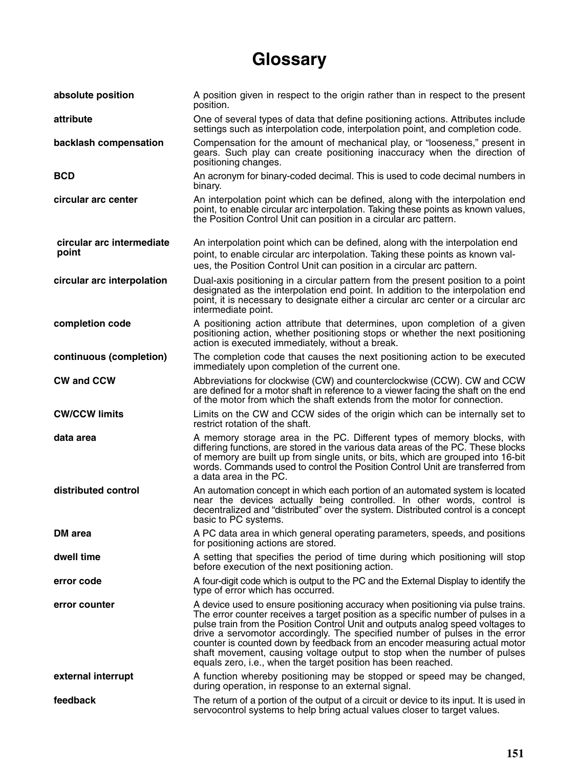# Glossary

**absolute position**
A position given in respect to the origin rather than in respect to the present position.

**attribute**
One of several types of data that define positioning actions. Attributes include settings such as interpolation code, interpolation point, and completion code.

**backlash compensation**
Compensation for the amount of mechanical play, or “looseness,” present in gears. Such play can create positioning inaccuracy when the direction of positioning changes.

**BCD**
An acronym for binary-coded decimal. This is used to code decimal numbers in binary.

**circular arc center**
An interpolation point which can be defined, along with the interpolation end point, to enable circular arc interpolation. Taking these points as known values, the Position Control Unit can position in a circular arc pattern.

**circular arc intermediate point**
An interpolation point which can be defined, along with the interpolation end point, to enable circular arc interpolation. Taking these points as known values, the Position Control Unit can position in a circular arc pattern.

**circular arc interpolation**
Dual-axis positioning in a circular pattern from the present position to a point designated as the interpolation end point. In addition to the interpolation end point, it is necessary to designate either a circular arc center or a circular arc intermediate point.

**completion code**
A positioning action attribute that determines, upon completion of a given positioning action, whether positioning stops or whether the next positioning action is executed immediately, without a break.

**continuous (completion)**
The completion code that causes the next positioning action to be executed immediately upon completion of the current one.

**CW and CCW**
Abbreviations for clockwise (CW) and counterclockwise (CCW). CW and CCW are defined for a motor shaft in reference to a viewer facing the shaft on the end of the motor from which the shaft extends from the motor for connection.

**CW/CCW limits**
Limits on the CW and CCW sides of the origin which can be internally set to restrict rotation of the shaft.

**data area**
A memory storage area in the PC. Different types of memory blocks, with differing functions, are stored in the various data areas of the PC. These blocks of memory are built up from single units, or bits, which are grouped into 16-bit words. Commands used to control the Position Control Unit are transferred from a data area in the PC.

**distributed control**
An automation concept in which each portion of an automated system is located near the devices actually being controlled. In other words, control is decentralized and “distributed” over the system. Distributed control is a concept basic to PC systems.

**DM area**
A PC data area in which general operating parameters, speeds, and positions for positioning actions are stored.

**dwell time**
A setting that specifies the period of time during which positioning will stop before execution of the next positioning action.

**error code**
A four-digit code which is output to the PC and the External Display to identify the type of error which has occurred.

**error counter**
A device used to ensure positioning accuracy when positioning via pulse trains. The error counter receives a target position as a specific number of pulses in a pulse train from the Position Control Unit and outputs analog speed voltages to drive a servomotor accordingly. The specified number of pulses in the error counter is counted down by feedback from an encoder measuring actual motor shaft movement, causing voltage output to stop when the number of pulses equals zero, i.e., when the target position has been reached.

**external interrupt**
A function whereby positioning may be stopped or speed may be changed, during operation, in response to an external signal.

**feedback**
The return of a portion of the output of a circuit or device to its input. It is used in servocontrol systems to help bring actual values closer to target values.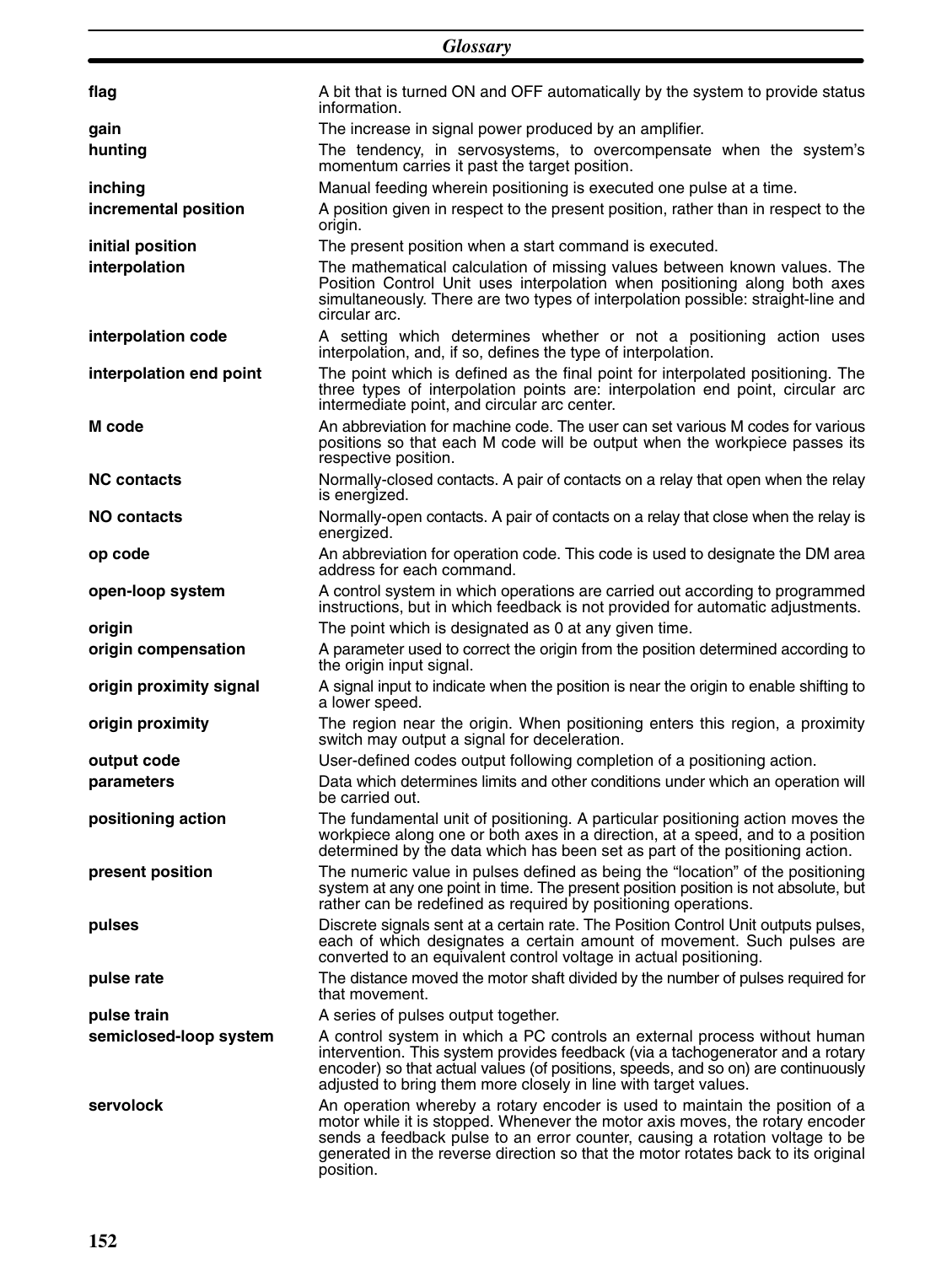**flag**
A bit that is turned ON and OFF automatically by the system to provide status information.

**gain**
The increase in signal power produced by an amplifier.

**hunting**
The tendency, in servosystems, to overcompensate when the system's momentum carries it past the target position.

**inching**
Manual feeding wherein positioning is executed one pulse at a time.

**incremental position**
A position given in respect to the present position, rather than in respect to the origin.

**initial position**
The present position when a start command is executed.

**interpolation**
The mathematical calculation of missing values between known values. The Position Control Unit uses interpolation when positioning along both axes simultaneously. There are two types of interpolation possible: straight-line and circular arc.

**interpolation code**
A setting which determines whether or not a positioning action uses interpolation, and, if so, defines the type of interpolation.

**interpolation end point**
The point which is defined as the final point for interpolated positioning. The three types of interpolation points are: interpolation end point, circular arc intermediate point, and circular arc center.

**M code**
An abbreviation for machine code. The user can set various M codes for various positions so that each M code will be output when the workpiece passes its respective position.

**NC contacts**
Normally-closed contacts. A pair of contacts on a relay that open when the relay is energized.

**NO contacts**
Normally-open contacts. A pair of contacts on a relay that close when the relay is energized.

**op code**
An abbreviation for operation code. This code is used to designate the DM area address for each command.

**open-loop system**
A control system in which operations are carried out according to programmed instructions, but in which feedback is not provided for automatic adjustments.

**origin**
The point which is designated as 0 at any given time.

**origin compensation**
A parameter used to correct the origin from the position determined according to the origin input signal.

**origin proximity signal**
A signal input to indicate when the position is near the origin to enable shifting to a lower speed.

**origin proximity**
The region near the origin. When positioning enters this region, a proximity switch may output a signal for deceleration.

**output code**
User-defined codes output following completion of a positioning action.

**parameters**
Data which determines limits and other conditions under which an operation will be carried out.

**positioning action**
The fundamental unit of positioning. A particular positioning action moves the workpiece along one or both axes in a direction, at a speed, and to a position determined by the data which has been set as part of the positioning action.

**present position**
The numeric value in pulses defined as being the "location" of the positioning system at any one point in time. The present position position is not absolute, but rather can be redefined as required by positioning operations.

**pulses**
Discrete signals sent at a certain rate. The Position Control Unit outputs pulses, each of which designates a certain amount of movement. Such pulses are converted to an equivalent control voltage in actual positioning.

**pulse rate**
The distance moved the motor shaft divided by the number of pulses required for that movement.

**pulse train**
A series of pulses output together.

**semiclosed-loop system**
A control system in which a PC controls an external process without human intervention. This system provides feedback (via a tachogenerator and a rotary encoder) so that actual values (of positions, speeds, and so on) are continuously adjusted to bring them more closely in line with target values.

**servolock**
An operation whereby a rotary encoder is used to maintain the position of a motor while it is stopped. Whenever the motor axis moves, the rotary encoder sends a feedback pulse to an error counter, causing a rotation voltage to be generated in the reverse direction so that the motor rotates back to its original position.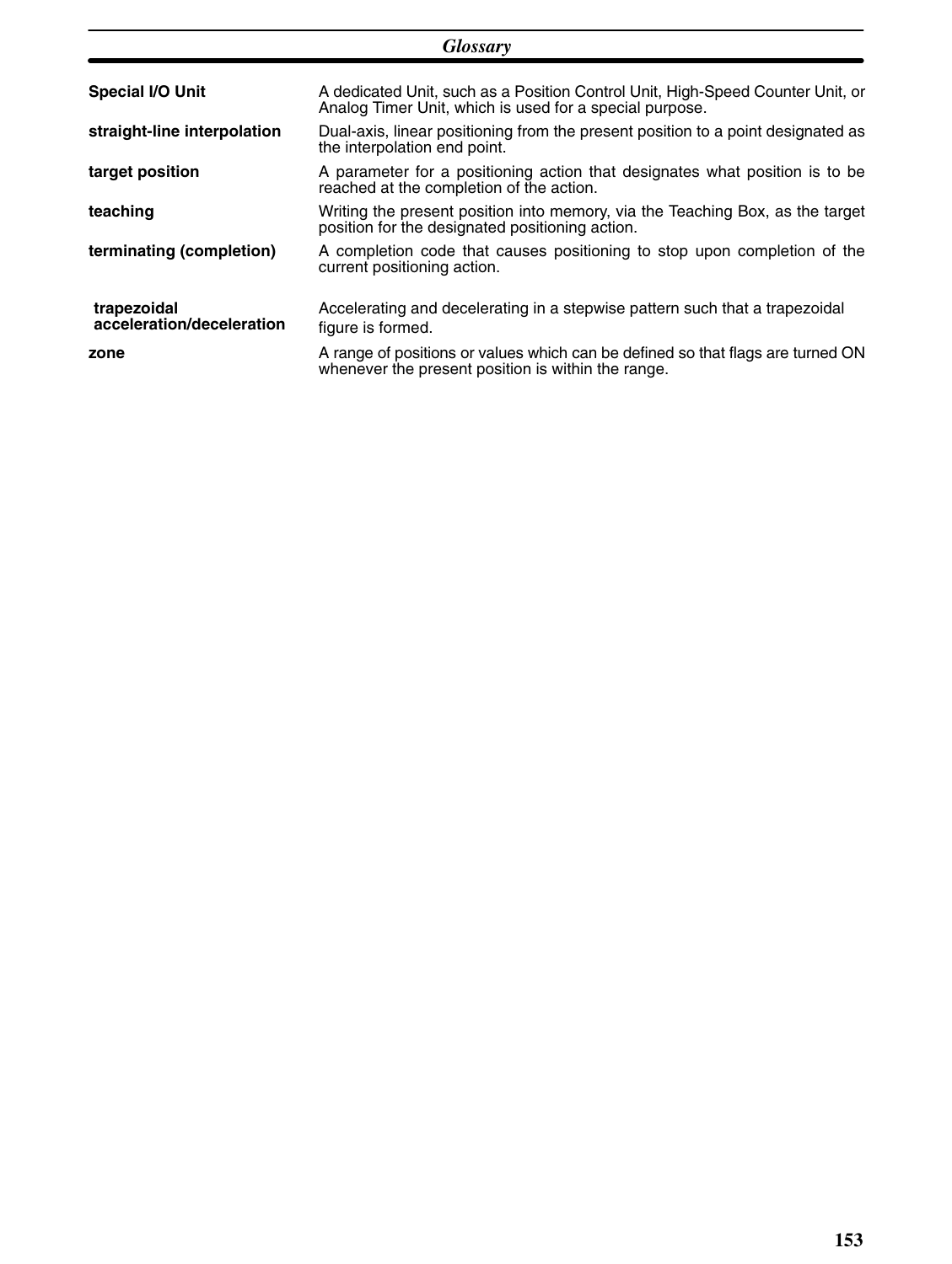| | |
|---|---|
| **Special I/O Unit** | A dedicated Unit, such as a Position Control Unit, High-Speed Counter Unit, or Analog Timer Unit, which is used for a special purpose. |
| **straight-line interpolation** | Dual-axis, linear positioning from the present position to a point designated as the interpolation end point. |
| **target position** | A parameter for a positioning action that designates what position is to be reached at the completion of the action. |
| **teaching** | Writing the present position into memory, via the Teaching Box, as the target position for the designated positioning action. |
| **terminating (completion)** | A completion code that causes positioning to stop upon completion of the current positioning action. |
| **trapezoidal acceleration/deceleration** | Accelerating and decelerating in a stepwise pattern such that a trapezoidal figure is formed. |
| **zone** | A range of positions or values which can be defined so that flags are turned ON whenever the present position is within the range. |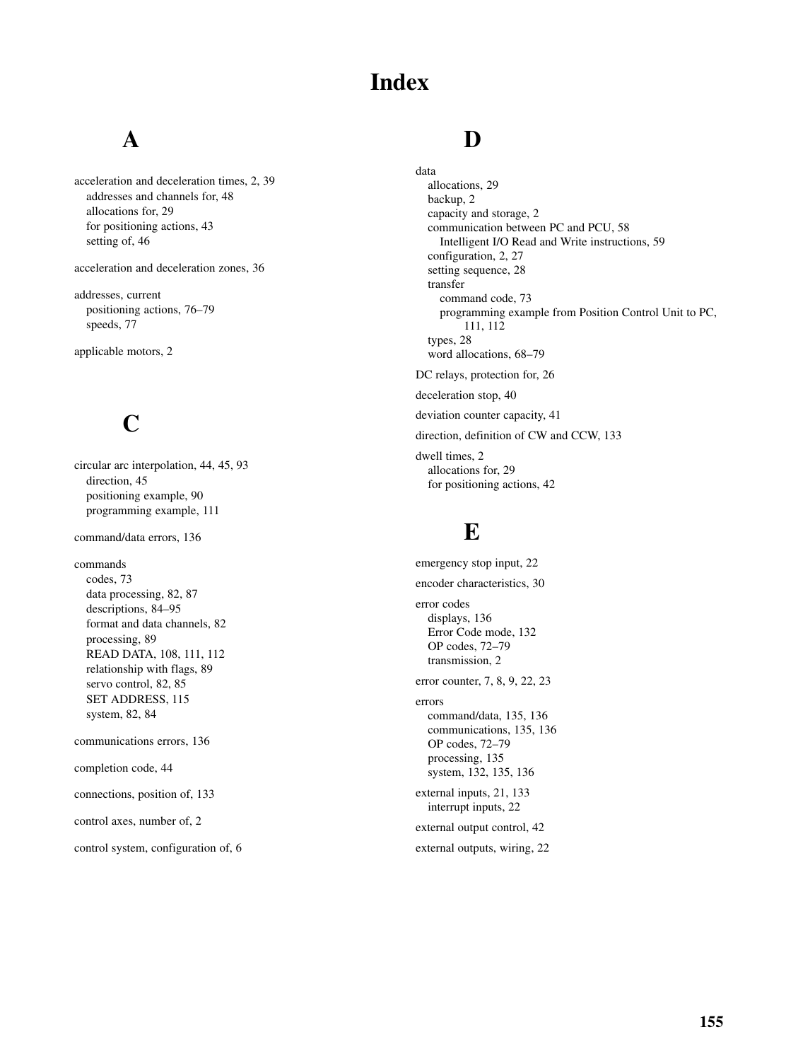# Index

## A

acceleration and deceleration times, 2, 39
- addresses and channels for, 48
- allocations for, 29
- for positioning actions, 43
- setting of, 46

acceleration and deceleration zones, 36

addresses, current
- positioning actions, 76–79
- speeds, 77

applicable motors, 2

## C

circular arc interpolation, 44, 45, 93
- direction, 45
- positioning example, 90
- programming example, 111

command/data errors, 136

commands
- codes, 73
- data processing, 82, 87
- descriptions, 84–95
- format and data channels, 82
- processing, 89
- READ DATA, 108, 111, 112
- relationship with flags, 89
- servo control, 82, 85
- SET ADDRESS, 115
- system, 82, 84

communications errors, 136

completion code, 44

connections, position of, 133

control axes, number of, 2

control system, configuration of, 6

## D

data
- allocations, 29
- backup, 2
- capacity and storage, 2
- communication between PC and PCU, 58
  - Intelligent I/O Read and Write instructions, 59
- configuration, 2, 27
- setting sequence, 28
- transfer
  - command code, 73
  - programming example from Position Control Unit to PC, 111, 112
- types, 28
- word allocations, 68–79

DC relays, protection for, 26

deceleration stop, 40

deviation counter capacity, 41

direction, definition of CW and CCW, 133

dwell times, 2
- allocations for, 29
- for positioning actions, 42

## E

emergency stop input, 22

encoder characteristics, 30

error codes
- displays, 136
- Error Code mode, 132
- OP codes, 72–79
- transmission, 2

error counter, 7, 8, 9, 22, 23

errors
- command/data, 135, 136
- communications, 135, 136
- OP codes, 72–79
- processing, 135
- system, 132, 135, 136

external inputs, 21, 133
- interrupt inputs, 22

external output control, 42

external outputs, wiring, 22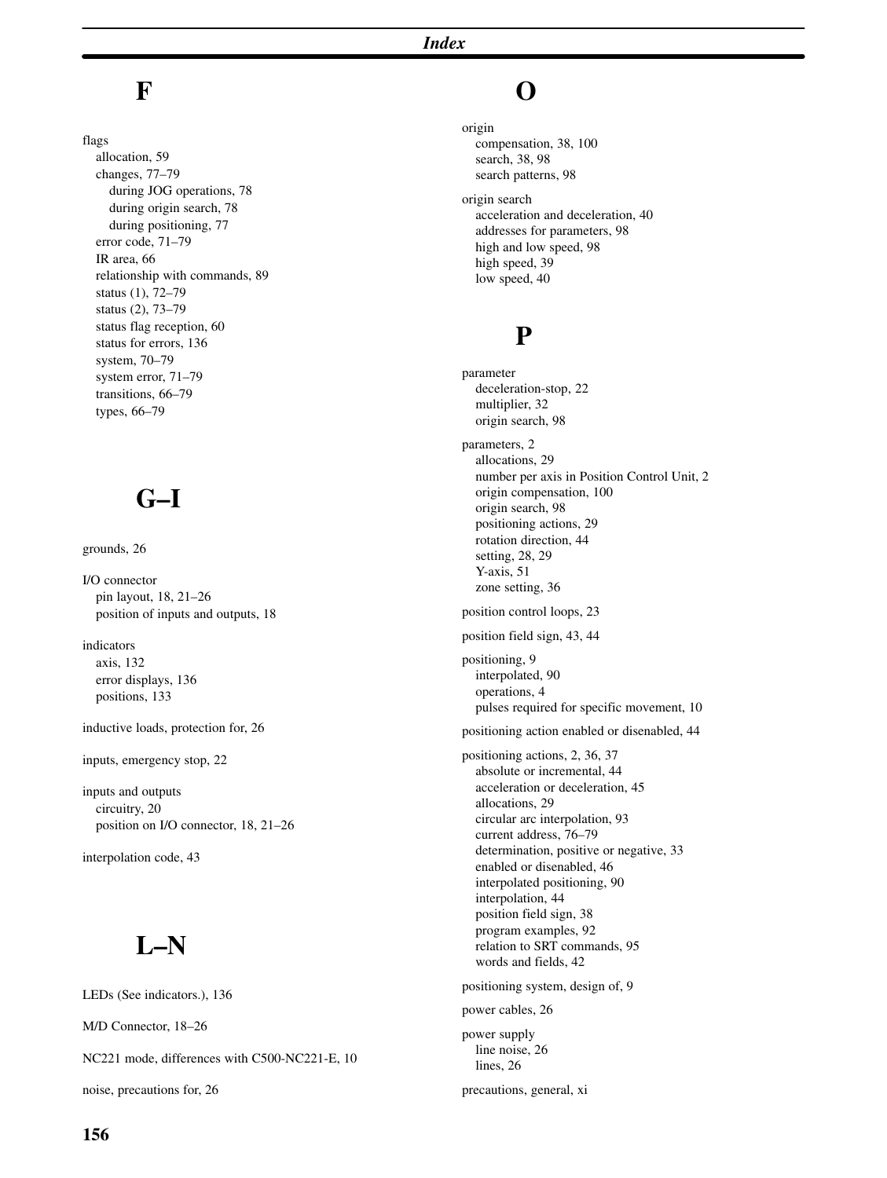## F

flags
- allocation, 59
- changes, 77–79
  - during JOG operations, 78
  - during origin search, 78
  - during positioning, 77
- error code, 71–79
- IR area, 66
- relationship with commands, 89
- status (1), 72–79
- status (2), 73–79
- status flag reception, 60
- status for errors, 136
- system, 70–79
- system error, 71–79
- transitions, 66–79
- types, 66–79

## G–I

grounds, 26

I/O connector
- pin layout, 18, 21–26
- position of inputs and outputs, 18

indicators
- axis, 132
- error displays, 136
- positions, 133

inductive loads, protection for, 26

inputs, emergency stop, 22

inputs and outputs
- circuitry, 20
- position on I/O connector, 18, 21–26

interpolation code, 43

## L–N

LEDs (See indicators.), 136

M/D Connector, 18–26

NC221 mode, differences with C500-NC221-E, 10

noise, precautions for, 26

## O

origin
- compensation, 38, 100
- search, 38, 98
- search patterns, 98

origin search
- acceleration and deceleration, 40
- addresses for parameters, 98
- high and low speed, 98
- high speed, 39
- low speed, 40

## P

parameter
- deceleration-stop, 22
- multiplier, 32
- origin search, 98

parameters, 2
- allocations, 29
- number per axis in Position Control Unit, 2
- origin compensation, 100
- origin search, 98
- positioning actions, 29
- rotation direction, 44
- setting, 28, 29
- Y-axis, 51
- zone setting, 36

position control loops, 23

position field sign, 43, 44

positioning, 9
- interpolated, 90
- operations, 4
- pulses required for specific movement, 10

positioning action enabled or disenabled, 44

positioning actions, 2, 36, 37
- absolute or incremental, 44
- acceleration or deceleration, 45
- allocations, 29
- circular arc interpolation, 93
- current address, 76–79
- determination, positive or negative, 33
- enabled or disenabled, 46
- interpolated positioning, 90
- interpolation, 44
- position field sign, 38
- program examples, 92
- relation to SRT commands, 95
- words and fields, 42

positioning system, design of, 9

power cables, 26

power supply
- line noise, 26
- lines, 26

precautions, general, xi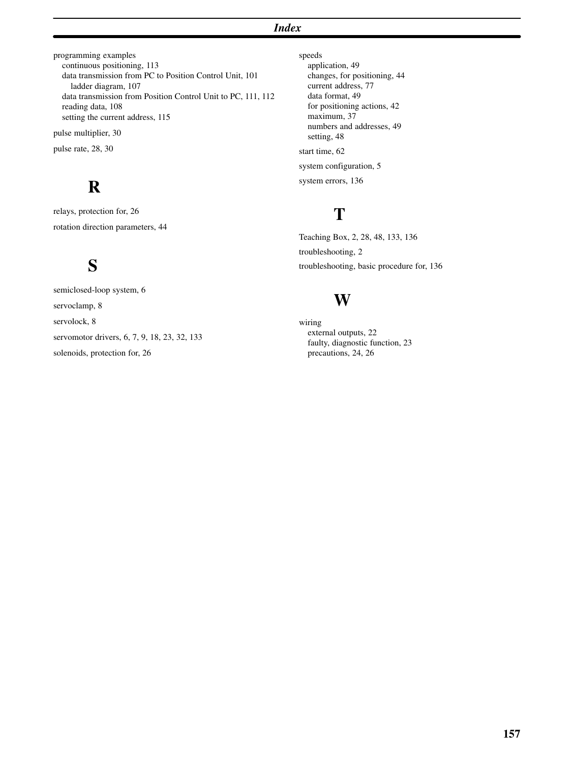programming examples
- continuous positioning, 113
- data transmission from PC to Position Control Unit, 101
  - ladder diagram, 107
- data transmission from Position Control Unit to PC, 111, 112
- reading data, 108
- setting the current address, 115

pulse multiplier, 30

pulse rate, 28, 30

## R

relays, protection for, 26

rotation direction parameters, 44

## S

semiclosed-loop system, 6

servoclamp, 8

servolock, 8

servomotor drivers, 6, 7, 9, 18, 23, 32, 133

solenoids, protection for, 26

speeds
- application, 49
- changes, for positioning, 44
- current address, 77
- data format, 49
- for positioning actions, 42
- maximum, 37
- numbers and addresses, 49
- setting, 48

start time, 62

system configuration, 5

system errors, 136

## T

Teaching Box, 2, 28, 48, 133, 136

troubleshooting, 2

troubleshooting, basic procedure for, 136

## W

wiring
- external outputs, 22
- faulty, diagnostic function, 23
- precautions, 24, 26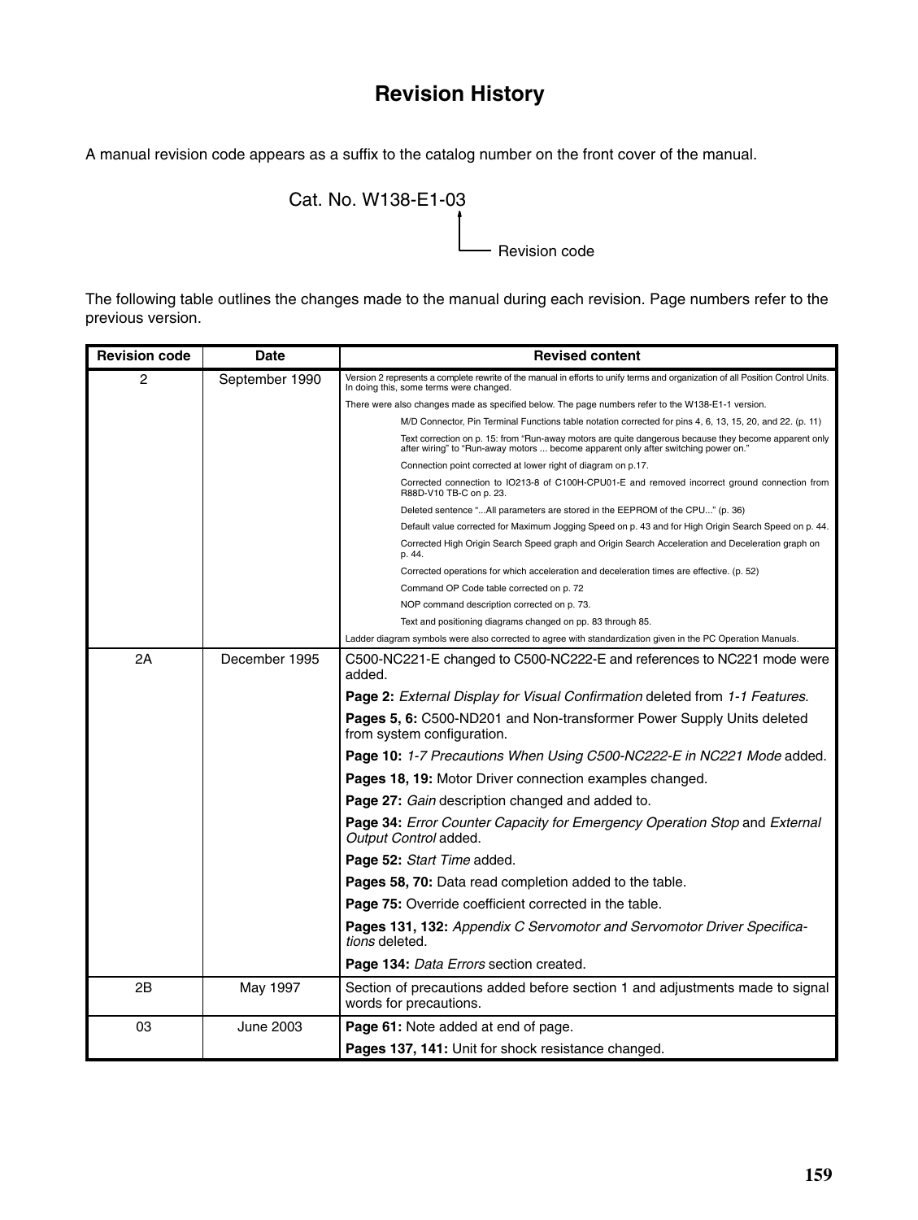# Revision History

A manual revision code appears as a suffix to the catalog number on the front cover of the manual.

Cat. No. W138-E1-03

Revision code

The following table outlines the changes made to the manual during each revision. Page numbers refer to the previous version.

| Revision code | Date | Revised content |
|---|---|---|
| 2 | September 1990 | Version 2 represents a complete rewrite of the manual in efforts to unify terms and organization of all Position Control Units. In doing this, some terms were changed.<br><br>There were also changes made as specified below. The page numbers refer to the W138-E1-1 version.<br><br>M/D Connector, Pin Terminal Functions table notation corrected for pins 4, 6, 13, 15, 20, and 22. (p. 11)<br><br>Text correction on p. 15: from “Run-away motors are quite dangerous because they become apparent only after wiring” to “Run-away motors ... become apparent only after switching power on.”<br><br>Connection point corrected at lower right of diagram on p.17.<br><br>Corrected connection to IO213-8 of C100H-CPU01-E and removed incorrect ground connection from R88D-V10 TB-C on p. 23.<br><br>Deleted sentence “...All parameters are stored in the EEPROM of the CPU...” (p. 36)<br><br>Default value corrected for Maximum Jogging Speed on p. 43 and for High Origin Search Speed on p. 44.<br><br>Corrected High Origin Search Speed graph and Origin Search Acceleration and Deceleration graph on p. 44.<br><br>Corrected operations for which acceleration and deceleration times are effective. (p. 52)<br><br>Command OP Code table corrected on p. 72<br><br>NOP command description corrected on p. 73.<br><br>Text and positioning diagrams changed on pp. 83 through 85.<br><br>Ladder diagram symbols were also corrected to agree with standardization given in the PC Operation Manuals. |
| 2A | December 1995 | C500-NC221-E changed to C500-NC222-E and references to NC221 mode were added.<br><br>**Page 2:** *External Display for Visual Confirmation* deleted from *1-1 Features*.<br><br>**Pages 5, 6:** C500-ND201 and Non-transformer Power Supply Units deleted from system configuration.<br><br>**Page 10:** *1-7 Precautions When Using C500-NC222-E in NC221 Mode* added.<br><br>**Pages 18, 19:** Motor Driver connection examples changed.<br><br>**Page 27:** *Gain* description changed and added to.<br><br>**Page 34:** *Error Counter Capacity for Emergency Operation Stop* and *External Output Control* added.<br><br>**Page 52:** *Start Time* added.<br><br>**Pages 58, 70:** Data read completion added to the table.<br><br>**Page 75:** Override coefficient corrected in the table.<br><br>**Pages 131, 132:** *Appendix C Servomotor and Servomotor Driver Specifications* deleted.<br><br>**Page 134:** *Data Errors* section created. |
| 2B | May 1997 | Section of precautions added before section 1 and adjustments made to signal words for precautions. |
| 03 | June 2003 | **Page 61:** Note added at end of page.<br><br>**Pages 137, 141:** Unit for shock resistance changed. |